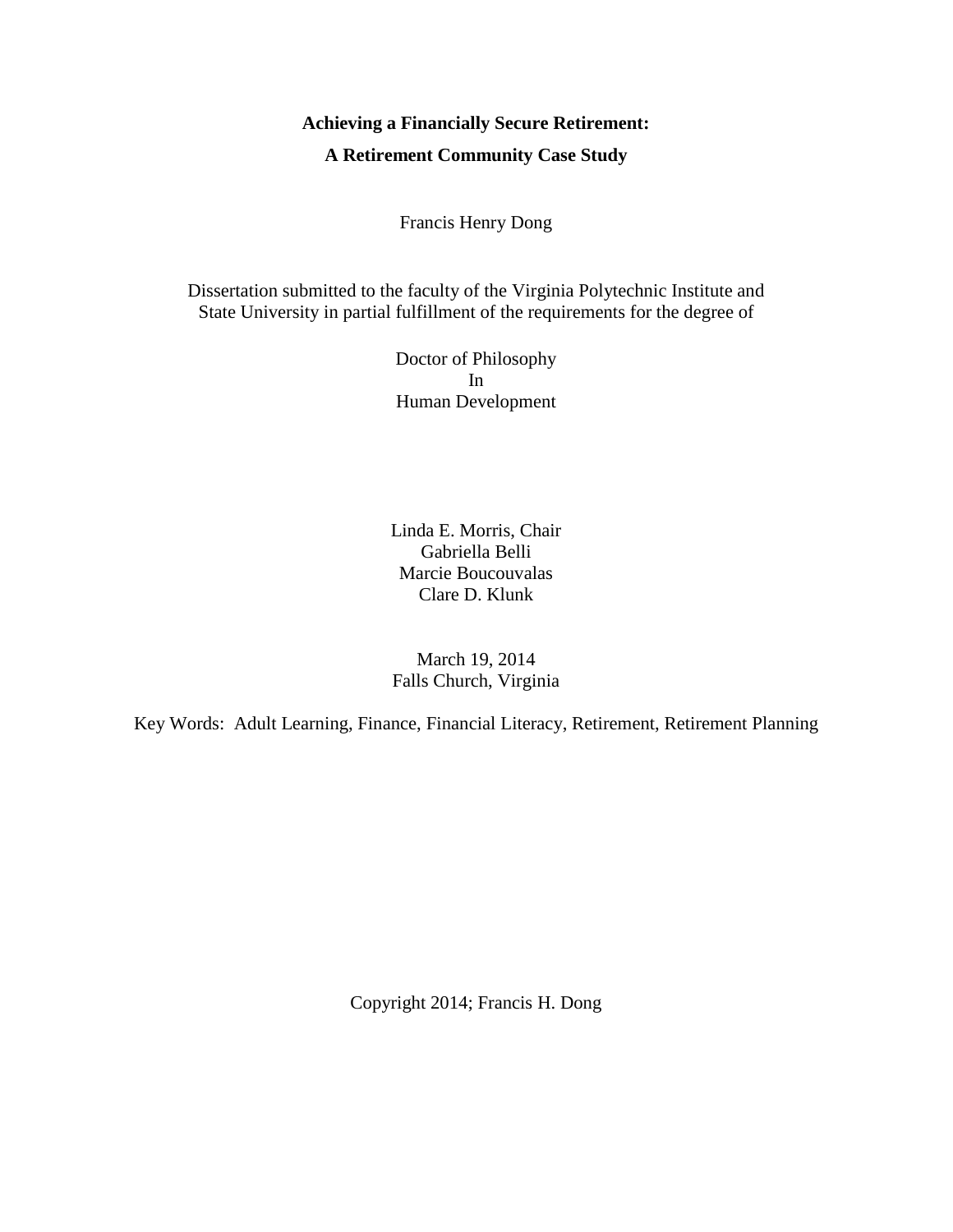# Achieving a Financially Secure Retirement:
# A Retirement Community Case Study

Francis Henry Dong

Dissertation submitted to the faculty of the Virginia Polytechnic Institute and State University in partial fulfillment of the requirements for the degree of

Doctor of Philosophy
In
Human Development

Linda E. Morris, Chair
Gabriella Belli
Marcie Boucouvalas
Clare D. Klunk

March 19, 2014
Falls Church, Virginia

Key Words: Adult Learning, Finance, Financial Literacy, Retirement, Retirement Planning

Copyright 2014; Francis H. Dong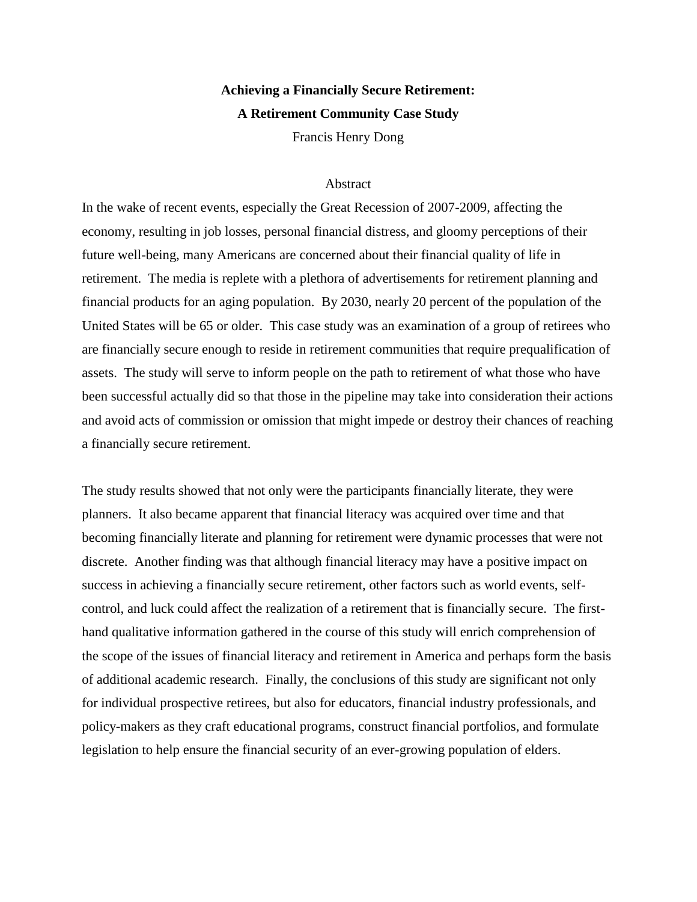**Achieving a Financially Secure Retirement:**

**A Retirement Community Case Study**

Francis Henry Dong

Abstract

In the wake of recent events, especially the Great Recession of 2007-2009, affecting the economy, resulting in job losses, personal financial distress, and gloomy perceptions of their future well-being, many Americans are concerned about their financial quality of life in retirement. The media is replete with a plethora of advertisements for retirement planning and financial products for an aging population. By 2030, nearly 20 percent of the population of the United States will be 65 or older. This case study was an examination of a group of retirees who are financially secure enough to reside in retirement communities that require prequalification of assets. The study will serve to inform people on the path to retirement of what those who have been successful actually did so that those in the pipeline may take into consideration their actions and avoid acts of commission or omission that might impede or destroy their chances of reaching a financially secure retirement.

The study results showed that not only were the participants financially literate, they were planners. It also became apparent that financial literacy was acquired over time and that becoming financially literate and planning for retirement were dynamic processes that were not discrete. Another finding was that although financial literacy may have a positive impact on success in achieving a financially secure retirement, other factors such as world events, self-control, and luck could affect the realization of a retirement that is financially secure. The first-hand qualitative information gathered in the course of this study will enrich comprehension of the scope of the issues of financial literacy and retirement in America and perhaps form the basis of additional academic research. Finally, the conclusions of this study are significant not only for individual prospective retirees, but also for educators, financial industry professionals, and policy-makers as they craft educational programs, construct financial portfolios, and formulate legislation to help ensure the financial security of an ever-growing population of elders.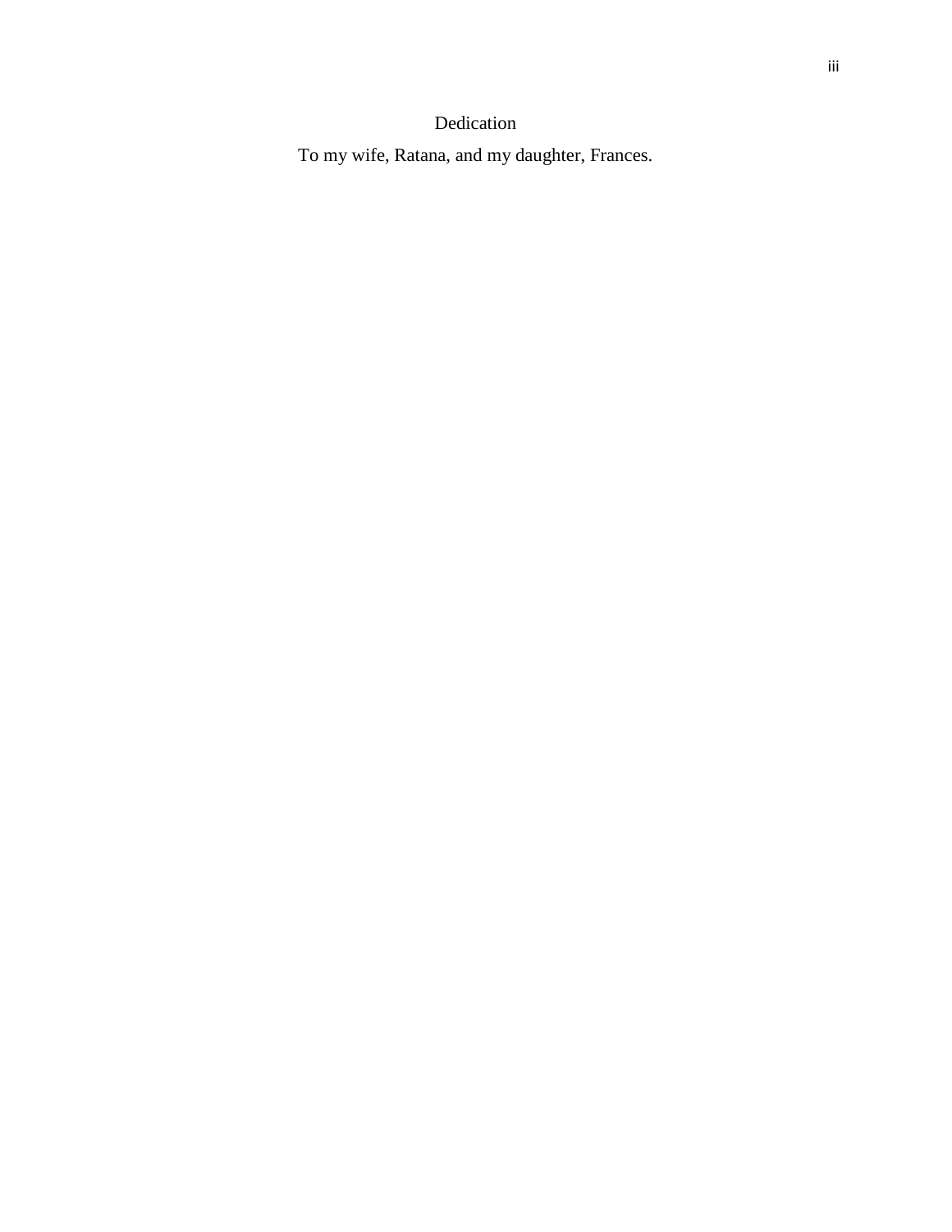# Dedication

To my wife, Ratana, and my daughter, Frances.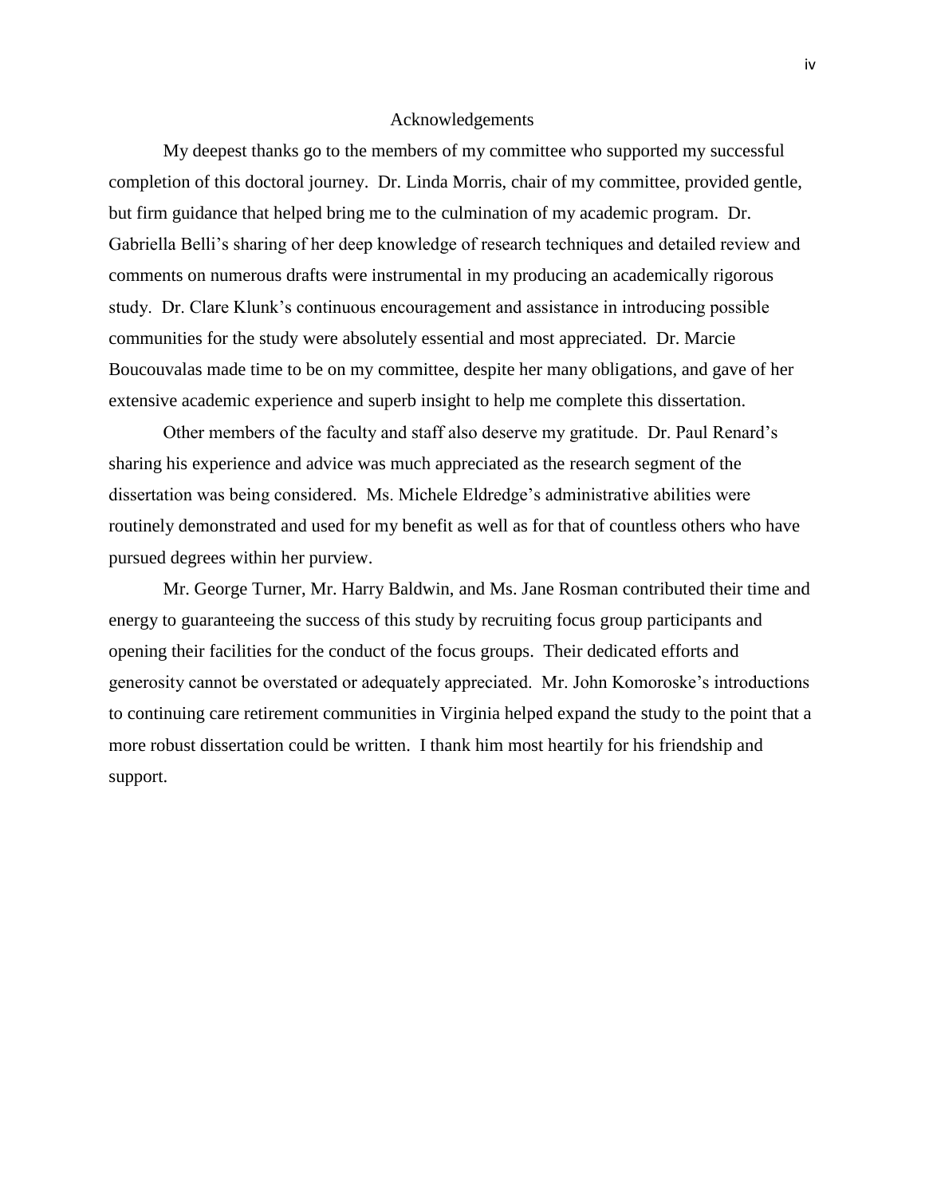# Acknowledgements

My deepest thanks go to the members of my committee who supported my successful completion of this doctoral journey. Dr. Linda Morris, chair of my committee, provided gentle, but firm guidance that helped bring me to the culmination of my academic program. Dr. Gabriella Belli's sharing of her deep knowledge of research techniques and detailed review and comments on numerous drafts were instrumental in my producing an academically rigorous study. Dr. Clare Klunk's continuous encouragement and assistance in introducing possible communities for the study were absolutely essential and most appreciated. Dr. Marcie Boucouvalas made time to be on my committee, despite her many obligations, and gave of her extensive academic experience and superb insight to help me complete this dissertation.

Other members of the faculty and staff also deserve my gratitude. Dr. Paul Renard's sharing his experience and advice was much appreciated as the research segment of the dissertation was being considered. Ms. Michele Eldredge's administrative abilities were routinely demonstrated and used for my benefit as well as for that of countless others who have pursued degrees within her purview.

Mr. George Turner, Mr. Harry Baldwin, and Ms. Jane Rosman contributed their time and energy to guaranteeing the success of this study by recruiting focus group participants and opening their facilities for the conduct of the focus groups. Their dedicated efforts and generosity cannot be overstated or adequately appreciated. Mr. John Komoroske's introductions to continuing care retirement communities in Virginia helped expand the study to the point that a more robust dissertation could be written. I thank him most heartily for his friendship and support.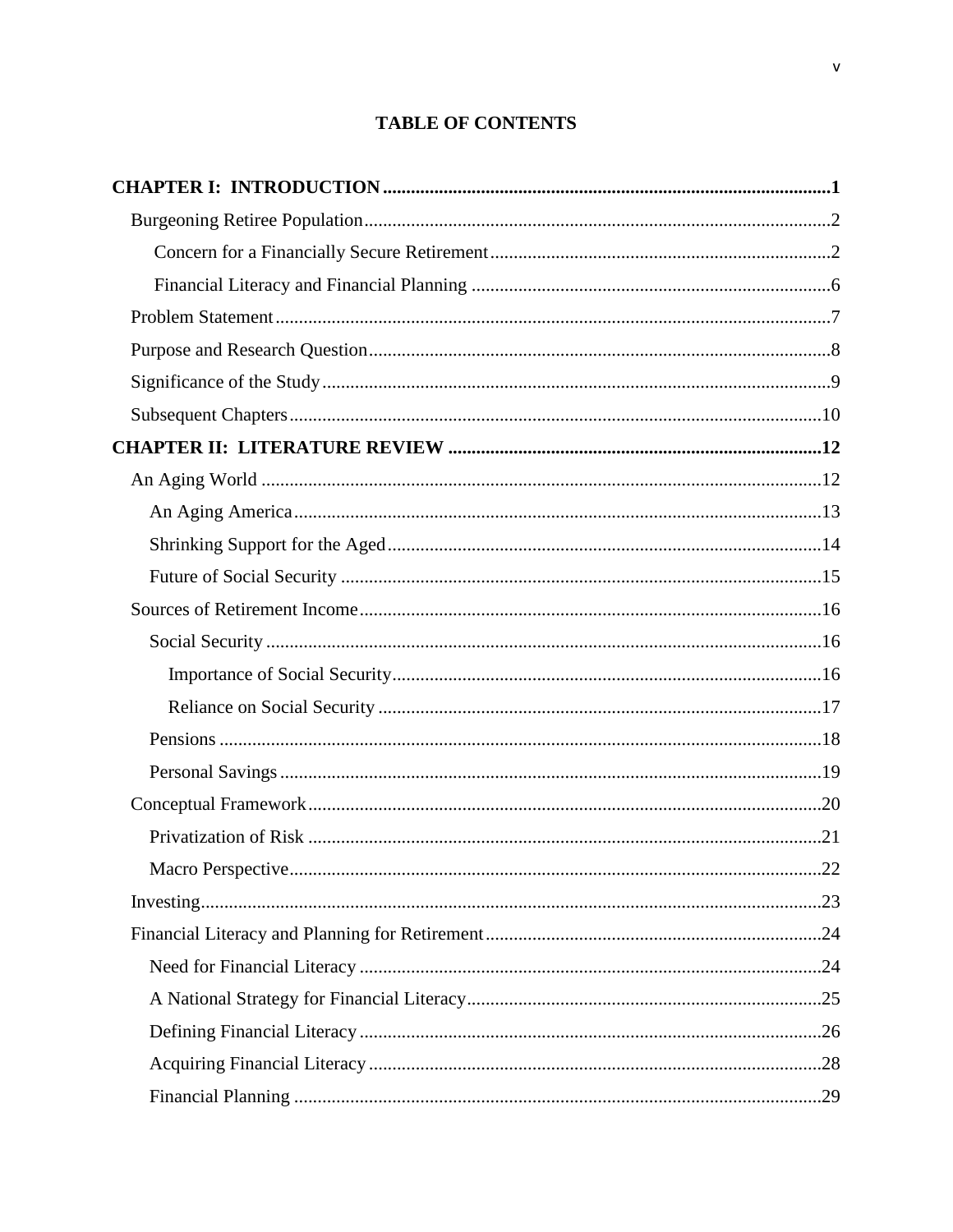# TABLE OF CONTENTS

**CHAPTER I: INTRODUCTION** .......... **1**

- Burgeoning Retiree Population .......... 2
  - Concern for a Financially Secure Retirement .......... 2
  - Financial Literacy and Financial Planning .......... 6
- Problem Statement .......... 7
- Purpose and Research Question .......... 8
- Significance of the Study .......... 9
- Subsequent Chapters .......... 10

**CHAPTER II: LITERATURE REVIEW** .......... **12**

- An Aging World .......... 12
  - An Aging America .......... 13
  - Shrinking Support for the Aged .......... 14
  - Future of Social Security .......... 15
- Sources of Retirement Income .......... 16
  - Social Security .......... 16
    - Importance of Social Security .......... 16
    - Reliance on Social Security .......... 17
  - Pensions .......... 18
  - Personal Savings .......... 19
- Conceptual Framework .......... 20
  - Privatization of Risk .......... 21
  - Macro Perspective .......... 22
- Investing .......... 23
- Financial Literacy and Planning for Retirement .......... 24
  - Need for Financial Literacy .......... 24
  - A National Strategy for Financial Literacy .......... 25
  - Defining Financial Literacy .......... 26
  - Acquiring Financial Literacy .......... 28
  - Financial Planning .......... 29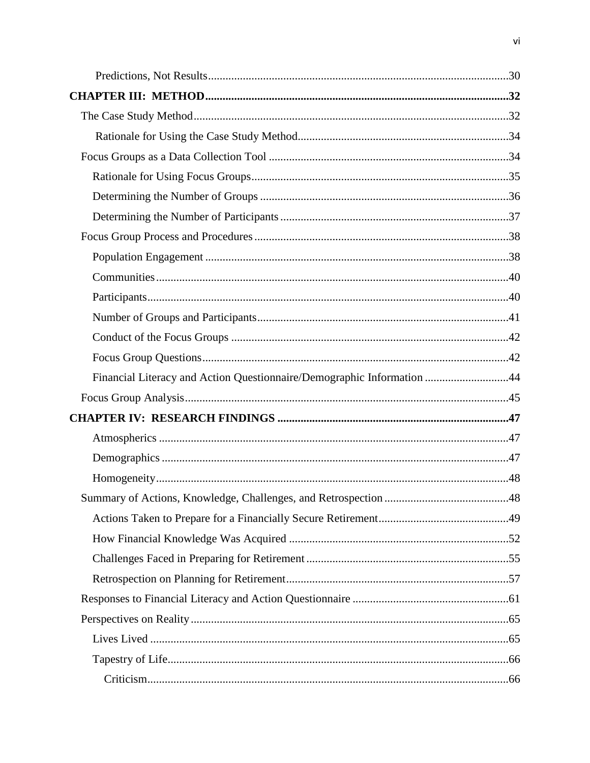Predictions, Not Results....30

**CHAPTER III: METHOD....32**

The Case Study Method....32

Rationale for Using the Case Study Method....34

Focus Groups as a Data Collection Tool....34

Rationale for Using Focus Groups....35

Determining the Number of Groups....36

Determining the Number of Participants....37

Focus Group Process and Procedures....38

Population Engagement....38

Communities....40

Participants....40

Number of Groups and Participants....41

Conduct of the Focus Groups....42

Focus Group Questions....42

Financial Literacy and Action Questionnaire/Demographic Information....44

Focus Group Analysis....45

**CHAPTER IV: RESEARCH FINDINGS....47**

Atmospherics....47

Demographics....47

Homogeneity....48

Summary of Actions, Knowledge, Challenges, and Retrospection....48

Actions Taken to Prepare for a Financially Secure Retirement....49

How Financial Knowledge Was Acquired....52

Challenges Faced in Preparing for Retirement....55

Retrospection on Planning for Retirement....57

Responses to Financial Literacy and Action Questionnaire....61

Perspectives on Reality....65

Lives Lived....65

Tapestry of Life....66

Criticism....66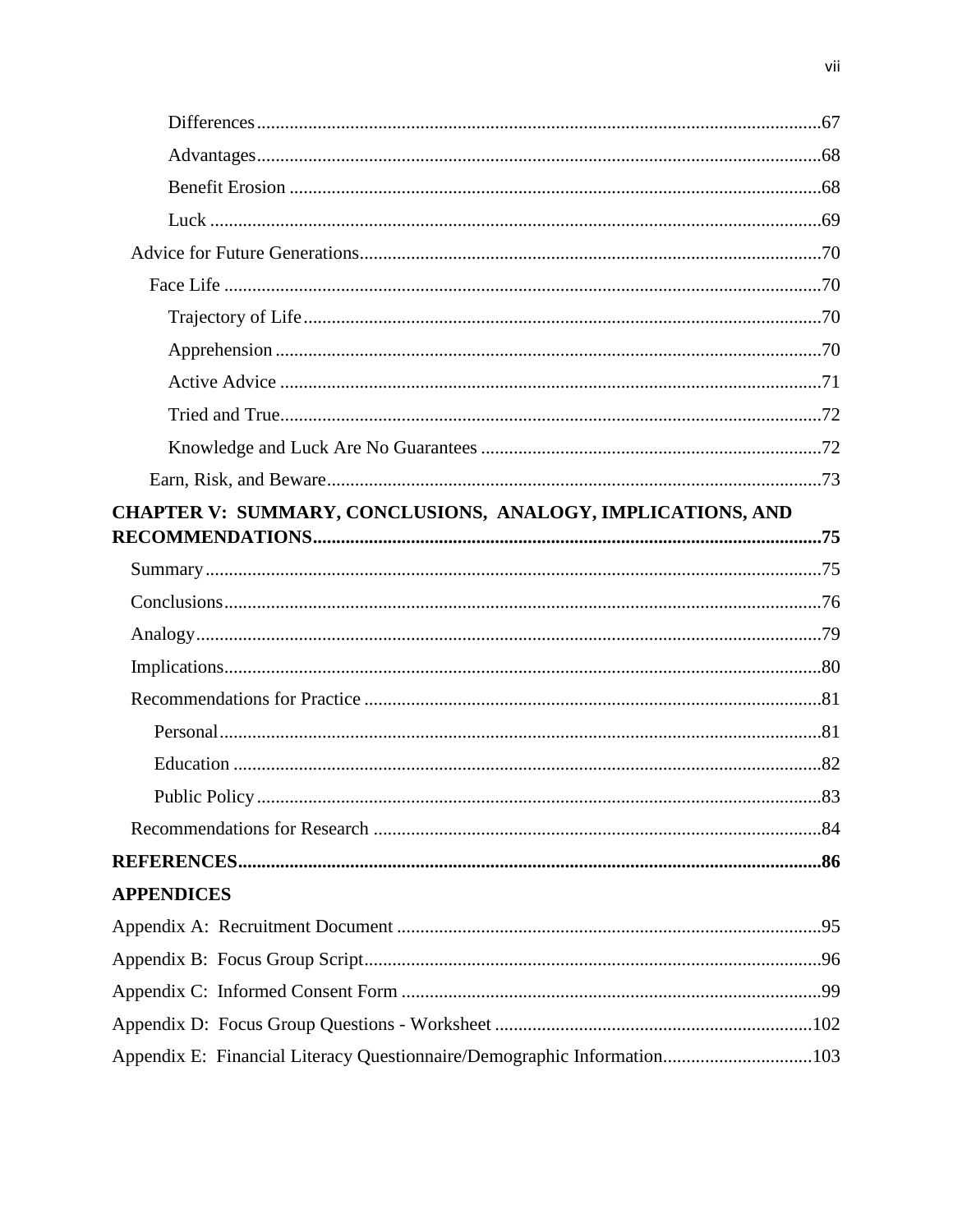Differences ........................................................................................................67

Advantages........................................................................................................68

Benefit Erosion .................................................................................................68

Luck ..................................................................................................................69

Advice for Future Generations..................................................................................70

Face Life ...............................................................................................................70

Trajectory of Life..............................................................................................70

Apprehension ....................................................................................................70

Active Advice ...................................................................................................71

Tried and True...................................................................................................72

Knowledge and Luck Are No Guarantees ........................................................72

Earn, Risk, and Beware.........................................................................................73

**CHAPTER V: SUMMARY, CONCLUSIONS, ANALOGY, IMPLICATIONS, AND RECOMMENDATIONS..........................................................................................................75**

Summary...................................................................................................................75

Conclusions...............................................................................................................76

Analogy.....................................................................................................................79

Implications...............................................................................................................80

Recommendations for Practice .................................................................................81

Personal................................................................................................................81

Education .............................................................................................................82

Public Policy........................................................................................................83

Recommendations for Research ...............................................................................84

**REFERENCES...........................................................................................................86**

**APPENDICES**

Appendix A: Recruitment Document ..........................................................................95

Appendix B: Focus Group Script.................................................................................96

Appendix C: Informed Consent Form .........................................................................99

Appendix D: Focus Group Questions - Worksheet ...................................................102

Appendix E: Financial Literacy Questionnaire/Demographic Information................................103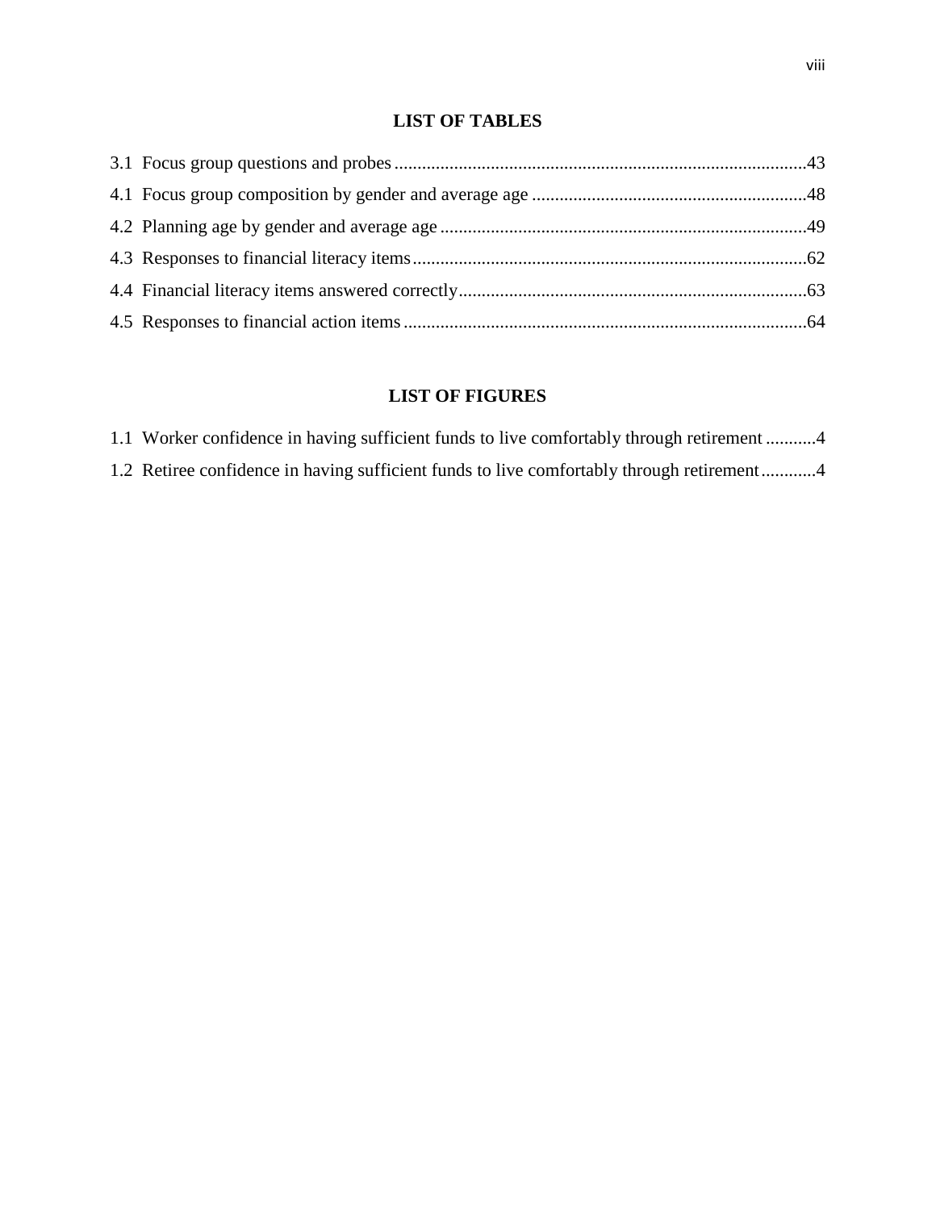## LIST OF TABLES

3.1 Focus group questions and probes ........................................................................................43

4.1 Focus group composition by gender and average age ...........................................................48

4.2 Planning age by gender and average age ...............................................................................49

4.3 Responses to financial literacy items.....................................................................................62

4.4 Financial literacy items answered correctly...........................................................................63

4.5 Responses to financial action items .......................................................................................64

## LIST OF FIGURES

1.1 Worker confidence in having sufficient funds to live comfortably through retirement ...........4

1.2 Retiree confidence in having sufficient funds to live comfortably through retirement............4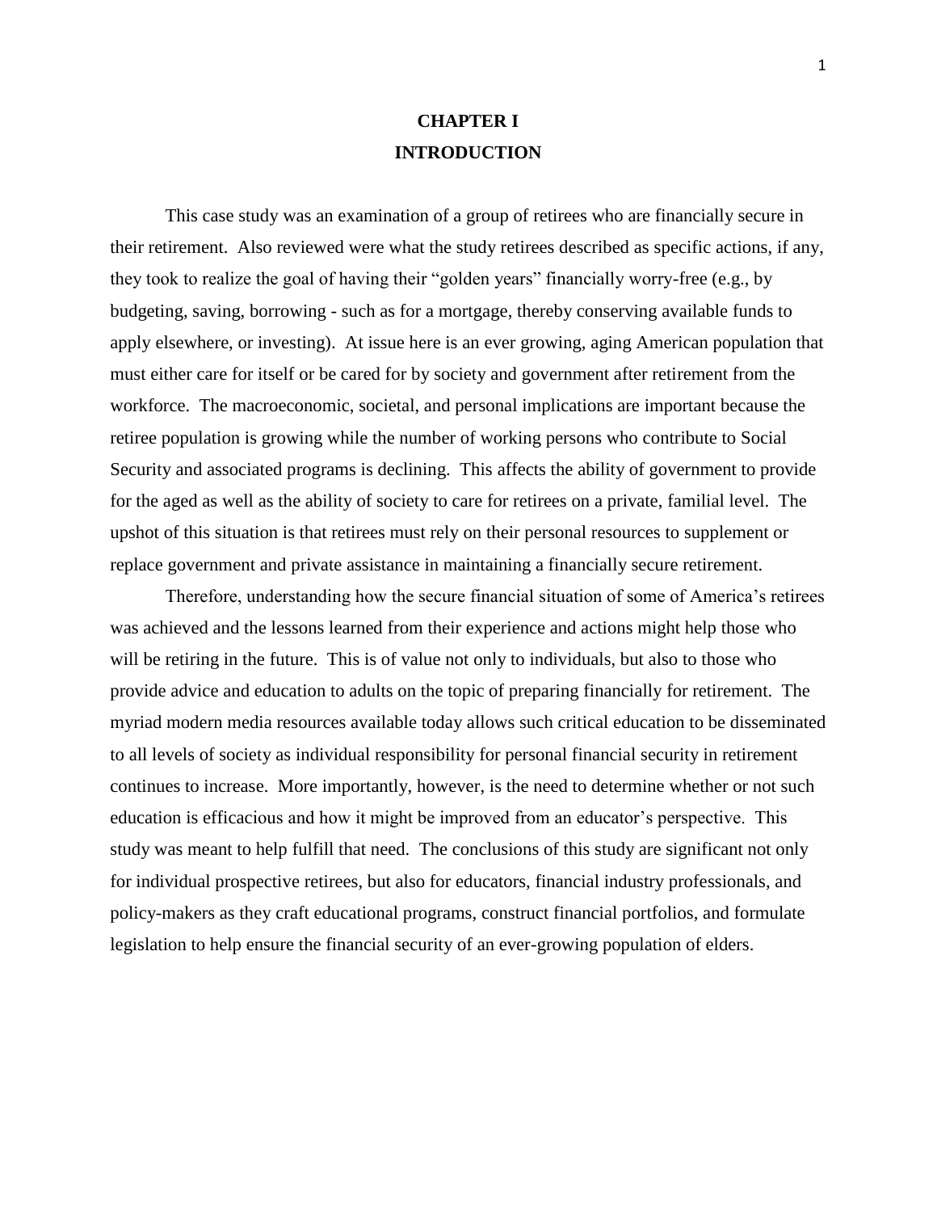# CHAPTER I
# INTRODUCTION

This case study was an examination of a group of retirees who are financially secure in their retirement. Also reviewed were what the study retirees described as specific actions, if any, they took to realize the goal of having their "golden years" financially worry-free (e.g., by budgeting, saving, borrowing - such as for a mortgage, thereby conserving available funds to apply elsewhere, or investing). At issue here is an ever growing, aging American population that must either care for itself or be cared for by society and government after retirement from the workforce. The macroeconomic, societal, and personal implications are important because the retiree population is growing while the number of working persons who contribute to Social Security and associated programs is declining. This affects the ability of government to provide for the aged as well as the ability of society to care for retirees on a private, familial level. The upshot of this situation is that retirees must rely on their personal resources to supplement or replace government and private assistance in maintaining a financially secure retirement.

Therefore, understanding how the secure financial situation of some of America's retirees was achieved and the lessons learned from their experience and actions might help those who will be retiring in the future. This is of value not only to individuals, but also to those who provide advice and education to adults on the topic of preparing financially for retirement. The myriad modern media resources available today allows such critical education to be disseminated to all levels of society as individual responsibility for personal financial security in retirement continues to increase. More importantly, however, is the need to determine whether or not such education is efficacious and how it might be improved from an educator's perspective. This study was meant to help fulfill that need. The conclusions of this study are significant not only for individual prospective retirees, but also for educators, financial industry professionals, and policy-makers as they craft educational programs, construct financial portfolios, and formulate legislation to help ensure the financial security of an ever-growing population of elders.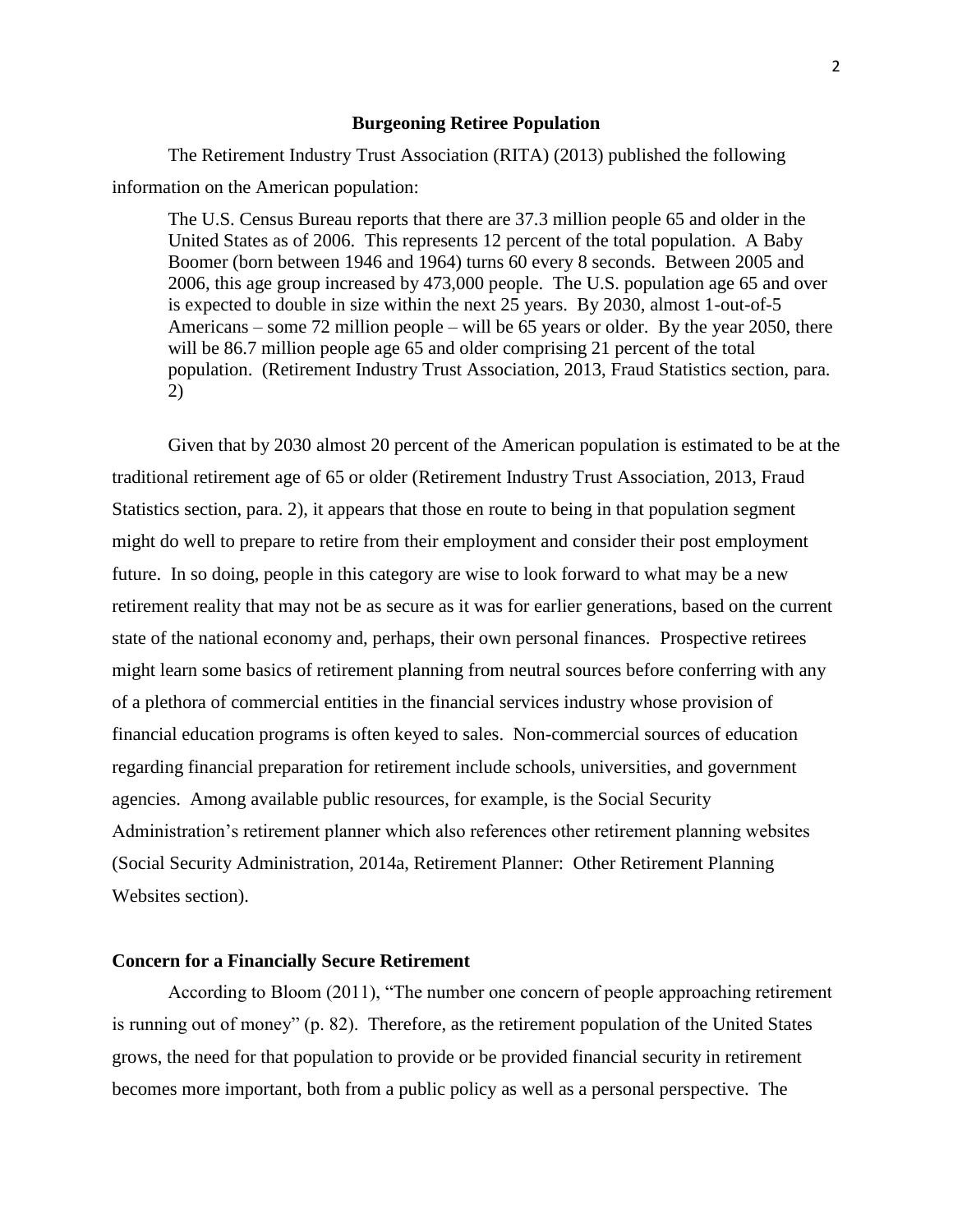## Burgeoning Retiree Population

The Retirement Industry Trust Association (RITA) (2013) published the following information on the American population:

> The U.S. Census Bureau reports that there are 37.3 million people 65 and older in the United States as of 2006. This represents 12 percent of the total population. A Baby Boomer (born between 1946 and 1964) turns 60 every 8 seconds. Between 2005 and 2006, this age group increased by 473,000 people. The U.S. population age 65 and over is expected to double in size within the next 25 years. By 2030, almost 1-out-of-5 Americans – some 72 million people – will be 65 years or older. By the year 2050, there will be 86.7 million people age 65 and older comprising 21 percent of the total population. (Retirement Industry Trust Association, 2013, Fraud Statistics section, para. 2)

Given that by 2030 almost 20 percent of the American population is estimated to be at the traditional retirement age of 65 or older (Retirement Industry Trust Association, 2013, Fraud Statistics section, para. 2), it appears that those en route to being in that population segment might do well to prepare to retire from their employment and consider their post employment future. In so doing, people in this category are wise to look forward to what may be a new retirement reality that may not be as secure as it was for earlier generations, based on the current state of the national economy and, perhaps, their own personal finances. Prospective retirees might learn some basics of retirement planning from neutral sources before conferring with any of a plethora of commercial entities in the financial services industry whose provision of financial education programs is often keyed to sales. Non-commercial sources of education regarding financial preparation for retirement include schools, universities, and government agencies. Among available public resources, for example, is the Social Security Administration's retirement planner which also references other retirement planning websites (Social Security Administration, 2014a, Retirement Planner: Other Retirement Planning Websites section).

### Concern for a Financially Secure Retirement

According to Bloom (2011), "The number one concern of people approaching retirement is running out of money" (p. 82). Therefore, as the retirement population of the United States grows, the need for that population to provide or be provided financial security in retirement becomes more important, both from a public policy as well as a personal perspective. The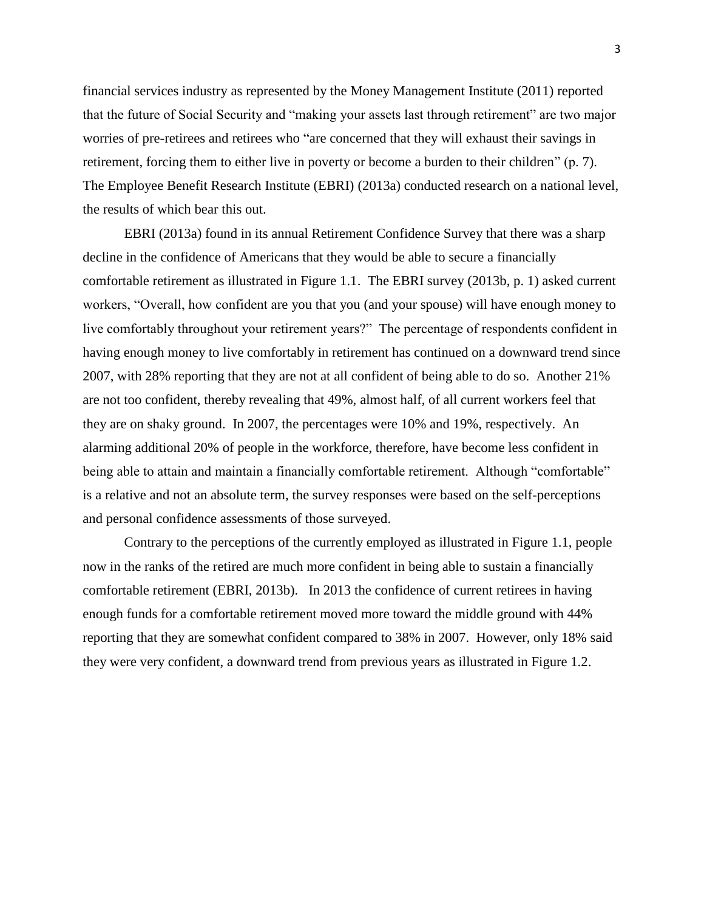financial services industry as represented by the Money Management Institute (2011) reported that the future of Social Security and "making your assets last through retirement" are two major worries of pre-retirees and retirees who "are concerned that they will exhaust their savings in retirement, forcing them to either live in poverty or become a burden to their children" (p. 7). The Employee Benefit Research Institute (EBRI) (2013a) conducted research on a national level, the results of which bear this out.

EBRI (2013a) found in its annual Retirement Confidence Survey that there was a sharp decline in the confidence of Americans that they would be able to secure a financially comfortable retirement as illustrated in Figure 1.1. The EBRI survey (2013b, p. 1) asked current workers, "Overall, how confident are you that you (and your spouse) will have enough money to live comfortably throughout your retirement years?" The percentage of respondents confident in having enough money to live comfortably in retirement has continued on a downward trend since 2007, with 28% reporting that they are not at all confident of being able to do so. Another 21% are not too confident, thereby revealing that 49%, almost half, of all current workers feel that they are on shaky ground. In 2007, the percentages were 10% and 19%, respectively. An alarming additional 20% of people in the workforce, therefore, have become less confident in being able to attain and maintain a financially comfortable retirement. Although "comfortable" is a relative and not an absolute term, the survey responses were based on the self-perceptions and personal confidence assessments of those surveyed.

Contrary to the perceptions of the currently employed as illustrated in Figure 1.1, people now in the ranks of the retired are much more confident in being able to sustain a financially comfortable retirement (EBRI, 2013b). In 2013 the confidence of current retirees in having enough funds for a comfortable retirement moved more toward the middle ground with 44% reporting that they are somewhat confident compared to 38% in 2007. However, only 18% said they were very confident, a downward trend from previous years as illustrated in Figure 1.2.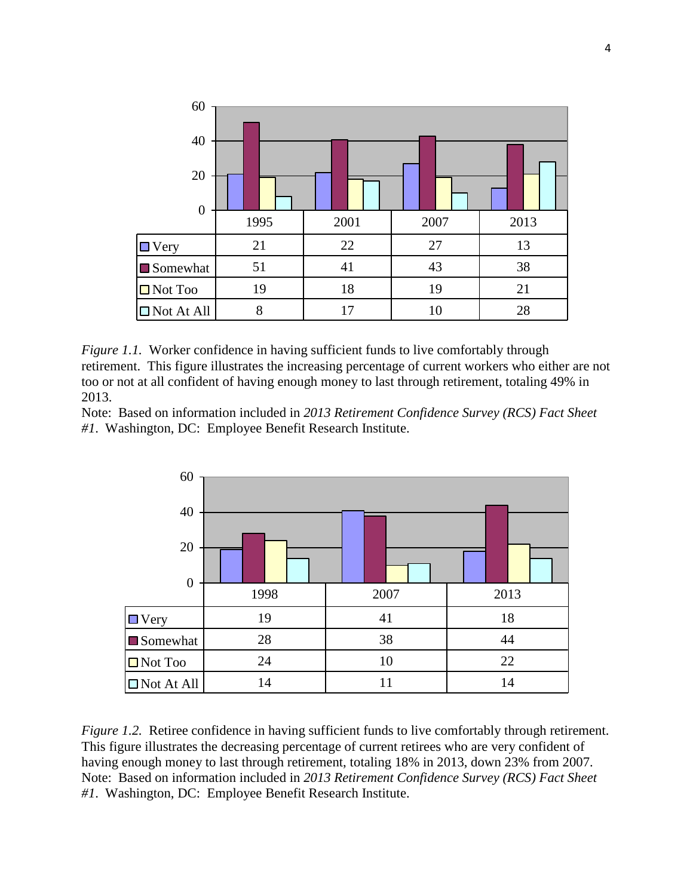|  | 1995 | 2001 | 2007 | 2013 |
|---|---|---|---|---|
| Very | 21 | 22 | 27 | 13 |
| Somewhat | 51 | 41 | 43 | 38 |
| Not Too | 19 | 18 | 19 | 21 |
| Not At All | 8 | 17 | 10 | 28 |

*Figure 1.1.* Worker confidence in having sufficient funds to live comfortably through retirement. This figure illustrates the increasing percentage of current workers who either are not too or not at all confident of having enough money to last through retirement, totaling 49% in 2013.
Note: Based on information included in *2013 Retirement Confidence Survey (RCS) Fact Sheet #1*. Washington, DC: Employee Benefit Research Institute.

|  | 1998 | 2007 | 2013 |
|---|---|---|---|
| Very | 19 | 41 | 18 |
| Somewhat | 28 | 38 | 44 |
| Not Too | 24 | 10 | 22 |
| Not At All | 14 | 11 | 14 |

*Figure 1.2.* Retiree confidence in having sufficient funds to live comfortably through retirement. This figure illustrates the decreasing percentage of current retirees who are very confident of having enough money to last through retirement, totaling 18% in 2013, down 23% from 2007.
Note: Based on information included in *2013 Retirement Confidence Survey (RCS) Fact Sheet #1*. Washington, DC: Employee Benefit Research Institute.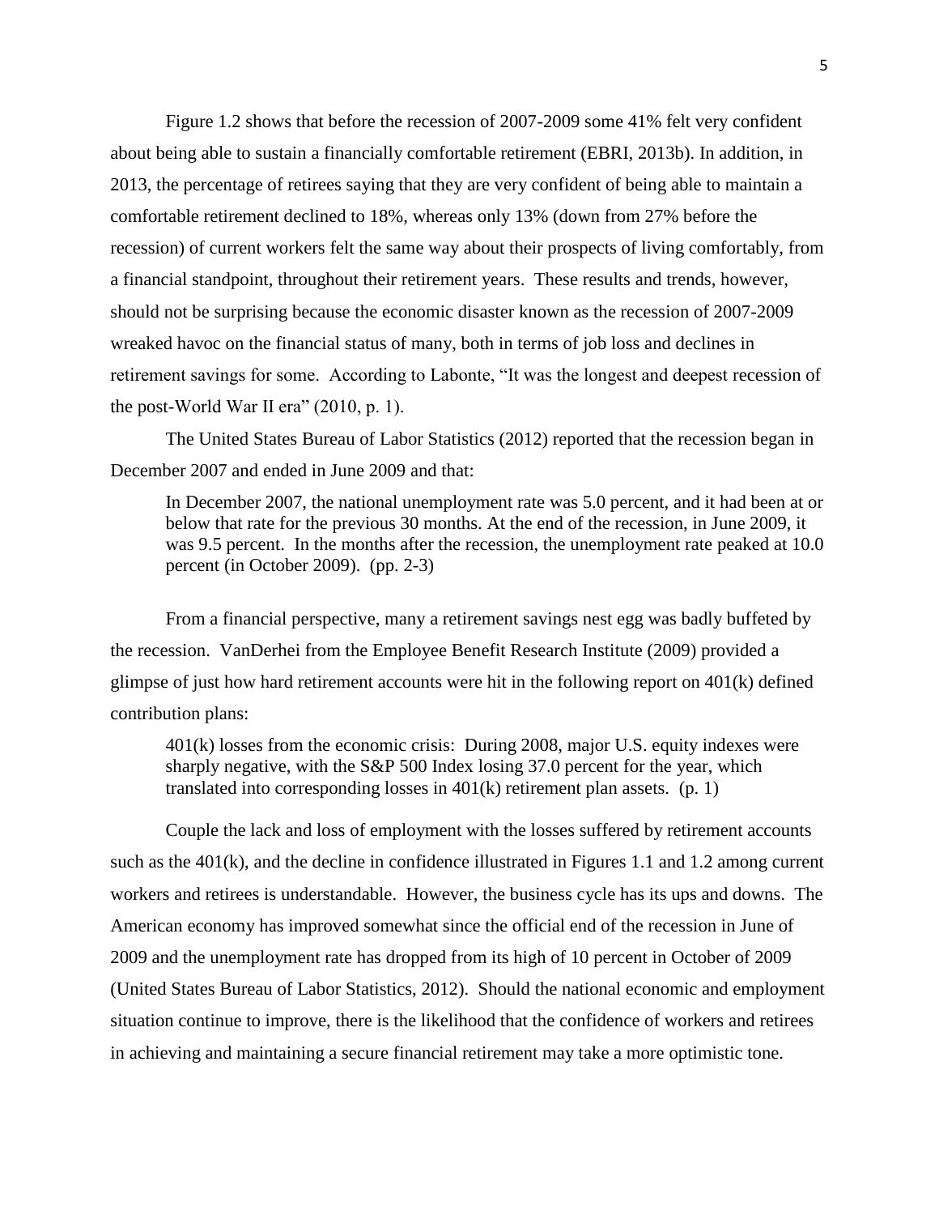Figure 1.2 shows that before the recession of 2007-2009 some 41% felt very confident about being able to sustain a financially comfortable retirement (EBRI, 2013b). In addition, in 2013, the percentage of retirees saying that they are very confident of being able to maintain a comfortable retirement declined to 18%, whereas only 13% (down from 27% before the recession) of current workers felt the same way about their prospects of living comfortably, from a financial standpoint, throughout their retirement years. These results and trends, however, should not be surprising because the economic disaster known as the recession of 2007-2009 wreaked havoc on the financial status of many, both in terms of job loss and declines in retirement savings for some. According to Labonte, "It was the longest and deepest recession of the post-World War II era" (2010, p. 1).

The United States Bureau of Labor Statistics (2012) reported that the recession began in December 2007 and ended in June 2009 and that:

> In December 2007, the national unemployment rate was 5.0 percent, and it had been at or below that rate for the previous 30 months. At the end of the recession, in June 2009, it was 9.5 percent. In the months after the recession, the unemployment rate peaked at 10.0 percent (in October 2009). (pp. 2-3)

From a financial perspective, many a retirement savings nest egg was badly buffeted by the recession. VanDerhei from the Employee Benefit Research Institute (2009) provided a glimpse of just how hard retirement accounts were hit in the following report on 401(k) defined contribution plans:

> 401(k) losses from the economic crisis: During 2008, major U.S. equity indexes were sharply negative, with the S&P 500 Index losing 37.0 percent for the year, which translated into corresponding losses in 401(k) retirement plan assets. (p. 1)

Couple the lack and loss of employment with the losses suffered by retirement accounts such as the 401(k), and the decline in confidence illustrated in Figures 1.1 and 1.2 among current workers and retirees is understandable. However, the business cycle has its ups and downs. The American economy has improved somewhat since the official end of the recession in June of 2009 and the unemployment rate has dropped from its high of 10 percent in October of 2009 (United States Bureau of Labor Statistics, 2012). Should the national economic and employment situation continue to improve, there is the likelihood that the confidence of workers and retirees in achieving and maintaining a secure financial retirement may take a more optimistic tone.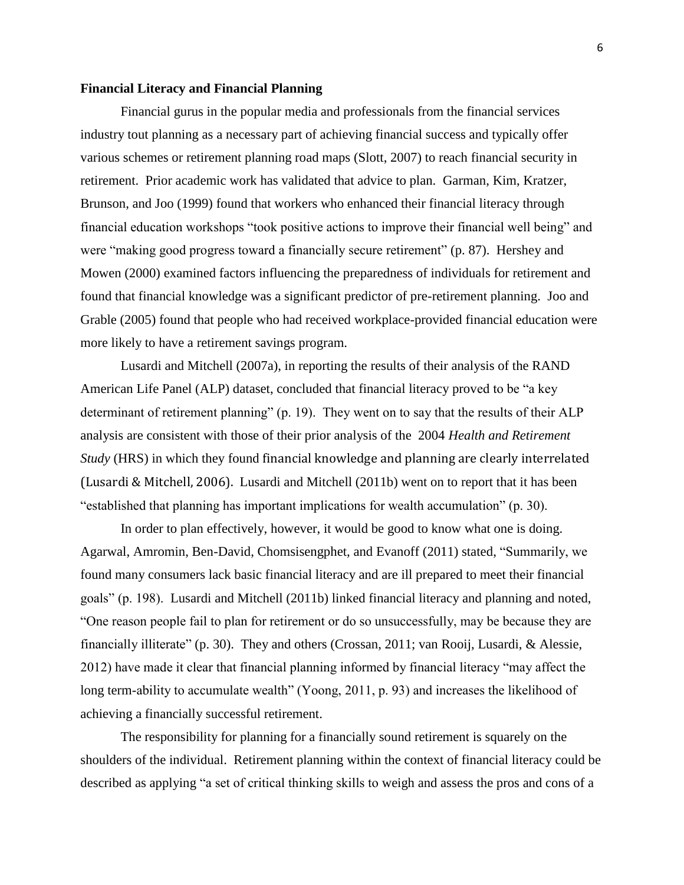**Financial Literacy and Financial Planning**

Financial gurus in the popular media and professionals from the financial services industry tout planning as a necessary part of achieving financial success and typically offer various schemes or retirement planning road maps (Slott, 2007) to reach financial security in retirement. Prior academic work has validated that advice to plan. Garman, Kim, Kratzer, Brunson, and Joo (1999) found that workers who enhanced their financial literacy through financial education workshops "took positive actions to improve their financial well being" and were "making good progress toward a financially secure retirement" (p. 87). Hershey and Mowen (2000) examined factors influencing the preparedness of individuals for retirement and found that financial knowledge was a significant predictor of pre-retirement planning. Joo and Grable (2005) found that people who had received workplace-provided financial education were more likely to have a retirement savings program.

Lusardi and Mitchell (2007a), in reporting the results of their analysis of the RAND American Life Panel (ALP) dataset, concluded that financial literacy proved to be "a key determinant of retirement planning" (p. 19). They went on to say that the results of their ALP analysis are consistent with those of their prior analysis of the 2004 *Health and Retirement Study* (HRS) in which they found financial knowledge and planning are clearly interrelated (Lusardi & Mitchell, 2006). Lusardi and Mitchell (2011b) went on to report that it has been "established that planning has important implications for wealth accumulation" (p. 30).

In order to plan effectively, however, it would be good to know what one is doing. Agarwal, Amromin, Ben-David, Chomsisengphet, and Evanoff (2011) stated, "Summarily, we found many consumers lack basic financial literacy and are ill prepared to meet their financial goals" (p. 198). Lusardi and Mitchell (2011b) linked financial literacy and planning and noted, "One reason people fail to plan for retirement or do so unsuccessfully, may be because they are financially illiterate" (p. 30). They and others (Crossan, 2011; van Rooij, Lusardi, & Alessie, 2012) have made it clear that financial planning informed by financial literacy "may affect the long term-ability to accumulate wealth" (Yoong, 2011, p. 93) and increases the likelihood of achieving a financially successful retirement.

The responsibility for planning for a financially sound retirement is squarely on the shoulders of the individual. Retirement planning within the context of financial literacy could be described as applying "a set of critical thinking skills to weigh and assess the pros and cons of a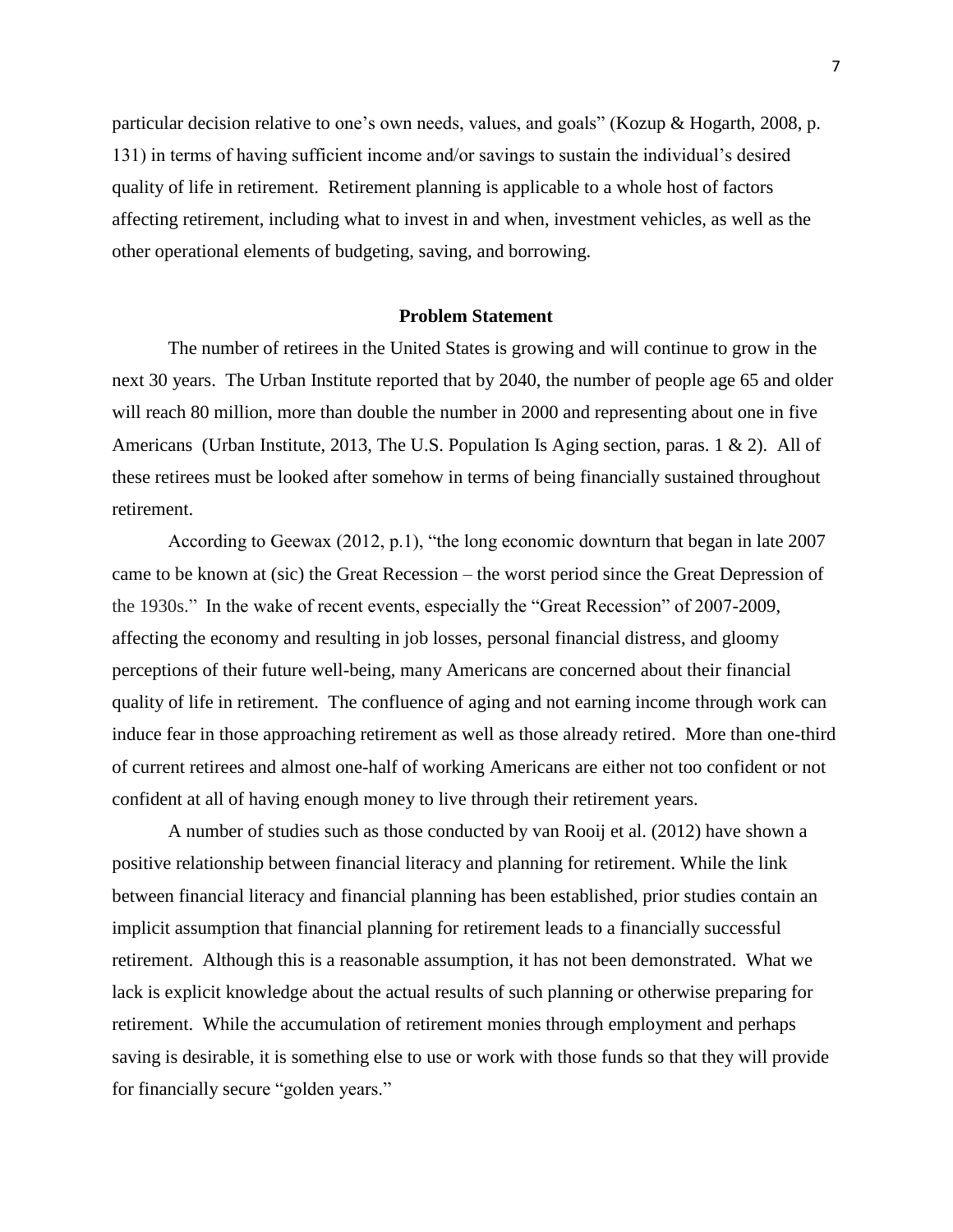particular decision relative to one's own needs, values, and goals" (Kozup & Hogarth, 2008, p. 131) in terms of having sufficient income and/or savings to sustain the individual's desired quality of life in retirement. Retirement planning is applicable to a whole host of factors affecting retirement, including what to invest in and when, investment vehicles, as well as the other operational elements of budgeting, saving, and borrowing.

## Problem Statement

The number of retirees in the United States is growing and will continue to grow in the next 30 years. The Urban Institute reported that by 2040, the number of people age 65 and older will reach 80 million, more than double the number in 2000 and representing about one in five Americans (Urban Institute, 2013, The U.S. Population Is Aging section, paras. 1 & 2). All of these retirees must be looked after somehow in terms of being financially sustained throughout retirement.

According to Geewax (2012, p.1), "the long economic downturn that began in late 2007 came to be known at (sic) the Great Recession – the worst period since the Great Depression of the 1930s." In the wake of recent events, especially the "Great Recession" of 2007-2009, affecting the economy and resulting in job losses, personal financial distress, and gloomy perceptions of their future well-being, many Americans are concerned about their financial quality of life in retirement. The confluence of aging and not earning income through work can induce fear in those approaching retirement as well as those already retired. More than one-third of current retirees and almost one-half of working Americans are either not too confident or not confident at all of having enough money to live through their retirement years.

A number of studies such as those conducted by van Rooij et al. (2012) have shown a positive relationship between financial literacy and planning for retirement. While the link between financial literacy and financial planning has been established, prior studies contain an implicit assumption that financial planning for retirement leads to a financially successful retirement. Although this is a reasonable assumption, it has not been demonstrated. What we lack is explicit knowledge about the actual results of such planning or otherwise preparing for retirement. While the accumulation of retirement monies through employment and perhaps saving is desirable, it is something else to use or work with those funds so that they will provide for financially secure "golden years."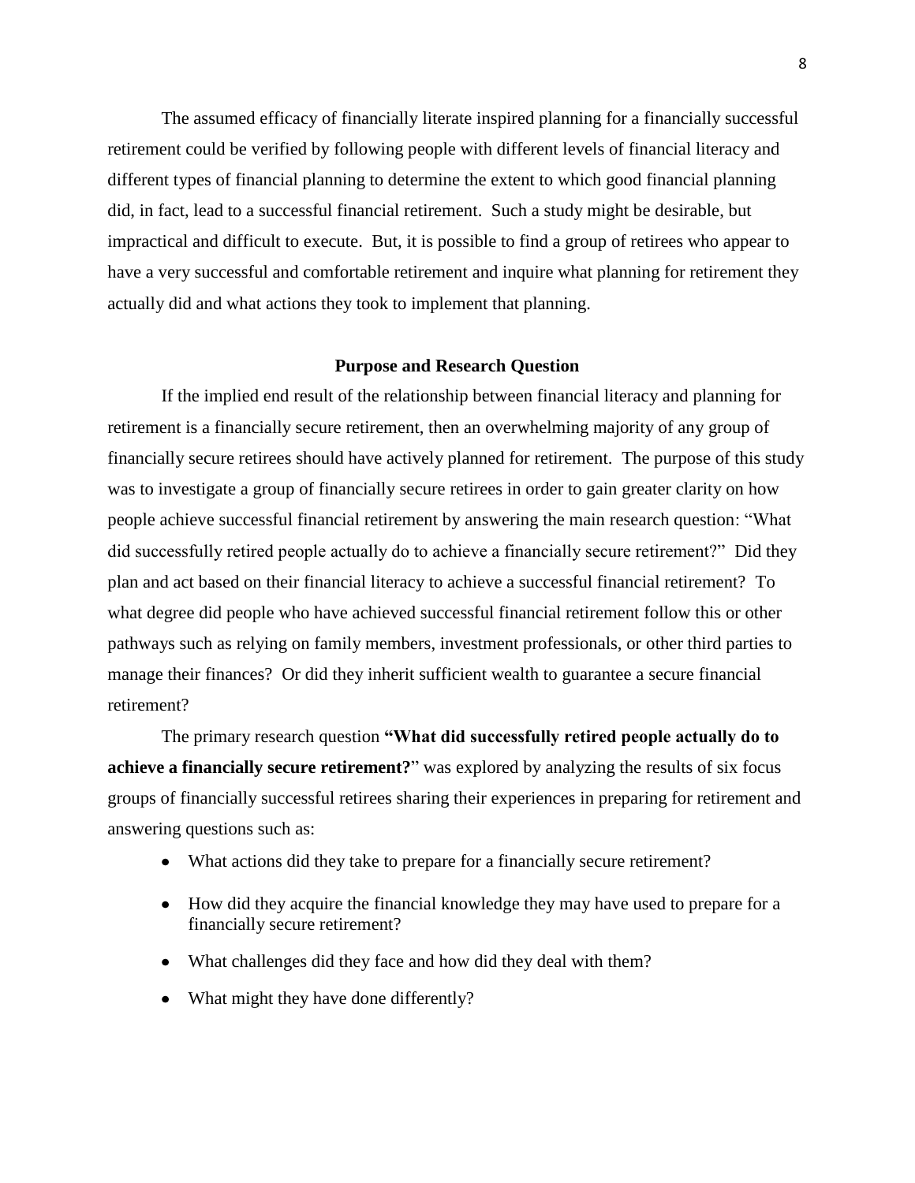The assumed efficacy of financially literate inspired planning for a financially successful retirement could be verified by following people with different levels of financial literacy and different types of financial planning to determine the extent to which good financial planning did, in fact, lead to a successful financial retirement. Such a study might be desirable, but impractical and difficult to execute. But, it is possible to find a group of retirees who appear to have a very successful and comfortable retirement and inquire what planning for retirement they actually did and what actions they took to implement that planning.

## Purpose and Research Question

If the implied end result of the relationship between financial literacy and planning for retirement is a financially secure retirement, then an overwhelming majority of any group of financially secure retirees should have actively planned for retirement. The purpose of this study was to investigate a group of financially secure retirees in order to gain greater clarity on how people achieve successful financial retirement by answering the main research question: "What did successfully retired people actually do to achieve a financially secure retirement?" Did they plan and act based on their financial literacy to achieve a successful financial retirement? To what degree did people who have achieved successful financial retirement follow this or other pathways such as relying on family members, investment professionals, or other third parties to manage their finances? Or did they inherit sufficient wealth to guarantee a secure financial retirement?

The primary research question **"What did successfully retired people actually do to achieve a financially secure retirement?**" was explored by analyzing the results of six focus groups of financially successful retirees sharing their experiences in preparing for retirement and answering questions such as:

- What actions did they take to prepare for a financially secure retirement?
- How did they acquire the financial knowledge they may have used to prepare for a financially secure retirement?
- What challenges did they face and how did they deal with them?
- What might they have done differently?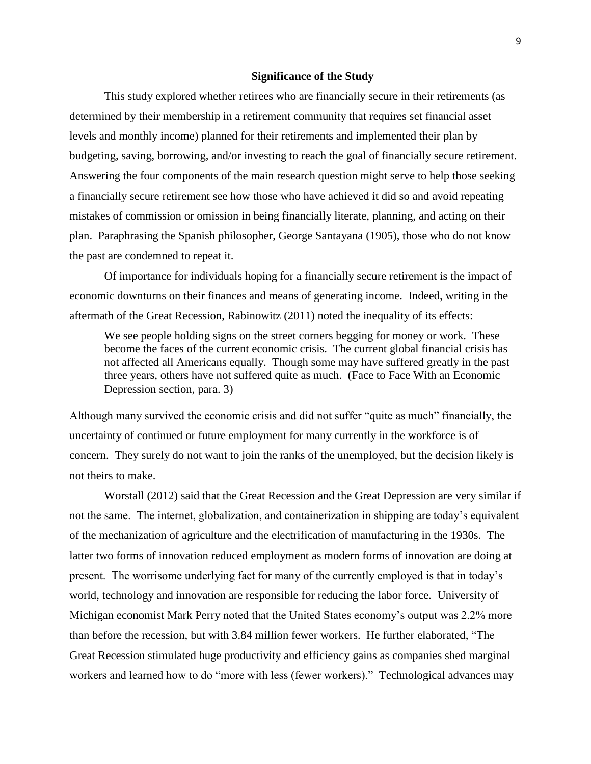## Significance of the Study

This study explored whether retirees who are financially secure in their retirements (as determined by their membership in a retirement community that requires set financial asset levels and monthly income) planned for their retirements and implemented their plan by budgeting, saving, borrowing, and/or investing to reach the goal of financially secure retirement. Answering the four components of the main research question might serve to help those seeking a financially secure retirement see how those who have achieved it did so and avoid repeating mistakes of commission or omission in being financially literate, planning, and acting on their plan. Paraphrasing the Spanish philosopher, George Santayana (1905), those who do not know the past are condemned to repeat it.

Of importance for individuals hoping for a financially secure retirement is the impact of economic downturns on their finances and means of generating income. Indeed, writing in the aftermath of the Great Recession, Rabinowitz (2011) noted the inequality of its effects:

> We see people holding signs on the street corners begging for money or work. These become the faces of the current economic crisis. The current global financial crisis has not affected all Americans equally. Though some may have suffered greatly in the past three years, others have not suffered quite as much. (Face to Face With an Economic Depression section, para. 3)

Although many survived the economic crisis and did not suffer "quite as much" financially, the uncertainty of continued or future employment for many currently in the workforce is of concern. They surely do not want to join the ranks of the unemployed, but the decision likely is not theirs to make.

Worstall (2012) said that the Great Recession and the Great Depression are very similar if not the same. The internet, globalization, and containerization in shipping are today's equivalent of the mechanization of agriculture and the electrification of manufacturing in the 1930s. The latter two forms of innovation reduced employment as modern forms of innovation are doing at present. The worrisome underlying fact for many of the currently employed is that in today's world, technology and innovation are responsible for reducing the labor force. University of Michigan economist Mark Perry noted that the United States economy's output was 2.2% more than before the recession, but with 3.84 million fewer workers. He further elaborated, "The Great Recession stimulated huge productivity and efficiency gains as companies shed marginal workers and learned how to do "more with less (fewer workers)." Technological advances may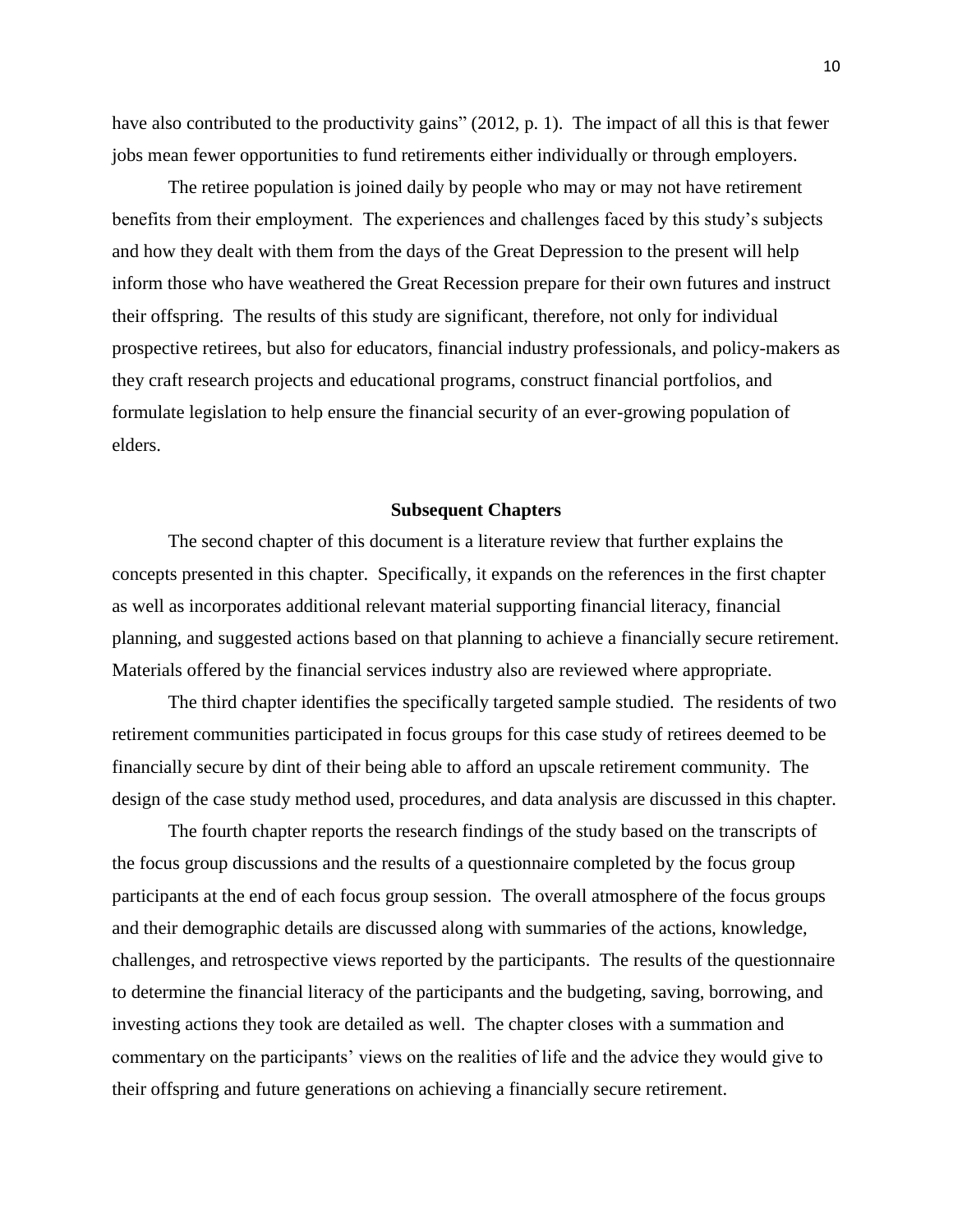have also contributed to the productivity gains" (2012, p. 1). The impact of all this is that fewer jobs mean fewer opportunities to fund retirements either individually or through employers.

The retiree population is joined daily by people who may or may not have retirement benefits from their employment. The experiences and challenges faced by this study's subjects and how they dealt with them from the days of the Great Depression to the present will help inform those who have weathered the Great Recession prepare for their own futures and instruct their offspring. The results of this study are significant, therefore, not only for individual prospective retirees, but also for educators, financial industry professionals, and policy-makers as they craft research projects and educational programs, construct financial portfolios, and formulate legislation to help ensure the financial security of an ever-growing population of elders.

## Subsequent Chapters

The second chapter of this document is a literature review that further explains the concepts presented in this chapter. Specifically, it expands on the references in the first chapter as well as incorporates additional relevant material supporting financial literacy, financial planning, and suggested actions based on that planning to achieve a financially secure retirement. Materials offered by the financial services industry also are reviewed where appropriate.

The third chapter identifies the specifically targeted sample studied. The residents of two retirement communities participated in focus groups for this case study of retirees deemed to be financially secure by dint of their being able to afford an upscale retirement community. The design of the case study method used, procedures, and data analysis are discussed in this chapter.

The fourth chapter reports the research findings of the study based on the transcripts of the focus group discussions and the results of a questionnaire completed by the focus group participants at the end of each focus group session. The overall atmosphere of the focus groups and their demographic details are discussed along with summaries of the actions, knowledge, challenges, and retrospective views reported by the participants. The results of the questionnaire to determine the financial literacy of the participants and the budgeting, saving, borrowing, and investing actions they took are detailed as well. The chapter closes with a summation and commentary on the participants' views on the realities of life and the advice they would give to their offspring and future generations on achieving a financially secure retirement.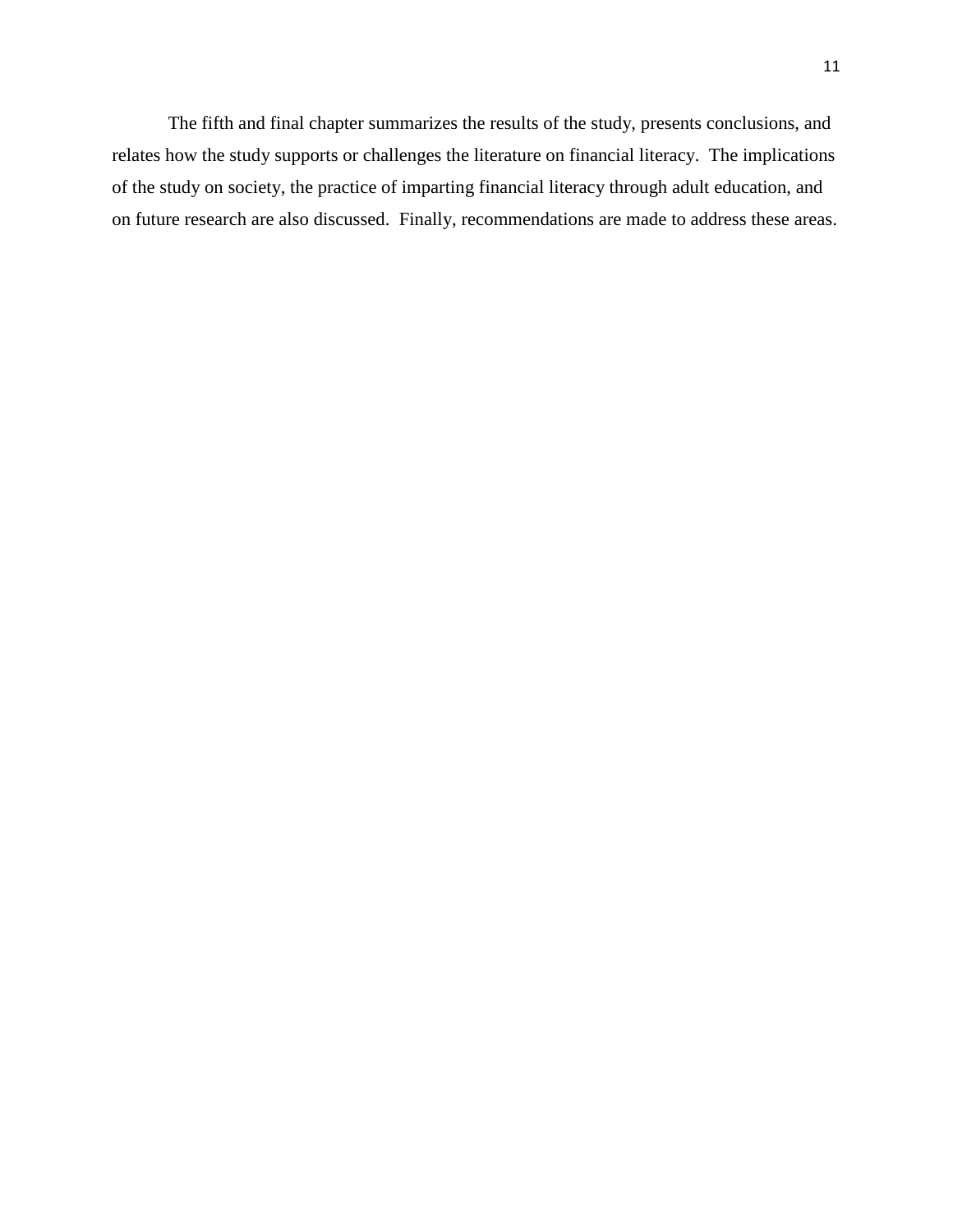The fifth and final chapter summarizes the results of the study, presents conclusions, and relates how the study supports or challenges the literature on financial literacy. The implications of the study on society, the practice of imparting financial literacy through adult education, and on future research are also discussed. Finally, recommendations are made to address these areas.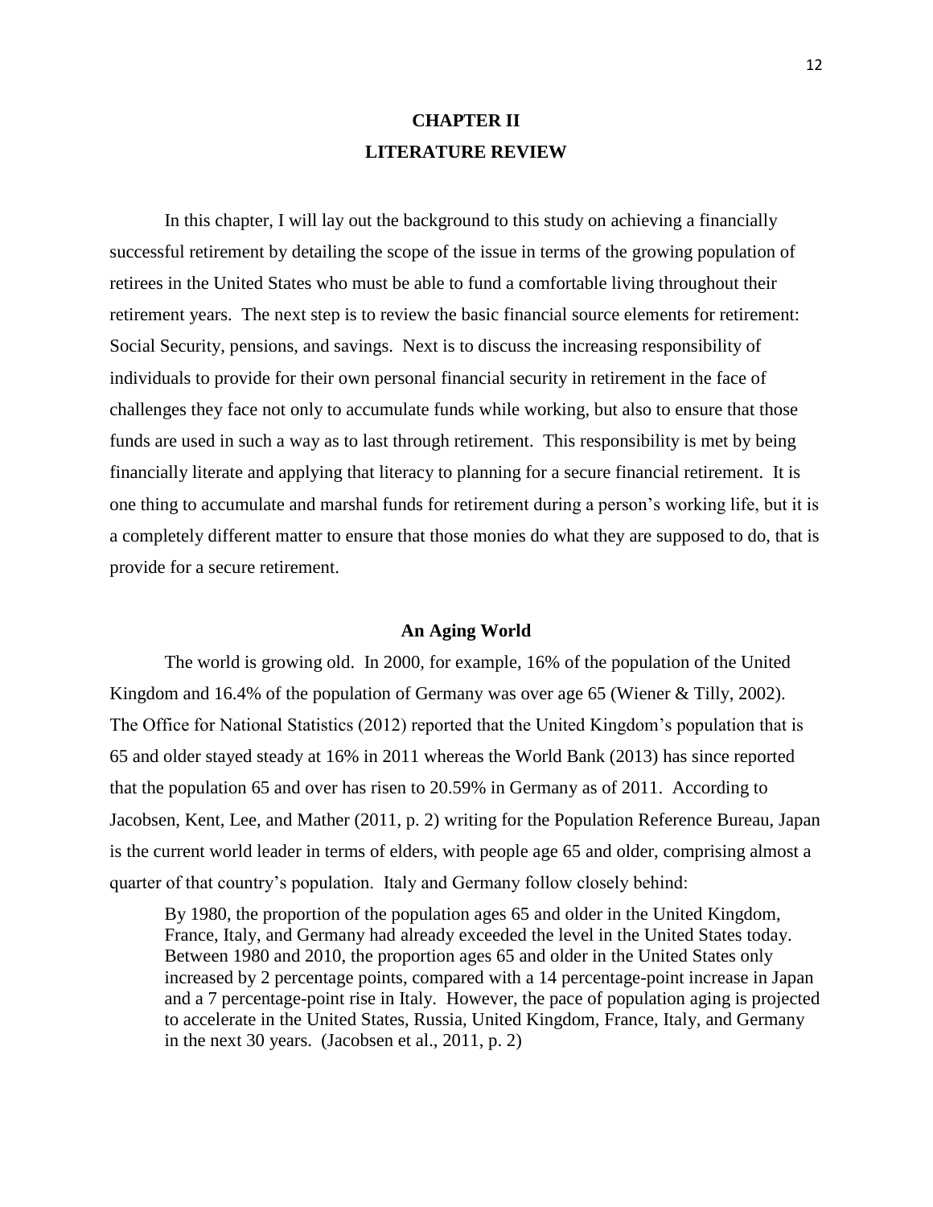# CHAPTER II
# LITERATURE REVIEW

In this chapter, I will lay out the background to this study on achieving a financially successful retirement by detailing the scope of the issue in terms of the growing population of retirees in the United States who must be able to fund a comfortable living throughout their retirement years. The next step is to review the basic financial source elements for retirement: Social Security, pensions, and savings. Next is to discuss the increasing responsibility of individuals to provide for their own personal financial security in retirement in the face of challenges they face not only to accumulate funds while working, but also to ensure that those funds are used in such a way as to last through retirement. This responsibility is met by being financially literate and applying that literacy to planning for a secure financial retirement. It is one thing to accumulate and marshal funds for retirement during a person's working life, but it is a completely different matter to ensure that those monies do what they are supposed to do, that is provide for a secure retirement.

## An Aging World

The world is growing old. In 2000, for example, 16% of the population of the United Kingdom and 16.4% of the population of Germany was over age 65 (Wiener & Tilly, 2002). The Office for National Statistics (2012) reported that the United Kingdom's population that is 65 and older stayed steady at 16% in 2011 whereas the World Bank (2013) has since reported that the population 65 and over has risen to 20.59% in Germany as of 2011. According to Jacobsen, Kent, Lee, and Mather (2011, p. 2) writing for the Population Reference Bureau, Japan is the current world leader in terms of elders, with people age 65 and older, comprising almost a quarter of that country's population. Italy and Germany follow closely behind:

> By 1980, the proportion of the population ages 65 and older in the United Kingdom, France, Italy, and Germany had already exceeded the level in the United States today. Between 1980 and 2010, the proportion ages 65 and older in the United States only increased by 2 percentage points, compared with a 14 percentage-point increase in Japan and a 7 percentage-point rise in Italy. However, the pace of population aging is projected to accelerate in the United States, Russia, United Kingdom, France, Italy, and Germany in the next 30 years. (Jacobsen et al., 2011, p. 2)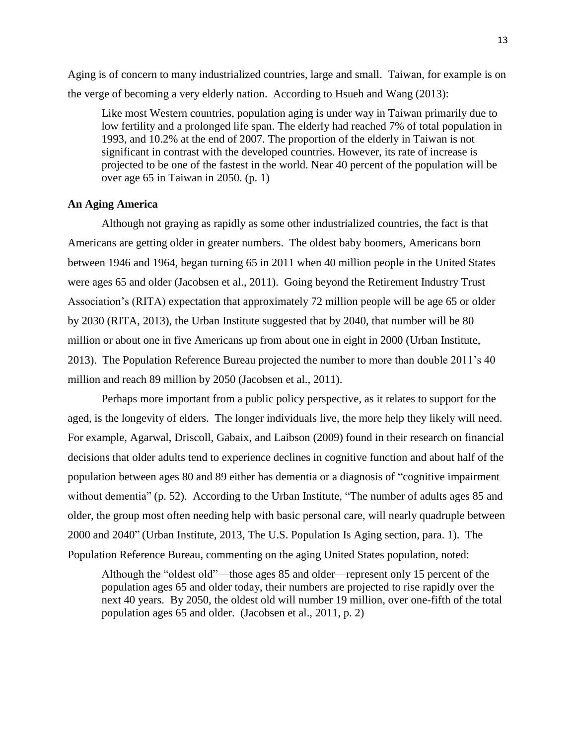Aging is of concern to many industrialized countries, large and small. Taiwan, for example is on the verge of becoming a very elderly nation. According to Hsueh and Wang (2013):

> Like most Western countries, population aging is under way in Taiwan primarily due to low fertility and a prolonged life span. The elderly had reached 7% of total population in 1993, and 10.2% at the end of 2007. The proportion of the elderly in Taiwan is not significant in contrast with the developed countries. However, its rate of increase is projected to be one of the fastest in the world. Near 40 percent of the population will be over age 65 in Taiwan in 2050. (p. 1)

**An Aging America**

Although not graying as rapidly as some other industrialized countries, the fact is that Americans are getting older in greater numbers. The oldest baby boomers, Americans born between 1946 and 1964, began turning 65 in 2011 when 40 million people in the United States were ages 65 and older (Jacobsen et al., 2011). Going beyond the Retirement Industry Trust Association's (RITA) expectation that approximately 72 million people will be age 65 or older by 2030 (RITA, 2013), the Urban Institute suggested that by 2040, that number will be 80 million or about one in five Americans up from about one in eight in 2000 (Urban Institute, 2013). The Population Reference Bureau projected the number to more than double 2011's 40 million and reach 89 million by 2050 (Jacobsen et al., 2011).

Perhaps more important from a public policy perspective, as it relates to support for the aged, is the longevity of elders. The longer individuals live, the more help they likely will need. For example, Agarwal, Driscoll, Gabaix, and Laibson (2009) found in their research on financial decisions that older adults tend to experience declines in cognitive function and about half of the population between ages 80 and 89 either has dementia or a diagnosis of "cognitive impairment without dementia" (p. 52). According to the Urban Institute, "The number of adults ages 85 and older, the group most often needing help with basic personal care, will nearly quadruple between 2000 and 2040" (Urban Institute, 2013, The U.S. Population Is Aging section, para. 1). The Population Reference Bureau, commenting on the aging United States population, noted:

> Although the "oldest old"—those ages 85 and older—represent only 15 percent of the population ages 65 and older today, their numbers are projected to rise rapidly over the next 40 years. By 2050, the oldest old will number 19 million, over one-fifth of the total population ages 65 and older. (Jacobsen et al., 2011, p. 2)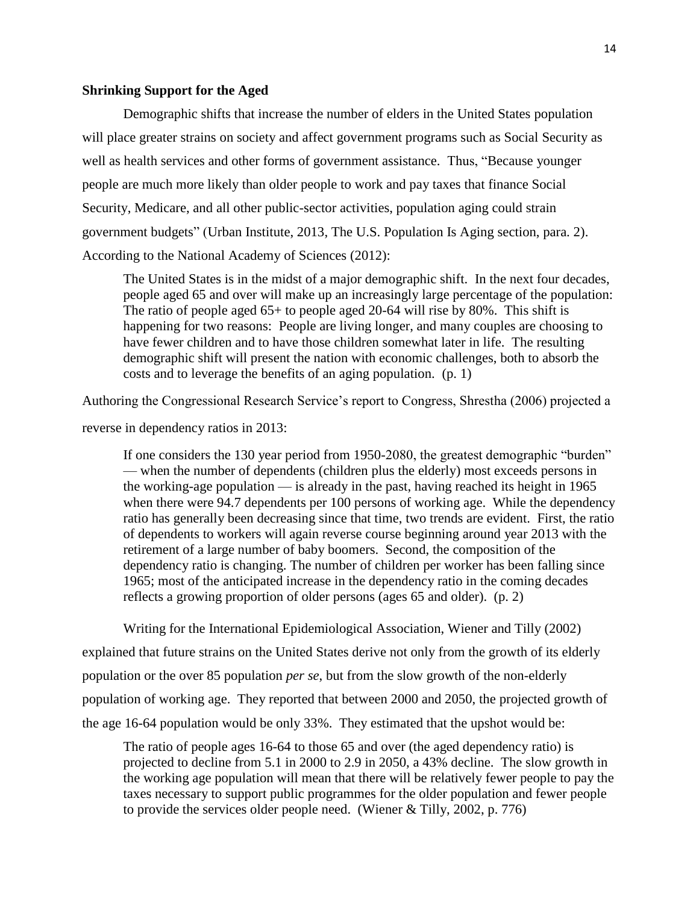**Shrinking Support for the Aged**

Demographic shifts that increase the number of elders in the United States population will place greater strains on society and affect government programs such as Social Security as well as health services and other forms of government assistance. Thus, "Because younger people are much more likely than older people to work and pay taxes that finance Social Security, Medicare, and all other public-sector activities, population aging could strain government budgets" (Urban Institute, 2013, The U.S. Population Is Aging section, para. 2). According to the National Academy of Sciences (2012):

> The United States is in the midst of a major demographic shift. In the next four decades, people aged 65 and over will make up an increasingly large percentage of the population: The ratio of people aged 65+ to people aged 20-64 will rise by 80%. This shift is happening for two reasons: People are living longer, and many couples are choosing to have fewer children and to have those children somewhat later in life. The resulting demographic shift will present the nation with economic challenges, both to absorb the costs and to leverage the benefits of an aging population. (p. 1)

Authoring the Congressional Research Service's report to Congress, Shrestha (2006) projected a reverse in dependency ratios in 2013:

> If one considers the 130 year period from 1950-2080, the greatest demographic "burden" — when the number of dependents (children plus the elderly) most exceeds persons in the working-age population — is already in the past, having reached its height in 1965 when there were 94.7 dependents per 100 persons of working age. While the dependency ratio has generally been decreasing since that time, two trends are evident. First, the ratio of dependents to workers will again reverse course beginning around year 2013 with the retirement of a large number of baby boomers. Second, the composition of the dependency ratio is changing. The number of children per worker has been falling since 1965; most of the anticipated increase in the dependency ratio in the coming decades reflects a growing proportion of older persons (ages 65 and older). (p. 2)

Writing for the International Epidemiological Association, Wiener and Tilly (2002) explained that future strains on the United States derive not only from the growth of its elderly population or the over 85 population *per se*, but from the slow growth of the non-elderly population of working age. They reported that between 2000 and 2050, the projected growth of the age 16-64 population would be only 33%. They estimated that the upshot would be:

> The ratio of people ages 16-64 to those 65 and over (the aged dependency ratio) is projected to decline from 5.1 in 2000 to 2.9 in 2050, a 43% decline. The slow growth in the working age population will mean that there will be relatively fewer people to pay the taxes necessary to support public programmes for the older population and fewer people to provide the services older people need. (Wiener & Tilly, 2002, p. 776)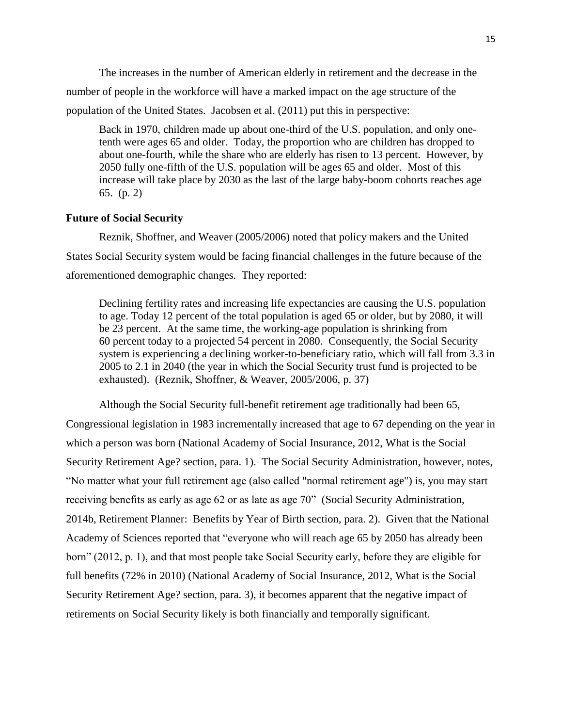The increases in the number of American elderly in retirement and the decrease in the number of people in the workforce will have a marked impact on the age structure of the population of the United States. Jacobsen et al. (2011) put this in perspective:

> Back in 1970, children made up about one-third of the U.S. population, and only one-tenth were ages 65 and older. Today, the proportion who are children has dropped to about one-fourth, while the share who are elderly has risen to 13 percent. However, by 2050 fully one-fifth of the U.S. population will be ages 65 and older. Most of this increase will take place by 2030 as the last of the large baby-boom cohorts reaches age 65. (p. 2)

**Future of Social Security**

Reznik, Shoffner, and Weaver (2005/2006) noted that policy makers and the United States Social Security system would be facing financial challenges in the future because of the aforementioned demographic changes. They reported:

> Declining fertility rates and increasing life expectancies are causing the U.S. population to age. Today 12 percent of the total population is aged 65 or older, but by 2080, it will be 23 percent. At the same time, the working-age population is shrinking from 60 percent today to a projected 54 percent in 2080. Consequently, the Social Security system is experiencing a declining worker-to-beneficiary ratio, which will fall from 3.3 in 2005 to 2.1 in 2040 (the year in which the Social Security trust fund is projected to be exhausted). (Reznik, Shoffner, & Weaver, 2005/2006, p. 37)

Although the Social Security full-benefit retirement age traditionally had been 65, Congressional legislation in 1983 incrementally increased that age to 67 depending on the year in which a person was born (National Academy of Social Insurance, 2012, What is the Social Security Retirement Age? section, para. 1). The Social Security Administration, however, notes, "No matter what your full retirement age (also called "normal retirement age") is, you may start receiving benefits as early as age 62 or as late as age 70" (Social Security Administration, 2014b, Retirement Planner: Benefits by Year of Birth section, para. 2). Given that the National Academy of Sciences reported that "everyone who will reach age 65 by 2050 has already been born" (2012, p. 1), and that most people take Social Security early, before they are eligible for full benefits (72% in 2010) (National Academy of Social Insurance, 2012, What is the Social Security Retirement Age? section, para. 3), it becomes apparent that the negative impact of retirements on Social Security likely is both financially and temporally significant.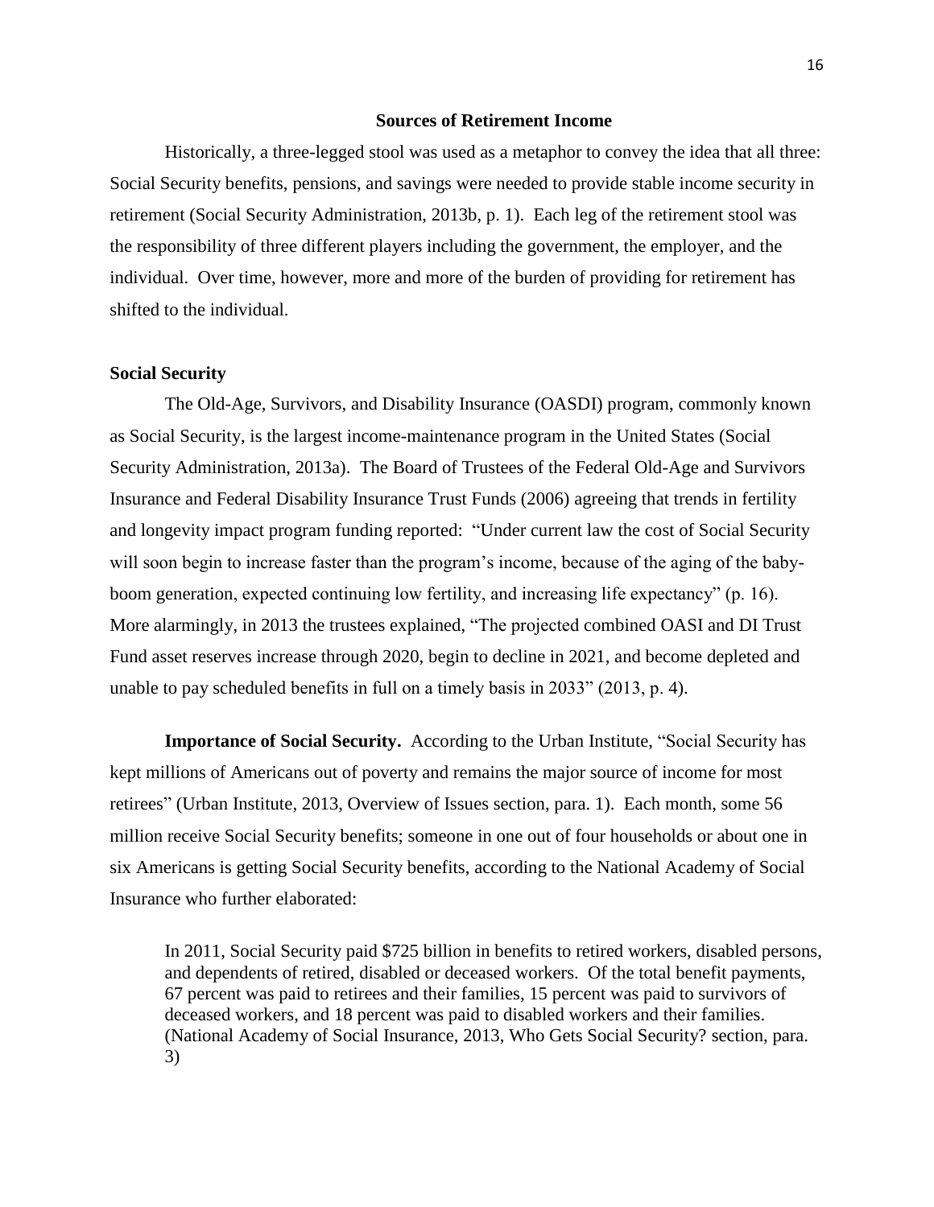## Sources of Retirement Income

Historically, a three-legged stool was used as a metaphor to convey the idea that all three: Social Security benefits, pensions, and savings were needed to provide stable income security in retirement (Social Security Administration, 2013b, p. 1). Each leg of the retirement stool was the responsibility of three different players including the government, the employer, and the individual. Over time, however, more and more of the burden of providing for retirement has shifted to the individual.

### Social Security

The Old-Age, Survivors, and Disability Insurance (OASDI) program, commonly known as Social Security, is the largest income-maintenance program in the United States (Social Security Administration, 2013a). The Board of Trustees of the Federal Old-Age and Survivors Insurance and Federal Disability Insurance Trust Funds (2006) agreeing that trends in fertility and longevity impact program funding reported: "Under current law the cost of Social Security will soon begin to increase faster than the program's income, because of the aging of the baby-boom generation, expected continuing low fertility, and increasing life expectancy" (p. 16). More alarmingly, in 2013 the trustees explained, "The projected combined OASI and DI Trust Fund asset reserves increase through 2020, begin to decline in 2021, and become depleted and unable to pay scheduled benefits in full on a timely basis in 2033" (2013, p. 4).

**Importance of Social Security.** According to the Urban Institute, "Social Security has kept millions of Americans out of poverty and remains the major source of income for most retirees" (Urban Institute, 2013, Overview of Issues section, para. 1). Each month, some 56 million receive Social Security benefits; someone in one out of four households or about one in six Americans is getting Social Security benefits, according to the National Academy of Social Insurance who further elaborated:

> In 2011, Social Security paid $725 billion in benefits to retired workers, disabled persons, and dependents of retired, disabled or deceased workers. Of the total benefit payments, 67 percent was paid to retirees and their families, 15 percent was paid to survivors of deceased workers, and 18 percent was paid to disabled workers and their families. (National Academy of Social Insurance, 2013, Who Gets Social Security? section, para. 3)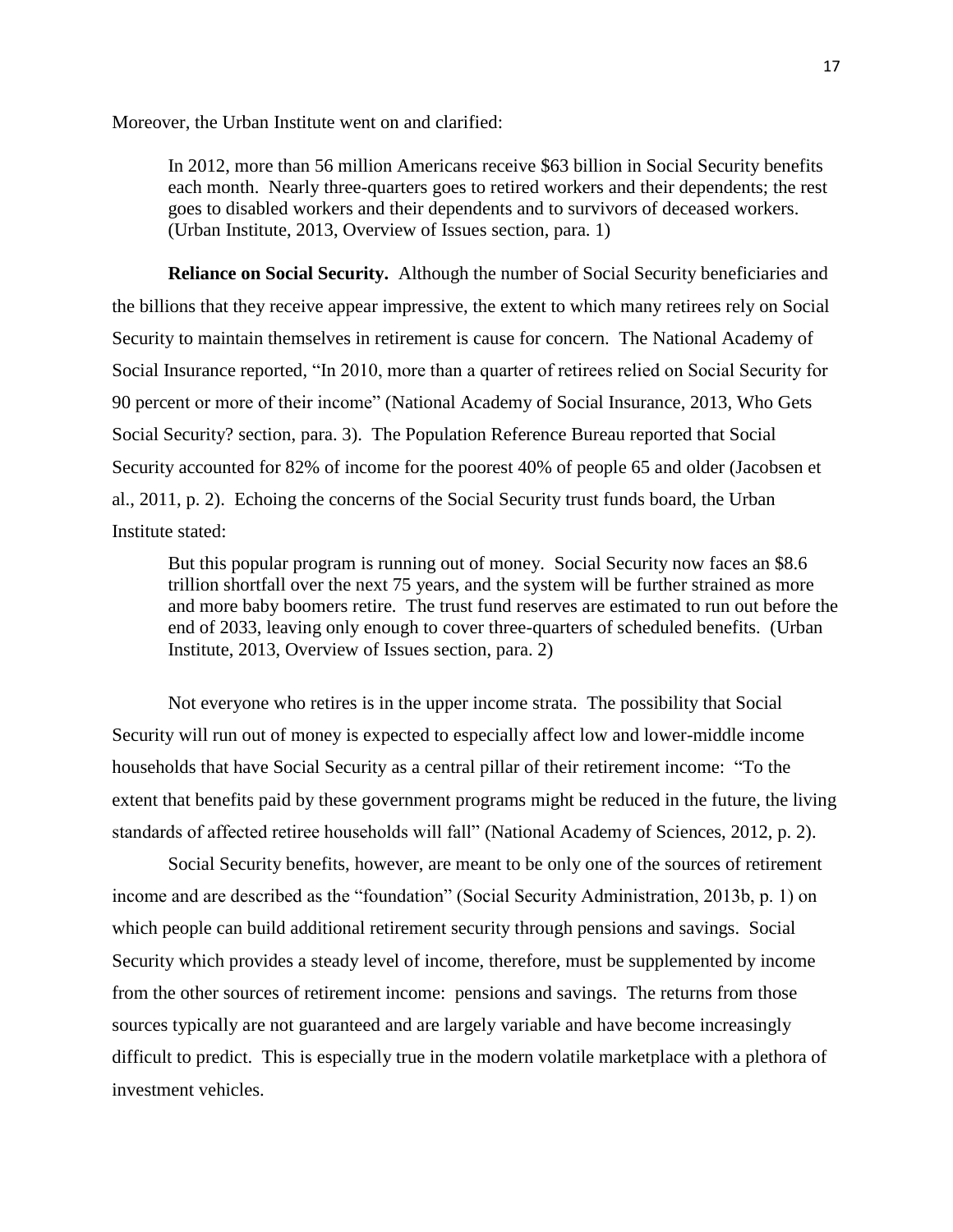Moreover, the Urban Institute went on and clarified:

> In 2012, more than 56 million Americans receive $63 billion in Social Security benefits each month. Nearly three-quarters goes to retired workers and their dependents; the rest goes to disabled workers and their dependents and to survivors of deceased workers. (Urban Institute, 2013, Overview of Issues section, para. 1)

**Reliance on Social Security.** Although the number of Social Security beneficiaries and the billions that they receive appear impressive, the extent to which many retirees rely on Social Security to maintain themselves in retirement is cause for concern. The National Academy of Social Insurance reported, "In 2010, more than a quarter of retirees relied on Social Security for 90 percent or more of their income" (National Academy of Social Insurance, 2013, Who Gets Social Security? section, para. 3). The Population Reference Bureau reported that Social Security accounted for 82% of income for the poorest 40% of people 65 and older (Jacobsen et al., 2011, p. 2). Echoing the concerns of the Social Security trust funds board, the Urban Institute stated:

> But this popular program is running out of money. Social Security now faces an $8.6 trillion shortfall over the next 75 years, and the system will be further strained as more and more baby boomers retire. The trust fund reserves are estimated to run out before the end of 2033, leaving only enough to cover three-quarters of scheduled benefits. (Urban Institute, 2013, Overview of Issues section, para. 2)

Not everyone who retires is in the upper income strata. The possibility that Social Security will run out of money is expected to especially affect low and lower-middle income households that have Social Security as a central pillar of their retirement income: "To the extent that benefits paid by these government programs might be reduced in the future, the living standards of affected retiree households will fall" (National Academy of Sciences, 2012, p. 2).

Social Security benefits, however, are meant to be only one of the sources of retirement income and are described as the "foundation" (Social Security Administration, 2013b, p. 1) on which people can build additional retirement security through pensions and savings. Social Security which provides a steady level of income, therefore, must be supplemented by income from the other sources of retirement income: pensions and savings. The returns from those sources typically are not guaranteed and are largely variable and have become increasingly difficult to predict. This is especially true in the modern volatile marketplace with a plethora of investment vehicles.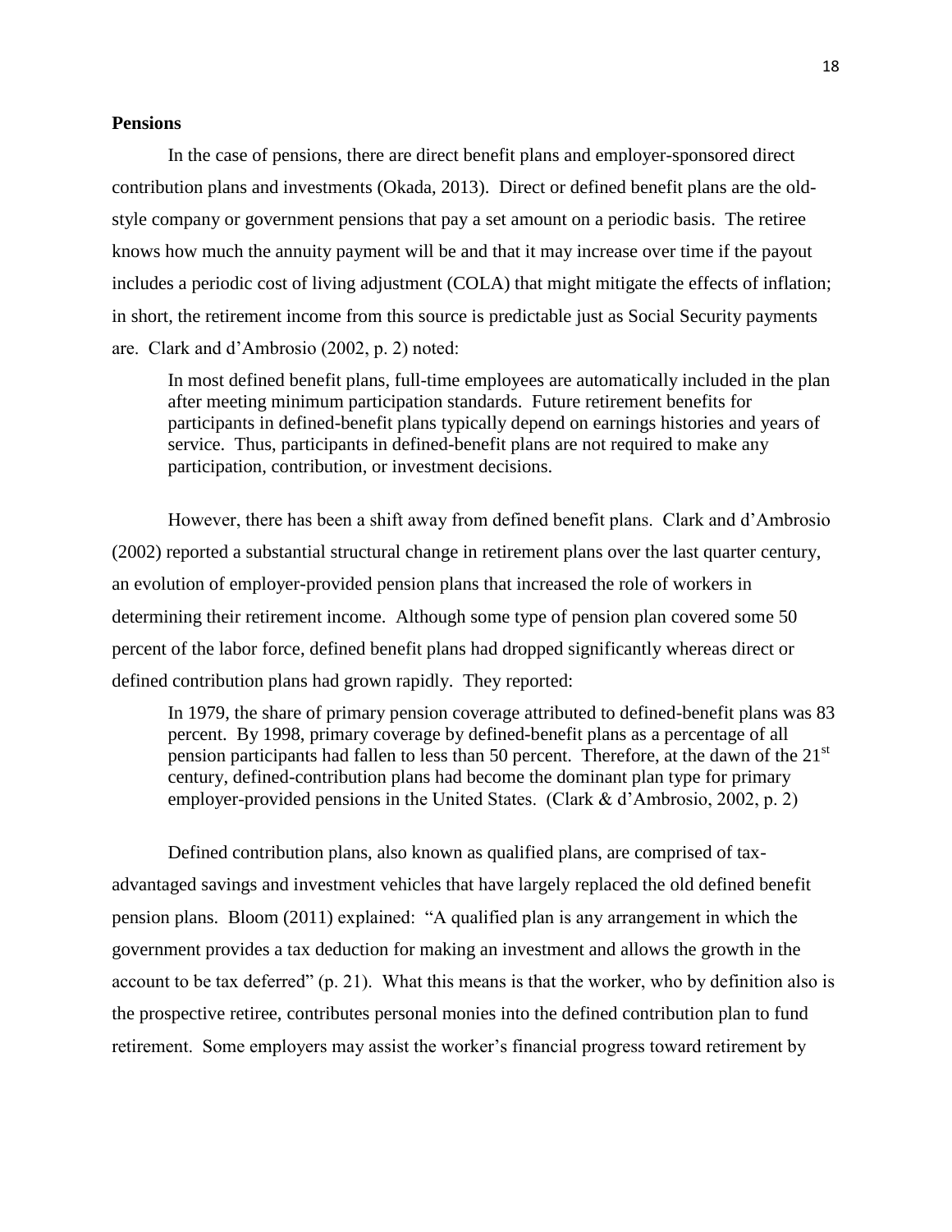**Pensions**

In the case of pensions, there are direct benefit plans and employer-sponsored direct contribution plans and investments (Okada, 2013). Direct or defined benefit plans are the old-style company or government pensions that pay a set amount on a periodic basis. The retiree knows how much the annuity payment will be and that it may increase over time if the payout includes a periodic cost of living adjustment (COLA) that might mitigate the effects of inflation; in short, the retirement income from this source is predictable just as Social Security payments are. Clark and d'Ambrosio (2002, p. 2) noted:

> In most defined benefit plans, full-time employees are automatically included in the plan after meeting minimum participation standards. Future retirement benefits for participants in defined-benefit plans typically depend on earnings histories and years of service. Thus, participants in defined-benefit plans are not required to make any participation, contribution, or investment decisions.

However, there has been a shift away from defined benefit plans. Clark and d'Ambrosio (2002) reported a substantial structural change in retirement plans over the last quarter century, an evolution of employer-provided pension plans that increased the role of workers in determining their retirement income. Although some type of pension plan covered some 50 percent of the labor force, defined benefit plans had dropped significantly whereas direct or defined contribution plans had grown rapidly. They reported:

> In 1979, the share of primary pension coverage attributed to defined-benefit plans was 83 percent. By 1998, primary coverage by defined-benefit plans as a percentage of all pension participants had fallen to less than 50 percent. Therefore, at the dawn of the 21st century, defined-contribution plans had become the dominant plan type for primary employer-provided pensions in the United States. (Clark & d'Ambrosio, 2002, p. 2)

Defined contribution plans, also known as qualified plans, are comprised of tax-advantaged savings and investment vehicles that have largely replaced the old defined benefit pension plans. Bloom (2011) explained: "A qualified plan is any arrangement in which the government provides a tax deduction for making an investment and allows the growth in the account to be tax deferred" (p. 21). What this means is that the worker, who by definition also is the prospective retiree, contributes personal monies into the defined contribution plan to fund retirement. Some employers may assist the worker's financial progress toward retirement by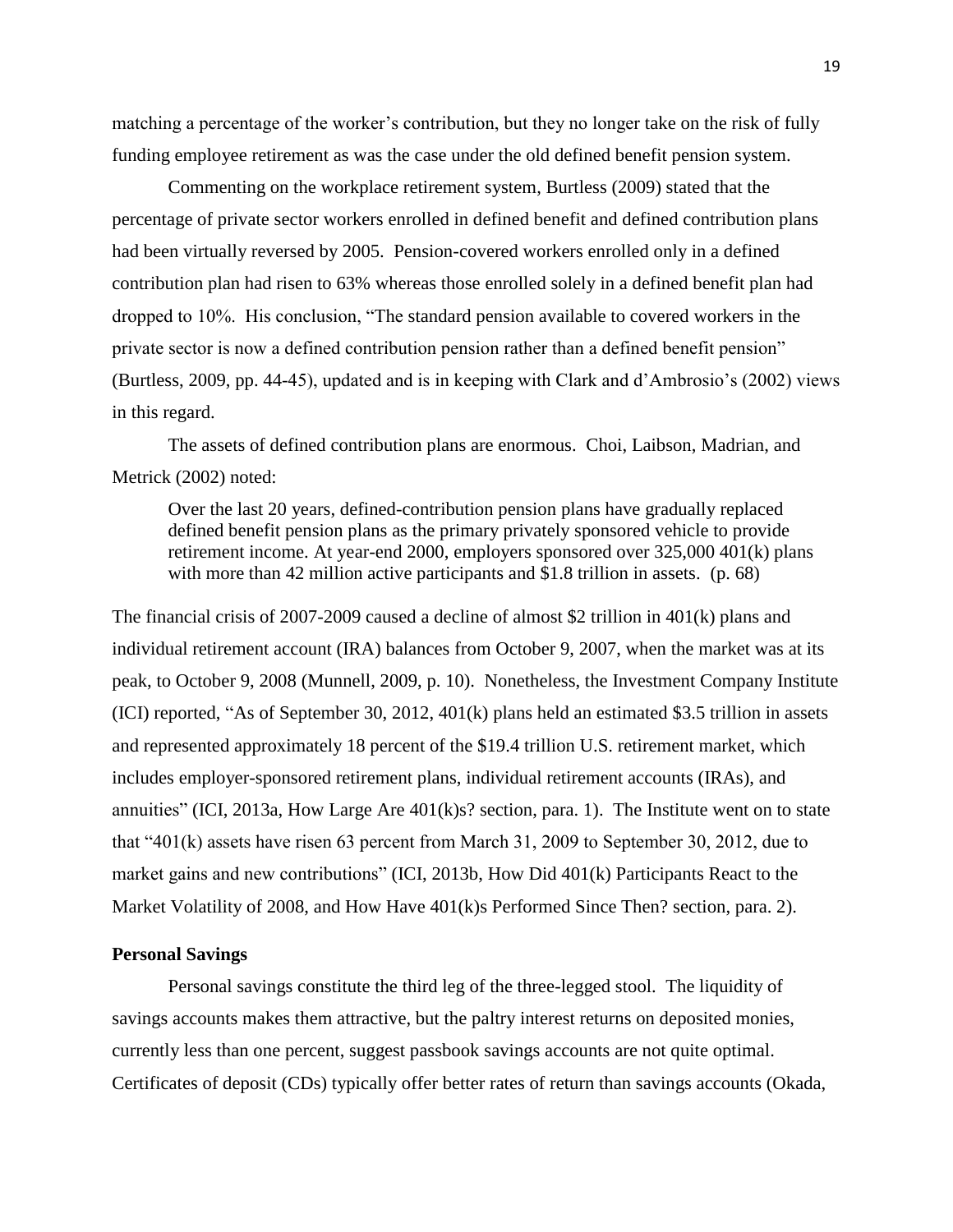matching a percentage of the worker's contribution, but they no longer take on the risk of fully funding employee retirement as was the case under the old defined benefit pension system.

Commenting on the workplace retirement system, Burtless (2009) stated that the percentage of private sector workers enrolled in defined benefit and defined contribution plans had been virtually reversed by 2005. Pension-covered workers enrolled only in a defined contribution plan had risen to 63% whereas those enrolled solely in a defined benefit plan had dropped to 10%. His conclusion, "The standard pension available to covered workers in the private sector is now a defined contribution pension rather than a defined benefit pension" (Burtless, 2009, pp. 44-45), updated and is in keeping with Clark and d'Ambrosio's (2002) views in this regard.

The assets of defined contribution plans are enormous. Choi, Laibson, Madrian, and Metrick (2002) noted:

> Over the last 20 years, defined-contribution pension plans have gradually replaced defined benefit pension plans as the primary privately sponsored vehicle to provide retirement income. At year-end 2000, employers sponsored over 325,000 401(k) plans with more than 42 million active participants and $1.8 trillion in assets. (p. 68)

The financial crisis of 2007-2009 caused a decline of almost $2 trillion in 401(k) plans and individual retirement account (IRA) balances from October 9, 2007, when the market was at its peak, to October 9, 2008 (Munnell, 2009, p. 10). Nonetheless, the Investment Company Institute (ICI) reported, "As of September 30, 2012, 401(k) plans held an estimated $3.5 trillion in assets and represented approximately 18 percent of the $19.4 trillion U.S. retirement market, which includes employer-sponsored retirement plans, individual retirement accounts (IRAs), and annuities" (ICI, 2013a, How Large Are 401(k)s? section, para. 1). The Institute went on to state that "401(k) assets have risen 63 percent from March 31, 2009 to September 30, 2012, due to market gains and new contributions" (ICI, 2013b, How Did 401(k) Participants React to the Market Volatility of 2008, and How Have 401(k)s Performed Since Then? section, para. 2).

**Personal Savings**

Personal savings constitute the third leg of the three-legged stool. The liquidity of savings accounts makes them attractive, but the paltry interest returns on deposited monies, currently less than one percent, suggest passbook savings accounts are not quite optimal. Certificates of deposit (CDs) typically offer better rates of return than savings accounts (Okada,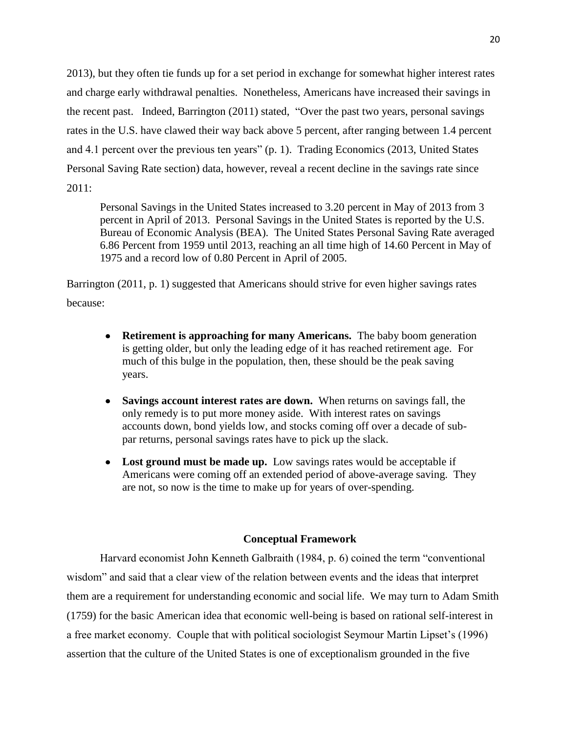2013), but they often tie funds up for a set period in exchange for somewhat higher interest rates and charge early withdrawal penalties. Nonetheless, Americans have increased their savings in the recent past. Indeed, Barrington (2011) stated, "Over the past two years, personal savings rates in the U.S. have clawed their way back above 5 percent, after ranging between 1.4 percent and 4.1 percent over the previous ten years" (p. 1). Trading Economics (2013, United States Personal Saving Rate section) data, however, reveal a recent decline in the savings rate since 2011:

> Personal Savings in the United States increased to 3.20 percent in May of 2013 from 3 percent in April of 2013. Personal Savings in the United States is reported by the U.S. Bureau of Economic Analysis (BEA). The United States Personal Saving Rate averaged 6.86 Percent from 1959 until 2013, reaching an all time high of 14.60 Percent in May of 1975 and a record low of 0.80 Percent in April of 2005.

Barrington (2011, p. 1) suggested that Americans should strive for even higher savings rates because:

- **Retirement is approaching for many Americans.** The baby boom generation is getting older, but only the leading edge of it has reached retirement age. For much of this bulge in the population, then, these should be the peak saving years.
- **Savings account interest rates are down.** When returns on savings fall, the only remedy is to put more money aside. With interest rates on savings accounts down, bond yields low, and stocks coming off over a decade of sub-par returns, personal savings rates have to pick up the slack.
- **Lost ground must be made up.** Low savings rates would be acceptable if Americans were coming off an extended period of above-average saving. They are not, so now is the time to make up for years of over-spending.

## Conceptual Framework

Harvard economist John Kenneth Galbraith (1984, p. 6) coined the term "conventional wisdom" and said that a clear view of the relation between events and the ideas that interpret them are a requirement for understanding economic and social life. We may turn to Adam Smith (1759) for the basic American idea that economic well-being is based on rational self-interest in a free market economy. Couple that with political sociologist Seymour Martin Lipset's (1996) assertion that the culture of the United States is one of exceptionalism grounded in the five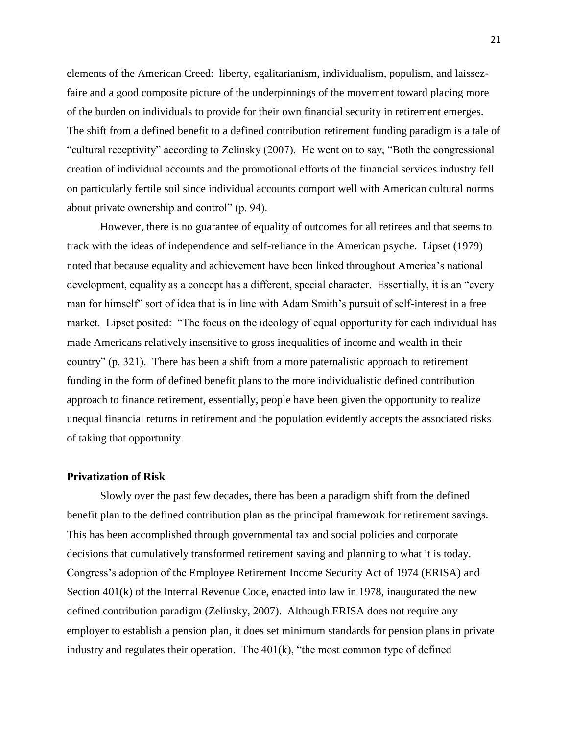elements of the American Creed: liberty, egalitarianism, individualism, populism, and laissez-faire and a good composite picture of the underpinnings of the movement toward placing more of the burden on individuals to provide for their own financial security in retirement emerges. The shift from a defined benefit to a defined contribution retirement funding paradigm is a tale of "cultural receptivity" according to Zelinsky (2007). He went on to say, "Both the congressional creation of individual accounts and the promotional efforts of the financial services industry fell on particularly fertile soil since individual accounts comport well with American cultural norms about private ownership and control" (p. 94).

However, there is no guarantee of equality of outcomes for all retirees and that seems to track with the ideas of independence and self-reliance in the American psyche. Lipset (1979) noted that because equality and achievement have been linked throughout America's national development, equality as a concept has a different, special character. Essentially, it is an "every man for himself" sort of idea that is in line with Adam Smith's pursuit of self-interest in a free market. Lipset posited: "The focus on the ideology of equal opportunity for each individual has made Americans relatively insensitive to gross inequalities of income and wealth in their country" (p. 321). There has been a shift from a more paternalistic approach to retirement funding in the form of defined benefit plans to the more individualistic defined contribution approach to finance retirement, essentially, people have been given the opportunity to realize unequal financial returns in retirement and the population evidently accepts the associated risks of taking that opportunity.

**Privatization of Risk**

Slowly over the past few decades, there has been a paradigm shift from the defined benefit plan to the defined contribution plan as the principal framework for retirement savings. This has been accomplished through governmental tax and social policies and corporate decisions that cumulatively transformed retirement saving and planning to what it is today. Congress's adoption of the Employee Retirement Income Security Act of 1974 (ERISA) and Section 401(k) of the Internal Revenue Code, enacted into law in 1978, inaugurated the new defined contribution paradigm (Zelinsky, 2007). Although ERISA does not require any employer to establish a pension plan, it does set minimum standards for pension plans in private industry and regulates their operation. The 401(k), "the most common type of defined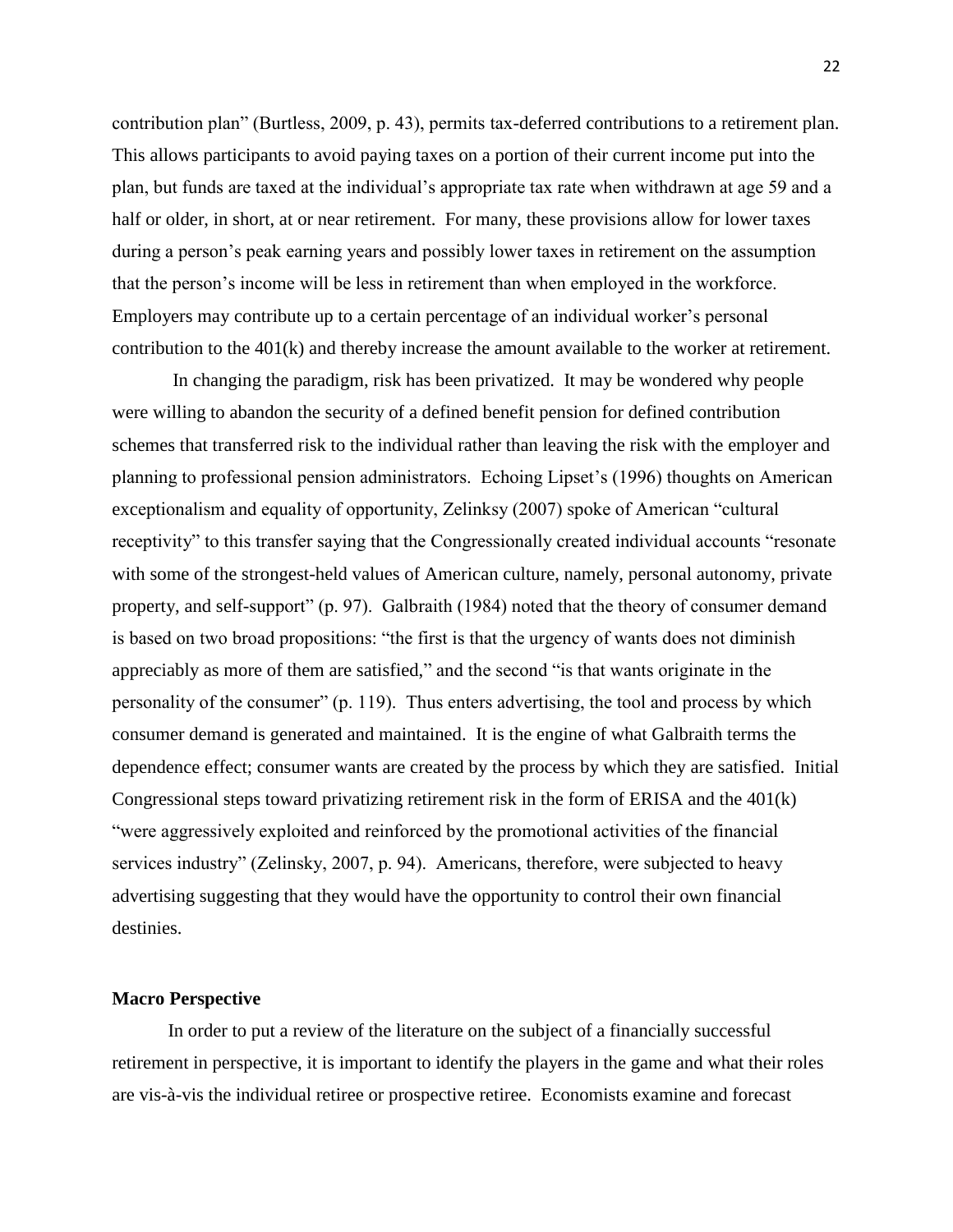contribution plan" (Burtless, 2009, p. 43), permits tax-deferred contributions to a retirement plan. This allows participants to avoid paying taxes on a portion of their current income put into the plan, but funds are taxed at the individual's appropriate tax rate when withdrawn at age 59 and a half or older, in short, at or near retirement. For many, these provisions allow for lower taxes during a person's peak earning years and possibly lower taxes in retirement on the assumption that the person's income will be less in retirement than when employed in the workforce. Employers may contribute up to a certain percentage of an individual worker's personal contribution to the 401(k) and thereby increase the amount available to the worker at retirement.

In changing the paradigm, risk has been privatized. It may be wondered why people were willing to abandon the security of a defined benefit pension for defined contribution schemes that transferred risk to the individual rather than leaving the risk with the employer and planning to professional pension administrators. Echoing Lipset's (1996) thoughts on American exceptionalism and equality of opportunity, Zelinksy (2007) spoke of American "cultural receptivity" to this transfer saying that the Congressionally created individual accounts "resonate with some of the strongest-held values of American culture, namely, personal autonomy, private property, and self-support" (p. 97). Galbraith (1984) noted that the theory of consumer demand is based on two broad propositions: "the first is that the urgency of wants does not diminish appreciably as more of them are satisfied," and the second "is that wants originate in the personality of the consumer" (p. 119). Thus enters advertising, the tool and process by which consumer demand is generated and maintained. It is the engine of what Galbraith terms the dependence effect; consumer wants are created by the process by which they are satisfied. Initial Congressional steps toward privatizing retirement risk in the form of ERISA and the 401(k) "were aggressively exploited and reinforced by the promotional activities of the financial services industry" (Zelinsky, 2007, p. 94). Americans, therefore, were subjected to heavy advertising suggesting that they would have the opportunity to control their own financial destinies.

**Macro Perspective**

In order to put a review of the literature on the subject of a financially successful retirement in perspective, it is important to identify the players in the game and what their roles are vis-à-vis the individual retiree or prospective retiree. Economists examine and forecast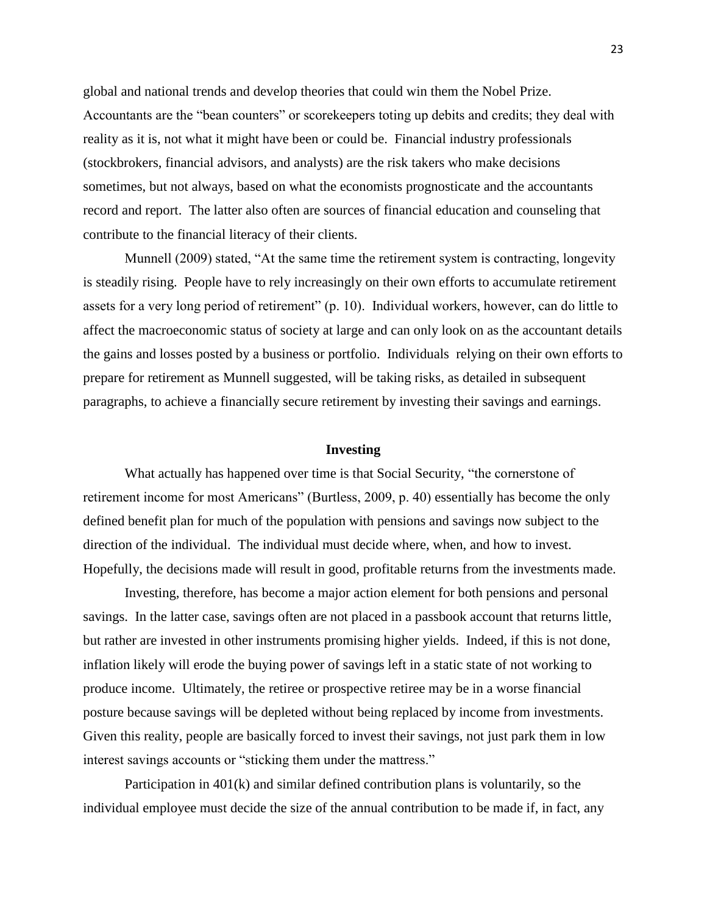global and national trends and develop theories that could win them the Nobel Prize. Accountants are the "bean counters" or scorekeepers toting up debits and credits; they deal with reality as it is, not what it might have been or could be. Financial industry professionals (stockbrokers, financial advisors, and analysts) are the risk takers who make decisions sometimes, but not always, based on what the economists prognosticate and the accountants record and report. The latter also often are sources of financial education and counseling that contribute to the financial literacy of their clients.

Munnell (2009) stated, "At the same time the retirement system is contracting, longevity is steadily rising. People have to rely increasingly on their own efforts to accumulate retirement assets for a very long period of retirement" (p. 10). Individual workers, however, can do little to affect the macroeconomic status of society at large and can only look on as the accountant details the gains and losses posted by a business or portfolio. Individuals relying on their own efforts to prepare for retirement as Munnell suggested, will be taking risks, as detailed in subsequent paragraphs, to achieve a financially secure retirement by investing their savings and earnings.

## Investing

What actually has happened over time is that Social Security, "the cornerstone of retirement income for most Americans" (Burtless, 2009, p. 40) essentially has become the only defined benefit plan for much of the population with pensions and savings now subject to the direction of the individual. The individual must decide where, when, and how to invest. Hopefully, the decisions made will result in good, profitable returns from the investments made.

Investing, therefore, has become a major action element for both pensions and personal savings. In the latter case, savings often are not placed in a passbook account that returns little, but rather are invested in other instruments promising higher yields. Indeed, if this is not done, inflation likely will erode the buying power of savings left in a static state of not working to produce income. Ultimately, the retiree or prospective retiree may be in a worse financial posture because savings will be depleted without being replaced by income from investments. Given this reality, people are basically forced to invest their savings, not just park them in low interest savings accounts or "sticking them under the mattress."

Participation in 401(k) and similar defined contribution plans is voluntarily, so the individual employee must decide the size of the annual contribution to be made if, in fact, any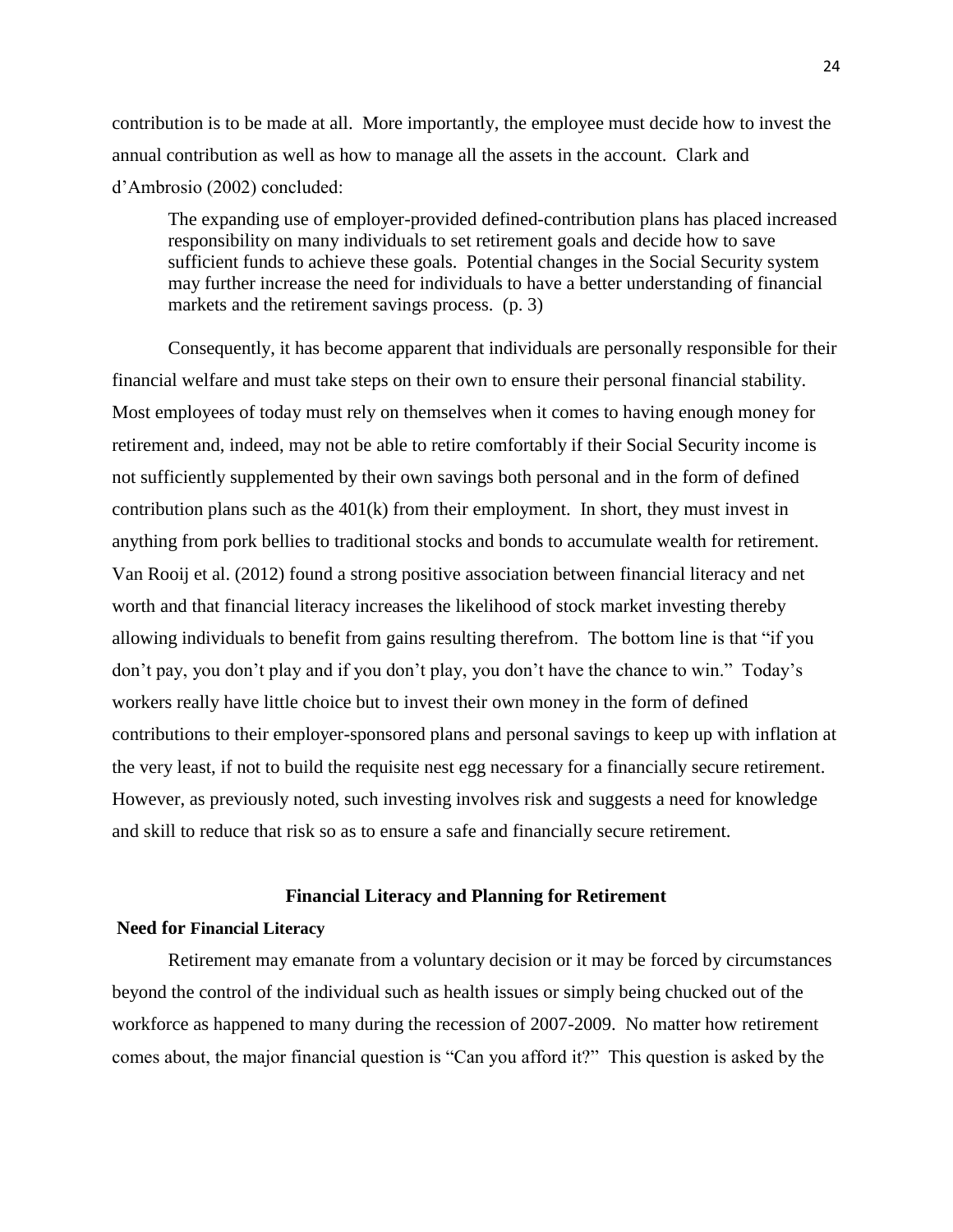contribution is to be made at all. More importantly, the employee must decide how to invest the annual contribution as well as how to manage all the assets in the account. Clark and d'Ambrosio (2002) concluded:

> The expanding use of employer-provided defined-contribution plans has placed increased responsibility on many individuals to set retirement goals and decide how to save sufficient funds to achieve these goals. Potential changes in the Social Security system may further increase the need for individuals to have a better understanding of financial markets and the retirement savings process. (p. 3)

Consequently, it has become apparent that individuals are personally responsible for their financial welfare and must take steps on their own to ensure their personal financial stability. Most employees of today must rely on themselves when it comes to having enough money for retirement and, indeed, may not be able to retire comfortably if their Social Security income is not sufficiently supplemented by their own savings both personal and in the form of defined contribution plans such as the 401(k) from their employment. In short, they must invest in anything from pork bellies to traditional stocks and bonds to accumulate wealth for retirement. Van Rooij et al. (2012) found a strong positive association between financial literacy and net worth and that financial literacy increases the likelihood of stock market investing thereby allowing individuals to benefit from gains resulting therefrom. The bottom line is that "if you don't pay, you don't play and if you don't play, you don't have the chance to win." Today's workers really have little choice but to invest their own money in the form of defined contributions to their employer-sponsored plans and personal savings to keep up with inflation at the very least, if not to build the requisite nest egg necessary for a financially secure retirement. However, as previously noted, such investing involves risk and suggests a need for knowledge and skill to reduce that risk so as to ensure a safe and financially secure retirement.

## Financial Literacy and Planning for Retirement

### Need for Financial Literacy

Retirement may emanate from a voluntary decision or it may be forced by circumstances beyond the control of the individual such as health issues or simply being chucked out of the workforce as happened to many during the recession of 2007-2009. No matter how retirement comes about, the major financial question is "Can you afford it?" This question is asked by the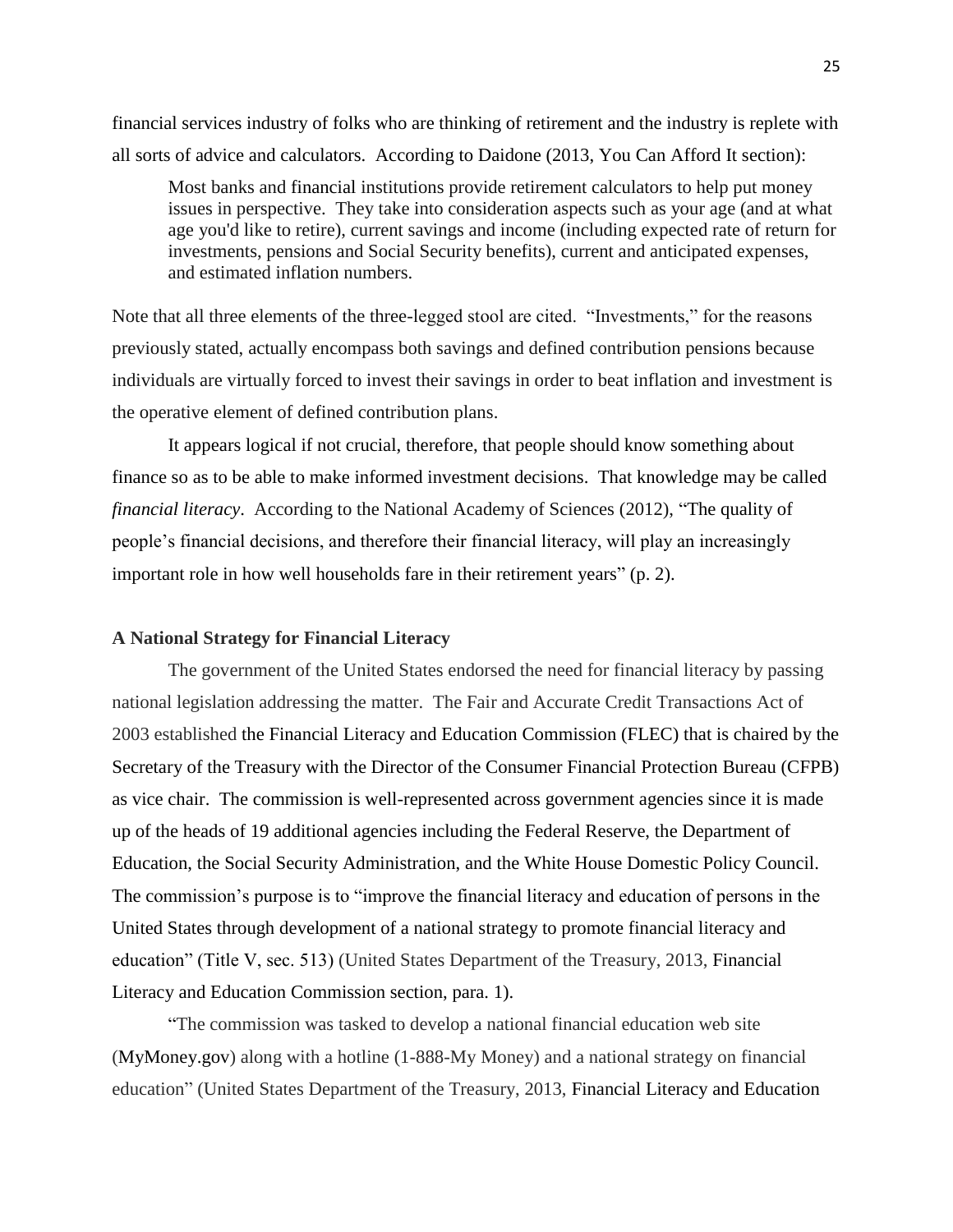financial services industry of folks who are thinking of retirement and the industry is replete with all sorts of advice and calculators. According to Daidone (2013, You Can Afford It section):

> Most banks and financial institutions provide retirement calculators to help put money issues in perspective. They take into consideration aspects such as your age (and at what age you'd like to retire), current savings and income (including expected rate of return for investments, pensions and Social Security benefits), current and anticipated expenses, and estimated inflation numbers.

Note that all three elements of the three-legged stool are cited. "Investments," for the reasons previously stated, actually encompass both savings and defined contribution pensions because individuals are virtually forced to invest their savings in order to beat inflation and investment is the operative element of defined contribution plans.

It appears logical if not crucial, therefore, that people should know something about finance so as to be able to make informed investment decisions. That knowledge may be called *financial literacy*. According to the National Academy of Sciences (2012), "The quality of people's financial decisions, and therefore their financial literacy, will play an increasingly important role in how well households fare in their retirement years" (p. 2).

**A National Strategy for Financial Literacy**

The government of the United States endorsed the need for financial literacy by passing national legislation addressing the matter. The Fair and Accurate Credit Transactions Act of 2003 established the Financial Literacy and Education Commission (FLEC) that is chaired by the Secretary of the Treasury with the Director of the Consumer Financial Protection Bureau (CFPB) as vice chair. The commission is well-represented across government agencies since it is made up of the heads of 19 additional agencies including the Federal Reserve, the Department of Education, the Social Security Administration, and the White House Domestic Policy Council. The commission's purpose is to "improve the financial literacy and education of persons in the United States through development of a national strategy to promote financial literacy and education" (Title V, sec. 513) (United States Department of the Treasury, 2013, Financial Literacy and Education Commission section, para. 1).

"The commission was tasked to develop a national financial education web site (MyMoney.gov) along with a hotline (1-888-My Money) and a national strategy on financial education" (United States Department of the Treasury, 2013, Financial Literacy and Education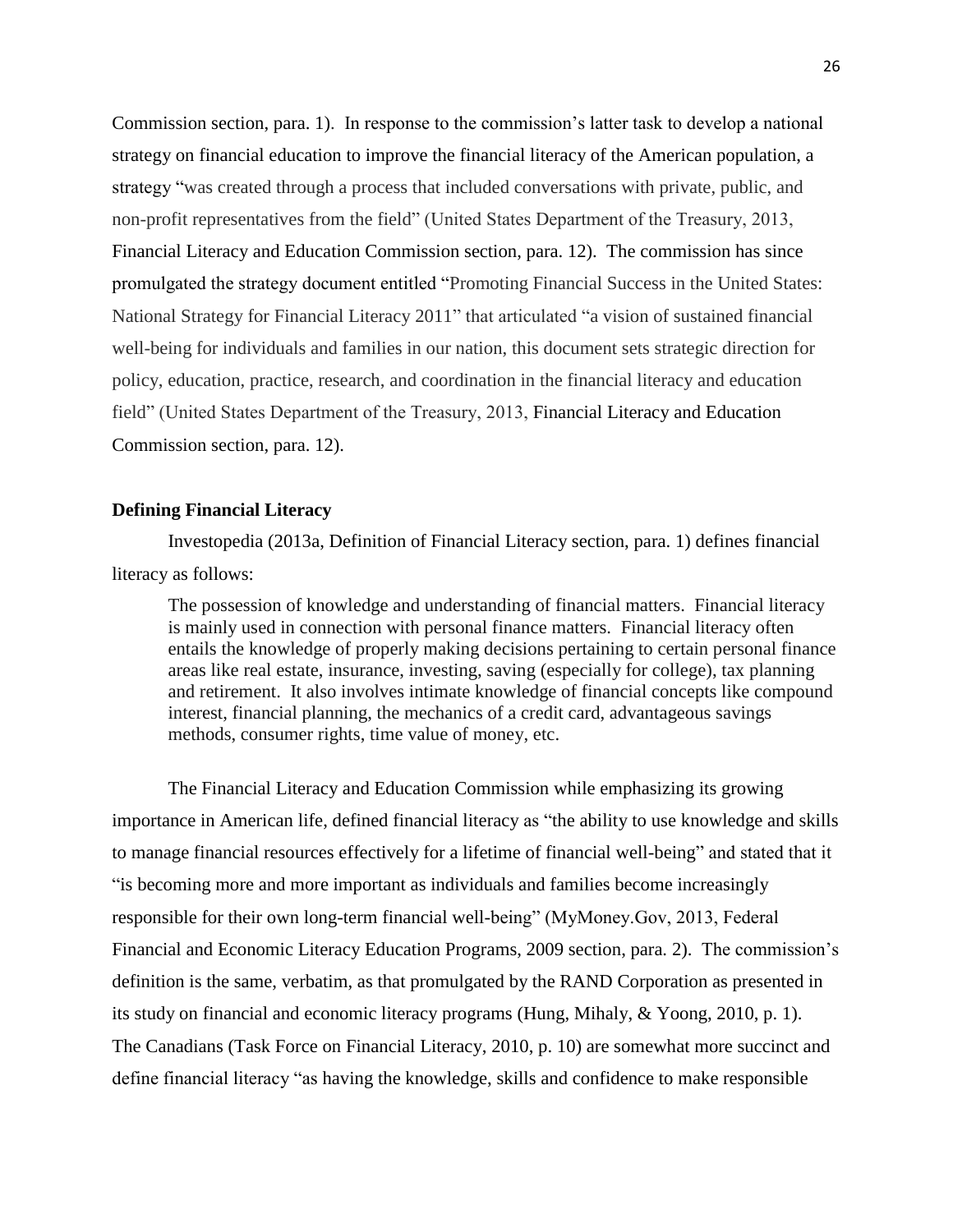Commission section, para. 1). In response to the commission's latter task to develop a national strategy on financial education to improve the financial literacy of the American population, a strategy "was created through a process that included conversations with private, public, and non-profit representatives from the field" (United States Department of the Treasury, 2013, Financial Literacy and Education Commission section, para. 12). The commission has since promulgated the strategy document entitled "Promoting Financial Success in the United States: National Strategy for Financial Literacy 2011" that articulated "a vision of sustained financial well-being for individuals and families in our nation, this document sets strategic direction for policy, education, practice, research, and coordination in the financial literacy and education field" (United States Department of the Treasury, 2013, Financial Literacy and Education Commission section, para. 12).

**Defining Financial Literacy**

Investopedia (2013a, Definition of Financial Literacy section, para. 1) defines financial literacy as follows:

> The possession of knowledge and understanding of financial matters. Financial literacy is mainly used in connection with personal finance matters. Financial literacy often entails the knowledge of properly making decisions pertaining to certain personal finance areas like real estate, insurance, investing, saving (especially for college), tax planning and retirement. It also involves intimate knowledge of financial concepts like compound interest, financial planning, the mechanics of a credit card, advantageous savings methods, consumer rights, time value of money, etc.

The Financial Literacy and Education Commission while emphasizing its growing importance in American life, defined financial literacy as "the ability to use knowledge and skills to manage financial resources effectively for a lifetime of financial well-being" and stated that it "is becoming more and more important as individuals and families become increasingly responsible for their own long-term financial well-being" (MyMoney.Gov, 2013, Federal Financial and Economic Literacy Education Programs, 2009 section, para. 2). The commission's definition is the same, verbatim, as that promulgated by the RAND Corporation as presented in its study on financial and economic literacy programs (Hung, Mihaly, & Yoong, 2010, p. 1). The Canadians (Task Force on Financial Literacy, 2010, p. 10) are somewhat more succinct and define financial literacy "as having the knowledge, skills and confidence to make responsible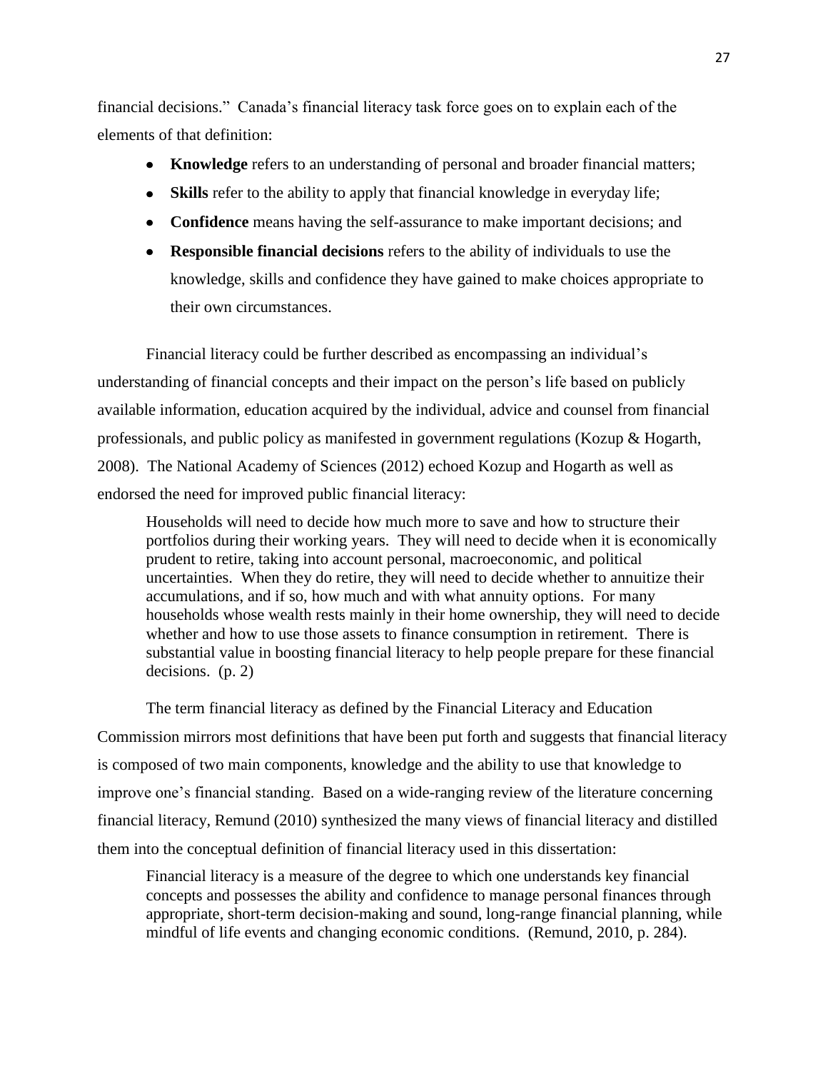financial decisions." Canada's financial literacy task force goes on to explain each of the elements of that definition:

- **Knowledge** refers to an understanding of personal and broader financial matters;
- **Skills** refer to the ability to apply that financial knowledge in everyday life;
- **Confidence** means having the self-assurance to make important decisions; and
- **Responsible financial decisions** refers to the ability of individuals to use the knowledge, skills and confidence they have gained to make choices appropriate to their own circumstances.

Financial literacy could be further described as encompassing an individual's understanding of financial concepts and their impact on the person's life based on publicly available information, education acquired by the individual, advice and counsel from financial professionals, and public policy as manifested in government regulations (Kozup & Hogarth, 2008). The National Academy of Sciences (2012) echoed Kozup and Hogarth as well as endorsed the need for improved public financial literacy:

> Households will need to decide how much more to save and how to structure their portfolios during their working years. They will need to decide when it is economically prudent to retire, taking into account personal, macroeconomic, and political uncertainties. When they do retire, they will need to decide whether to annuitize their accumulations, and if so, how much and with what annuity options. For many households whose wealth rests mainly in their home ownership, they will need to decide whether and how to use those assets to finance consumption in retirement. There is substantial value in boosting financial literacy to help people prepare for these financial decisions. (p. 2)

The term financial literacy as defined by the Financial Literacy and Education Commission mirrors most definitions that have been put forth and suggests that financial literacy is composed of two main components, knowledge and the ability to use that knowledge to improve one's financial standing. Based on a wide-ranging review of the literature concerning financial literacy, Remund (2010) synthesized the many views of financial literacy and distilled them into the conceptual definition of financial literacy used in this dissertation:

> Financial literacy is a measure of the degree to which one understands key financial concepts and possesses the ability and confidence to manage personal finances through appropriate, short-term decision-making and sound, long-range financial planning, while mindful of life events and changing economic conditions. (Remund, 2010, p. 284).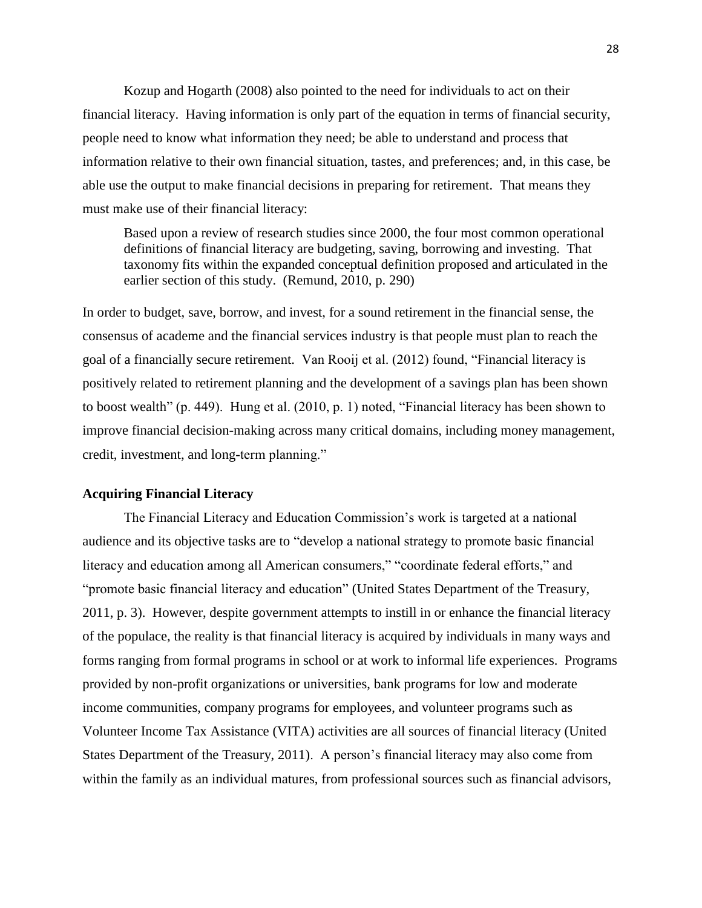Kozup and Hogarth (2008) also pointed to the need for individuals to act on their financial literacy. Having information is only part of the equation in terms of financial security, people need to know what information they need; be able to understand and process that information relative to their own financial situation, tastes, and preferences; and, in this case, be able use the output to make financial decisions in preparing for retirement. That means they must make use of their financial literacy:

> Based upon a review of research studies since 2000, the four most common operational definitions of financial literacy are budgeting, saving, borrowing and investing. That taxonomy fits within the expanded conceptual definition proposed and articulated in the earlier section of this study. (Remund, 2010, p. 290)

In order to budget, save, borrow, and invest, for a sound retirement in the financial sense, the consensus of academe and the financial services industry is that people must plan to reach the goal of a financially secure retirement. Van Rooij et al. (2012) found, "Financial literacy is positively related to retirement planning and the development of a savings plan has been shown to boost wealth" (p. 449). Hung et al. (2010, p. 1) noted, "Financial literacy has been shown to improve financial decision-making across many critical domains, including money management, credit, investment, and long-term planning."

**Acquiring Financial Literacy**

The Financial Literacy and Education Commission's work is targeted at a national audience and its objective tasks are to "develop a national strategy to promote basic financial literacy and education among all American consumers," "coordinate federal efforts," and "promote basic financial literacy and education" (United States Department of the Treasury, 2011, p. 3). However, despite government attempts to instill in or enhance the financial literacy of the populace, the reality is that financial literacy is acquired by individuals in many ways and forms ranging from formal programs in school or at work to informal life experiences. Programs provided by non-profit organizations or universities, bank programs for low and moderate income communities, company programs for employees, and volunteer programs such as Volunteer Income Tax Assistance (VITA) activities are all sources of financial literacy (United States Department of the Treasury, 2011). A person's financial literacy may also come from within the family as an individual matures, from professional sources such as financial advisors,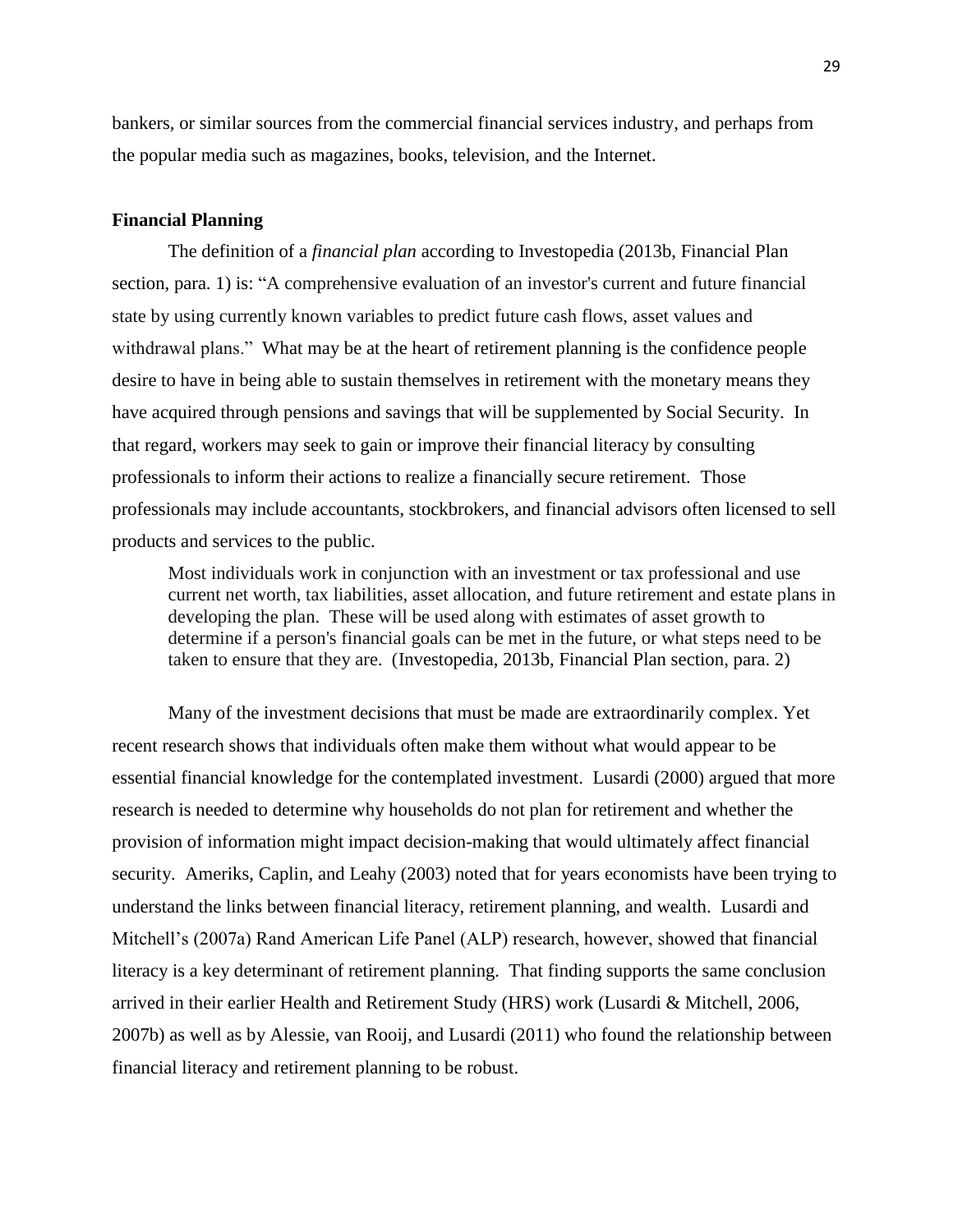bankers, or similar sources from the commercial financial services industry, and perhaps from the popular media such as magazines, books, television, and the Internet.

**Financial Planning**

The definition of a *financial plan* according to Investopedia (2013b, Financial Plan section, para. 1) is: "A comprehensive evaluation of an investor's current and future financial state by using currently known variables to predict future cash flows, asset values and withdrawal plans." What may be at the heart of retirement planning is the confidence people desire to have in being able to sustain themselves in retirement with the monetary means they have acquired through pensions and savings that will be supplemented by Social Security. In that regard, workers may seek to gain or improve their financial literacy by consulting professionals to inform their actions to realize a financially secure retirement. Those professionals may include accountants, stockbrokers, and financial advisors often licensed to sell products and services to the public.

> Most individuals work in conjunction with an investment or tax professional and use current net worth, tax liabilities, asset allocation, and future retirement and estate plans in developing the plan. These will be used along with estimates of asset growth to determine if a person's financial goals can be met in the future, or what steps need to be taken to ensure that they are. (Investopedia, 2013b, Financial Plan section, para. 2)

Many of the investment decisions that must be made are extraordinarily complex. Yet recent research shows that individuals often make them without what would appear to be essential financial knowledge for the contemplated investment. Lusardi (2000) argued that more research is needed to determine why households do not plan for retirement and whether the provision of information might impact decision-making that would ultimately affect financial security. Ameriks, Caplin, and Leahy (2003) noted that for years economists have been trying to understand the links between financial literacy, retirement planning, and wealth. Lusardi and Mitchell's (2007a) Rand American Life Panel (ALP) research, however, showed that financial literacy is a key determinant of retirement planning. That finding supports the same conclusion arrived in their earlier Health and Retirement Study (HRS) work (Lusardi & Mitchell, 2006, 2007b) as well as by Alessie, van Rooij, and Lusardi (2011) who found the relationship between financial literacy and retirement planning to be robust.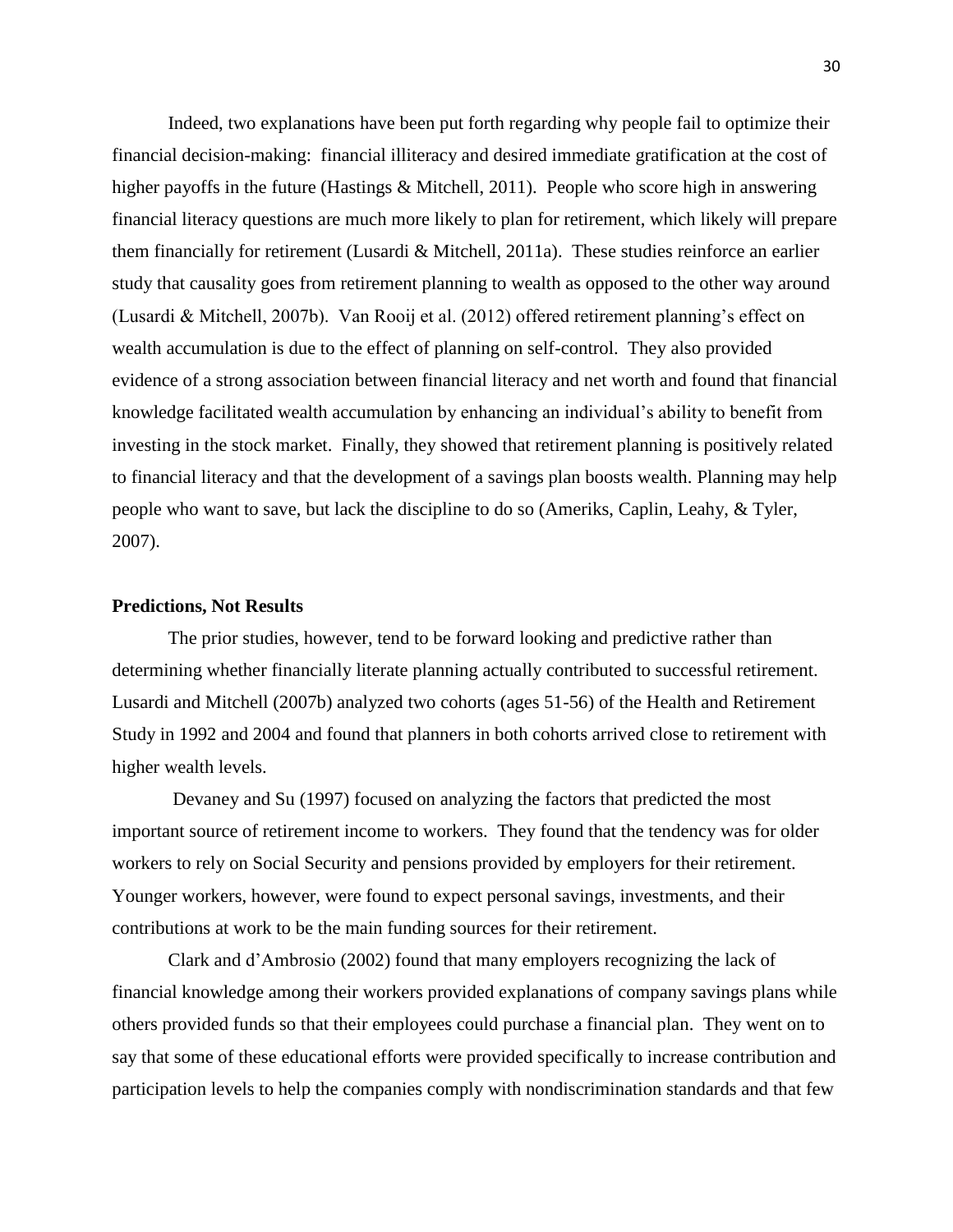Indeed, two explanations have been put forth regarding why people fail to optimize their financial decision-making: financial illiteracy and desired immediate gratification at the cost of higher payoffs in the future (Hastings & Mitchell, 2011). People who score high in answering financial literacy questions are much more likely to plan for retirement, which likely will prepare them financially for retirement (Lusardi & Mitchell, 2011a). These studies reinforce an earlier study that causality goes from retirement planning to wealth as opposed to the other way around (Lusardi & Mitchell, 2007b). Van Rooij et al. (2012) offered retirement planning's effect on wealth accumulation is due to the effect of planning on self-control. They also provided evidence of a strong association between financial literacy and net worth and found that financial knowledge facilitated wealth accumulation by enhancing an individual's ability to benefit from investing in the stock market. Finally, they showed that retirement planning is positively related to financial literacy and that the development of a savings plan boosts wealth. Planning may help people who want to save, but lack the discipline to do so (Ameriks, Caplin, Leahy, & Tyler, 2007).

**Predictions, Not Results**

The prior studies, however, tend to be forward looking and predictive rather than determining whether financially literate planning actually contributed to successful retirement. Lusardi and Mitchell (2007b) analyzed two cohorts (ages 51-56) of the Health and Retirement Study in 1992 and 2004 and found that planners in both cohorts arrived close to retirement with higher wealth levels.

Devaney and Su (1997) focused on analyzing the factors that predicted the most important source of retirement income to workers. They found that the tendency was for older workers to rely on Social Security and pensions provided by employers for their retirement. Younger workers, however, were found to expect personal savings, investments, and their contributions at work to be the main funding sources for their retirement.

Clark and d'Ambrosio (2002) found that many employers recognizing the lack of financial knowledge among their workers provided explanations of company savings plans while others provided funds so that their employees could purchase a financial plan. They went on to say that some of these educational efforts were provided specifically to increase contribution and participation levels to help the companies comply with nondiscrimination standards and that few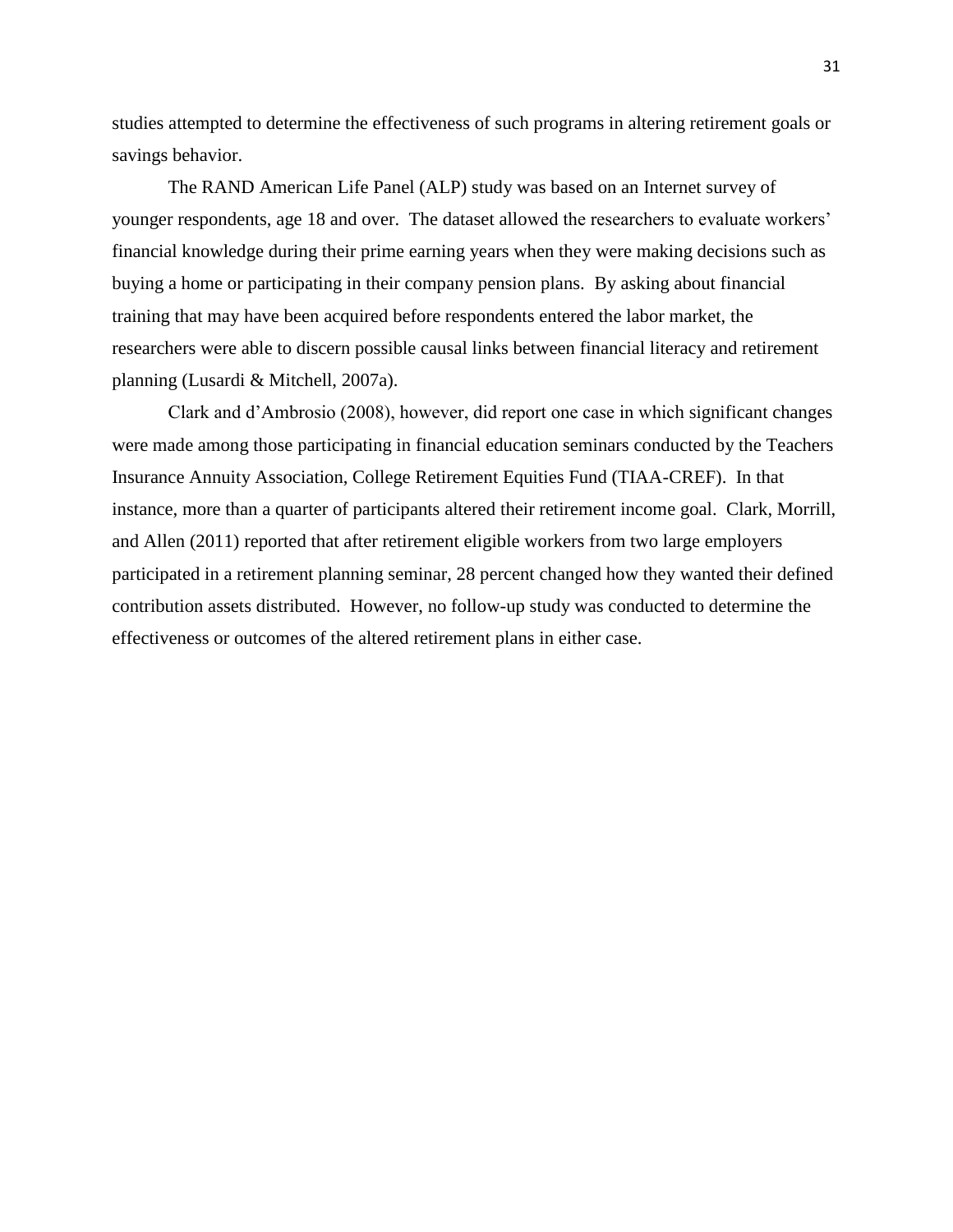studies attempted to determine the effectiveness of such programs in altering retirement goals or savings behavior.

The RAND American Life Panel (ALP) study was based on an Internet survey of younger respondents, age 18 and over. The dataset allowed the researchers to evaluate workers' financial knowledge during their prime earning years when they were making decisions such as buying a home or participating in their company pension plans. By asking about financial training that may have been acquired before respondents entered the labor market, the researchers were able to discern possible causal links between financial literacy and retirement planning (Lusardi & Mitchell, 2007a).

Clark and d'Ambrosio (2008), however, did report one case in which significant changes were made among those participating in financial education seminars conducted by the Teachers Insurance Annuity Association, College Retirement Equities Fund (TIAA-CREF). In that instance, more than a quarter of participants altered their retirement income goal. Clark, Morrill, and Allen (2011) reported that after retirement eligible workers from two large employers participated in a retirement planning seminar, 28 percent changed how they wanted their defined contribution assets distributed. However, no follow-up study was conducted to determine the effectiveness or outcomes of the altered retirement plans in either case.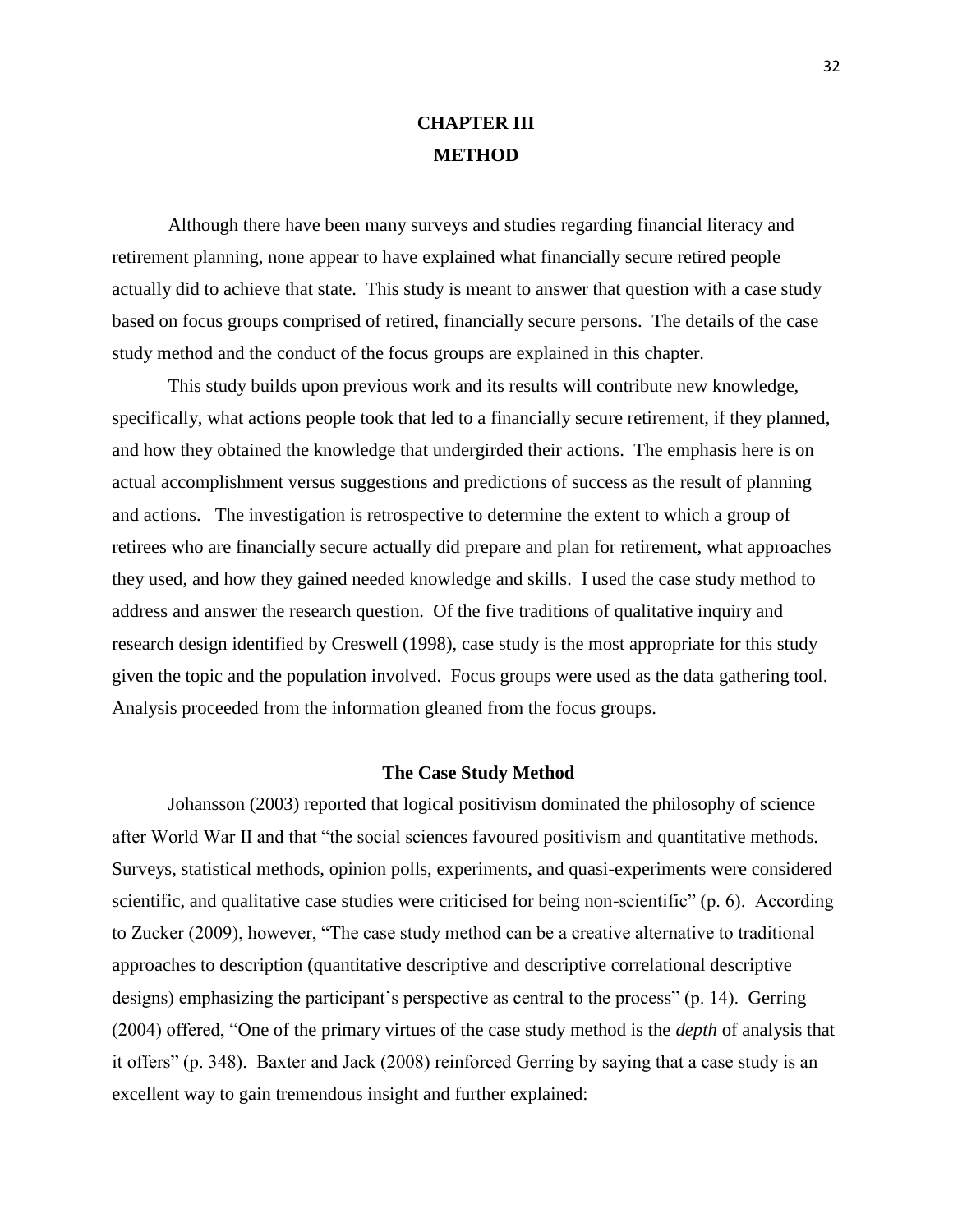# CHAPTER III

# METHOD

Although there have been many surveys and studies regarding financial literacy and retirement planning, none appear to have explained what financially secure retired people actually did to achieve that state. This study is meant to answer that question with a case study based on focus groups comprised of retired, financially secure persons. The details of the case study method and the conduct of the focus groups are explained in this chapter.

This study builds upon previous work and its results will contribute new knowledge, specifically, what actions people took that led to a financially secure retirement, if they planned, and how they obtained the knowledge that undergirded their actions. The emphasis here is on actual accomplishment versus suggestions and predictions of success as the result of planning and actions. The investigation is retrospective to determine the extent to which a group of retirees who are financially secure actually did prepare and plan for retirement, what approaches they used, and how they gained needed knowledge and skills. I used the case study method to address and answer the research question. Of the five traditions of qualitative inquiry and research design identified by Creswell (1998), case study is the most appropriate for this study given the topic and the population involved. Focus groups were used as the data gathering tool. Analysis proceeded from the information gleaned from the focus groups.

## The Case Study Method

Johansson (2003) reported that logical positivism dominated the philosophy of science after World War II and that "the social sciences favoured positivism and quantitative methods. Surveys, statistical methods, opinion polls, experiments, and quasi-experiments were considered scientific, and qualitative case studies were criticised for being non-scientific" (p. 6). According to Zucker (2009), however, "The case study method can be a creative alternative to traditional approaches to description (quantitative descriptive and descriptive correlational descriptive designs) emphasizing the participant's perspective as central to the process" (p. 14). Gerring (2004) offered, "One of the primary virtues of the case study method is the *depth* of analysis that it offers" (p. 348). Baxter and Jack (2008) reinforced Gerring by saying that a case study is an excellent way to gain tremendous insight and further explained: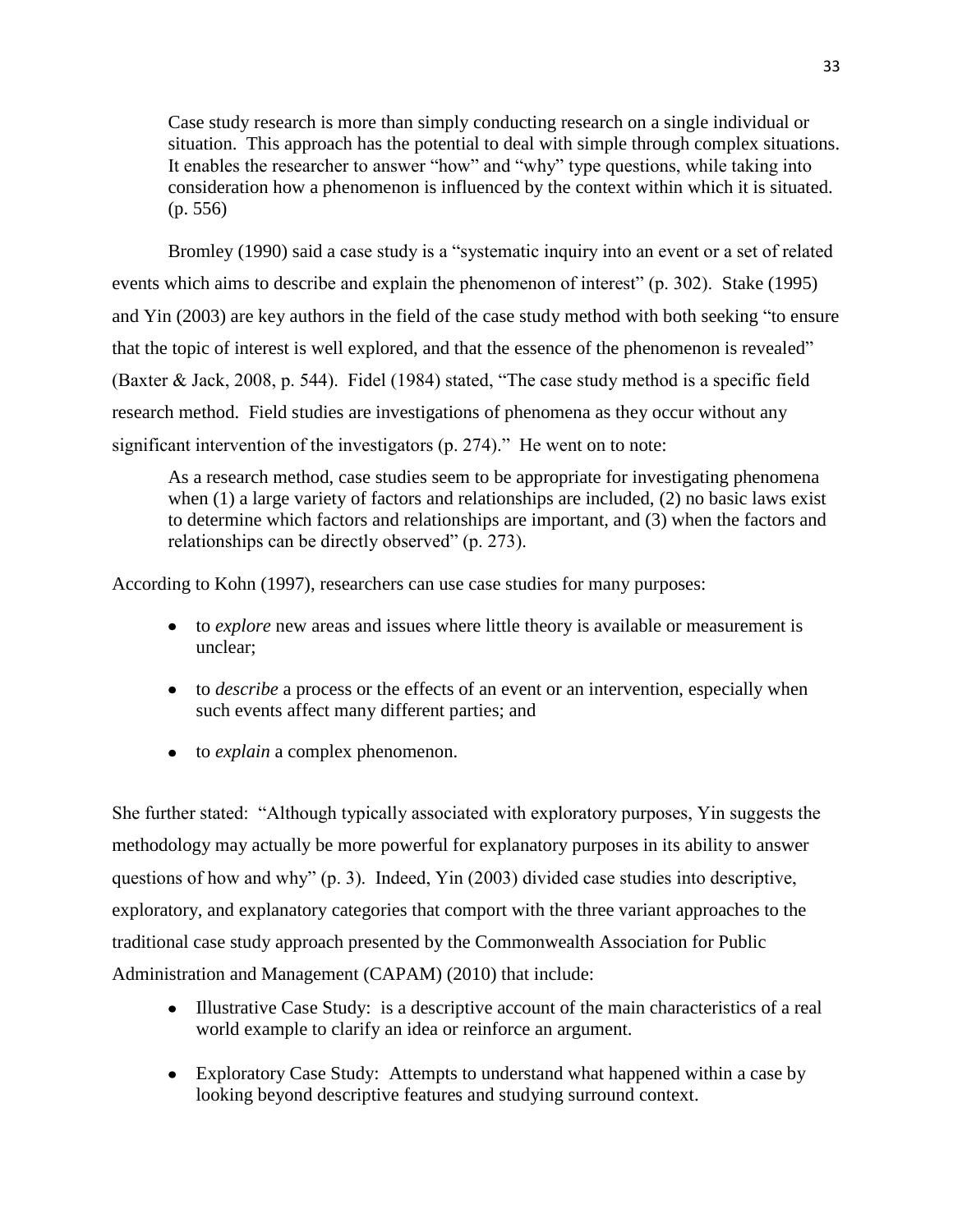> Case study research is more than simply conducting research on a single individual or situation. This approach has the potential to deal with simple through complex situations. It enables the researcher to answer "how" and "why" type questions, while taking into consideration how a phenomenon is influenced by the context within which it is situated. (p. 556)

Bromley (1990) said a case study is a "systematic inquiry into an event or a set of related events which aims to describe and explain the phenomenon of interest" (p. 302). Stake (1995) and Yin (2003) are key authors in the field of the case study method with both seeking "to ensure that the topic of interest is well explored, and that the essence of the phenomenon is revealed" (Baxter & Jack, 2008, p. 544). Fidel (1984) stated, "The case study method is a specific field research method. Field studies are investigations of phenomena as they occur without any significant intervention of the investigators (p. 274)." He went on to note:

> As a research method, case studies seem to be appropriate for investigating phenomena when (1) a large variety of factors and relationships are included, (2) no basic laws exist to determine which factors and relationships are important, and (3) when the factors and relationships can be directly observed" (p. 273).

According to Kohn (1997), researchers can use case studies for many purposes:

- to *explore* new areas and issues where little theory is available or measurement is unclear;
- to *describe* a process or the effects of an event or an intervention, especially when such events affect many different parties; and
- to *explain* a complex phenomenon.

She further stated: "Although typically associated with exploratory purposes, Yin suggests the methodology may actually be more powerful for explanatory purposes in its ability to answer questions of how and why" (p. 3). Indeed, Yin (2003) divided case studies into descriptive, exploratory, and explanatory categories that comport with the three variant approaches to the traditional case study approach presented by the Commonwealth Association for Public Administration and Management (CAPAM) (2010) that include:

- Illustrative Case Study: is a descriptive account of the main characteristics of a real world example to clarify an idea or reinforce an argument.
- Exploratory Case Study: Attempts to understand what happened within a case by looking beyond descriptive features and studying surround context.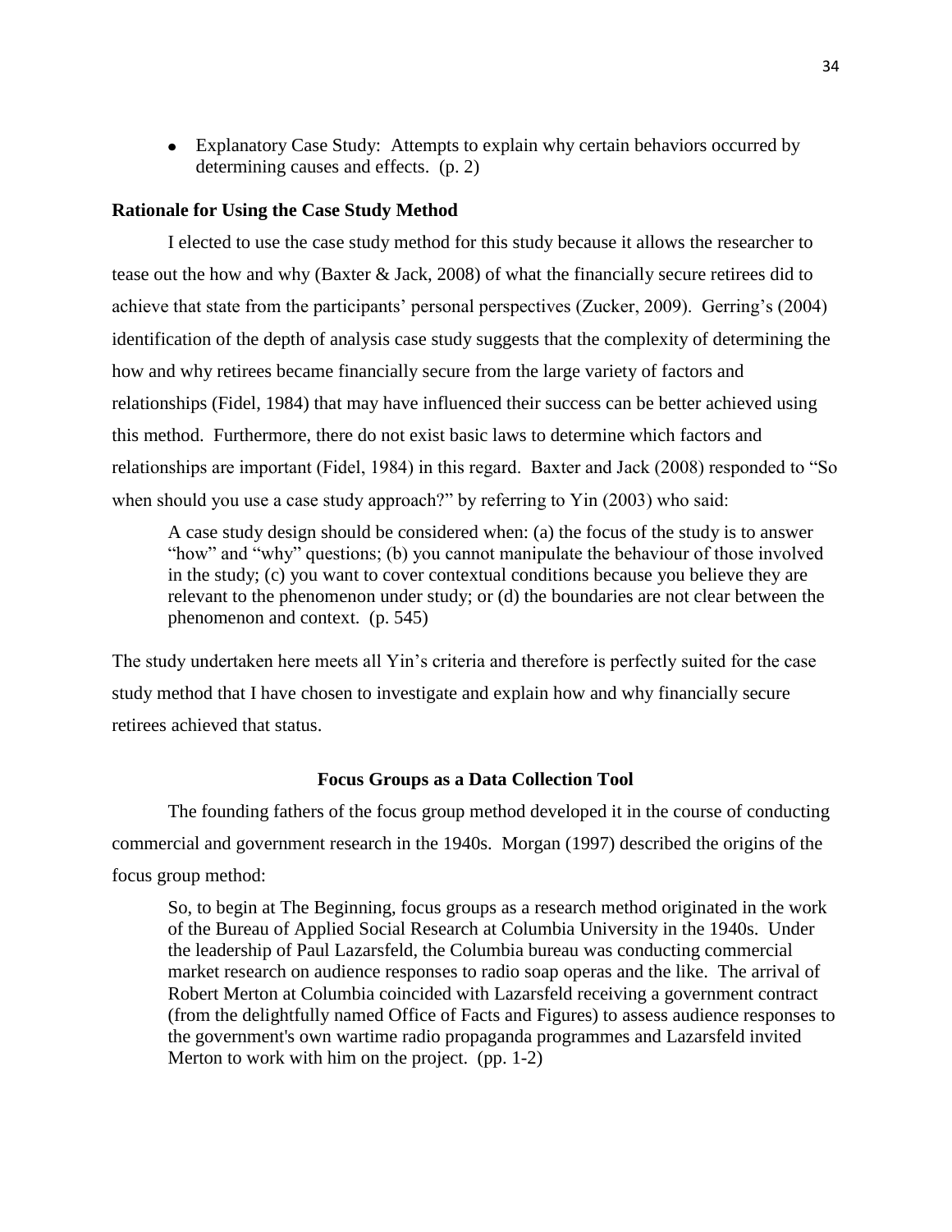- Explanatory Case Study: Attempts to explain why certain behaviors occurred by determining causes and effects. (p. 2)

### Rationale for Using the Case Study Method

I elected to use the case study method for this study because it allows the researcher to tease out the how and why (Baxter & Jack, 2008) of what the financially secure retirees did to achieve that state from the participants' personal perspectives (Zucker, 2009). Gerring's (2004) identification of the depth of analysis case study suggests that the complexity of determining the how and why retirees became financially secure from the large variety of factors and relationships (Fidel, 1984) that may have influenced their success can be better achieved using this method. Furthermore, there do not exist basic laws to determine which factors and relationships are important (Fidel, 1984) in this regard. Baxter and Jack (2008) responded to "So when should you use a case study approach?" by referring to Yin (2003) who said:

> A case study design should be considered when: (a) the focus of the study is to answer "how" and "why" questions; (b) you cannot manipulate the behaviour of those involved in the study; (c) you want to cover contextual conditions because you believe they are relevant to the phenomenon under study; or (d) the boundaries are not clear between the phenomenon and context. (p. 545)

The study undertaken here meets all Yin's criteria and therefore is perfectly suited for the case study method that I have chosen to investigate and explain how and why financially secure retirees achieved that status.

## Focus Groups as a Data Collection Tool

The founding fathers of the focus group method developed it in the course of conducting commercial and government research in the 1940s. Morgan (1997) described the origins of the focus group method:

> So, to begin at The Beginning, focus groups as a research method originated in the work of the Bureau of Applied Social Research at Columbia University in the 1940s. Under the leadership of Paul Lazarsfeld, the Columbia bureau was conducting commercial market research on audience responses to radio soap operas and the like. The arrival of Robert Merton at Columbia coincided with Lazarsfeld receiving a government contract (from the delightfully named Office of Facts and Figures) to assess audience responses to the government's own wartime radio propaganda programmes and Lazarsfeld invited Merton to work with him on the project. (pp. 1-2)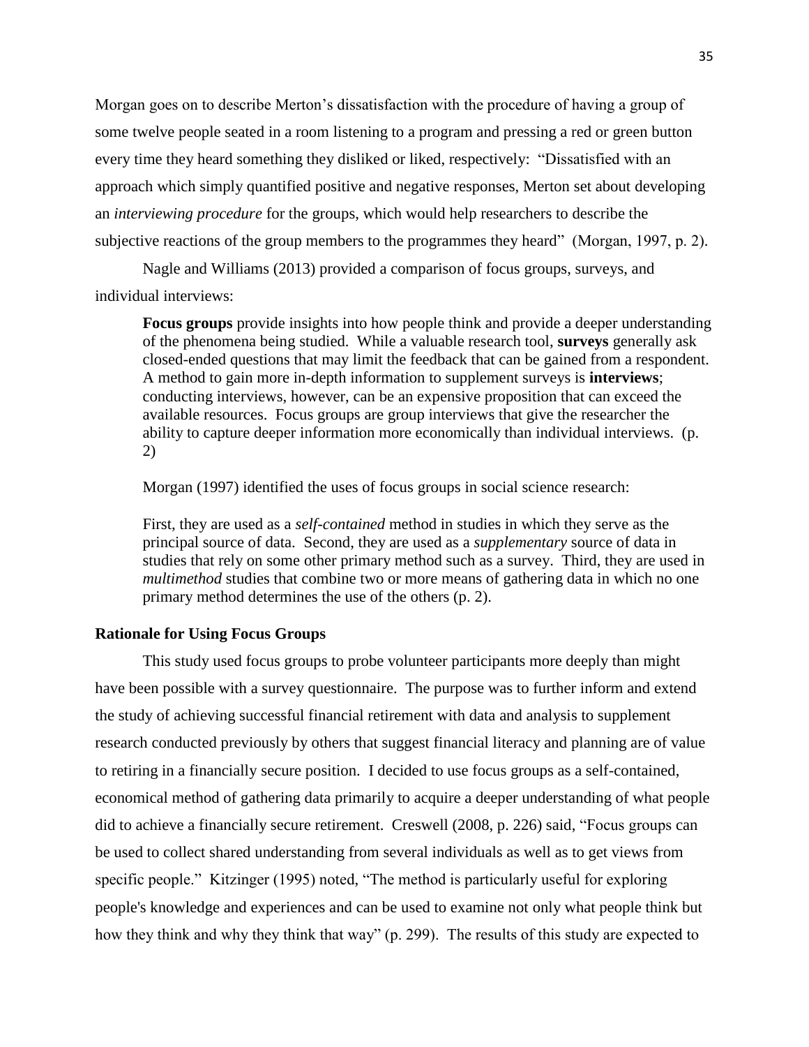Morgan goes on to describe Merton's dissatisfaction with the procedure of having a group of some twelve people seated in a room listening to a program and pressing a red or green button every time they heard something they disliked or liked, respectively: "Dissatisfied with an approach which simply quantified positive and negative responses, Merton set about developing an *interviewing procedure* for the groups, which would help researchers to describe the subjective reactions of the group members to the programmes they heard" (Morgan, 1997, p. 2).

Nagle and Williams (2013) provided a comparison of focus groups, surveys, and individual interviews:

> **Focus groups** provide insights into how people think and provide a deeper understanding of the phenomena being studied. While a valuable research tool, **surveys** generally ask closed-ended questions that may limit the feedback that can be gained from a respondent. A method to gain more in-depth information to supplement surveys is **interviews**; conducting interviews, however, can be an expensive proposition that can exceed the available resources. Focus groups are group interviews that give the researcher the ability to capture deeper information more economically than individual interviews. (p. 2)

Morgan (1997) identified the uses of focus groups in social science research:

> First, they are used as a *self-contained* method in studies in which they serve as the principal source of data. Second, they are used as a *supplementary* source of data in studies that rely on some other primary method such as a survey. Third, they are used in *multimethod* studies that combine two or more means of gathering data in which no one primary method determines the use of the others (p. 2).

### Rationale for Using Focus Groups

This study used focus groups to probe volunteer participants more deeply than might have been possible with a survey questionnaire. The purpose was to further inform and extend the study of achieving successful financial retirement with data and analysis to supplement research conducted previously by others that suggest financial literacy and planning are of value to retiring in a financially secure position. I decided to use focus groups as a self-contained, economical method of gathering data primarily to acquire a deeper understanding of what people did to achieve a financially secure retirement. Creswell (2008, p. 226) said, "Focus groups can be used to collect shared understanding from several individuals as well as to get views from specific people." Kitzinger (1995) noted, "The method is particularly useful for exploring people's knowledge and experiences and can be used to examine not only what people think but how they think and why they think that way" (p. 299). The results of this study are expected to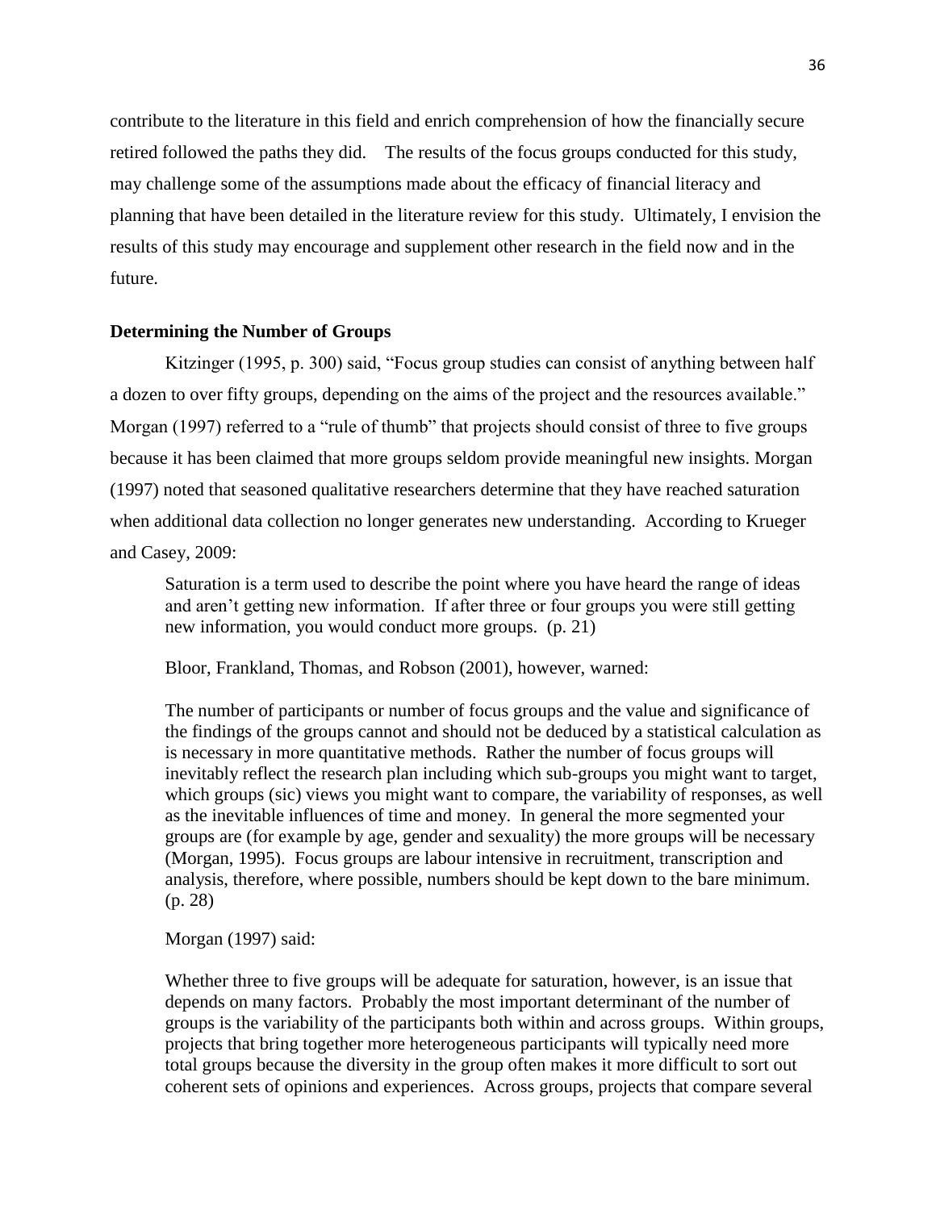contribute to the literature in this field and enrich comprehension of how the financially secure retired followed the paths they did. The results of the focus groups conducted for this study, may challenge some of the assumptions made about the efficacy of financial literacy and planning that have been detailed in the literature review for this study. Ultimately, I envision the results of this study may encourage and supplement other research in the field now and in the future.

### Determining the Number of Groups

Kitzinger (1995, p. 300) said, "Focus group studies can consist of anything between half a dozen to over fifty groups, depending on the aims of the project and the resources available." Morgan (1997) referred to a "rule of thumb" that projects should consist of three to five groups because it has been claimed that more groups seldom provide meaningful new insights. Morgan (1997) noted that seasoned qualitative researchers determine that they have reached saturation when additional data collection no longer generates new understanding. According to Krueger and Casey, 2009:

> Saturation is a term used to describe the point where you have heard the range of ideas and aren't getting new information. If after three or four groups you were still getting new information, you would conduct more groups. (p. 21)

Bloor, Frankland, Thomas, and Robson (2001), however, warned:

> The number of participants or number of focus groups and the value and significance of the findings of the groups cannot and should not be deduced by a statistical calculation as is necessary in more quantitative methods. Rather the number of focus groups will inevitably reflect the research plan including which sub-groups you might want to target, which groups (sic) views you might want to compare, the variability of responses, as well as the inevitable influences of time and money. In general the more segmented your groups are (for example by age, gender and sexuality) the more groups will be necessary (Morgan, 1995). Focus groups are labour intensive in recruitment, transcription and analysis, therefore, where possible, numbers should be kept down to the bare minimum. (p. 28)

Morgan (1997) said:

> Whether three to five groups will be adequate for saturation, however, is an issue that depends on many factors. Probably the most important determinant of the number of groups is the variability of the participants both within and across groups. Within groups, projects that bring together more heterogeneous participants will typically need more total groups because the diversity in the group often makes it more difficult to sort out coherent sets of opinions and experiences. Across groups, projects that compare several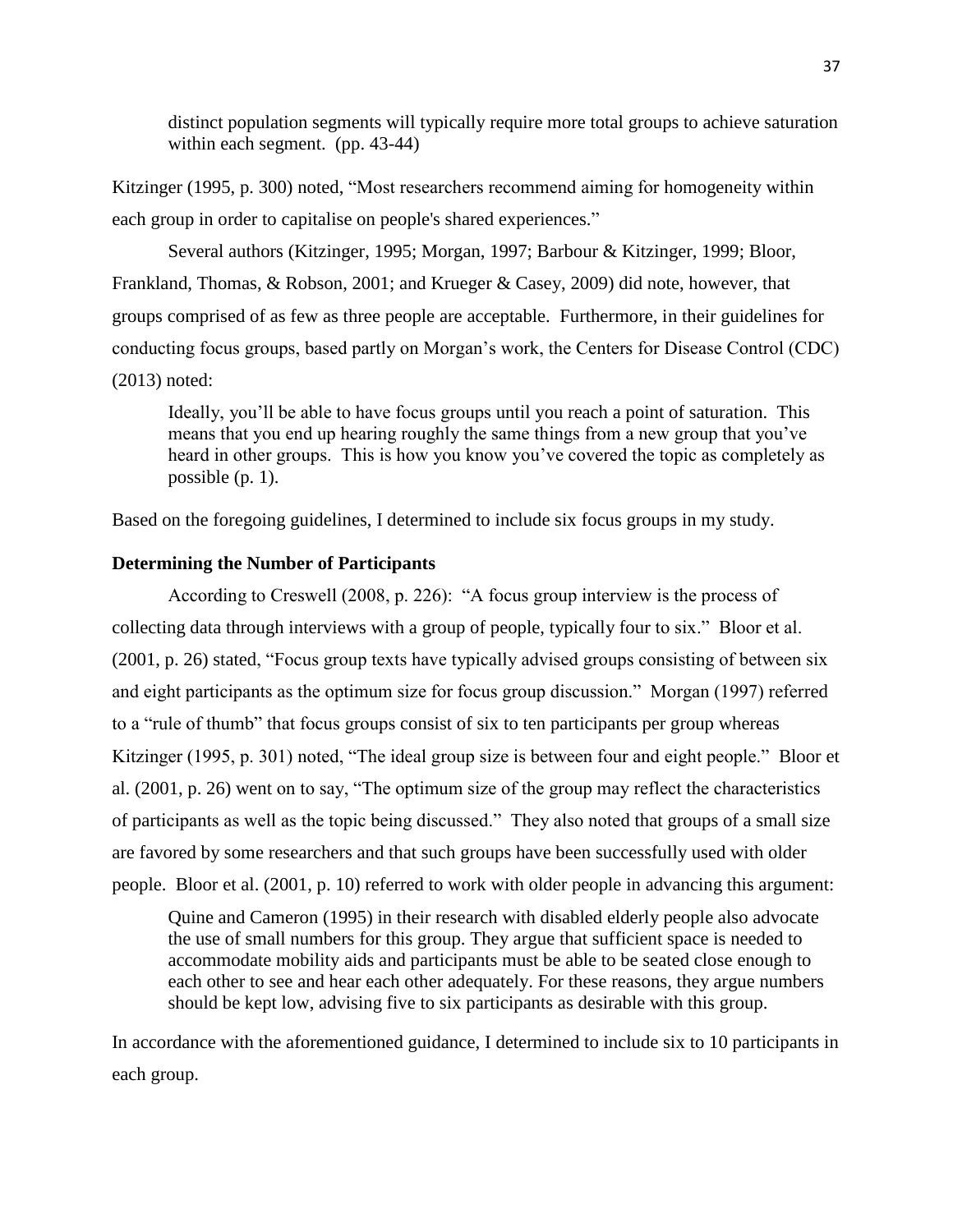> distinct population segments will typically require more total groups to achieve saturation within each segment. (pp. 43-44)

Kitzinger (1995, p. 300) noted, "Most researchers recommend aiming for homogeneity within each group in order to capitalise on people's shared experiences."

Several authors (Kitzinger, 1995; Morgan, 1997; Barbour & Kitzinger, 1999; Bloor, Frankland, Thomas, & Robson, 2001; and Krueger & Casey, 2009) did note, however, that groups comprised of as few as three people are acceptable. Furthermore, in their guidelines for conducting focus groups, based partly on Morgan's work, the Centers for Disease Control (CDC) (2013) noted:

> Ideally, you'll be able to have focus groups until you reach a point of saturation. This means that you end up hearing roughly the same things from a new group that you've heard in other groups. This is how you know you've covered the topic as completely as possible (p. 1).

Based on the foregoing guidelines, I determined to include six focus groups in my study.

### Determining the Number of Participants

According to Creswell (2008, p. 226): "A focus group interview is the process of collecting data through interviews with a group of people, typically four to six." Bloor et al. (2001, p. 26) stated, "Focus group texts have typically advised groups consisting of between six and eight participants as the optimum size for focus group discussion." Morgan (1997) referred to a "rule of thumb" that focus groups consist of six to ten participants per group whereas Kitzinger (1995, p. 301) noted, "The ideal group size is between four and eight people." Bloor et al. (2001, p. 26) went on to say, "The optimum size of the group may reflect the characteristics of participants as well as the topic being discussed." They also noted that groups of a small size are favored by some researchers and that such groups have been successfully used with older people. Bloor et al. (2001, p. 10) referred to work with older people in advancing this argument:

> Quine and Cameron (1995) in their research with disabled elderly people also advocate the use of small numbers for this group. They argue that sufficient space is needed to accommodate mobility aids and participants must be able to be seated close enough to each other to see and hear each other adequately. For these reasons, they argue numbers should be kept low, advising five to six participants as desirable with this group.

In accordance with the aforementioned guidance, I determined to include six to 10 participants in each group.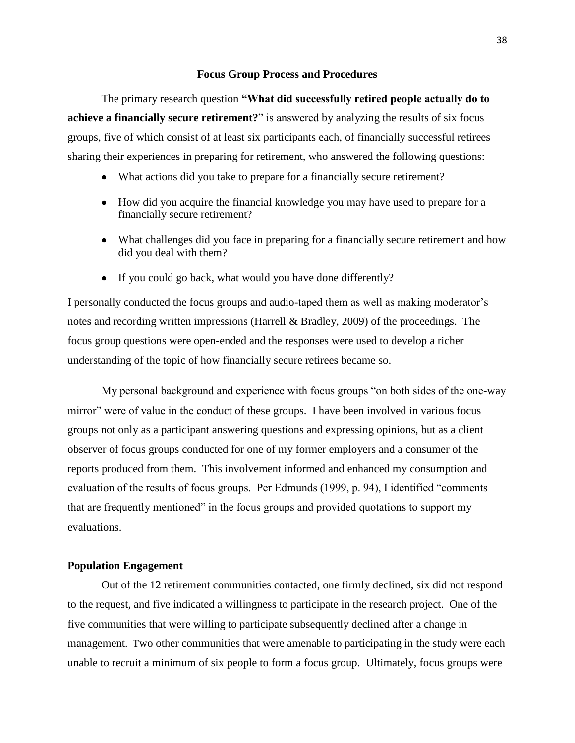## Focus Group Process and Procedures

The primary research question **"What did successfully retired people actually do to achieve a financially secure retirement?**" is answered by analyzing the results of six focus groups, five of which consist of at least six participants each, of financially successful retirees sharing their experiences in preparing for retirement, who answered the following questions:

- What actions did you take to prepare for a financially secure retirement?
- How did you acquire the financial knowledge you may have used to prepare for a financially secure retirement?
- What challenges did you face in preparing for a financially secure retirement and how did you deal with them?
- If you could go back, what would you have done differently?

I personally conducted the focus groups and audio-taped them as well as making moderator's notes and recording written impressions (Harrell & Bradley, 2009) of the proceedings. The focus group questions were open-ended and the responses were used to develop a richer understanding of the topic of how financially secure retirees became so.

My personal background and experience with focus groups "on both sides of the one-way mirror" were of value in the conduct of these groups. I have been involved in various focus groups not only as a participant answering questions and expressing opinions, but as a client observer of focus groups conducted for one of my former employers and a consumer of the reports produced from them. This involvement informed and enhanced my consumption and evaluation of the results of focus groups. Per Edmunds (1999, p. 94), I identified "comments that are frequently mentioned" in the focus groups and provided quotations to support my evaluations.

### Population Engagement

Out of the 12 retirement communities contacted, one firmly declined, six did not respond to the request, and five indicated a willingness to participate in the research project. One of the five communities that were willing to participate subsequently declined after a change in management. Two other communities that were amenable to participating in the study were each unable to recruit a minimum of six people to form a focus group. Ultimately, focus groups were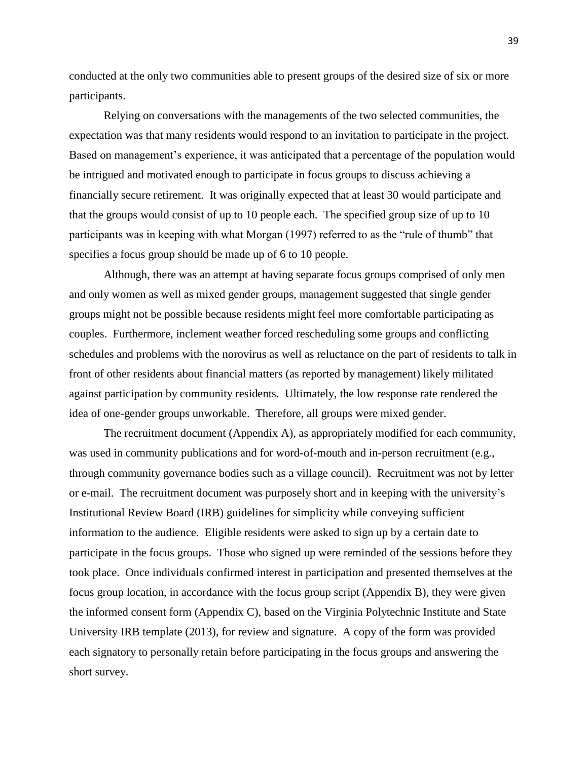conducted at the only two communities able to present groups of the desired size of six or more participants.

Relying on conversations with the managements of the two selected communities, the expectation was that many residents would respond to an invitation to participate in the project. Based on management's experience, it was anticipated that a percentage of the population would be intrigued and motivated enough to participate in focus groups to discuss achieving a financially secure retirement. It was originally expected that at least 30 would participate and that the groups would consist of up to 10 people each. The specified group size of up to 10 participants was in keeping with what Morgan (1997) referred to as the "rule of thumb" that specifies a focus group should be made up of 6 to 10 people.

Although, there was an attempt at having separate focus groups comprised of only men and only women as well as mixed gender groups, management suggested that single gender groups might not be possible because residents might feel more comfortable participating as couples. Furthermore, inclement weather forced rescheduling some groups and conflicting schedules and problems with the norovirus as well as reluctance on the part of residents to talk in front of other residents about financial matters (as reported by management) likely militated against participation by community residents. Ultimately, the low response rate rendered the idea of one-gender groups unworkable. Therefore, all groups were mixed gender.

The recruitment document (Appendix A), as appropriately modified for each community, was used in community publications and for word-of-mouth and in-person recruitment (e.g., through community governance bodies such as a village council). Recruitment was not by letter or e-mail. The recruitment document was purposely short and in keeping with the university's Institutional Review Board (IRB) guidelines for simplicity while conveying sufficient information to the audience. Eligible residents were asked to sign up by a certain date to participate in the focus groups. Those who signed up were reminded of the sessions before they took place. Once individuals confirmed interest in participation and presented themselves at the focus group location, in accordance with the focus group script (Appendix B), they were given the informed consent form (Appendix C), based on the Virginia Polytechnic Institute and State University IRB template (2013), for review and signature. A copy of the form was provided each signatory to personally retain before participating in the focus groups and answering the short survey.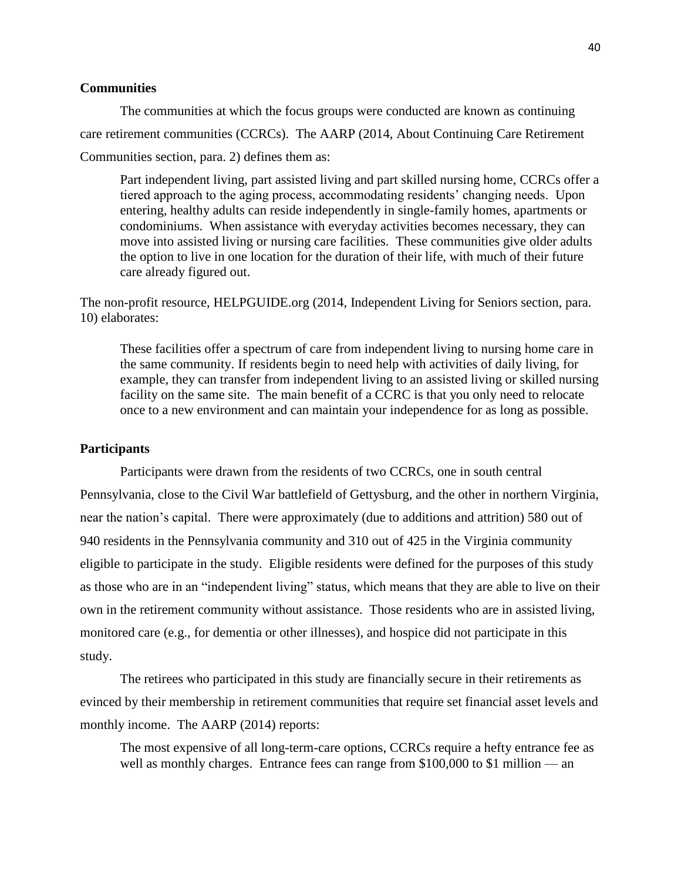### Communities

The communities at which the focus groups were conducted are known as continuing care retirement communities (CCRCs). The AARP (2014, About Continuing Care Retirement Communities section, para. 2) defines them as:

> Part independent living, part assisted living and part skilled nursing home, CCRCs offer a tiered approach to the aging process, accommodating residents' changing needs. Upon entering, healthy adults can reside independently in single-family homes, apartments or condominiums. When assistance with everyday activities becomes necessary, they can move into assisted living or nursing care facilities. These communities give older adults the option to live in one location for the duration of their life, with much of their future care already figured out.

The non-profit resource, HELPGUIDE.org (2014, Independent Living for Seniors section, para. 10) elaborates:

> These facilities offer a spectrum of care from independent living to nursing home care in the same community. If residents begin to need help with activities of daily living, for example, they can transfer from independent living to an assisted living or skilled nursing facility on the same site. The main benefit of a CCRC is that you only need to relocate once to a new environment and can maintain your independence for as long as possible.

### Participants

Participants were drawn from the residents of two CCRCs, one in south central Pennsylvania, close to the Civil War battlefield of Gettysburg, and the other in northern Virginia, near the nation's capital. There were approximately (due to additions and attrition) 580 out of 940 residents in the Pennsylvania community and 310 out of 425 in the Virginia community eligible to participate in the study. Eligible residents were defined for the purposes of this study as those who are in an "independent living" status, which means that they are able to live on their own in the retirement community without assistance. Those residents who are in assisted living, monitored care (e.g., for dementia or other illnesses), and hospice did not participate in this study.

The retirees who participated in this study are financially secure in their retirements as evinced by their membership in retirement communities that require set financial asset levels and monthly income. The AARP (2014) reports:

> The most expensive of all long-term-care options, CCRCs require a hefty entrance fee as well as monthly charges. Entrance fees can range from $100,000 to $1 million — an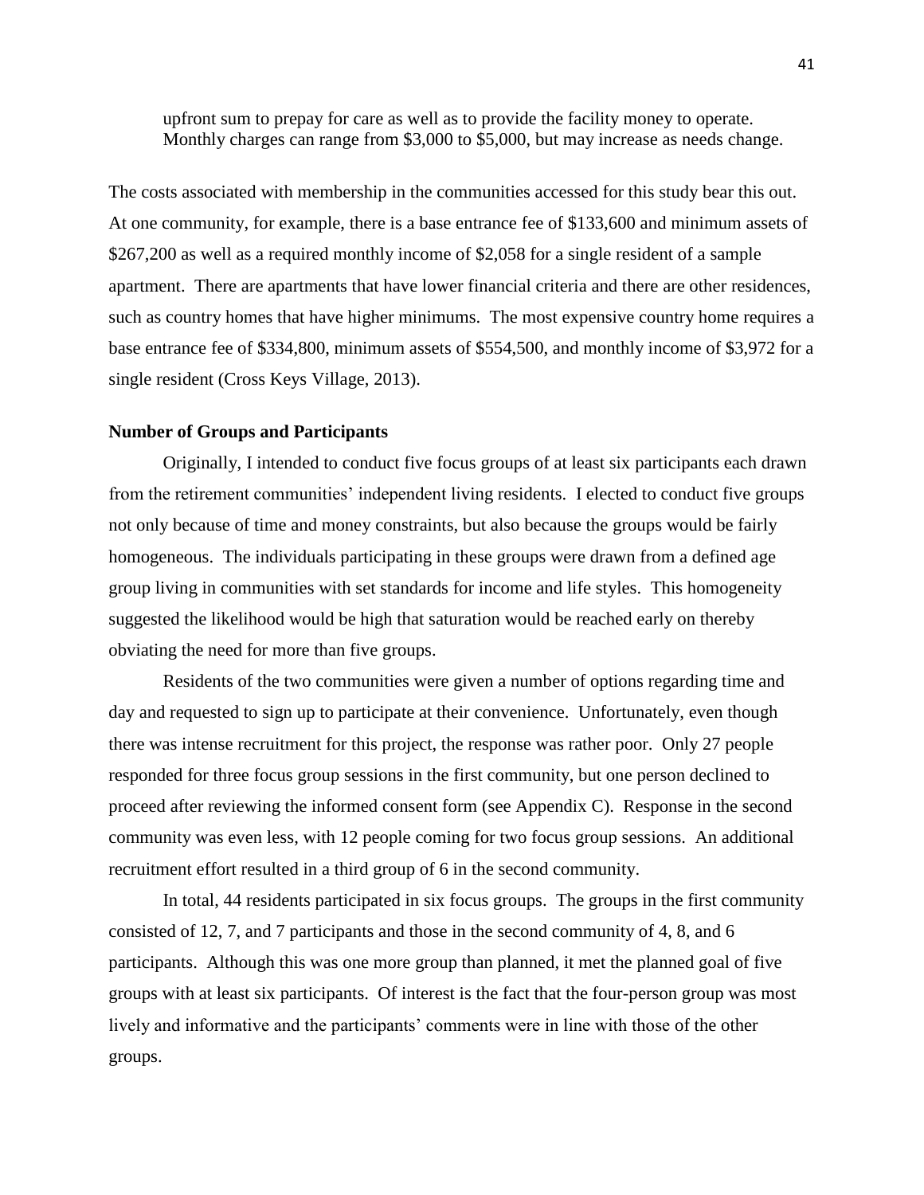> upfront sum to prepay for care as well as to provide the facility money to operate. Monthly charges can range from $3,000 to $5,000, but may increase as needs change.

The costs associated with membership in the communities accessed for this study bear this out. At one community, for example, there is a base entrance fee of $133,600 and minimum assets of $267,200 as well as a required monthly income of $2,058 for a single resident of a sample apartment. There are apartments that have lower financial criteria and there are other residences, such as country homes that have higher minimums. The most expensive country home requires a base entrance fee of $334,800, minimum assets of $554,500, and monthly income of $3,972 for a single resident (Cross Keys Village, 2013).

**Number of Groups and Participants**

Originally, I intended to conduct five focus groups of at least six participants each drawn from the retirement communities' independent living residents. I elected to conduct five groups not only because of time and money constraints, but also because the groups would be fairly homogeneous. The individuals participating in these groups were drawn from a defined age group living in communities with set standards for income and life styles. This homogeneity suggested the likelihood would be high that saturation would be reached early on thereby obviating the need for more than five groups.

Residents of the two communities were given a number of options regarding time and day and requested to sign up to participate at their convenience. Unfortunately, even though there was intense recruitment for this project, the response was rather poor. Only 27 people responded for three focus group sessions in the first community, but one person declined to proceed after reviewing the informed consent form (see Appendix C). Response in the second community was even less, with 12 people coming for two focus group sessions. An additional recruitment effort resulted in a third group of 6 in the second community.

In total, 44 residents participated in six focus groups. The groups in the first community consisted of 12, 7, and 7 participants and those in the second community of 4, 8, and 6 participants. Although this was one more group than planned, it met the planned goal of five groups with at least six participants. Of interest is the fact that the four-person group was most lively and informative and the participants' comments were in line with those of the other groups.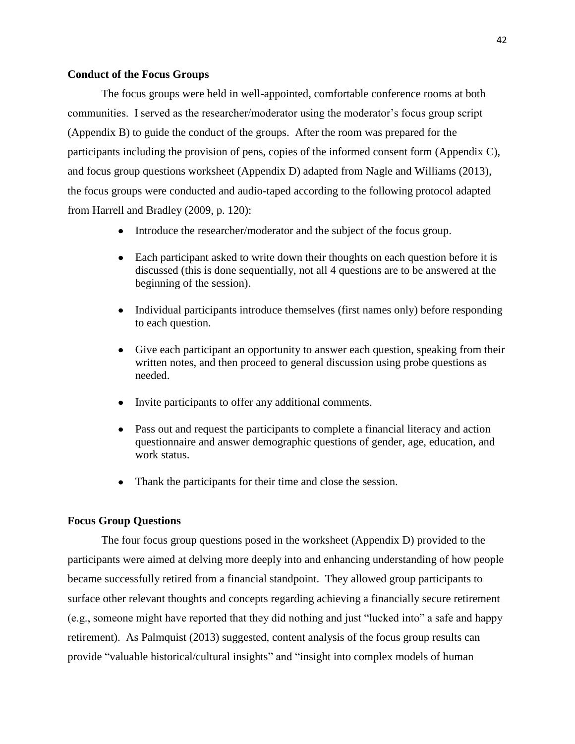**Conduct of the Focus Groups**

The focus groups were held in well-appointed, comfortable conference rooms at both communities. I served as the researcher/moderator using the moderator's focus group script (Appendix B) to guide the conduct of the groups. After the room was prepared for the participants including the provision of pens, copies of the informed consent form (Appendix C), and focus group questions worksheet (Appendix D) adapted from Nagle and Williams (2013), the focus groups were conducted and audio-taped according to the following protocol adapted from Harrell and Bradley (2009, p. 120):

- Introduce the researcher/moderator and the subject of the focus group.
- Each participant asked to write down their thoughts on each question before it is discussed (this is done sequentially, not all 4 questions are to be answered at the beginning of the session).
- Individual participants introduce themselves (first names only) before responding to each question.
- Give each participant an opportunity to answer each question, speaking from their written notes, and then proceed to general discussion using probe questions as needed.
- Invite participants to offer any additional comments.
- Pass out and request the participants to complete a financial literacy and action questionnaire and answer demographic questions of gender, age, education, and work status.
- Thank the participants for their time and close the session.

**Focus Group Questions**

The four focus group questions posed in the worksheet (Appendix D) provided to the participants were aimed at delving more deeply into and enhancing understanding of how people became successfully retired from a financial standpoint. They allowed group participants to surface other relevant thoughts and concepts regarding achieving a financially secure retirement (e.g., someone might have reported that they did nothing and just "lucked into" a safe and happy retirement). As Palmquist (2013) suggested, content analysis of the focus group results can provide "valuable historical/cultural insights" and "insight into complex models of human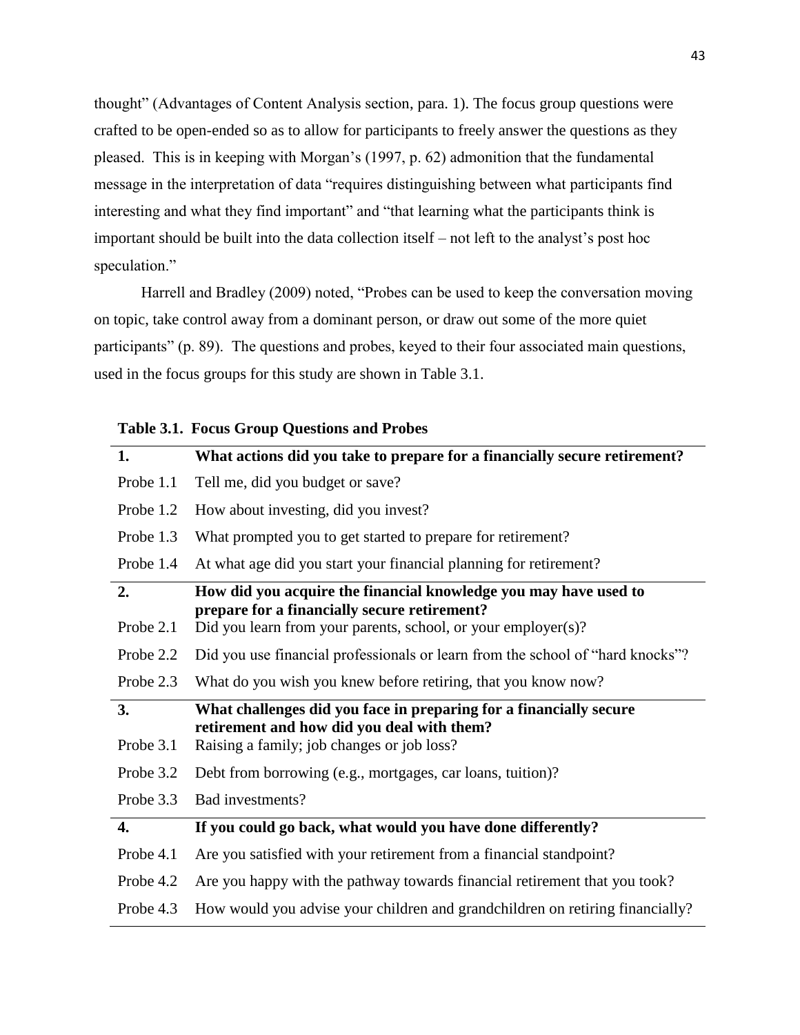thought" (Advantages of Content Analysis section, para. 1). The focus group questions were crafted to be open-ended so as to allow for participants to freely answer the questions as they pleased. This is in keeping with Morgan's (1997, p. 62) admonition that the fundamental message in the interpretation of data "requires distinguishing between what participants find interesting and what they find important" and "that learning what the participants think is important should be built into the data collection itself – not left to the analyst's post hoc speculation."

Harrell and Bradley (2009) noted, "Probes can be used to keep the conversation moving on topic, take control away from a dominant person, or draw out some of the more quiet participants" (p. 89). The questions and probes, keyed to their four associated main questions, used in the focus groups for this study are shown in Table 3.1.

**Table 3.1. Focus Group Questions and Probes**

| | |
|---|---|
| **1.** | **What actions did you take to prepare for a financially secure retirement?** |
| Probe 1.1 | Tell me, did you budget or save? |
| Probe 1.2 | How about investing, did you invest? |
| Probe 1.3 | What prompted you to get started to prepare for retirement? |
| Probe 1.4 | At what age did you start your financial planning for retirement? |
| **2.** | **How did you acquire the financial knowledge you may have used to prepare for a financially secure retirement?** |
| Probe 2.1 | Did you learn from your parents, school, or your employer(s)? |
| Probe 2.2 | Did you use financial professionals or learn from the school of "hard knocks"? |
| Probe 2.3 | What do you wish you knew before retiring, that you know now? |
| **3.** | **What challenges did you face in preparing for a financially secure retirement and how did you deal with them?** |
| Probe 3.1 | Raising a family; job changes or job loss? |
| Probe 3.2 | Debt from borrowing (e.g., mortgages, car loans, tuition)? |
| Probe 3.3 | Bad investments? |
| **4.** | **If you could go back, what would you have done differently?** |
| Probe 4.1 | Are you satisfied with your retirement from a financial standpoint? |
| Probe 4.2 | Are you happy with the pathway towards financial retirement that you took? |
| Probe 4.3 | How would you advise your children and grandchildren on retiring financially? |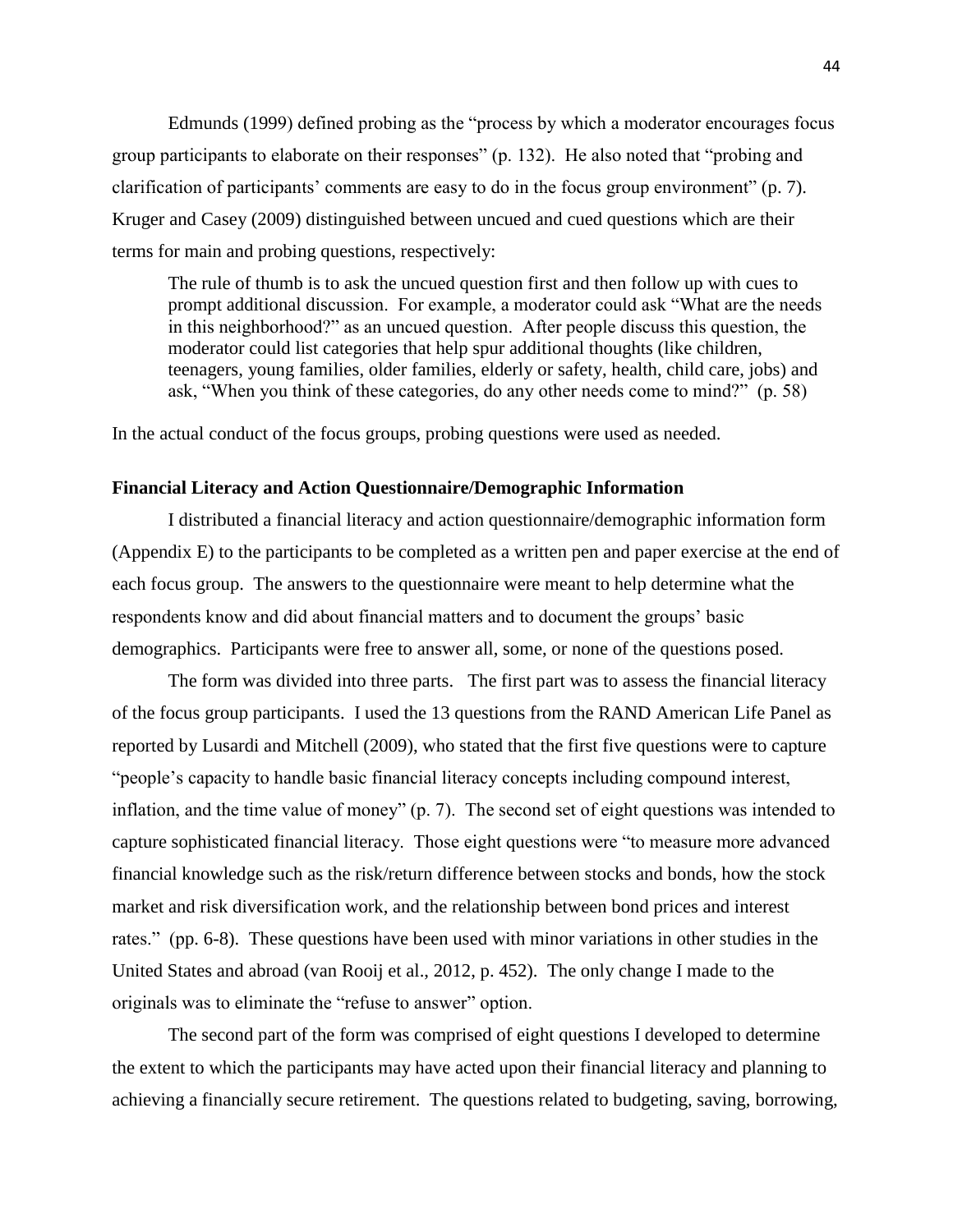Edmunds (1999) defined probing as the "process by which a moderator encourages focus group participants to elaborate on their responses" (p. 132). He also noted that "probing and clarification of participants' comments are easy to do in the focus group environment" (p. 7). Kruger and Casey (2009) distinguished between uncued and cued questions which are their terms for main and probing questions, respectively:

> The rule of thumb is to ask the uncued question first and then follow up with cues to prompt additional discussion. For example, a moderator could ask "What are the needs in this neighborhood?" as an uncued question. After people discuss this question, the moderator could list categories that help spur additional thoughts (like children, teenagers, young families, older families, elderly or safety, health, child care, jobs) and ask, "When you think of these categories, do any other needs come to mind?" (p. 58)

In the actual conduct of the focus groups, probing questions were used as needed.

**Financial Literacy and Action Questionnaire/Demographic Information**

I distributed a financial literacy and action questionnaire/demographic information form (Appendix E) to the participants to be completed as a written pen and paper exercise at the end of each focus group. The answers to the questionnaire were meant to help determine what the respondents know and did about financial matters and to document the groups' basic demographics. Participants were free to answer all, some, or none of the questions posed.

The form was divided into three parts. The first part was to assess the financial literacy of the focus group participants. I used the 13 questions from the RAND American Life Panel as reported by Lusardi and Mitchell (2009), who stated that the first five questions were to capture "people's capacity to handle basic financial literacy concepts including compound interest, inflation, and the time value of money" (p. 7). The second set of eight questions was intended to capture sophisticated financial literacy. Those eight questions were "to measure more advanced financial knowledge such as the risk/return difference between stocks and bonds, how the stock market and risk diversification work, and the relationship between bond prices and interest rates." (pp. 6-8). These questions have been used with minor variations in other studies in the United States and abroad (van Rooij et al., 2012, p. 452). The only change I made to the originals was to eliminate the "refuse to answer" option.

The second part of the form was comprised of eight questions I developed to determine the extent to which the participants may have acted upon their financial literacy and planning to achieving a financially secure retirement. The questions related to budgeting, saving, borrowing,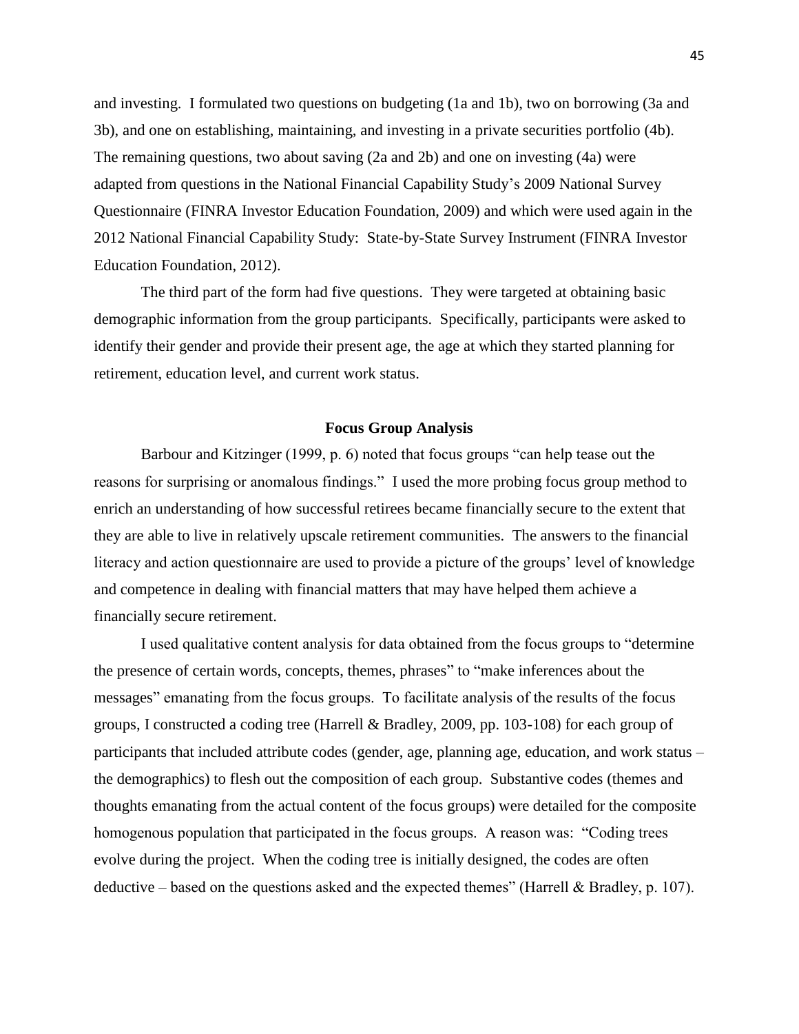and investing. I formulated two questions on budgeting (1a and 1b), two on borrowing (3a and 3b), and one on establishing, maintaining, and investing in a private securities portfolio (4b). The remaining questions, two about saving (2a and 2b) and one on investing (4a) were adapted from questions in the National Financial Capability Study's 2009 National Survey Questionnaire (FINRA Investor Education Foundation, 2009) and which were used again in the 2012 National Financial Capability Study: State-by-State Survey Instrument (FINRA Investor Education Foundation, 2012).

The third part of the form had five questions. They were targeted at obtaining basic demographic information from the group participants. Specifically, participants were asked to identify their gender and provide their present age, the age at which they started planning for retirement, education level, and current work status.

## Focus Group Analysis

Barbour and Kitzinger (1999, p. 6) noted that focus groups "can help tease out the reasons for surprising or anomalous findings." I used the more probing focus group method to enrich an understanding of how successful retirees became financially secure to the extent that they are able to live in relatively upscale retirement communities. The answers to the financial literacy and action questionnaire are used to provide a picture of the groups' level of knowledge and competence in dealing with financial matters that may have helped them achieve a financially secure retirement.

I used qualitative content analysis for data obtained from the focus groups to "determine the presence of certain words, concepts, themes, phrases" to "make inferences about the messages" emanating from the focus groups. To facilitate analysis of the results of the focus groups, I constructed a coding tree (Harrell & Bradley, 2009, pp. 103-108) for each group of participants that included attribute codes (gender, age, planning age, education, and work status – the demographics) to flesh out the composition of each group. Substantive codes (themes and thoughts emanating from the actual content of the focus groups) were detailed for the composite homogenous population that participated in the focus groups. A reason was: "Coding trees evolve during the project. When the coding tree is initially designed, the codes are often deductive – based on the questions asked and the expected themes" (Harrell & Bradley, p. 107).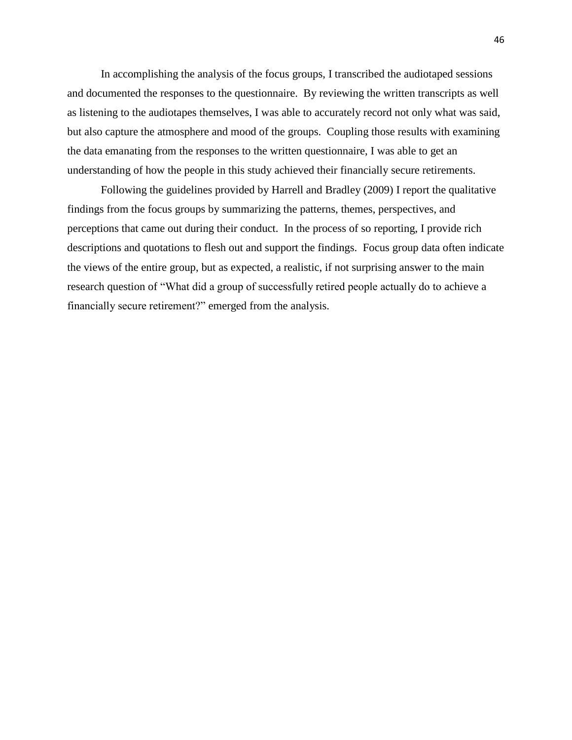In accomplishing the analysis of the focus groups, I transcribed the audiotaped sessions and documented the responses to the questionnaire. By reviewing the written transcripts as well as listening to the audiotapes themselves, I was able to accurately record not only what was said, but also capture the atmosphere and mood of the groups. Coupling those results with examining the data emanating from the responses to the written questionnaire, I was able to get an understanding of how the people in this study achieved their financially secure retirements.

Following the guidelines provided by Harrell and Bradley (2009) I report the qualitative findings from the focus groups by summarizing the patterns, themes, perspectives, and perceptions that came out during their conduct. In the process of so reporting, I provide rich descriptions and quotations to flesh out and support the findings. Focus group data often indicate the views of the entire group, but as expected, a realistic, if not surprising answer to the main research question of "What did a group of successfully retired people actually do to achieve a financially secure retirement?" emerged from the analysis.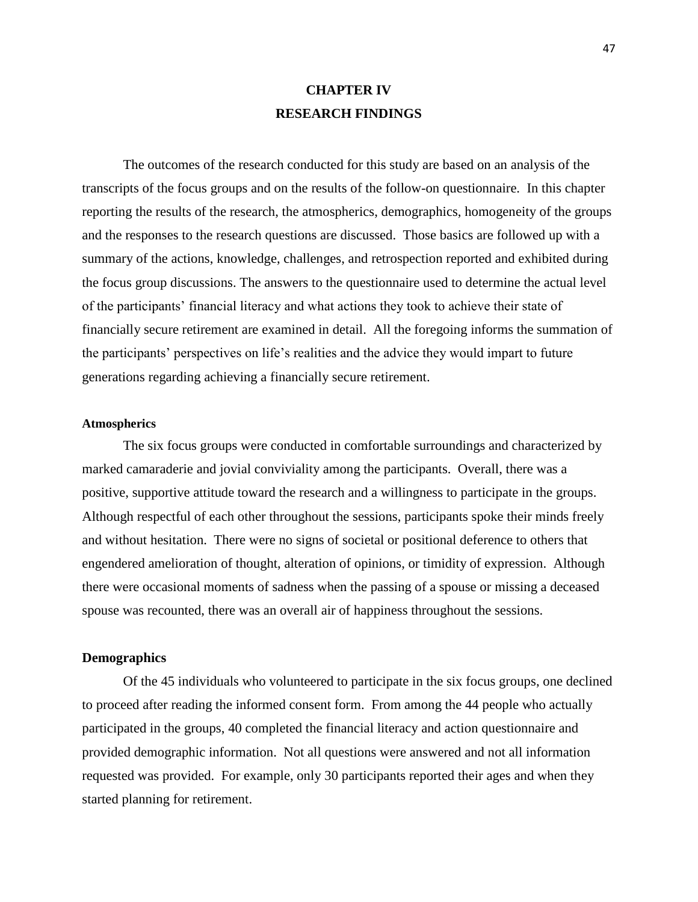# CHAPTER IV
# RESEARCH FINDINGS

The outcomes of the research conducted for this study are based on an analysis of the transcripts of the focus groups and on the results of the follow-on questionnaire. In this chapter reporting the results of the research, the atmospherics, demographics, homogeneity of the groups and the responses to the research questions are discussed. Those basics are followed up with a summary of the actions, knowledge, challenges, and retrospection reported and exhibited during the focus group discussions. The answers to the questionnaire used to determine the actual level of the participants' financial literacy and what actions they took to achieve their state of financially secure retirement are examined in detail. All the foregoing informs the summation of the participants' perspectives on life's realities and the advice they would impart to future generations regarding achieving a financially secure retirement.

### Atmospherics

The six focus groups were conducted in comfortable surroundings and characterized by marked camaraderie and jovial conviviality among the participants. Overall, there was a positive, supportive attitude toward the research and a willingness to participate in the groups. Although respectful of each other throughout the sessions, participants spoke their minds freely and without hesitation. There were no signs of societal or positional deference to others that engendered amelioration of thought, alteration of opinions, or timidity of expression. Although there were occasional moments of sadness when the passing of a spouse or missing a deceased spouse was recounted, there was an overall air of happiness throughout the sessions.

## Demographics

Of the 45 individuals who volunteered to participate in the six focus groups, one declined to proceed after reading the informed consent form. From among the 44 people who actually participated in the groups, 40 completed the financial literacy and action questionnaire and provided demographic information. Not all questions were answered and not all information requested was provided. For example, only 30 participants reported their ages and when they started planning for retirement.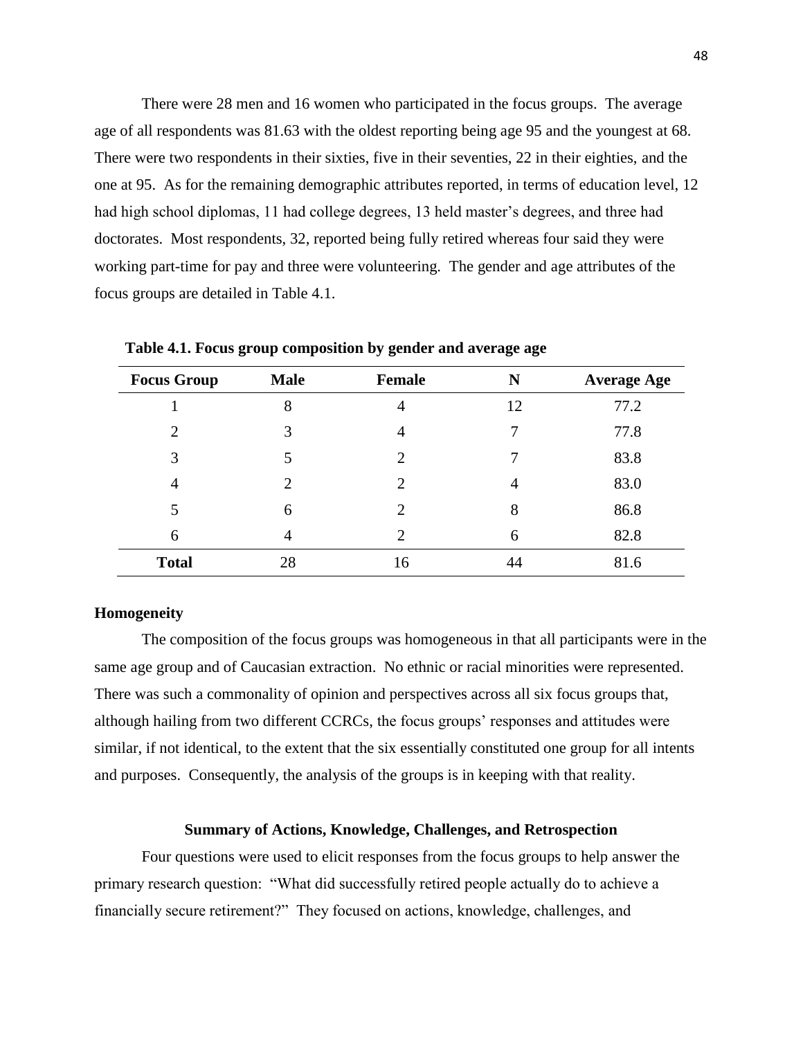There were 28 men and 16 women who participated in the focus groups. The average age of all respondents was 81.63 with the oldest reporting being age 95 and the youngest at 68. There were two respondents in their sixties, five in their seventies, 22 in their eighties, and the one at 95. As for the remaining demographic attributes reported, in terms of education level, 12 had high school diplomas, 11 had college degrees, 13 held master's degrees, and three had doctorates. Most respondents, 32, reported being fully retired whereas four said they were working part-time for pay and three were volunteering. The gender and age attributes of the focus groups are detailed in Table 4.1.

**Table 4.1. Focus group composition by gender and average age**

| Focus Group | Male | Female | N | Average Age |
|---|---|---|---|---|
| 1 | 8 | 4 | 12 | 77.2 |
| 2 | 3 | 4 | 7 | 77.8 |
| 3 | 5 | 2 | 7 | 83.8 |
| 4 | 2 | 2 | 4 | 83.0 |
| 5 | 6 | 2 | 8 | 86.8 |
| 6 | 4 | 2 | 6 | 82.8 |
| **Total** | 28 | 16 | 44 | 81.6 |

### Homogeneity

The composition of the focus groups was homogeneous in that all participants were in the same age group and of Caucasian extraction. No ethnic or racial minorities were represented. There was such a commonality of opinion and perspectives across all six focus groups that, although hailing from two different CCRCs, the focus groups' responses and attitudes were similar, if not identical, to the extent that the six essentially constituted one group for all intents and purposes. Consequently, the analysis of the groups is in keeping with that reality.

## Summary of Actions, Knowledge, Challenges, and Retrospection

Four questions were used to elicit responses from the focus groups to help answer the primary research question: "What did successfully retired people actually do to achieve a financially secure retirement?" They focused on actions, knowledge, challenges, and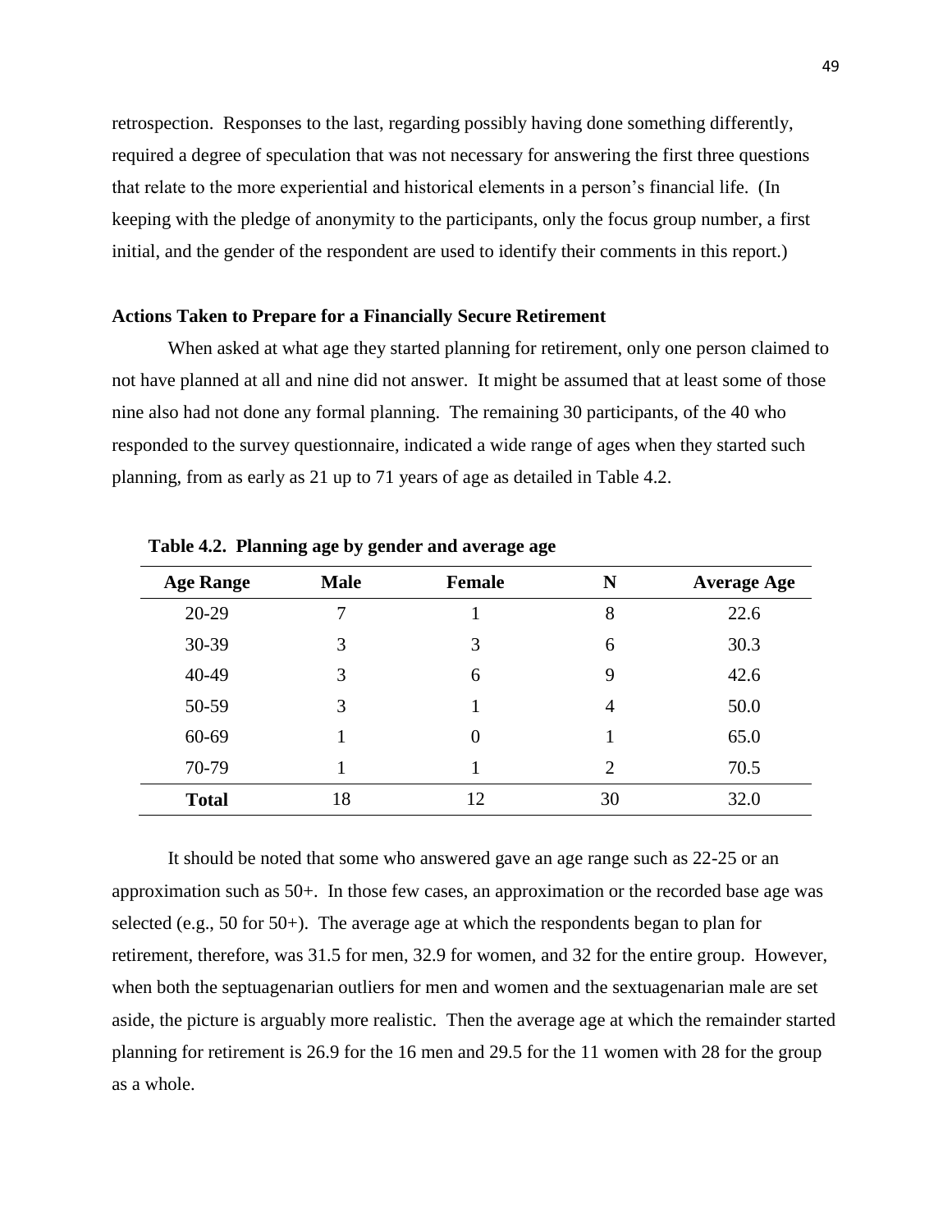retrospection. Responses to the last, regarding possibly having done something differently, required a degree of speculation that was not necessary for answering the first three questions that relate to the more experiential and historical elements in a person's financial life. (In keeping with the pledge of anonymity to the participants, only the focus group number, a first initial, and the gender of the respondent are used to identify their comments in this report.)

### Actions Taken to Prepare for a Financially Secure Retirement

When asked at what age they started planning for retirement, only one person claimed to not have planned at all and nine did not answer. It might be assumed that at least some of those nine also had not done any formal planning. The remaining 30 participants, of the 40 who responded to the survey questionnaire, indicated a wide range of ages when they started such planning, from as early as 21 up to 71 years of age as detailed in Table 4.2.

**Table 4.2. Planning age by gender and average age**

| Age Range | Male | Female | N | Average Age |
|---|---|---|---|---|
| 20-29 | 7 | 1 | 8 | 22.6 |
| 30-39 | 3 | 3 | 6 | 30.3 |
| 40-49 | 3 | 6 | 9 | 42.6 |
| 50-59 | 3 | 1 | 4 | 50.0 |
| 60-69 | 1 | 0 | 1 | 65.0 |
| 70-79 | 1 | 1 | 2 | 70.5 |
| **Total** | 18 | 12 | 30 | 32.0 |

It should be noted that some who answered gave an age range such as 22-25 or an approximation such as 50+. In those few cases, an approximation or the recorded base age was selected (e.g., 50 for 50+). The average age at which the respondents began to plan for retirement, therefore, was 31.5 for men, 32.9 for women, and 32 for the entire group. However, when both the septuagenarian outliers for men and women and the sextuagenarian male are set aside, the picture is arguably more realistic. Then the average age at which the remainder started planning for retirement is 26.9 for the 16 men and 29.5 for the 11 women with 28 for the group as a whole.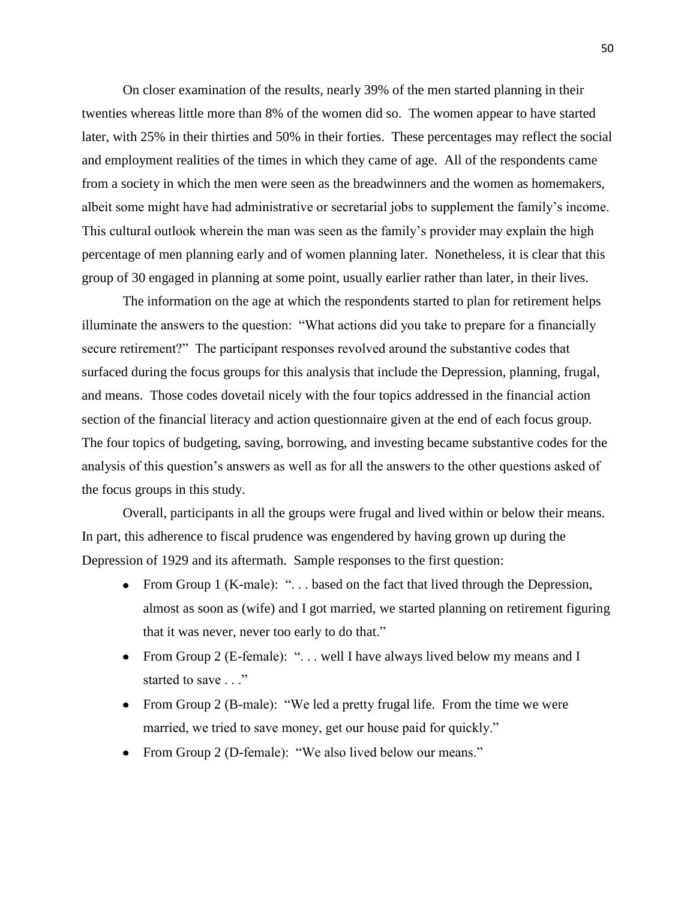On closer examination of the results, nearly 39% of the men started planning in their twenties whereas little more than 8% of the women did so. The women appear to have started later, with 25% in their thirties and 50% in their forties. These percentages may reflect the social and employment realities of the times in which they came of age. All of the respondents came from a society in which the men were seen as the breadwinners and the women as homemakers, albeit some might have had administrative or secretarial jobs to supplement the family's income. This cultural outlook wherein the man was seen as the family's provider may explain the high percentage of men planning early and of women planning later. Nonetheless, it is clear that this group of 30 engaged in planning at some point, usually earlier rather than later, in their lives.

The information on the age at which the respondents started to plan for retirement helps illuminate the answers to the question: "What actions did you take to prepare for a financially secure retirement?" The participant responses revolved around the substantive codes that surfaced during the focus groups for this analysis that include the Depression, planning, frugal, and means. Those codes dovetail nicely with the four topics addressed in the financial action section of the financial literacy and action questionnaire given at the end of each focus group. The four topics of budgeting, saving, borrowing, and investing became substantive codes for the analysis of this question's answers as well as for all the answers to the other questions asked of the focus groups in this study.

Overall, participants in all the groups were frugal and lived within or below their means. In part, this adherence to fiscal prudence was engendered by having grown up during the Depression of 1929 and its aftermath. Sample responses to the first question:

- From Group 1 (K-male): ". . . based on the fact that lived through the Depression, almost as soon as (wife) and I got married, we started planning on retirement figuring that it was never, never too early to do that."
- From Group 2 (E-female): ". . . well I have always lived below my means and I started to save . . ."
- From Group 2 (B-male): "We led a pretty frugal life. From the time we were married, we tried to save money, get our house paid for quickly."
- From Group 2 (D-female): "We also lived below our means."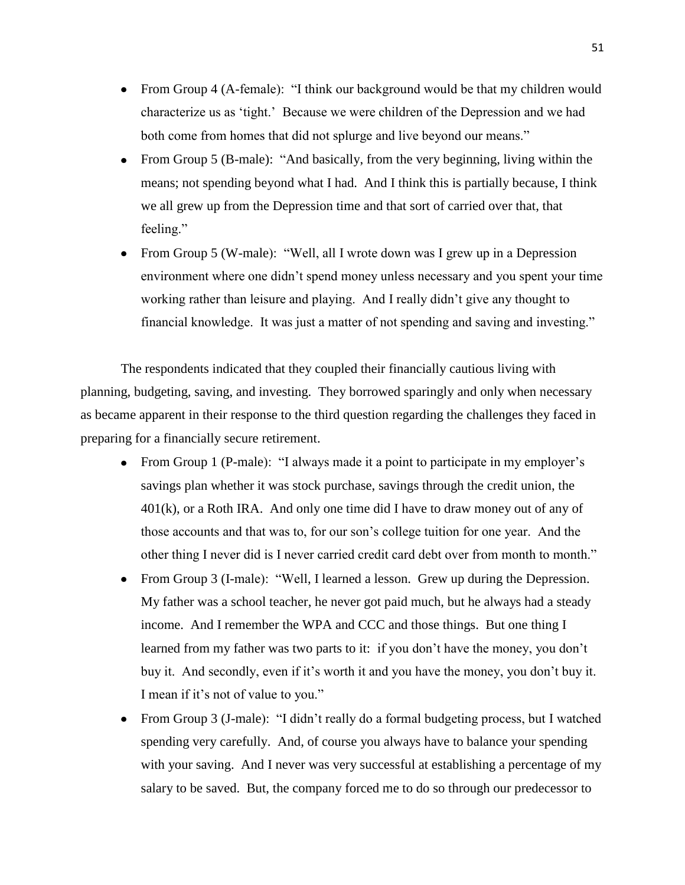- From Group 4 (A-female): "I think our background would be that my children would characterize us as 'tight.' Because we were children of the Depression and we had both come from homes that did not splurge and live beyond our means."
- From Group 5 (B-male): "And basically, from the very beginning, living within the means; not spending beyond what I had. And I think this is partially because, I think we all grew up from the Depression time and that sort of carried over that, that feeling."
- From Group 5 (W-male): "Well, all I wrote down was I grew up in a Depression environment where one didn't spend money unless necessary and you spent your time working rather than leisure and playing. And I really didn't give any thought to financial knowledge. It was just a matter of not spending and saving and investing."

The respondents indicated that they coupled their financially cautious living with planning, budgeting, saving, and investing. They borrowed sparingly and only when necessary as became apparent in their response to the third question regarding the challenges they faced in preparing for a financially secure retirement.

- From Group 1 (P-male): "I always made it a point to participate in my employer's savings plan whether it was stock purchase, savings through the credit union, the 401(k), or a Roth IRA. And only one time did I have to draw money out of any of those accounts and that was to, for our son's college tuition for one year. And the other thing I never did is I never carried credit card debt over from month to month."
- From Group 3 (I-male): "Well, I learned a lesson. Grew up during the Depression. My father was a school teacher, he never got paid much, but he always had a steady income. And I remember the WPA and CCC and those things. But one thing I learned from my father was two parts to it: if you don't have the money, you don't buy it. And secondly, even if it's worth it and you have the money, you don't buy it. I mean if it's not of value to you."
- From Group 3 (J-male): "I didn't really do a formal budgeting process, but I watched spending very carefully. And, of course you always have to balance your spending with your saving. And I never was very successful at establishing a percentage of my salary to be saved. But, the company forced me to do so through our predecessor to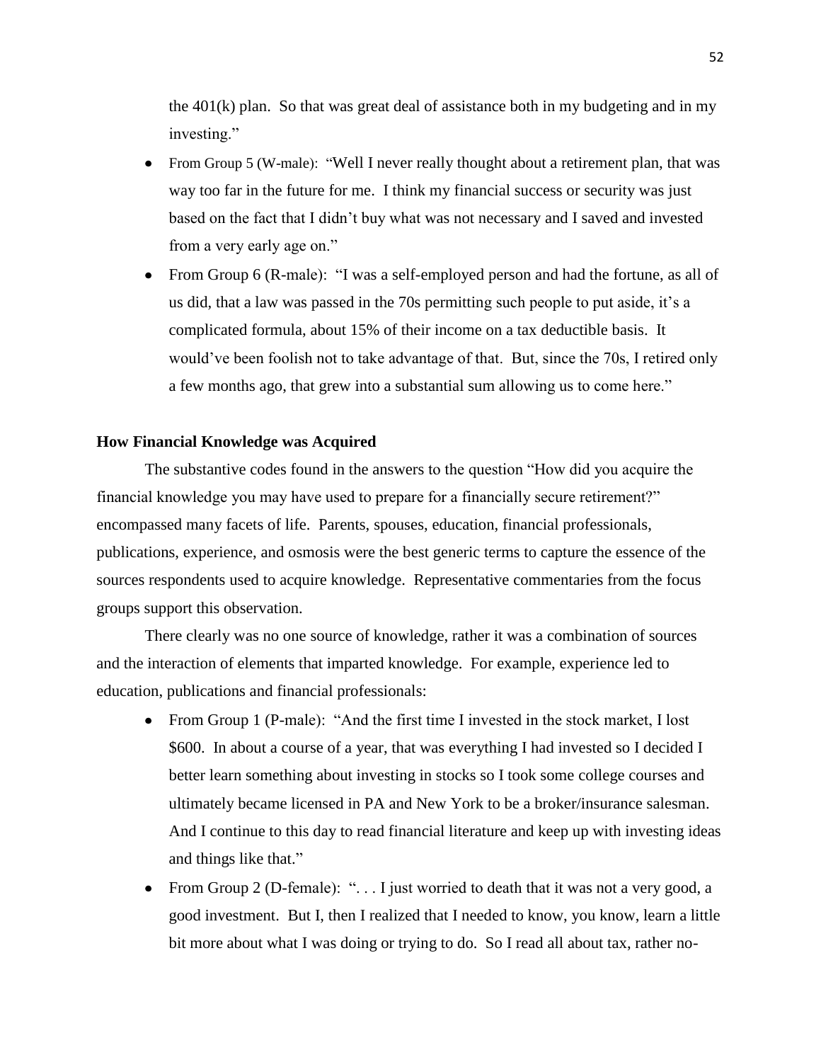the 401(k) plan.  So that was great deal of assistance both in my budgeting and in my investing."

- From Group 5 (W-male):  "Well I never really thought about a retirement plan, that was way too far in the future for me.  I think my financial success or security was just based on the fact that I didn't buy what was not necessary and I saved and invested from a very early age on."
- From Group 6 (R-male):  "I was a self-employed person and had the fortune, as all of us did, that a law was passed in the 70s permitting such people to put aside, it's a complicated formula, about 15% of their income on a tax deductible basis.  It would've been foolish not to take advantage of that.  But, since the 70s, I retired only a few months ago, that grew into a substantial sum allowing us to come here."

**How Financial Knowledge was Acquired**

The substantive codes found in the answers to the question "How did you acquire the financial knowledge you may have used to prepare for a financially secure retirement?" encompassed many facets of life.  Parents, spouses, education, financial professionals, publications, experience, and osmosis were the best generic terms to capture the essence of the sources respondents used to acquire knowledge.  Representative commentaries from the focus groups support this observation.

There clearly was no one source of knowledge, rather it was a combination of sources and the interaction of elements that imparted knowledge.  For example, experience led to education, publications and financial professionals:

- From Group 1 (P-male):  "And the first time I invested in the stock market, I lost $600.  In about a course of a year, that was everything I had invested so I decided I better learn something about investing in stocks so I took some college courses and ultimately became licensed in PA and New York to be a broker/insurance salesman.  And I continue to this day to read financial literature and keep up with investing ideas and things like that."
- From Group 2 (D-female):  ". . . I just worried to death that it was not a very good, a good investment.  But I, then I realized that I needed to know, you know, learn a little bit more about what I was doing or trying to do.  So I read all about tax, rather no-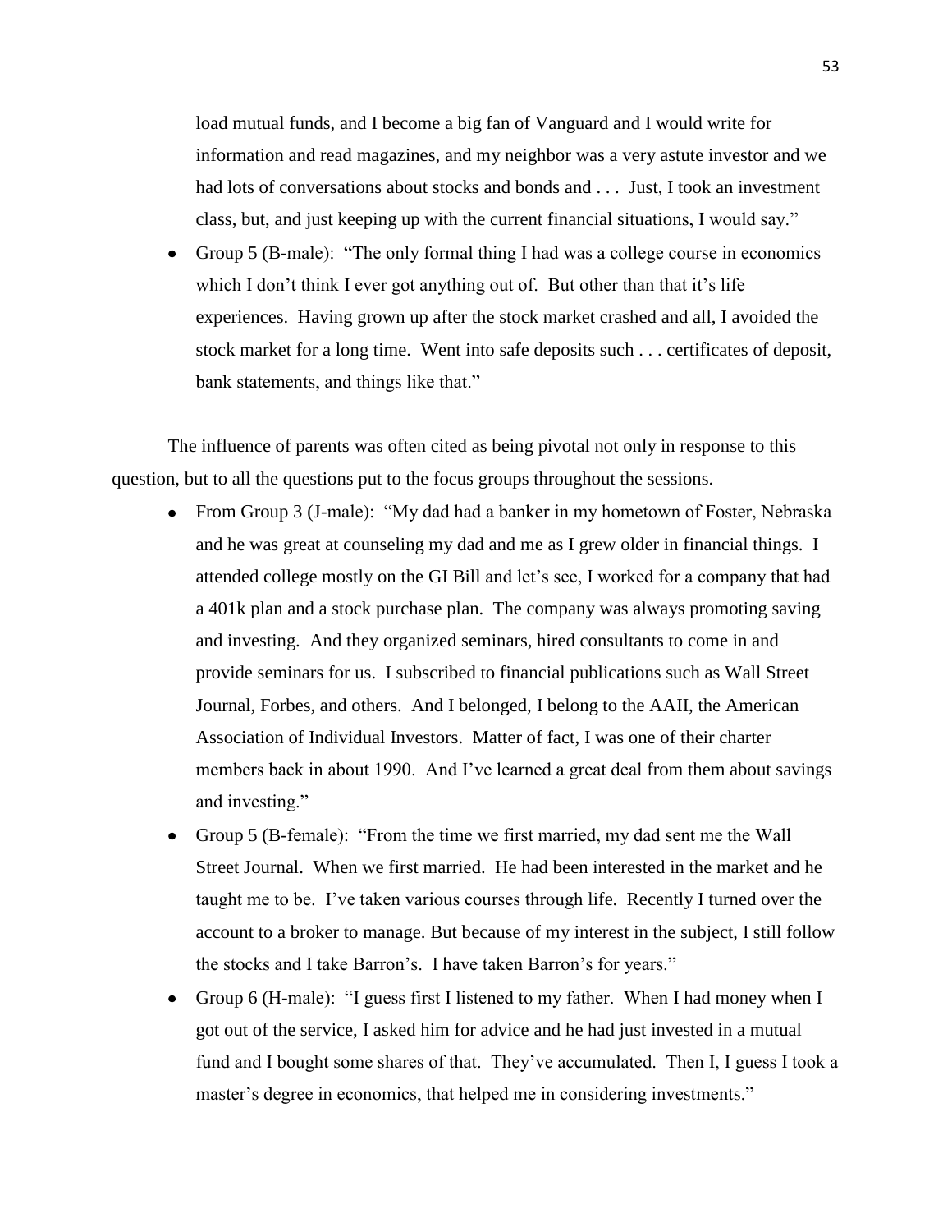load mutual funds, and I become a big fan of Vanguard and I would write for information and read magazines, and my neighbor was a very astute investor and we had lots of conversations about stocks and bonds and . . . Just, I took an investment class, but, and just keeping up with the current financial situations, I would say."

- Group 5 (B-male): "The only formal thing I had was a college course in economics which I don't think I ever got anything out of. But other than that it's life experiences. Having grown up after the stock market crashed and all, I avoided the stock market for a long time. Went into safe deposits such . . . certificates of deposit, bank statements, and things like that."

The influence of parents was often cited as being pivotal not only in response to this question, but to all the questions put to the focus groups throughout the sessions.

- From Group 3 (J-male): "My dad had a banker in my hometown of Foster, Nebraska and he was great at counseling my dad and me as I grew older in financial things. I attended college mostly on the GI Bill and let's see, I worked for a company that had a 401k plan and a stock purchase plan. The company was always promoting saving and investing. And they organized seminars, hired consultants to come in and provide seminars for us. I subscribed to financial publications such as Wall Street Journal, Forbes, and others. And I belonged, I belong to the AAII, the American Association of Individual Investors. Matter of fact, I was one of their charter members back in about 1990. And I've learned a great deal from them about savings and investing."
- Group 5 (B-female): "From the time we first married, my dad sent me the Wall Street Journal. When we first married. He had been interested in the market and he taught me to be. I've taken various courses through life. Recently I turned over the account to a broker to manage. But because of my interest in the subject, I still follow the stocks and I take Barron's. I have taken Barron's for years."
- Group 6 (H-male): "I guess first I listened to my father. When I had money when I got out of the service, I asked him for advice and he had just invested in a mutual fund and I bought some shares of that. They've accumulated. Then I, I guess I took a master's degree in economics, that helped me in considering investments."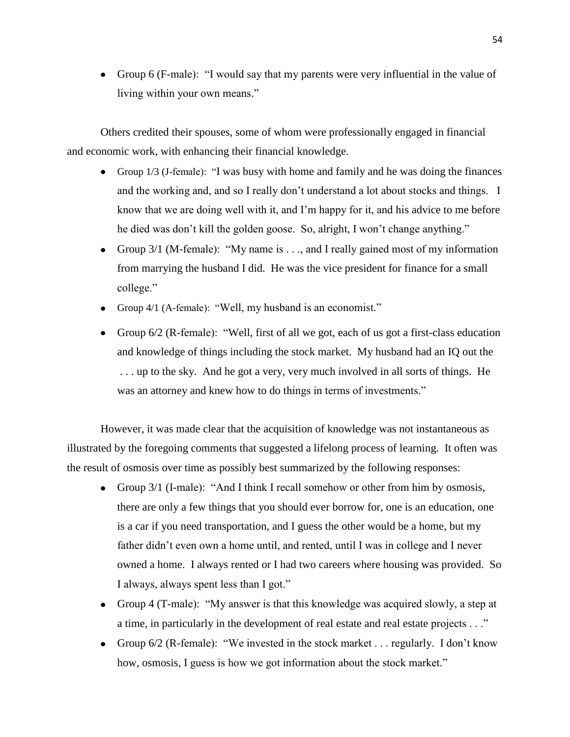- Group 6 (F-male): "I would say that my parents were very influential in the value of living within your own means."

Others credited their spouses, some of whom were professionally engaged in financial and economic work, with enhancing their financial knowledge.

- Group 1/3 (J-female): "I was busy with home and family and he was doing the finances and the working and, and so I really don't understand a lot about stocks and things. I know that we are doing well with it, and I'm happy for it, and his advice to me before he died was don't kill the golden goose. So, alright, I won't change anything."
- Group 3/1 (M-female): "My name is . . ., and I really gained most of my information from marrying the husband I did. He was the vice president for finance for a small college."
- Group 4/1 (A-female): "Well, my husband is an economist."
- Group 6/2 (R-female): "Well, first of all we got, each of us got a first-class education and knowledge of things including the stock market. My husband had an IQ out the . . . up to the sky. And he got a very, very much involved in all sorts of things. He was an attorney and knew how to do things in terms of investments."

However, it was made clear that the acquisition of knowledge was not instantaneous as illustrated by the foregoing comments that suggested a lifelong process of learning. It often was the result of osmosis over time as possibly best summarized by the following responses:

- Group 3/1 (I-male): "And I think I recall somehow or other from him by osmosis, there are only a few things that you should ever borrow for, one is an education, one is a car if you need transportation, and I guess the other would be a home, but my father didn't even own a home until, and rented, until I was in college and I never owned a home. I always rented or I had two careers where housing was provided. So I always, always spent less than I got."
- Group 4 (T-male): "My answer is that this knowledge was acquired slowly, a step at a time, in particularly in the development of real estate and real estate projects . . ."
- Group 6/2 (R-female): "We invested in the stock market . . . regularly. I don't know how, osmosis, I guess is how we got information about the stock market."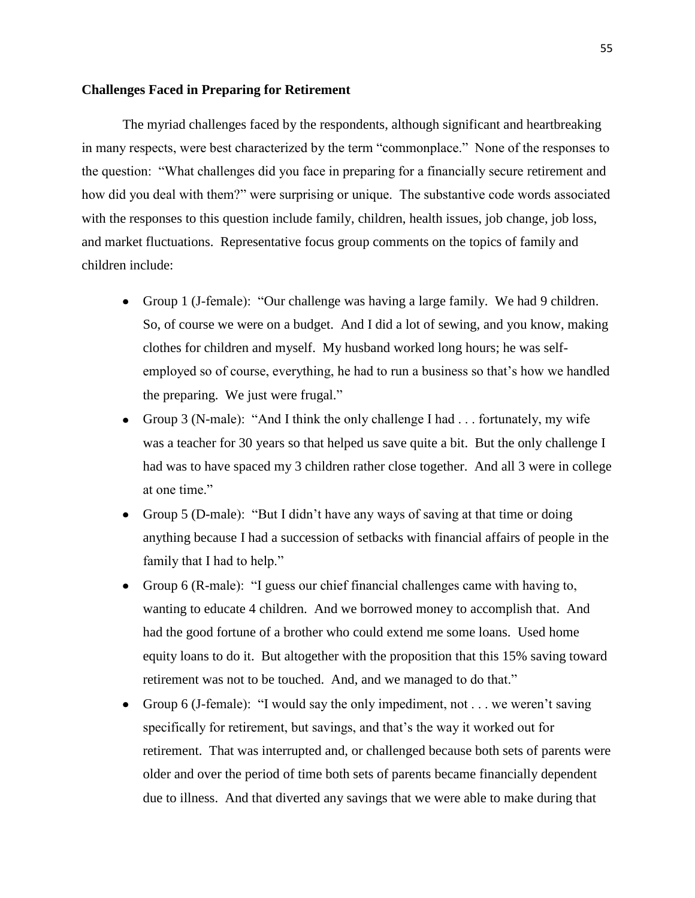**Challenges Faced in Preparing for Retirement**

The myriad challenges faced by the respondents, although significant and heartbreaking in many respects, were best characterized by the term "commonplace." None of the responses to the question: "What challenges did you face in preparing for a financially secure retirement and how did you deal with them?" were surprising or unique. The substantive code words associated with the responses to this question include family, children, health issues, job change, job loss, and market fluctuations. Representative focus group comments on the topics of family and children include:

- Group 1 (J-female): "Our challenge was having a large family. We had 9 children. So, of course we were on a budget. And I did a lot of sewing, and you know, making clothes for children and myself. My husband worked long hours; he was self-employed so of course, everything, he had to run a business so that's how we handled the preparing. We just were frugal."
- Group 3 (N-male): "And I think the only challenge I had . . . fortunately, my wife was a teacher for 30 years so that helped us save quite a bit. But the only challenge I had was to have spaced my 3 children rather close together. And all 3 were in college at one time."
- Group 5 (D-male): "But I didn't have any ways of saving at that time or doing anything because I had a succession of setbacks with financial affairs of people in the family that I had to help."
- Group 6 (R-male): "I guess our chief financial challenges came with having to, wanting to educate 4 children. And we borrowed money to accomplish that. And had the good fortune of a brother who could extend me some loans. Used home equity loans to do it. But altogether with the proposition that this 15% saving toward retirement was not to be touched. And, and we managed to do that."
- Group 6 (J-female): "I would say the only impediment, not . . . we weren't saving specifically for retirement, but savings, and that's the way it worked out for retirement. That was interrupted and, or challenged because both sets of parents were older and over the period of time both sets of parents became financially dependent due to illness. And that diverted any savings that we were able to make during that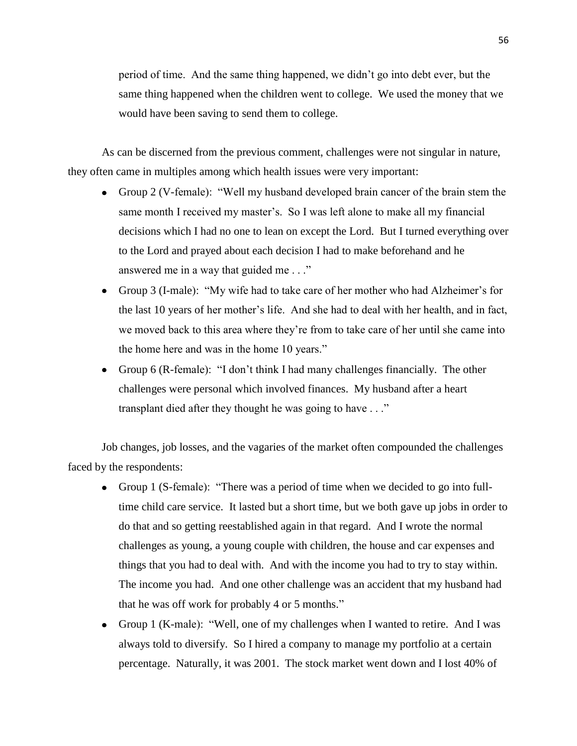period of time. And the same thing happened, we didn't go into debt ever, but the same thing happened when the children went to college. We used the money that we would have been saving to send them to college.

As can be discerned from the previous comment, challenges were not singular in nature, they often came in multiples among which health issues were very important:

- Group 2 (V-female): "Well my husband developed brain cancer of the brain stem the same month I received my master's. So I was left alone to make all my financial decisions which I had no one to lean on except the Lord. But I turned everything over to the Lord and prayed about each decision I had to make beforehand and he answered me in a way that guided me . . ."
- Group 3 (I-male): "My wife had to take care of her mother who had Alzheimer's for the last 10 years of her mother's life. And she had to deal with her health, and in fact, we moved back to this area where they're from to take care of her until she came into the home here and was in the home 10 years."
- Group 6 (R-female): "I don't think I had many challenges financially. The other challenges were personal which involved finances. My husband after a heart transplant died after they thought he was going to have . . ."

Job changes, job losses, and the vagaries of the market often compounded the challenges faced by the respondents:

- Group 1 (S-female): "There was a period of time when we decided to go into full-time child care service. It lasted but a short time, but we both gave up jobs in order to do that and so getting reestablished again in that regard. And I wrote the normal challenges as young, a young couple with children, the house and car expenses and things that you had to deal with. And with the income you had to try to stay within. The income you had. And one other challenge was an accident that my husband had that he was off work for probably 4 or 5 months."
- Group 1 (K-male): "Well, one of my challenges when I wanted to retire. And I was always told to diversify. So I hired a company to manage my portfolio at a certain percentage. Naturally, it was 2001. The stock market went down and I lost 40% of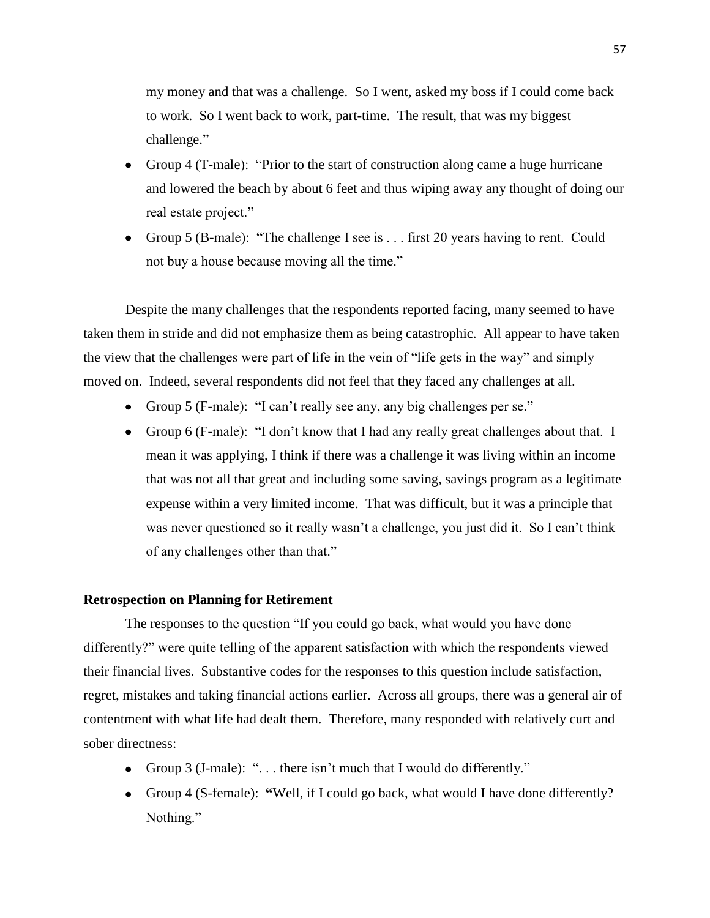my money and that was a challenge. So I went, asked my boss if I could come back to work. So I went back to work, part-time. The result, that was my biggest challenge."

- Group 4 (T-male): "Prior to the start of construction along came a huge hurricane and lowered the beach by about 6 feet and thus wiping away any thought of doing our real estate project."
- Group 5 (B-male): "The challenge I see is . . . first 20 years having to rent. Could not buy a house because moving all the time."

Despite the many challenges that the respondents reported facing, many seemed to have taken them in stride and did not emphasize them as being catastrophic. All appear to have taken the view that the challenges were part of life in the vein of "life gets in the way" and simply moved on. Indeed, several respondents did not feel that they faced any challenges at all.

- Group 5 (F-male): "I can't really see any, any big challenges per se."
- Group 6 (F-male): "I don't know that I had any really great challenges about that. I mean it was applying, I think if there was a challenge it was living within an income that was not all that great and including some saving, savings program as a legitimate expense within a very limited income. That was difficult, but it was a principle that was never questioned so it really wasn't a challenge, you just did it. So I can't think of any challenges other than that."

**Retrospection on Planning for Retirement**

The responses to the question "If you could go back, what would you have done differently?" were quite telling of the apparent satisfaction with which the respondents viewed their financial lives. Substantive codes for the responses to this question include satisfaction, regret, mistakes and taking financial actions earlier. Across all groups, there was a general air of contentment with what life had dealt them. Therefore, many responded with relatively curt and sober directness:

- Group 3 (J-male): ". . . there isn't much that I would do differently."
- Group 4 (S-female): **"**Well, if I could go back, what would I have done differently? Nothing."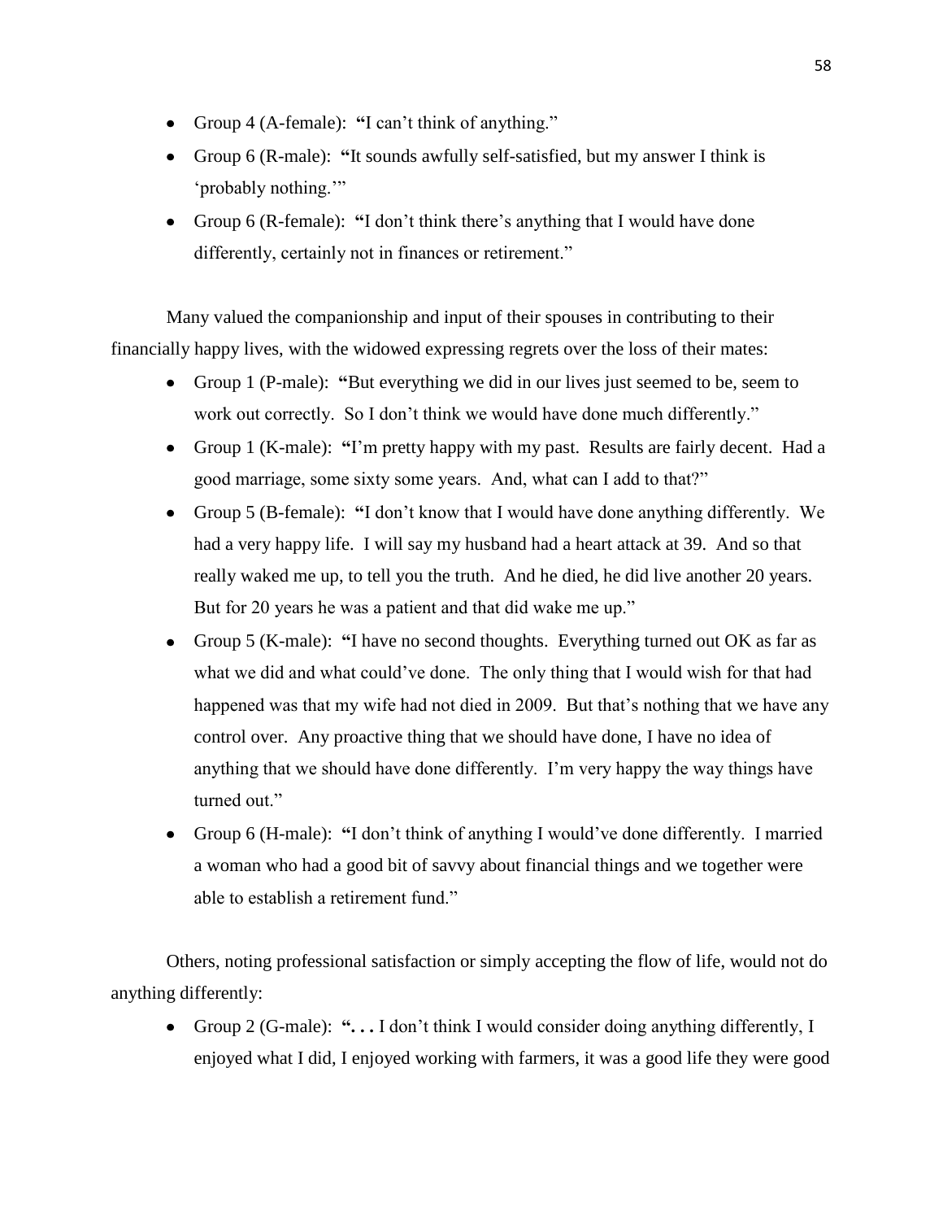- Group 4 (A-female): **"**I can't think of anything."
- Group 6 (R-male): **"**It sounds awfully self-satisfied, but my answer I think is 'probably nothing.'"
- Group 6 (R-female): **"**I don't think there's anything that I would have done differently, certainly not in finances or retirement."

Many valued the companionship and input of their spouses in contributing to their financially happy lives, with the widowed expressing regrets over the loss of their mates:

- Group 1 (P-male): **"**But everything we did in our lives just seemed to be, seem to work out correctly. So I don't think we would have done much differently."
- Group 1 (K-male): **"**I'm pretty happy with my past. Results are fairly decent. Had a good marriage, some sixty some years. And, what can I add to that?"
- Group 5 (B-female): **"**I don't know that I would have done anything differently. We had a very happy life. I will say my husband had a heart attack at 39. And so that really waked me up, to tell you the truth. And he died, he did live another 20 years. But for 20 years he was a patient and that did wake me up."
- Group 5 (K-male): **"**I have no second thoughts. Everything turned out OK as far as what we did and what could've done. The only thing that I would wish for that had happened was that my wife had not died in 2009. But that's nothing that we have any control over. Any proactive thing that we should have done, I have no idea of anything that we should have done differently. I'm very happy the way things have turned out."
- Group 6 (H-male): **"**I don't think of anything I would've done differently. I married a woman who had a good bit of savvy about financial things and we together were able to establish a retirement fund."

Others, noting professional satisfaction or simply accepting the flow of life, would not do anything differently:

- Group 2 (G-male): **". . .** I don't think I would consider doing anything differently, I enjoyed what I did, I enjoyed working with farmers, it was a good life they were good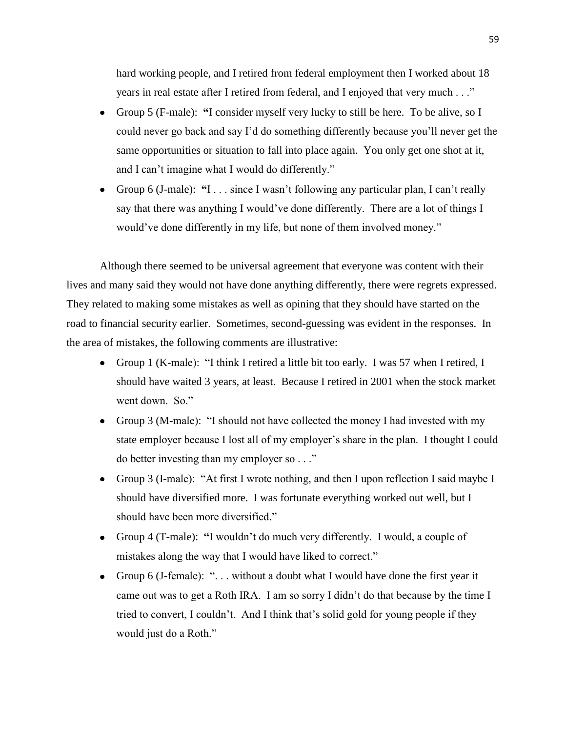hard working people, and I retired from federal employment then I worked about 18 years in real estate after I retired from federal, and I enjoyed that very much . . ."

- Group 5 (F-male): **"**I consider myself very lucky to still be here. To be alive, so I could never go back and say I'd do something differently because you'll never get the same opportunities or situation to fall into place again. You only get one shot at it, and I can't imagine what I would do differently."
- Group 6 (J-male): **"**I . . . since I wasn't following any particular plan, I can't really say that there was anything I would've done differently. There are a lot of things I would've done differently in my life, but none of them involved money."

Although there seemed to be universal agreement that everyone was content with their lives and many said they would not have done anything differently, there were regrets expressed. They related to making some mistakes as well as opining that they should have started on the road to financial security earlier. Sometimes, second-guessing was evident in the responses. In the area of mistakes, the following comments are illustrative:

- Group 1 (K-male): "I think I retired a little bit too early. I was 57 when I retired, I should have waited 3 years, at least. Because I retired in 2001 when the stock market went down. So."
- Group 3 (M-male): "I should not have collected the money I had invested with my state employer because I lost all of my employer's share in the plan. I thought I could do better investing than my employer so . . ."
- Group 3 (I-male): "At first I wrote nothing, and then I upon reflection I said maybe I should have diversified more. I was fortunate everything worked out well, but I should have been more diversified."
- Group 4 (T-male): **"**I wouldn't do much very differently. I would, a couple of mistakes along the way that I would have liked to correct."
- Group 6 (J-female): ". . . without a doubt what I would have done the first year it came out was to get a Roth IRA. I am so sorry I didn't do that because by the time I tried to convert, I couldn't. And I think that's solid gold for young people if they would just do a Roth."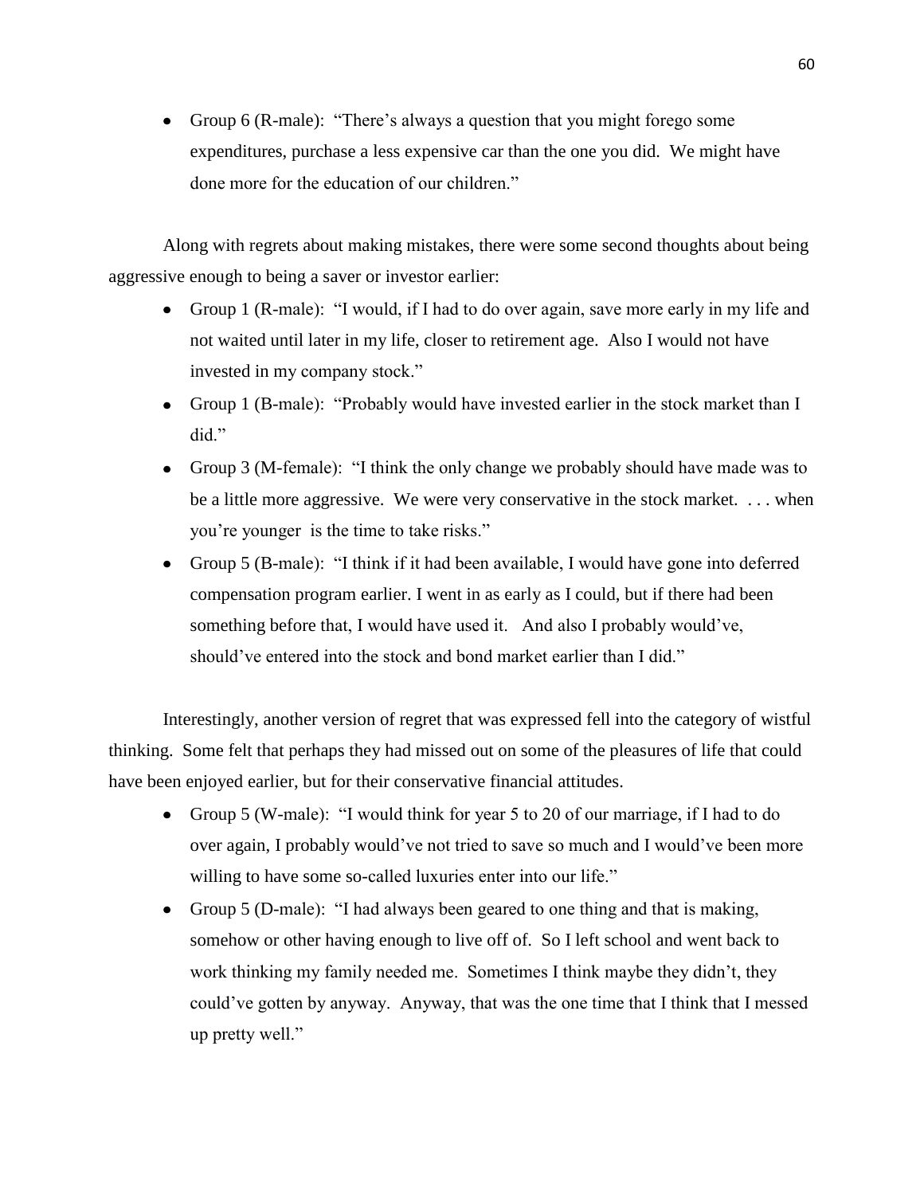- Group 6 (R-male): "There's always a question that you might forego some expenditures, purchase a less expensive car than the one you did. We might have done more for the education of our children."

Along with regrets about making mistakes, there were some second thoughts about being aggressive enough to being a saver or investor earlier:

- Group 1 (R-male): "I would, if I had to do over again, save more early in my life and not waited until later in my life, closer to retirement age. Also I would not have invested in my company stock."
- Group 1 (B-male): "Probably would have invested earlier in the stock market than I did."
- Group 3 (M-female): "I think the only change we probably should have made was to be a little more aggressive. We were very conservative in the stock market. . . . when you're younger is the time to take risks."
- Group 5 (B-male): "I think if it had been available, I would have gone into deferred compensation program earlier. I went in as early as I could, but if there had been something before that, I would have used it. And also I probably would've, should've entered into the stock and bond market earlier than I did."

Interestingly, another version of regret that was expressed fell into the category of wistful thinking. Some felt that perhaps they had missed out on some of the pleasures of life that could have been enjoyed earlier, but for their conservative financial attitudes.

- Group 5 (W-male): "I would think for year 5 to 20 of our marriage, if I had to do over again, I probably would've not tried to save so much and I would've been more willing to have some so-called luxuries enter into our life."
- Group 5 (D-male): "I had always been geared to one thing and that is making, somehow or other having enough to live off of. So I left school and went back to work thinking my family needed me. Sometimes I think maybe they didn't, they could've gotten by anyway. Anyway, that was the one time that I think that I messed up pretty well."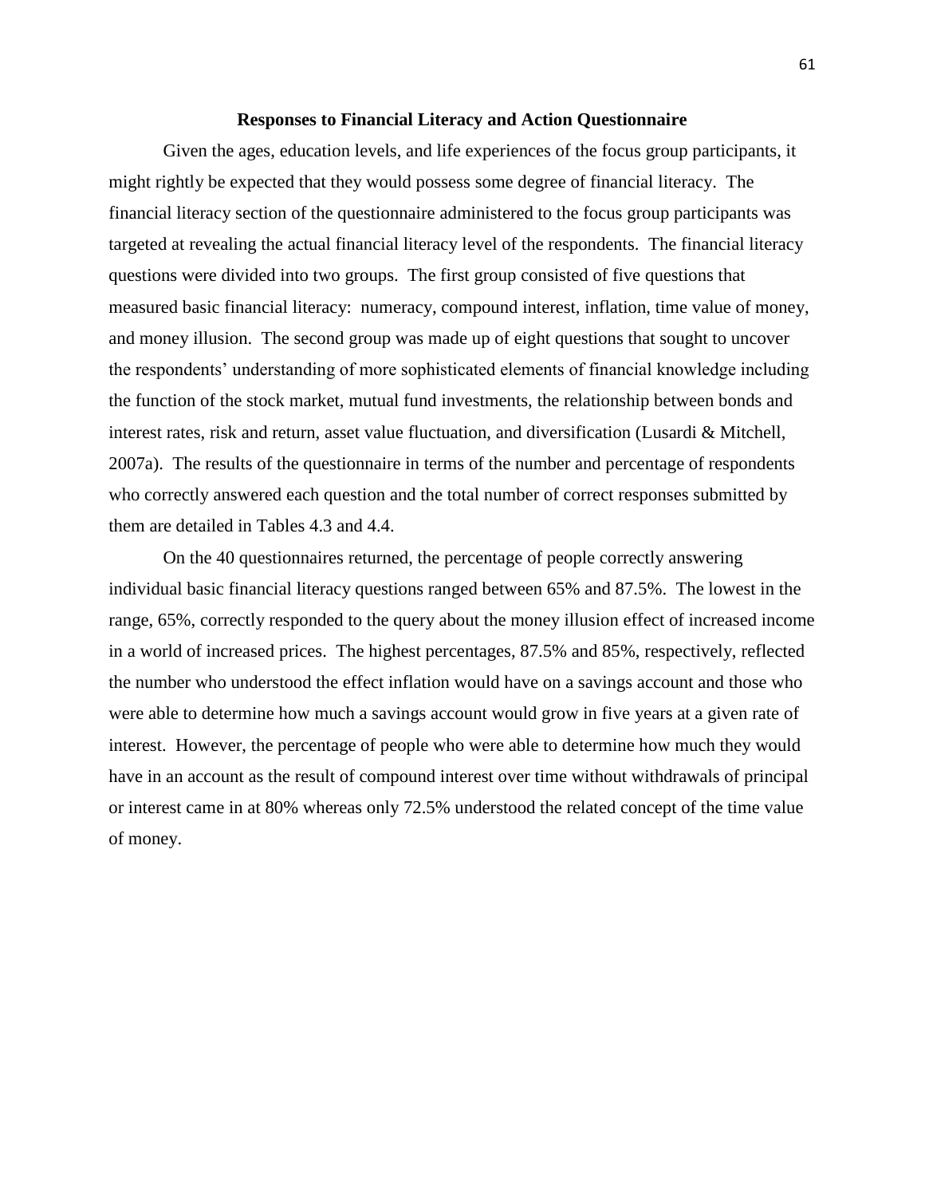## Responses to Financial Literacy and Action Questionnaire

Given the ages, education levels, and life experiences of the focus group participants, it might rightly be expected that they would possess some degree of financial literacy. The financial literacy section of the questionnaire administered to the focus group participants was targeted at revealing the actual financial literacy level of the respondents. The financial literacy questions were divided into two groups. The first group consisted of five questions that measured basic financial literacy: numeracy, compound interest, inflation, time value of money, and money illusion. The second group was made up of eight questions that sought to uncover the respondents' understanding of more sophisticated elements of financial knowledge including the function of the stock market, mutual fund investments, the relationship between bonds and interest rates, risk and return, asset value fluctuation, and diversification (Lusardi & Mitchell, 2007a). The results of the questionnaire in terms of the number and percentage of respondents who correctly answered each question and the total number of correct responses submitted by them are detailed in Tables 4.3 and 4.4.

On the 40 questionnaires returned, the percentage of people correctly answering individual basic financial literacy questions ranged between 65% and 87.5%. The lowest in the range, 65%, correctly responded to the query about the money illusion effect of increased income in a world of increased prices. The highest percentages, 87.5% and 85%, respectively, reflected the number who understood the effect inflation would have on a savings account and those who were able to determine how much a savings account would grow in five years at a given rate of interest. However, the percentage of people who were able to determine how much they would have in an account as the result of compound interest over time without withdrawals of principal or interest came in at 80% whereas only 72.5% understood the related concept of the time value of money.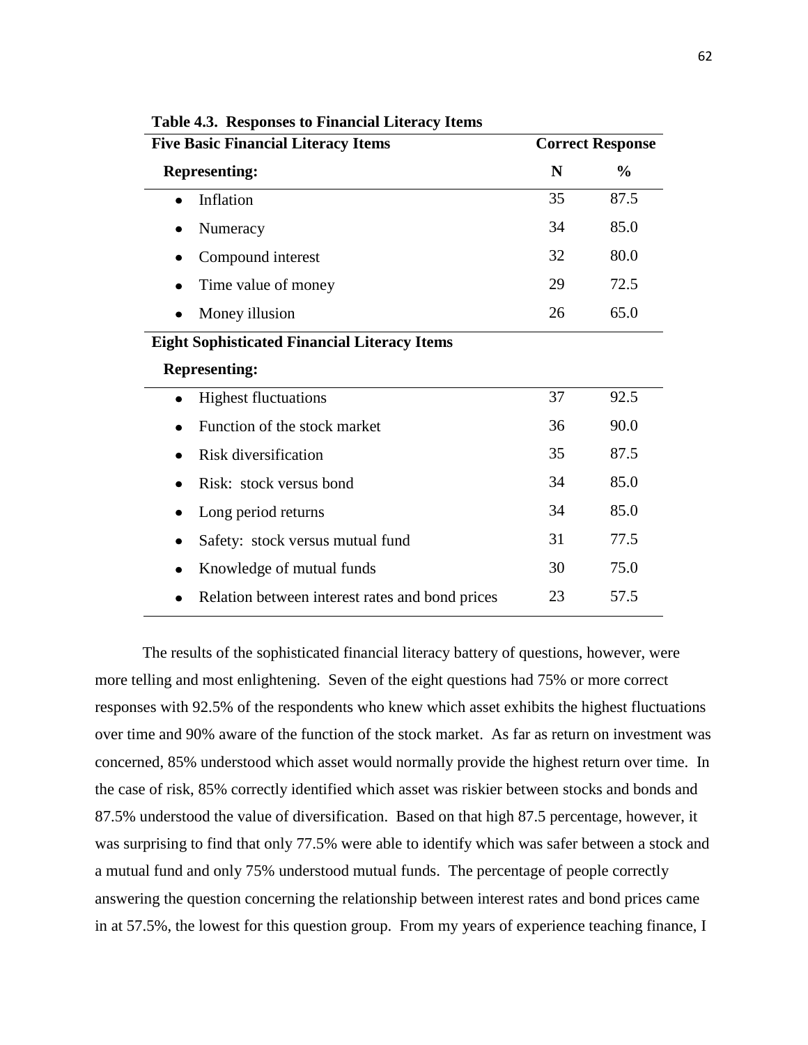**Table 4.3. Responses to Financial Literacy Items**

| Five Basic Financial Literacy Items | Correct Response | |
|---|---|---|
| **Representing:** | **N** | **%** |
| • Inflation | 35 | 87.5 |
| • Numeracy | 34 | 85.0 |
| • Compound interest | 32 | 80.0 |
| • Time value of money | 29 | 72.5 |
| • Money illusion | 26 | 65.0 |
| **Eight Sophisticated Financial Literacy Items** | | |
| **Representing:** | | |
| • Highest fluctuations | 37 | 92.5 |
| • Function of the stock market | 36 | 90.0 |
| • Risk diversification | 35 | 87.5 |
| • Risk: stock versus bond | 34 | 85.0 |
| • Long period returns | 34 | 85.0 |
| • Safety: stock versus mutual fund | 31 | 77.5 |
| • Knowledge of mutual funds | 30 | 75.0 |
| • Relation between interest rates and bond prices | 23 | 57.5 |

The results of the sophisticated financial literacy battery of questions, however, were more telling and most enlightening. Seven of the eight questions had 75% or more correct responses with 92.5% of the respondents who knew which asset exhibits the highest fluctuations over time and 90% aware of the function of the stock market. As far as return on investment was concerned, 85% understood which asset would normally provide the highest return over time. In the case of risk, 85% correctly identified which asset was riskier between stocks and bonds and 87.5% understood the value of diversification. Based on that high 87.5 percentage, however, it was surprising to find that only 77.5% were able to identify which was safer between a stock and a mutual fund and only 75% understood mutual funds. The percentage of people correctly answering the question concerning the relationship between interest rates and bond prices came in at 57.5%, the lowest for this question group. From my years of experience teaching finance, I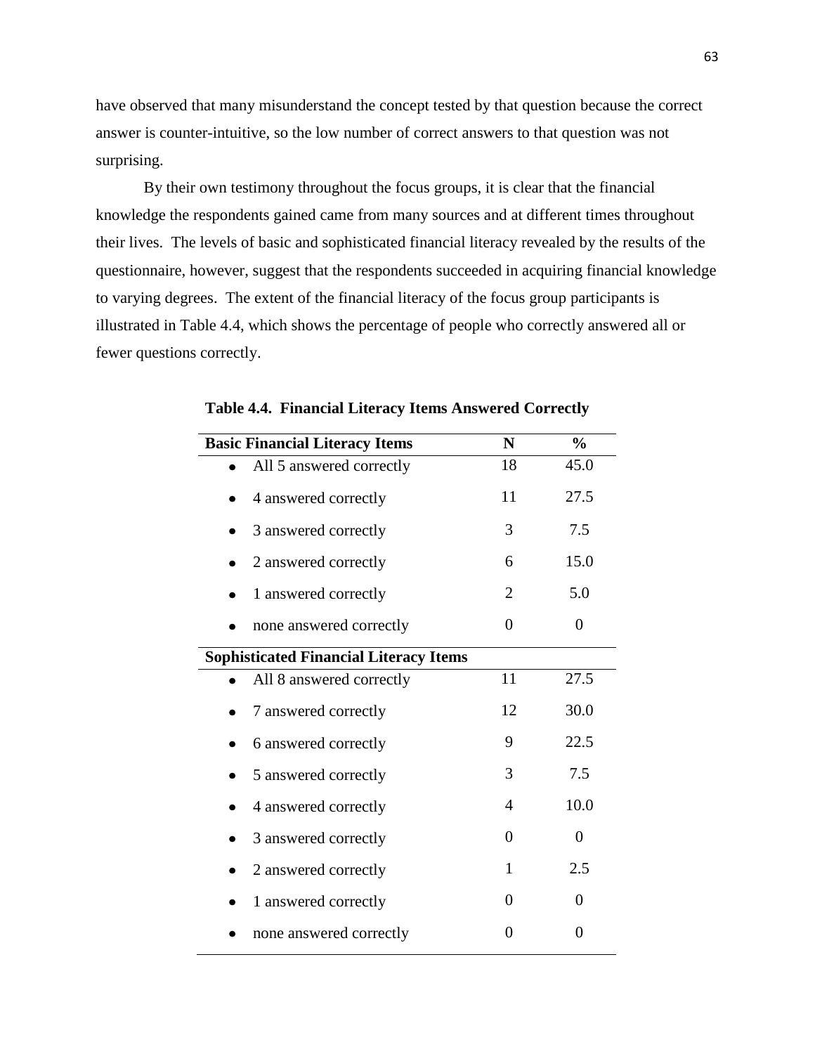have observed that many misunderstand the concept tested by that question because the correct answer is counter-intuitive, so the low number of correct answers to that question was not surprising.

By their own testimony throughout the focus groups, it is clear that the financial knowledge the respondents gained came from many sources and at different times throughout their lives. The levels of basic and sophisticated financial literacy revealed by the results of the questionnaire, however, suggest that the respondents succeeded in acquiring financial knowledge to varying degrees. The extent of the financial literacy of the focus group participants is illustrated in Table 4.4, which shows the percentage of people who correctly answered all or fewer questions correctly.

**Table 4.4. Financial Literacy Items Answered Correctly**

| **Basic Financial Literacy Items** | **N** | **%** |
|---|---|---|
| • All 5 answered correctly | 18 | 45.0 |
| • 4 answered correctly | 11 | 27.5 |
| • 3 answered correctly | 3 | 7.5 |
| • 2 answered correctly | 6 | 15.0 |
| • 1 answered correctly | 2 | 5.0 |
| • none answered correctly | 0 | 0 |
| **Sophisticated Financial Literacy Items** | | |
| • All 8 answered correctly | 11 | 27.5 |
| • 7 answered correctly | 12 | 30.0 |
| • 6 answered correctly | 9 | 22.5 |
| • 5 answered correctly | 3 | 7.5 |
| • 4 answered correctly | 4 | 10.0 |
| • 3 answered correctly | 0 | 0 |
| • 2 answered correctly | 1 | 2.5 |
| • 1 answered correctly | 0 | 0 |
| • none answered correctly | 0 | 0 |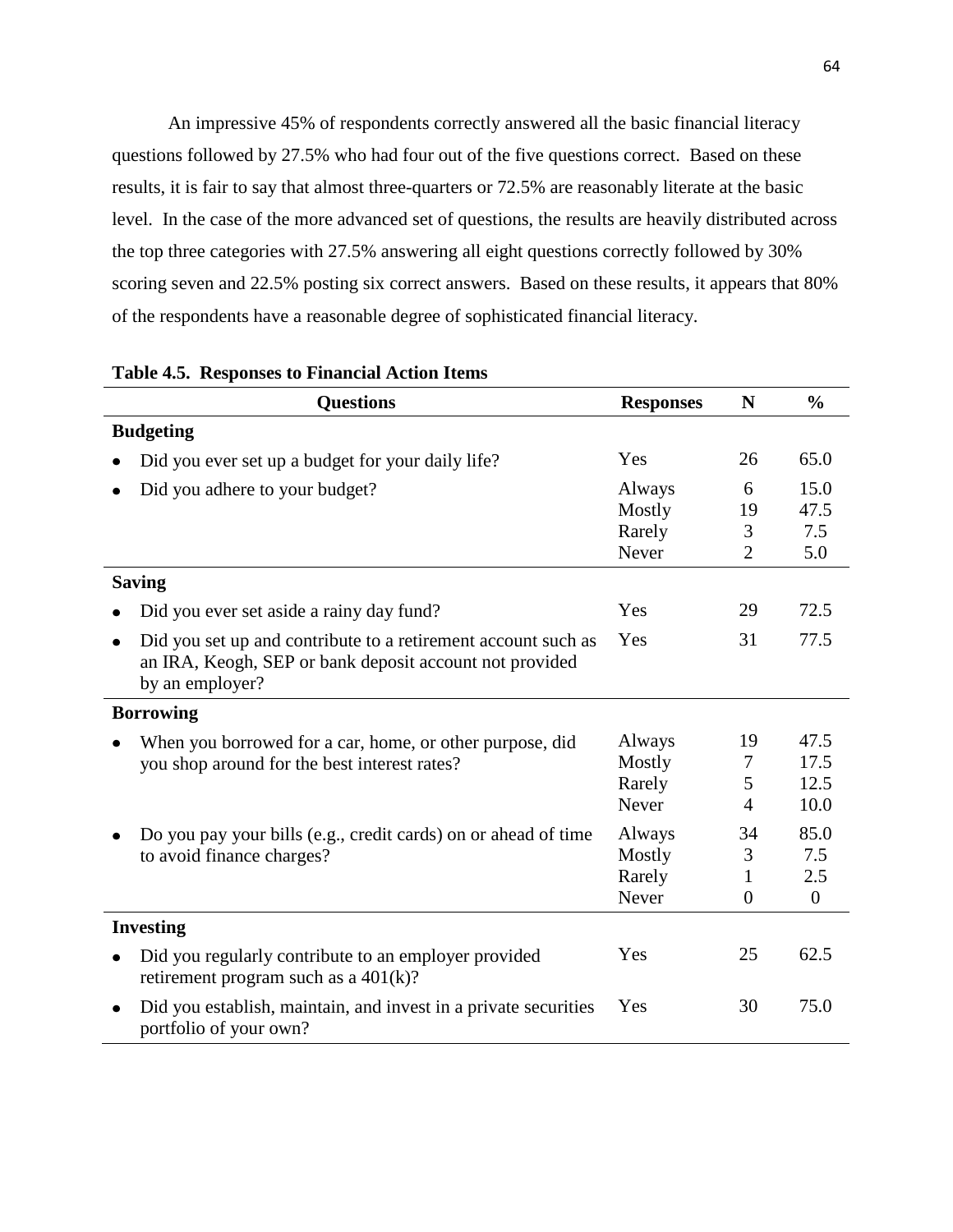An impressive 45% of respondents correctly answered all the basic financial literacy questions followed by 27.5% who had four out of the five questions correct. Based on these results, it is fair to say that almost three-quarters or 72.5% are reasonably literate at the basic level. In the case of the more advanced set of questions, the results are heavily distributed across the top three categories with 27.5% answering all eight questions correctly followed by 30% scoring seven and 22.5% posting six correct answers. Based on these results, it appears that 80% of the respondents have a reasonable degree of sophisticated financial literacy.

**Table 4.5. Responses to Financial Action Items**

| Questions | Responses | N | % |
|---|---|---|---|
| **Budgeting** | | | |
| • Did you ever set up a budget for your daily life? | Yes | 26 | 65.0 |
| • Did you adhere to your budget? | Always | 6 | 15.0 |
| | Mostly | 19 | 47.5 |
| | Rarely | 3 | 7.5 |
| | Never | 2 | 5.0 |
| **Saving** | | | |
| • Did you ever set aside a rainy day fund? | Yes | 29 | 72.5 |
| • Did you set up and contribute to a retirement account such as an IRA, Keogh, SEP or bank deposit account not provided by an employer? | Yes | 31 | 77.5 |
| **Borrowing** | | | |
| • When you borrowed for a car, home, or other purpose, did you shop around for the best interest rates? | Always | 19 | 47.5 |
| | Mostly | 7 | 17.5 |
| | Rarely | 5 | 12.5 |
| | Never | 4 | 10.0 |
| • Do you pay your bills (e.g., credit cards) on or ahead of time to avoid finance charges? | Always | 34 | 85.0 |
| | Mostly | 3 | 7.5 |
| | Rarely | 1 | 2.5 |
| | Never | 0 | 0 |
| **Investing** | | | |
| • Did you regularly contribute to an employer provided retirement program such as a 401(k)? | Yes | 25 | 62.5 |
| • Did you establish, maintain, and invest in a private securities portfolio of your own? | Yes | 30 | 75.0 |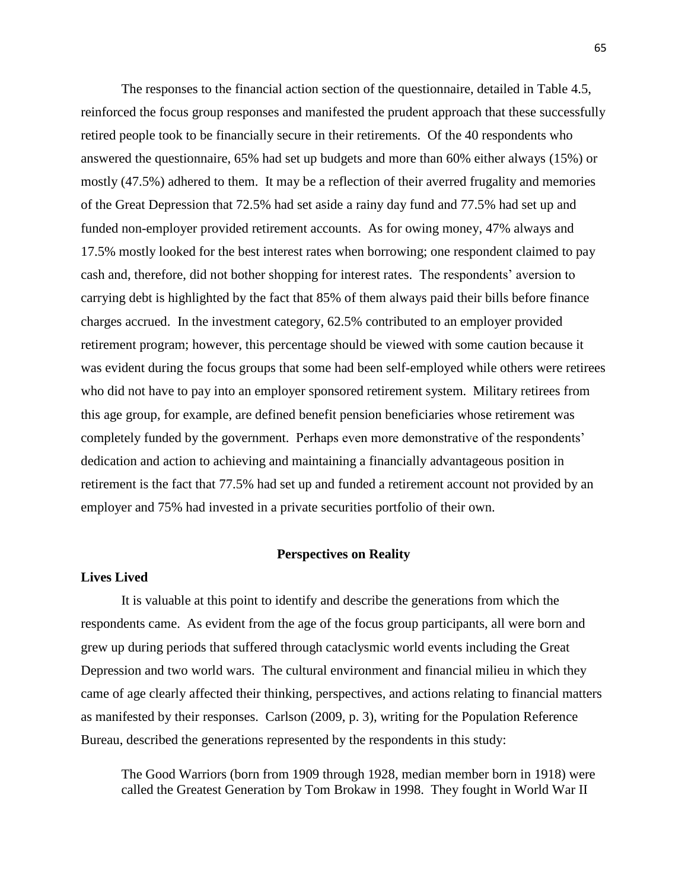The responses to the financial action section of the questionnaire, detailed in Table 4.5, reinforced the focus group responses and manifested the prudent approach that these successfully retired people took to be financially secure in their retirements. Of the 40 respondents who answered the questionnaire, 65% had set up budgets and more than 60% either always (15%) or mostly (47.5%) adhered to them. It may be a reflection of their averred frugality and memories of the Great Depression that 72.5% had set aside a rainy day fund and 77.5% had set up and funded non-employer provided retirement accounts. As for owing money, 47% always and 17.5% mostly looked for the best interest rates when borrowing; one respondent claimed to pay cash and, therefore, did not bother shopping for interest rates. The respondents' aversion to carrying debt is highlighted by the fact that 85% of them always paid their bills before finance charges accrued. In the investment category, 62.5% contributed to an employer provided retirement program; however, this percentage should be viewed with some caution because it was evident during the focus groups that some had been self-employed while others were retirees who did not have to pay into an employer sponsored retirement system. Military retirees from this age group, for example, are defined benefit pension beneficiaries whose retirement was completely funded by the government. Perhaps even more demonstrative of the respondents' dedication and action to achieving and maintaining a financially advantageous position in retirement is the fact that 77.5% had set up and funded a retirement account not provided by an employer and 75% had invested in a private securities portfolio of their own.

## Perspectives on Reality

### Lives Lived

It is valuable at this point to identify and describe the generations from which the respondents came. As evident from the age of the focus group participants, all were born and grew up during periods that suffered through cataclysmic world events including the Great Depression and two world wars. The cultural environment and financial milieu in which they came of age clearly affected their thinking, perspectives, and actions relating to financial matters as manifested by their responses. Carlson (2009, p. 3), writing for the Population Reference Bureau, described the generations represented by the respondents in this study:

> The Good Warriors (born from 1909 through 1928, median member born in 1918) were called the Greatest Generation by Tom Brokaw in 1998. They fought in World War II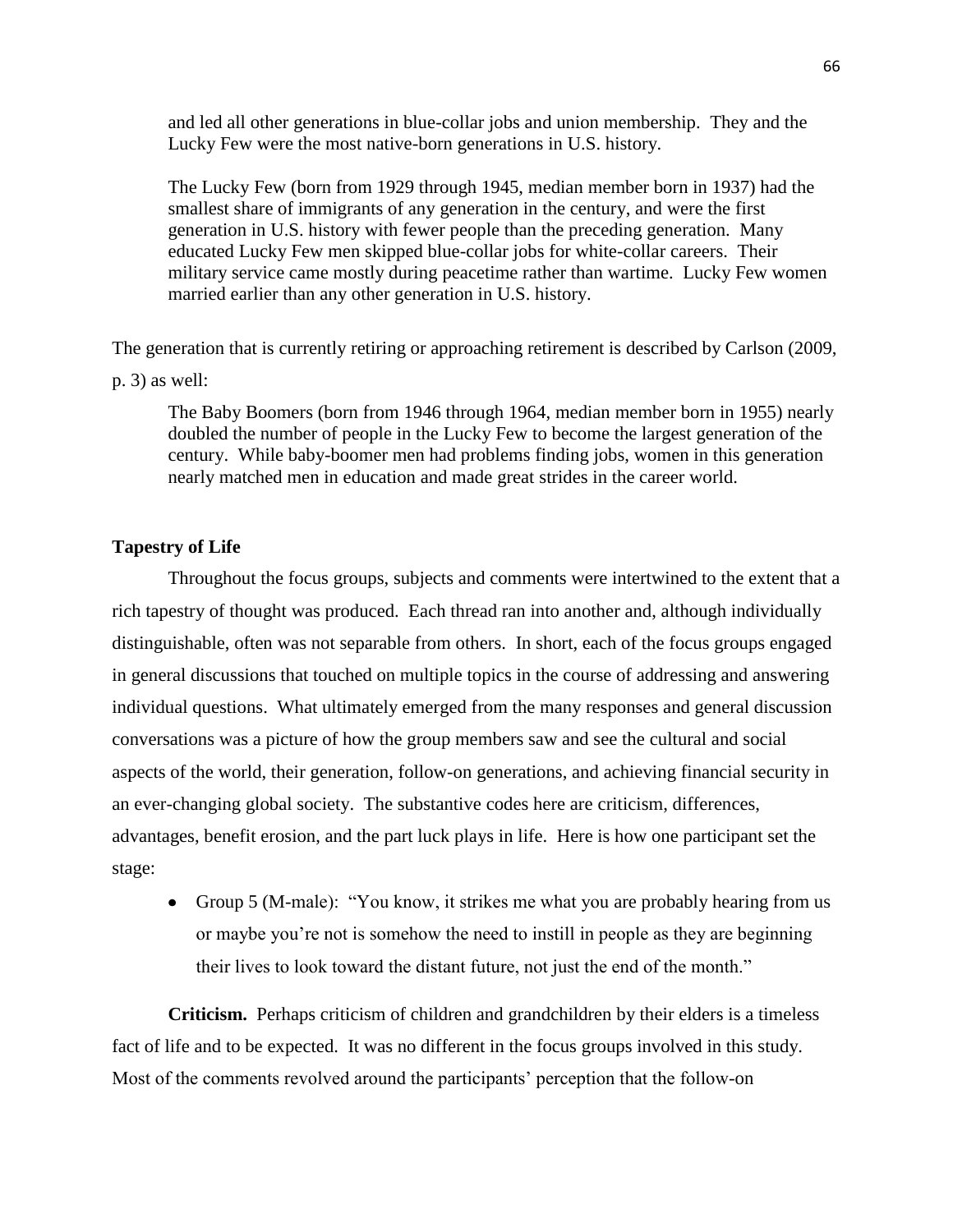> and led all other generations in blue-collar jobs and union membership. They and the Lucky Few were the most native-born generations in U.S. history.
>
> The Lucky Few (born from 1929 through 1945, median member born in 1937) had the smallest share of immigrants of any generation in the century, and were the first generation in U.S. history with fewer people than the preceding generation. Many educated Lucky Few men skipped blue-collar jobs for white-collar careers. Their military service came mostly during peacetime rather than wartime. Lucky Few women married earlier than any other generation in U.S. history.

The generation that is currently retiring or approaching retirement is described by Carlson (2009, p. 3) as well:

> The Baby Boomers (born from 1946 through 1964, median member born in 1955) nearly doubled the number of people in the Lucky Few to become the largest generation of the century. While baby-boomer men had problems finding jobs, women in this generation nearly matched men in education and made great strides in the career world.

**Tapestry of Life**

Throughout the focus groups, subjects and comments were intertwined to the extent that a rich tapestry of thought was produced. Each thread ran into another and, although individually distinguishable, often was not separable from others. In short, each of the focus groups engaged in general discussions that touched on multiple topics in the course of addressing and answering individual questions. What ultimately emerged from the many responses and general discussion conversations was a picture of how the group members saw and see the cultural and social aspects of the world, their generation, follow-on generations, and achieving financial security in an ever-changing global society. The substantive codes here are criticism, differences, advantages, benefit erosion, and the part luck plays in life. Here is how one participant set the stage:

- Group 5 (M-male): "You know, it strikes me what you are probably hearing from us or maybe you're not is somehow the need to instill in people as they are beginning their lives to look toward the distant future, not just the end of the month."

**Criticism.** Perhaps criticism of children and grandchildren by their elders is a timeless fact of life and to be expected. It was no different in the focus groups involved in this study. Most of the comments revolved around the participants' perception that the follow-on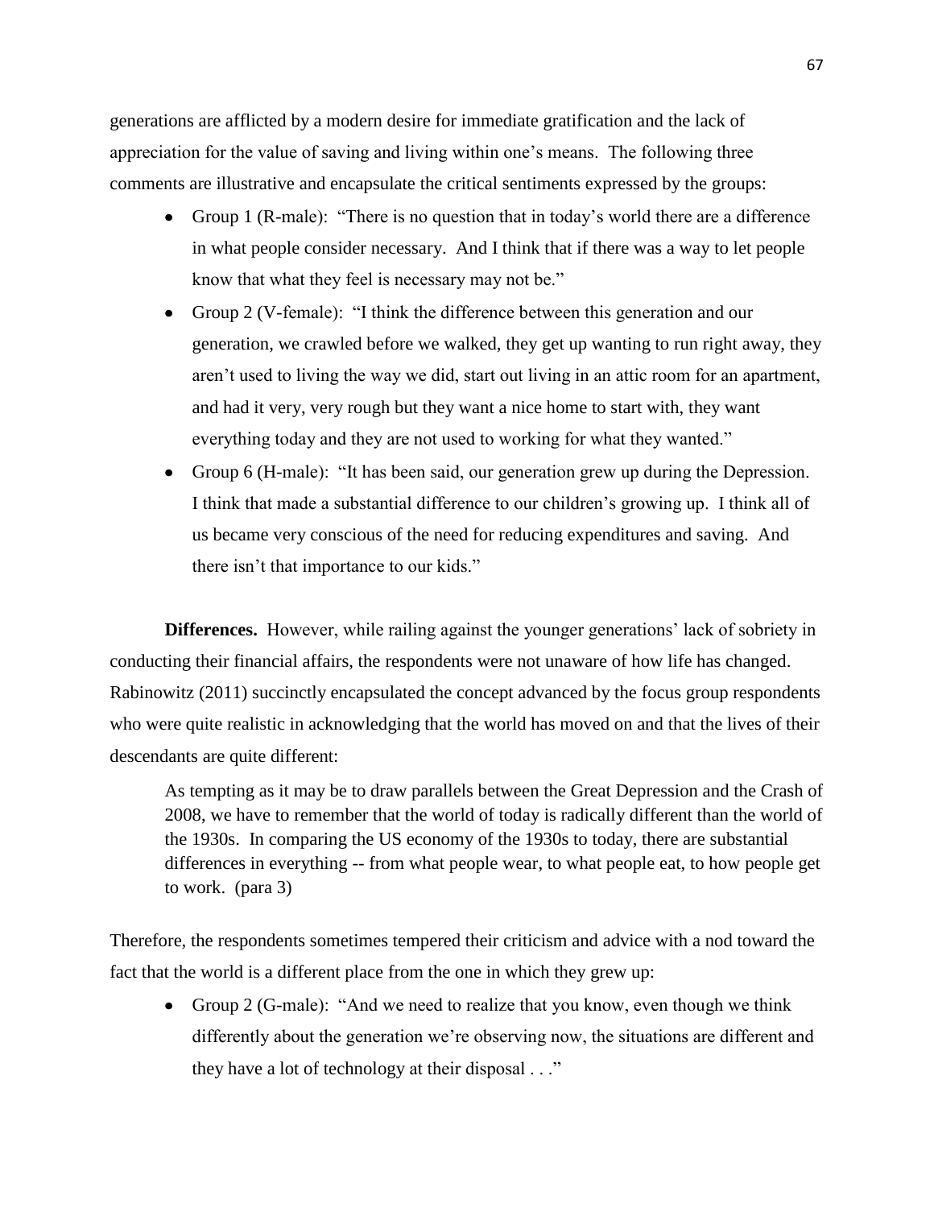generations are afflicted by a modern desire for immediate gratification and the lack of appreciation for the value of saving and living within one's means. The following three comments are illustrative and encapsulate the critical sentiments expressed by the groups:

- Group 1 (R-male): "There is no question that in today's world there are a difference in what people consider necessary. And I think that if there was a way to let people know that what they feel is necessary may not be."
- Group 2 (V-female): "I think the difference between this generation and our generation, we crawled before we walked, they get up wanting to run right away, they aren't used to living the way we did, start out living in an attic room for an apartment, and had it very, very rough but they want a nice home to start with, they want everything today and they are not used to working for what they wanted."
- Group 6 (H-male): "It has been said, our generation grew up during the Depression. I think that made a substantial difference to our children's growing up. I think all of us became very conscious of the need for reducing expenditures and saving. And there isn't that importance to our kids."

**Differences.** However, while railing against the younger generations' lack of sobriety in conducting their financial affairs, the respondents were not unaware of how life has changed. Rabinowitz (2011) succinctly encapsulated the concept advanced by the focus group respondents who were quite realistic in acknowledging that the world has moved on and that the lives of their descendants are quite different:

> As tempting as it may be to draw parallels between the Great Depression and the Crash of 2008, we have to remember that the world of today is radically different than the world of the 1930s. In comparing the US economy of the 1930s to today, there are substantial differences in everything -- from what people wear, to what people eat, to how people get to work. (para 3)

Therefore, the respondents sometimes tempered their criticism and advice with a nod toward the fact that the world is a different place from the one in which they grew up:

- Group 2 (G-male): "And we need to realize that you know, even though we think differently about the generation we're observing now, the situations are different and they have a lot of technology at their disposal . . ."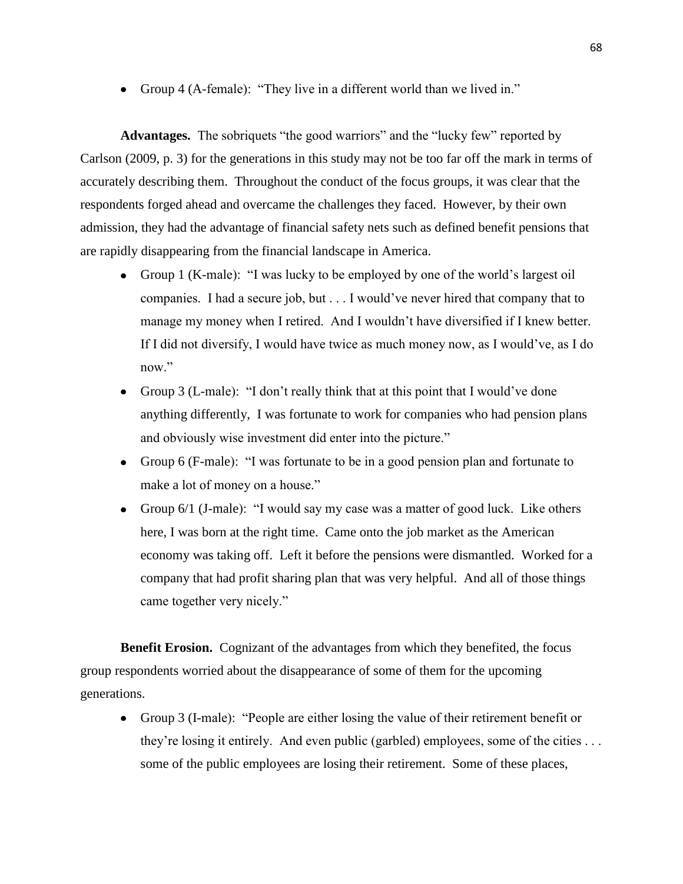- Group 4 (A-female): "They live in a different world than we lived in."

**Advantages.** The sobriquets "the good warriors" and the "lucky few" reported by Carlson (2009, p. 3) for the generations in this study may not be too far off the mark in terms of accurately describing them. Throughout the conduct of the focus groups, it was clear that the respondents forged ahead and overcame the challenges they faced. However, by their own admission, they had the advantage of financial safety nets such as defined benefit pensions that are rapidly disappearing from the financial landscape in America.

- Group 1 (K-male): "I was lucky to be employed by one of the world's largest oil companies. I had a secure job, but . . . I would've never hired that company that to manage my money when I retired. And I wouldn't have diversified if I knew better. If I did not diversify, I would have twice as much money now, as I would've, as I do now."
- Group 3 (L-male): "I don't really think that at this point that I would've done anything differently, I was fortunate to work for companies who had pension plans and obviously wise investment did enter into the picture."
- Group 6 (F-male): "I was fortunate to be in a good pension plan and fortunate to make a lot of money on a house."
- Group 6/1 (J-male): "I would say my case was a matter of good luck. Like others here, I was born at the right time. Came onto the job market as the American economy was taking off. Left it before the pensions were dismantled. Worked for a company that had profit sharing plan that was very helpful. And all of those things came together very nicely."

**Benefit Erosion.** Cognizant of the advantages from which they benefited, the focus group respondents worried about the disappearance of some of them for the upcoming generations.

- Group 3 (I-male): "People are either losing the value of their retirement benefit or they're losing it entirely. And even public (garbled) employees, some of the cities . . . some of the public employees are losing their retirement. Some of these places,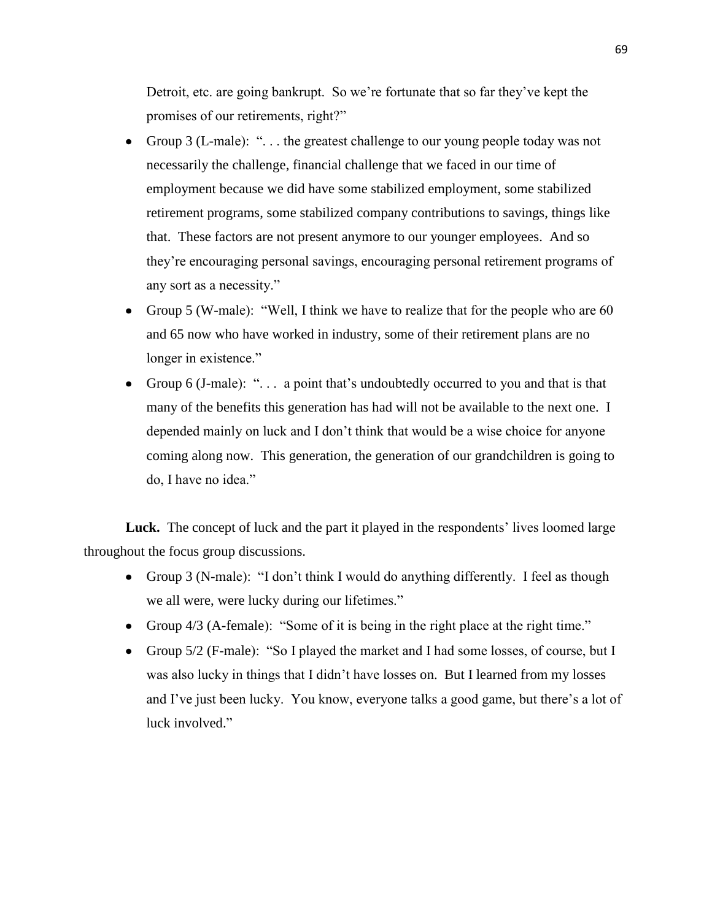Detroit, etc. are going bankrupt. So we're fortunate that so far they've kept the promises of our retirements, right?"

- Group 3 (L-male): ". . . the greatest challenge to our young people today was not necessarily the challenge, financial challenge that we faced in our time of employment because we did have some stabilized employment, some stabilized retirement programs, some stabilized company contributions to savings, things like that. These factors are not present anymore to our younger employees. And so they're encouraging personal savings, encouraging personal retirement programs of any sort as a necessity."
- Group 5 (W-male): "Well, I think we have to realize that for the people who are 60 and 65 now who have worked in industry, some of their retirement plans are no longer in existence."
- Group 6 (J-male): ". . . a point that's undoubtedly occurred to you and that is that many of the benefits this generation has had will not be available to the next one. I depended mainly on luck and I don't think that would be a wise choice for anyone coming along now. This generation, the generation of our grandchildren is going to do, I have no idea."

**Luck.** The concept of luck and the part it played in the respondents' lives loomed large throughout the focus group discussions.

- Group 3 (N-male): "I don't think I would do anything differently. I feel as though we all were, were lucky during our lifetimes."
- Group 4/3 (A-female): "Some of it is being in the right place at the right time."
- Group 5/2 (F-male): "So I played the market and I had some losses, of course, but I was also lucky in things that I didn't have losses on. But I learned from my losses and I've just been lucky. You know, everyone talks a good game, but there's a lot of luck involved."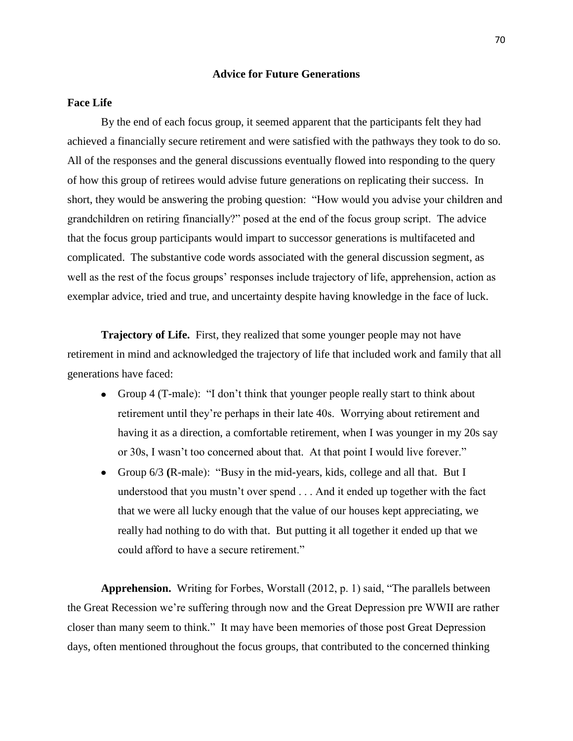## Advice for Future Generations

### Face Life

By the end of each focus group, it seemed apparent that the participants felt they had achieved a financially secure retirement and were satisfied with the pathways they took to do so. All of the responses and the general discussions eventually flowed into responding to the query of how this group of retirees would advise future generations on replicating their success. In short, they would be answering the probing question: "How would you advise your children and grandchildren on retiring financially?" posed at the end of the focus group script. The advice that the focus group participants would impart to successor generations is multifaceted and complicated. The substantive code words associated with the general discussion segment, as well as the rest of the focus groups' responses include trajectory of life, apprehension, action as exemplar advice, tried and true, and uncertainty despite having knowledge in the face of luck.

**Trajectory of Life.** First, they realized that some younger people may not have retirement in mind and acknowledged the trajectory of life that included work and family that all generations have faced:

- Group 4 (T-male): "I don't think that younger people really start to think about retirement until they're perhaps in their late 40s. Worrying about retirement and having it as a direction, a comfortable retirement, when I was younger in my 20s say or 30s, I wasn't too concerned about that. At that point I would live forever."
- Group 6/3 (R-male): "Busy in the mid-years, kids, college and all that. But I understood that you mustn't over spend . . . And it ended up together with the fact that we were all lucky enough that the value of our houses kept appreciating, we really had nothing to do with that. But putting it all together it ended up that we could afford to have a secure retirement."

**Apprehension.** Writing for Forbes, Worstall (2012, p. 1) said, "The parallels between the Great Recession we're suffering through now and the Great Depression pre WWII are rather closer than many seem to think." It may have been memories of those post Great Depression days, often mentioned throughout the focus groups, that contributed to the concerned thinking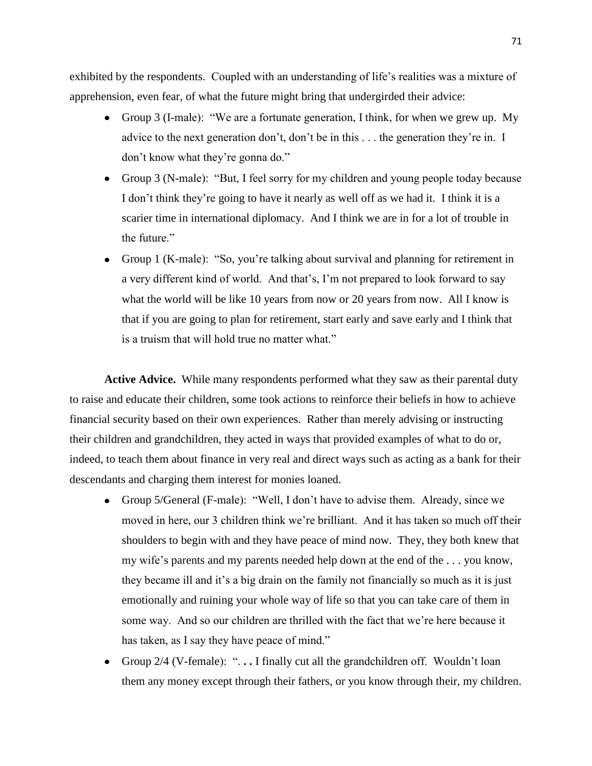exhibited by the respondents. Coupled with an understanding of life's realities was a mixture of apprehension, even fear, of what the future might bring that undergirded their advice:

- Group 3 (I-male): "We are a fortunate generation, I think, for when we grew up. My advice to the next generation don't, don't be in this . . . the generation they're in. I don't know what they're gonna do."
- Group 3 (N-male): "But, I feel sorry for my children and young people today because I don't think they're going to have it nearly as well off as we had it. I think it is a scarier time in international diplomacy. And I think we are in for a lot of trouble in the future."
- Group 1 (K-male): "So, you're talking about survival and planning for retirement in a very different kind of world. And that's, I'm not prepared to look forward to say what the world will be like 10 years from now or 20 years from now. All I know is that if you are going to plan for retirement, start early and save early and I think that is a truism that will hold true no matter what."

**Active Advice.** While many respondents performed what they saw as their parental duty to raise and educate their children, some took actions to reinforce their beliefs in how to achieve financial security based on their own experiences. Rather than merely advising or instructing their children and grandchildren, they acted in ways that provided examples of what to do or, indeed, to teach them about finance in very real and direct ways such as acting as a bank for their descendants and charging them interest for monies loaned.

- Group 5/General (F-male): "Well, I don't have to advise them. Already, since we moved in here, our 3 children think we're brilliant. And it has taken so much off their shoulders to begin with and they have peace of mind now. They, they both knew that my wife's parents and my parents needed help down at the end of the . . . you know, they became ill and it's a big drain on the family not financially so much as it is just emotionally and ruining your whole way of life so that you can take care of them in some way. And so our children are thrilled with the fact that we're here because it has taken, as I say they have peace of mind."
- Group 2/4 (V-female): ". **. .** I finally cut all the grandchildren off. Wouldn't loan them any money except through their fathers, or you know through their, my children.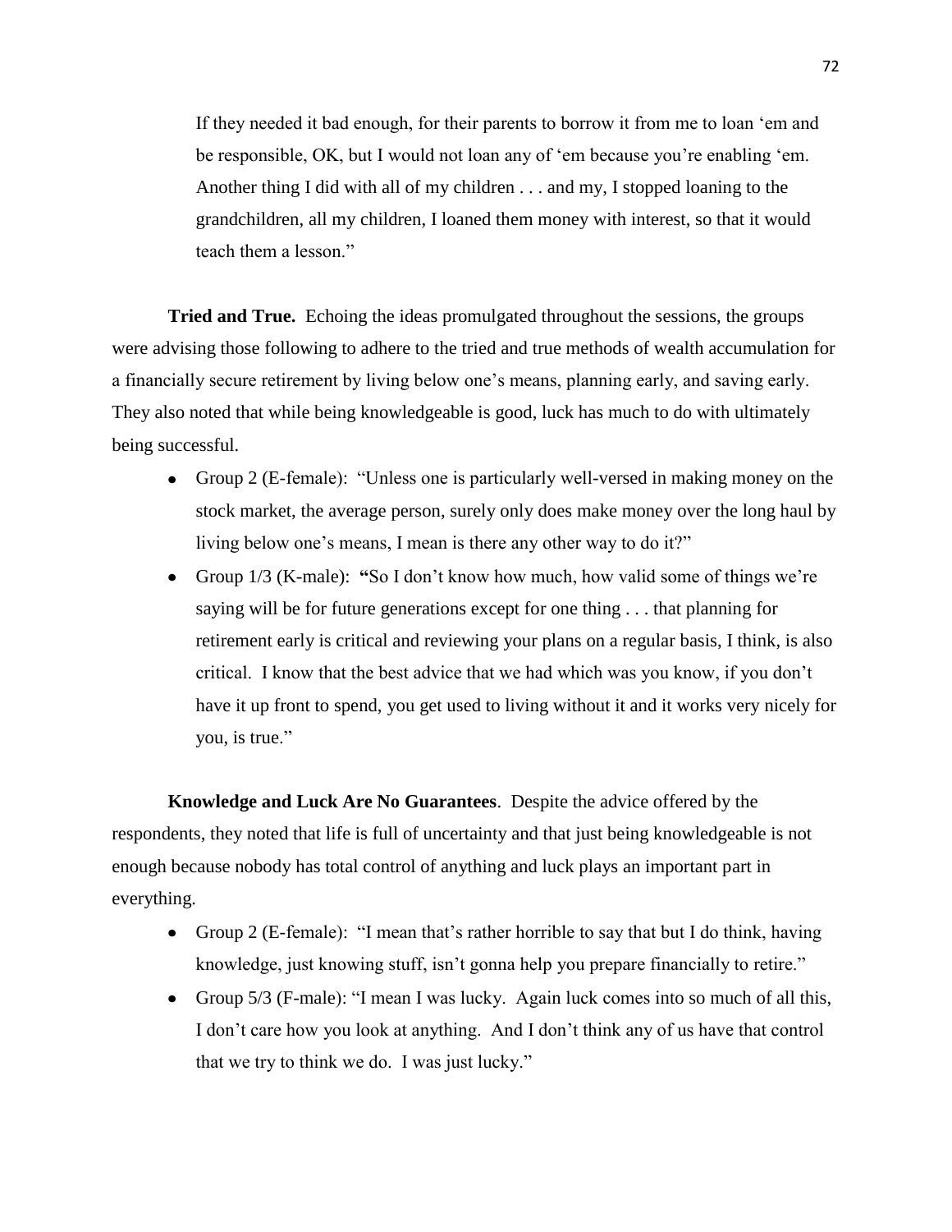If they needed it bad enough, for their parents to borrow it from me to loan 'em and be responsible, OK, but I would not loan any of 'em because you're enabling 'em. Another thing I did with all of my children . . . and my, I stopped loaning to the grandchildren, all my children, I loaned them money with interest, so that it would teach them a lesson."

**Tried and True.** Echoing the ideas promulgated throughout the sessions, the groups were advising those following to adhere to the tried and true methods of wealth accumulation for a financially secure retirement by living below one's means, planning early, and saving early. They also noted that while being knowledgeable is good, luck has much to do with ultimately being successful.

- Group 2 (E-female): "Unless one is particularly well-versed in making money on the stock market, the average person, surely only does make money over the long haul by living below one's means, I mean is there any other way to do it?"
- Group 1/3 (K-male): **"**So I don't know how much, how valid some of things we're saying will be for future generations except for one thing . . . that planning for retirement early is critical and reviewing your plans on a regular basis, I think, is also critical. I know that the best advice that we had which was you know, if you don't have it up front to spend, you get used to living without it and it works very nicely for you, is true."

**Knowledge and Luck Are No Guarantees**. Despite the advice offered by the respondents, they noted that life is full of uncertainty and that just being knowledgeable is not enough because nobody has total control of anything and luck plays an important part in everything.

- Group 2 (E-female): "I mean that's rather horrible to say that but I do think, having knowledge, just knowing stuff, isn't gonna help you prepare financially to retire."
- Group 5/3 (F-male): "I mean I was lucky. Again luck comes into so much of all this, I don't care how you look at anything. And I don't think any of us have that control that we try to think we do. I was just lucky."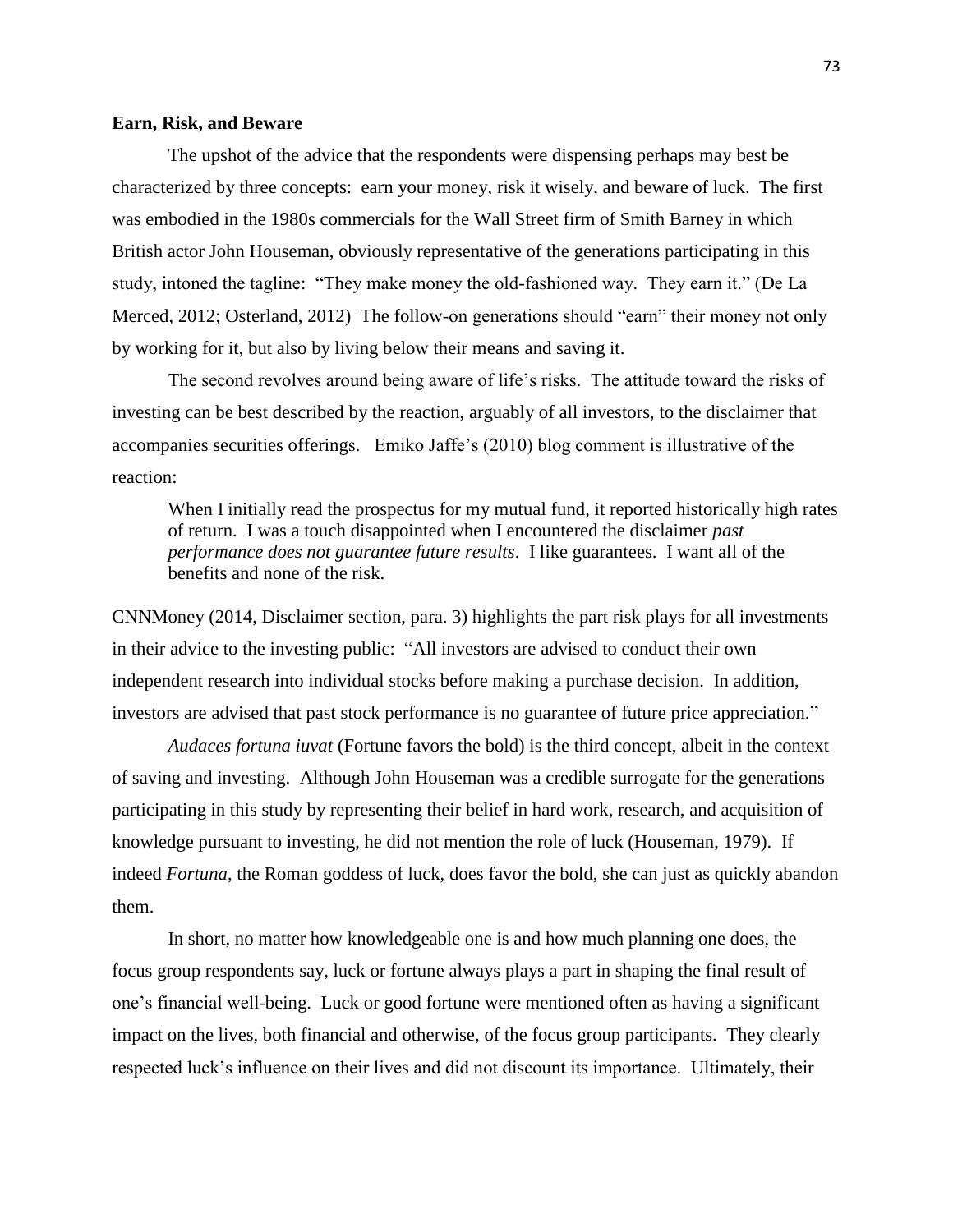**Earn, Risk, and Beware**

The upshot of the advice that the respondents were dispensing perhaps may best be characterized by three concepts: earn your money, risk it wisely, and beware of luck. The first was embodied in the 1980s commercials for the Wall Street firm of Smith Barney in which British actor John Houseman, obviously representative of the generations participating in this study, intoned the tagline: "They make money the old-fashioned way. They earn it." (De La Merced, 2012; Osterland, 2012) The follow-on generations should "earn" their money not only by working for it, but also by living below their means and saving it.

The second revolves around being aware of life's risks. The attitude toward the risks of investing can be best described by the reaction, arguably of all investors, to the disclaimer that accompanies securities offerings. Emiko Jaffe's (2010) blog comment is illustrative of the reaction:

> When I initially read the prospectus for my mutual fund, it reported historically high rates of return. I was a touch disappointed when I encountered the disclaimer *past performance does not guarantee future results*. I like guarantees. I want all of the benefits and none of the risk.

CNNMoney (2014, Disclaimer section, para. 3) highlights the part risk plays for all investments in their advice to the investing public: "All investors are advised to conduct their own independent research into individual stocks before making a purchase decision. In addition, investors are advised that past stock performance is no guarantee of future price appreciation."

*Audaces fortuna iuvat* (Fortune favors the bold) is the third concept, albeit in the context of saving and investing. Although John Houseman was a credible surrogate for the generations participating in this study by representing their belief in hard work, research, and acquisition of knowledge pursuant to investing, he did not mention the role of luck (Houseman, 1979). If indeed *Fortuna*, the Roman goddess of luck, does favor the bold, she can just as quickly abandon them.

In short, no matter how knowledgeable one is and how much planning one does, the focus group respondents say, luck or fortune always plays a part in shaping the final result of one's financial well-being. Luck or good fortune were mentioned often as having a significant impact on the lives, both financial and otherwise, of the focus group participants. They clearly respected luck's influence on their lives and did not discount its importance. Ultimately, their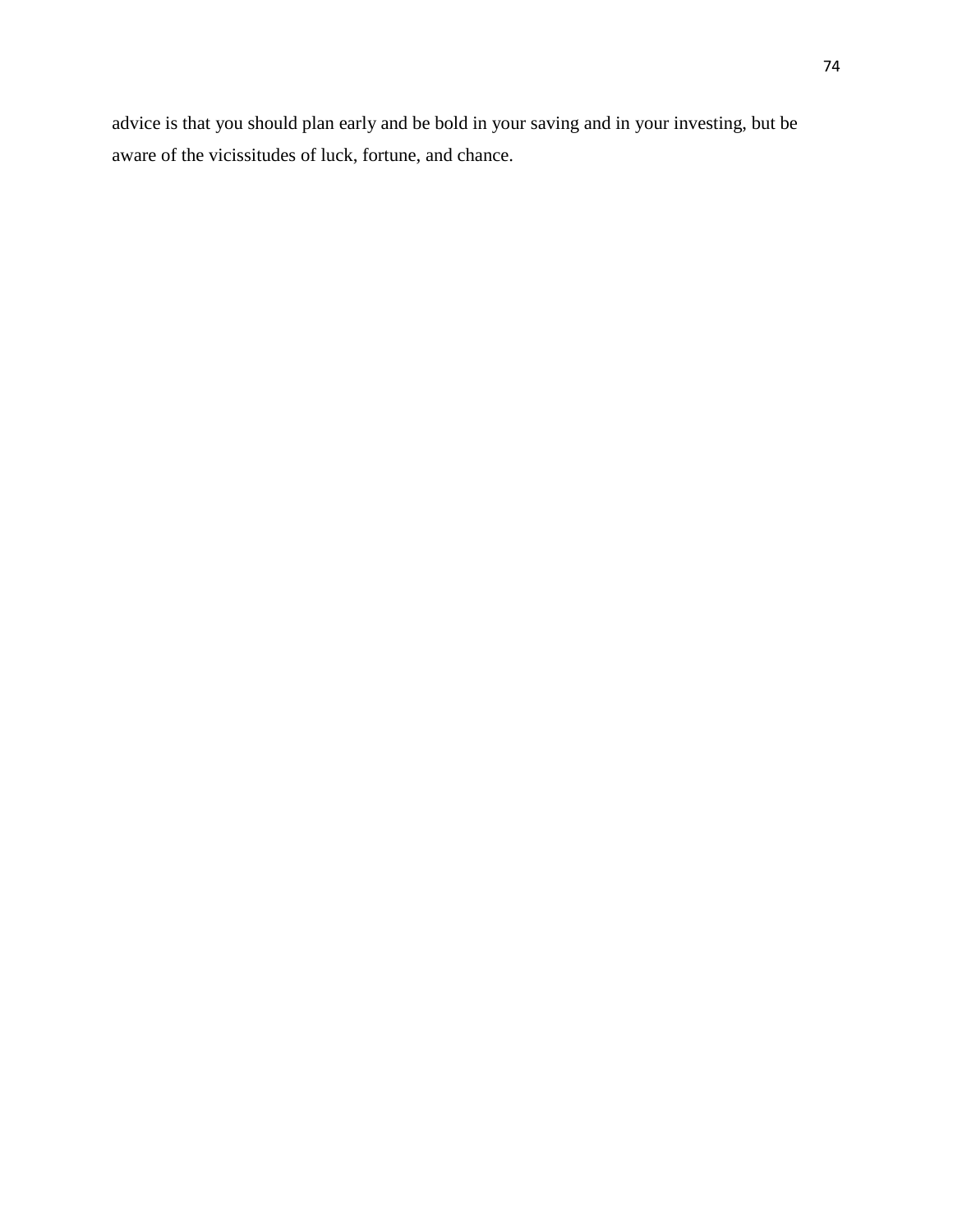advice is that you should plan early and be bold in your saving and in your investing, but be aware of the vicissitudes of luck, fortune, and chance.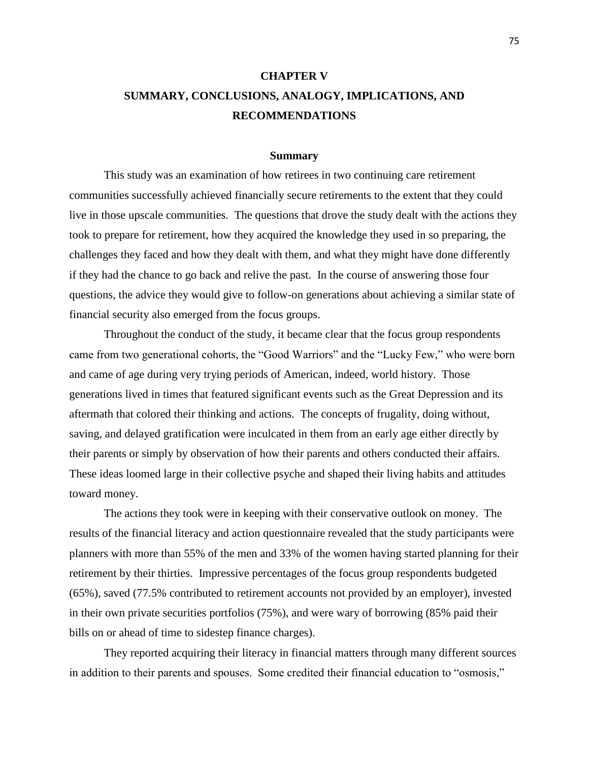# CHAPTER V

# SUMMARY, CONCLUSIONS, ANALOGY, IMPLICATIONS, AND RECOMMENDATIONS

## Summary

This study was an examination of how retirees in two continuing care retirement communities successfully achieved financially secure retirements to the extent that they could live in those upscale communities. The questions that drove the study dealt with the actions they took to prepare for retirement, how they acquired the knowledge they used in so preparing, the challenges they faced and how they dealt with them, and what they might have done differently if they had the chance to go back and relive the past. In the course of answering those four questions, the advice they would give to follow-on generations about achieving a similar state of financial security also emerged from the focus groups.

Throughout the conduct of the study, it became clear that the focus group respondents came from two generational cohorts, the "Good Warriors" and the "Lucky Few," who were born and came of age during very trying periods of American, indeed, world history. Those generations lived in times that featured significant events such as the Great Depression and its aftermath that colored their thinking and actions. The concepts of frugality, doing without, saving, and delayed gratification were inculcated in them from an early age either directly by their parents or simply by observation of how their parents and others conducted their affairs. These ideas loomed large in their collective psyche and shaped their living habits and attitudes toward money.

The actions they took were in keeping with their conservative outlook on money. The results of the financial literacy and action questionnaire revealed that the study participants were planners with more than 55% of the men and 33% of the women having started planning for their retirement by their thirties. Impressive percentages of the focus group respondents budgeted (65%), saved (77.5% contributed to retirement accounts not provided by an employer), invested in their own private securities portfolios (75%), and were wary of borrowing (85% paid their bills on or ahead of time to sidestep finance charges).

They reported acquiring their literacy in financial matters through many different sources in addition to their parents and spouses. Some credited their financial education to "osmosis,"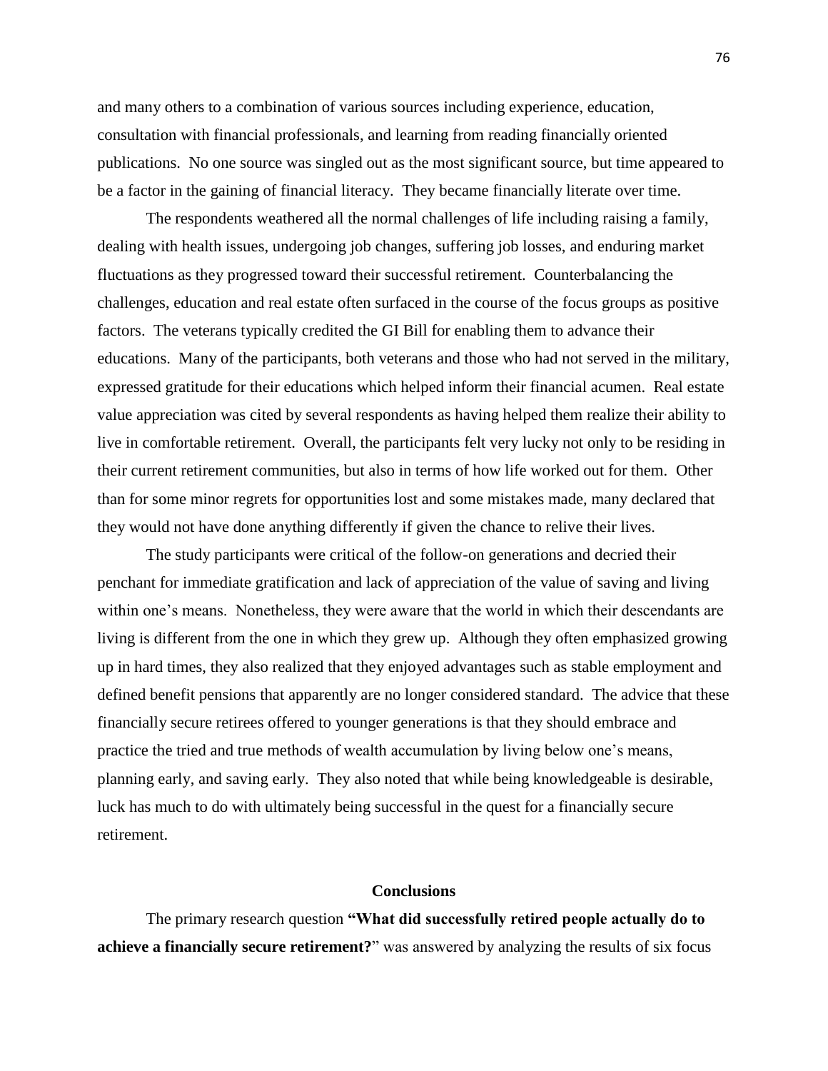and many others to a combination of various sources including experience, education, consultation with financial professionals, and learning from reading financially oriented publications. No one source was singled out as the most significant source, but time appeared to be a factor in the gaining of financial literacy. They became financially literate over time.

The respondents weathered all the normal challenges of life including raising a family, dealing with health issues, undergoing job changes, suffering job losses, and enduring market fluctuations as they progressed toward their successful retirement. Counterbalancing the challenges, education and real estate often surfaced in the course of the focus groups as positive factors. The veterans typically credited the GI Bill for enabling them to advance their educations. Many of the participants, both veterans and those who had not served in the military, expressed gratitude for their educations which helped inform their financial acumen. Real estate value appreciation was cited by several respondents as having helped them realize their ability to live in comfortable retirement. Overall, the participants felt very lucky not only to be residing in their current retirement communities, but also in terms of how life worked out for them. Other than for some minor regrets for opportunities lost and some mistakes made, many declared that they would not have done anything differently if given the chance to relive their lives.

The study participants were critical of the follow-on generations and decried their penchant for immediate gratification and lack of appreciation of the value of saving and living within one's means. Nonetheless, they were aware that the world in which their descendants are living is different from the one in which they grew up. Although they often emphasized growing up in hard times, they also realized that they enjoyed advantages such as stable employment and defined benefit pensions that apparently are no longer considered standard. The advice that these financially secure retirees offered to younger generations is that they should embrace and practice the tried and true methods of wealth accumulation by living below one's means, planning early, and saving early. They also noted that while being knowledgeable is desirable, luck has much to do with ultimately being successful in the quest for a financially secure retirement.

## Conclusions

The primary research question **"What did successfully retired people actually do to achieve a financially secure retirement?"** was answered by analyzing the results of six focus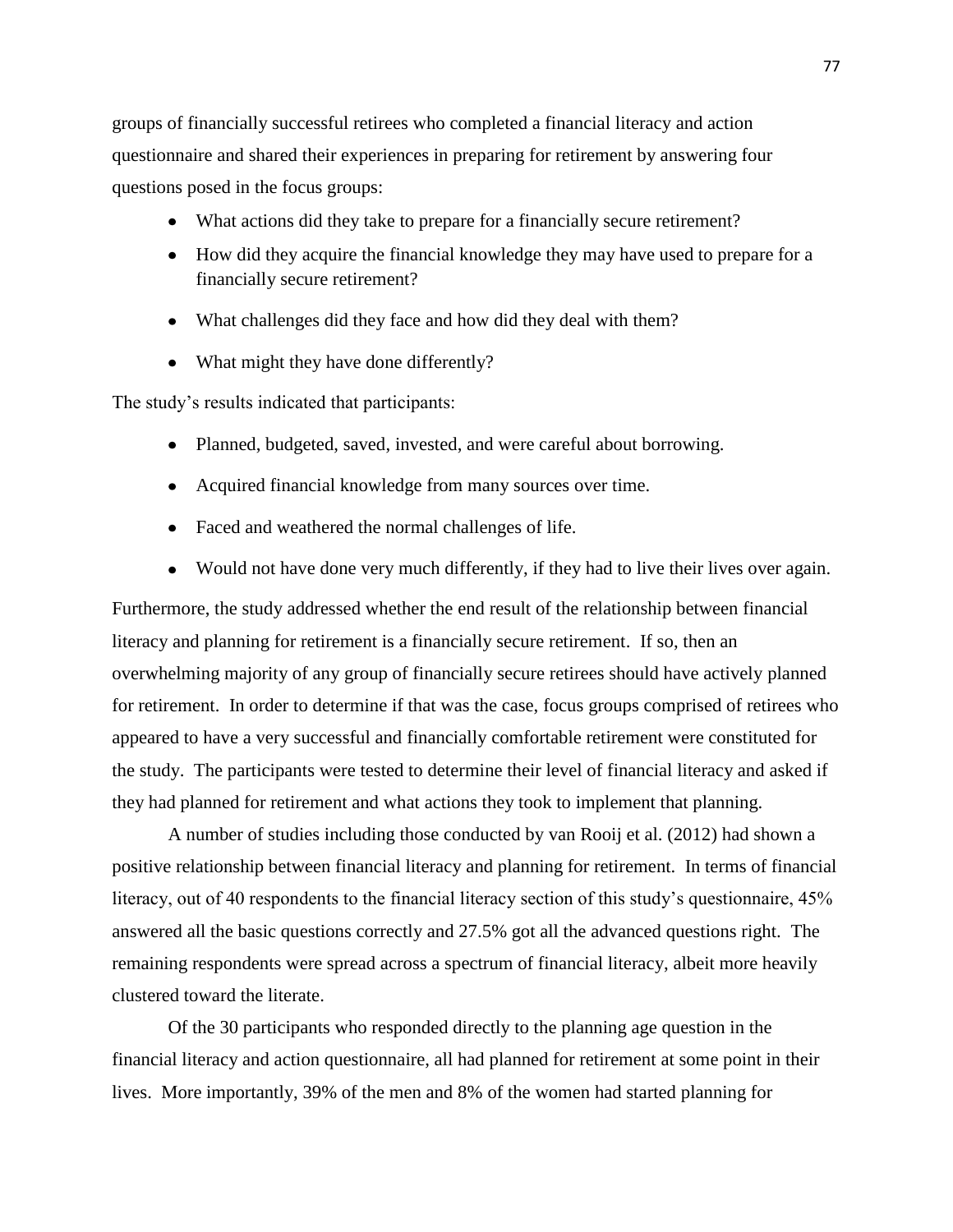groups of financially successful retirees who completed a financial literacy and action questionnaire and shared their experiences in preparing for retirement by answering four questions posed in the focus groups:

- What actions did they take to prepare for a financially secure retirement?
- How did they acquire the financial knowledge they may have used to prepare for a financially secure retirement?
- What challenges did they face and how did they deal with them?
- What might they have done differently?

The study's results indicated that participants:

- Planned, budgeted, saved, invested, and were careful about borrowing.
- Acquired financial knowledge from many sources over time.
- Faced and weathered the normal challenges of life.
- Would not have done very much differently, if they had to live their lives over again.

Furthermore, the study addressed whether the end result of the relationship between financial literacy and planning for retirement is a financially secure retirement. If so, then an overwhelming majority of any group of financially secure retirees should have actively planned for retirement. In order to determine if that was the case, focus groups comprised of retirees who appeared to have a very successful and financially comfortable retirement were constituted for the study. The participants were tested to determine their level of financial literacy and asked if they had planned for retirement and what actions they took to implement that planning.

A number of studies including those conducted by van Rooij et al. (2012) had shown a positive relationship between financial literacy and planning for retirement. In terms of financial literacy, out of 40 respondents to the financial literacy section of this study's questionnaire, 45% answered all the basic questions correctly and 27.5% got all the advanced questions right. The remaining respondents were spread across a spectrum of financial literacy, albeit more heavily clustered toward the literate.

Of the 30 participants who responded directly to the planning age question in the financial literacy and action questionnaire, all had planned for retirement at some point in their lives. More importantly, 39% of the men and 8% of the women had started planning for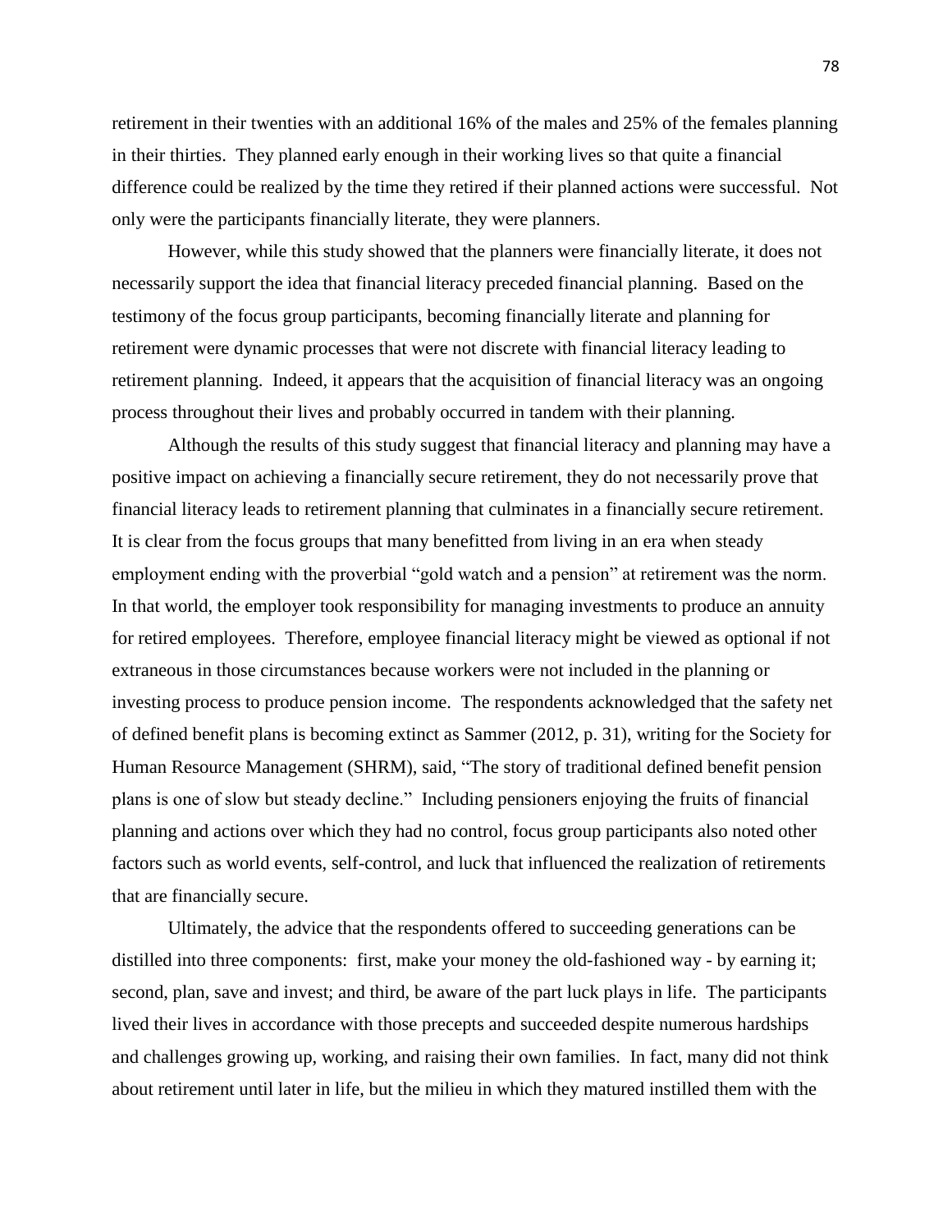retirement in their twenties with an additional 16% of the males and 25% of the females planning in their thirties. They planned early enough in their working lives so that quite a financial difference could be realized by the time they retired if their planned actions were successful. Not only were the participants financially literate, they were planners.

However, while this study showed that the planners were financially literate, it does not necessarily support the idea that financial literacy preceded financial planning. Based on the testimony of the focus group participants, becoming financially literate and planning for retirement were dynamic processes that were not discrete with financial literacy leading to retirement planning. Indeed, it appears that the acquisition of financial literacy was an ongoing process throughout their lives and probably occurred in tandem with their planning.

Although the results of this study suggest that financial literacy and planning may have a positive impact on achieving a financially secure retirement, they do not necessarily prove that financial literacy leads to retirement planning that culminates in a financially secure retirement. It is clear from the focus groups that many benefitted from living in an era when steady employment ending with the proverbial "gold watch and a pension" at retirement was the norm. In that world, the employer took responsibility for managing investments to produce an annuity for retired employees. Therefore, employee financial literacy might be viewed as optional if not extraneous in those circumstances because workers were not included in the planning or investing process to produce pension income. The respondents acknowledged that the safety net of defined benefit plans is becoming extinct as Sammer (2012, p. 31), writing for the Society for Human Resource Management (SHRM), said, "The story of traditional defined benefit pension plans is one of slow but steady decline." Including pensioners enjoying the fruits of financial planning and actions over which they had no control, focus group participants also noted other factors such as world events, self-control, and luck that influenced the realization of retirements that are financially secure.

Ultimately, the advice that the respondents offered to succeeding generations can be distilled into three components: first, make your money the old-fashioned way - by earning it; second, plan, save and invest; and third, be aware of the part luck plays in life. The participants lived their lives in accordance with those precepts and succeeded despite numerous hardships and challenges growing up, working, and raising their own families. In fact, many did not think about retirement until later in life, but the milieu in which they matured instilled them with the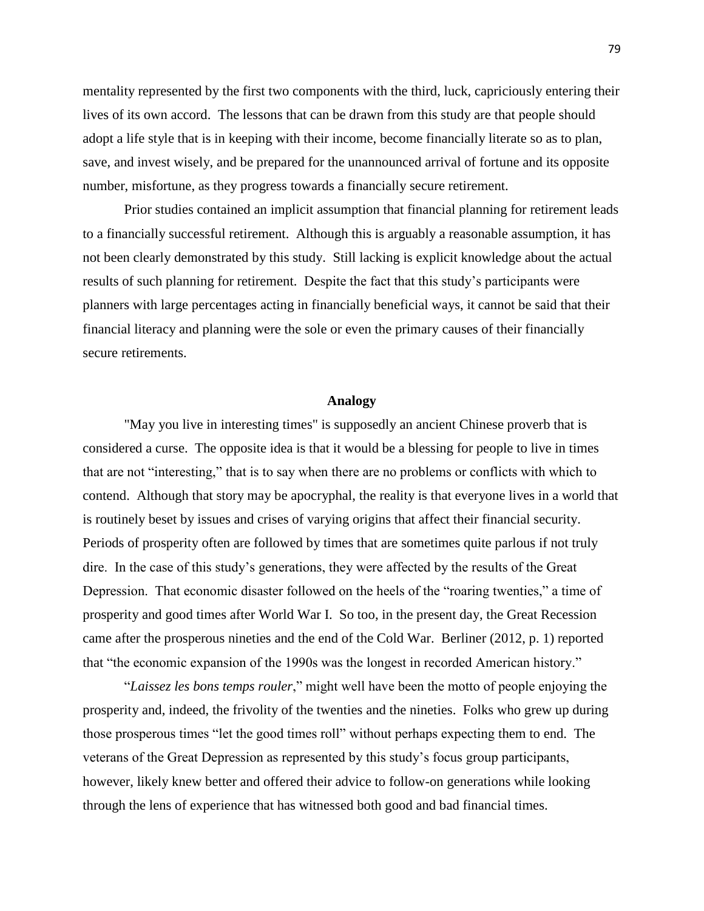mentality represented by the first two components with the third, luck, capriciously entering their lives of its own accord. The lessons that can be drawn from this study are that people should adopt a life style that is in keeping with their income, become financially literate so as to plan, save, and invest wisely, and be prepared for the unannounced arrival of fortune and its opposite number, misfortune, as they progress towards a financially secure retirement.

Prior studies contained an implicit assumption that financial planning for retirement leads to a financially successful retirement. Although this is arguably a reasonable assumption, it has not been clearly demonstrated by this study. Still lacking is explicit knowledge about the actual results of such planning for retirement. Despite the fact that this study's participants were planners with large percentages acting in financially beneficial ways, it cannot be said that their financial literacy and planning were the sole or even the primary causes of their financially secure retirements.

## Analogy

"May you live in interesting times" is supposedly an ancient Chinese proverb that is considered a curse. The opposite idea is that it would be a blessing for people to live in times that are not "interesting," that is to say when there are no problems or conflicts with which to contend. Although that story may be apocryphal, the reality is that everyone lives in a world that is routinely beset by issues and crises of varying origins that affect their financial security. Periods of prosperity often are followed by times that are sometimes quite parlous if not truly dire. In the case of this study's generations, they were affected by the results of the Great Depression. That economic disaster followed on the heels of the "roaring twenties," a time of prosperity and good times after World War I. So too, in the present day, the Great Recession came after the prosperous nineties and the end of the Cold War. Berliner (2012, p. 1) reported that "the economic expansion of the 1990s was the longest in recorded American history."

"*Laissez les bons temps rouler*," might well have been the motto of people enjoying the prosperity and, indeed, the frivolity of the twenties and the nineties. Folks who grew up during those prosperous times "let the good times roll" without perhaps expecting them to end. The veterans of the Great Depression as represented by this study's focus group participants, however, likely knew better and offered their advice to follow-on generations while looking through the lens of experience that has witnessed both good and bad financial times.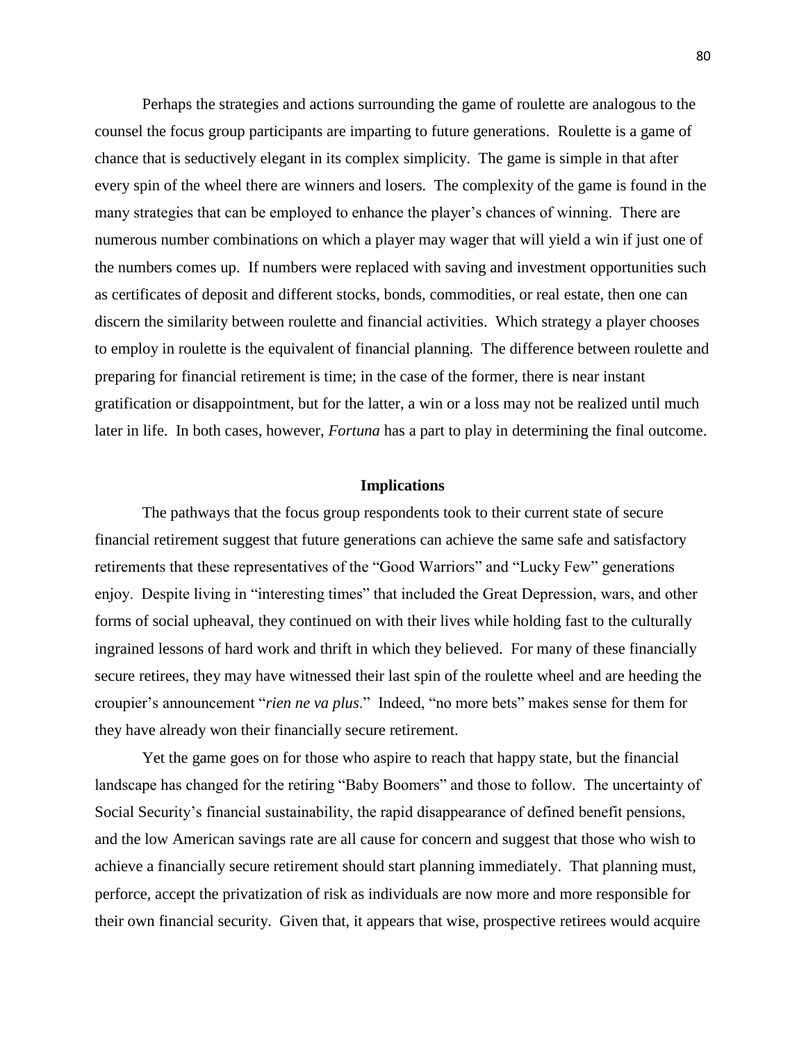Perhaps the strategies and actions surrounding the game of roulette are analogous to the counsel the focus group participants are imparting to future generations. Roulette is a game of chance that is seductively elegant in its complex simplicity. The game is simple in that after every spin of the wheel there are winners and losers. The complexity of the game is found in the many strategies that can be employed to enhance the player's chances of winning. There are numerous number combinations on which a player may wager that will yield a win if just one of the numbers comes up. If numbers were replaced with saving and investment opportunities such as certificates of deposit and different stocks, bonds, commodities, or real estate, then one can discern the similarity between roulette and financial activities. Which strategy a player chooses to employ in roulette is the equivalent of financial planning. The difference between roulette and preparing for financial retirement is time; in the case of the former, there is near instant gratification or disappointment, but for the latter, a win or a loss may not be realized until much later in life. In both cases, however, *Fortuna* has a part to play in determining the final outcome.

## Implications

The pathways that the focus group respondents took to their current state of secure financial retirement suggest that future generations can achieve the same safe and satisfactory retirements that these representatives of the "Good Warriors" and "Lucky Few" generations enjoy. Despite living in "interesting times" that included the Great Depression, wars, and other forms of social upheaval, they continued on with their lives while holding fast to the culturally ingrained lessons of hard work and thrift in which they believed. For many of these financially secure retirees, they may have witnessed their last spin of the roulette wheel and are heeding the croupier's announcement "*rien ne va plus*." Indeed, "no more bets" makes sense for them for they have already won their financially secure retirement.

Yet the game goes on for those who aspire to reach that happy state, but the financial landscape has changed for the retiring "Baby Boomers" and those to follow. The uncertainty of Social Security's financial sustainability, the rapid disappearance of defined benefit pensions, and the low American savings rate are all cause for concern and suggest that those who wish to achieve a financially secure retirement should start planning immediately. That planning must, perforce, accept the privatization of risk as individuals are now more and more responsible for their own financial security. Given that, it appears that wise, prospective retirees would acquire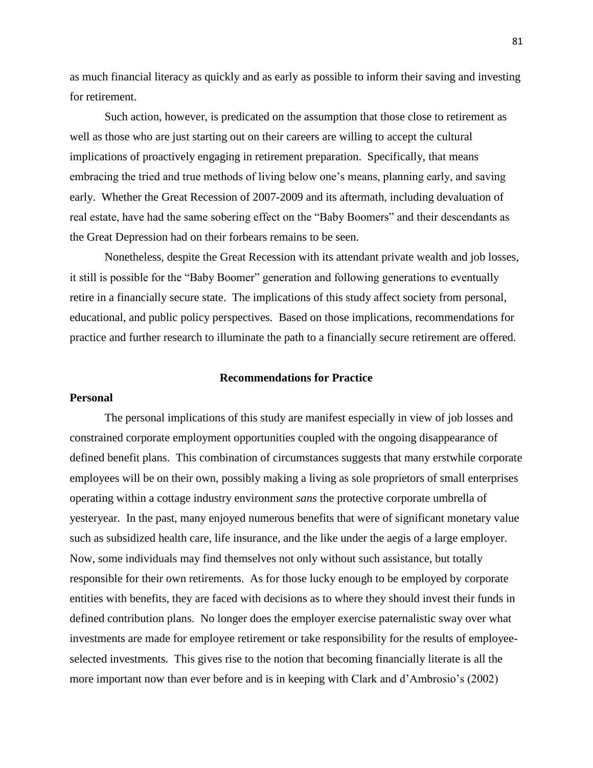as much financial literacy as quickly and as early as possible to inform their saving and investing for retirement.

Such action, however, is predicated on the assumption that those close to retirement as well as those who are just starting out on their careers are willing to accept the cultural implications of proactively engaging in retirement preparation. Specifically, that means embracing the tried and true methods of living below one's means, planning early, and saving early. Whether the Great Recession of 2007-2009 and its aftermath, including devaluation of real estate, have had the same sobering effect on the "Baby Boomers" and their descendants as the Great Depression had on their forbears remains to be seen.

Nonetheless, despite the Great Recession with its attendant private wealth and job losses, it still is possible for the "Baby Boomer" generation and following generations to eventually retire in a financially secure state. The implications of this study affect society from personal, educational, and public policy perspectives. Based on those implications, recommendations for practice and further research to illuminate the path to a financially secure retirement are offered.

## Recommendations for Practice

### Personal

The personal implications of this study are manifest especially in view of job losses and constrained corporate employment opportunities coupled with the ongoing disappearance of defined benefit plans. This combination of circumstances suggests that many erstwhile corporate employees will be on their own, possibly making a living as sole proprietors of small enterprises operating within a cottage industry environment *sans* the protective corporate umbrella of yesteryear. In the past, many enjoyed numerous benefits that were of significant monetary value such as subsidized health care, life insurance, and the like under the aegis of a large employer. Now, some individuals may find themselves not only without such assistance, but totally responsible for their own retirements. As for those lucky enough to be employed by corporate entities with benefits, they are faced with decisions as to where they should invest their funds in defined contribution plans. No longer does the employer exercise paternalistic sway over what investments are made for employee retirement or take responsibility for the results of employee-selected investments. This gives rise to the notion that becoming financially literate is all the more important now than ever before and is in keeping with Clark and d'Ambrosio's (2002)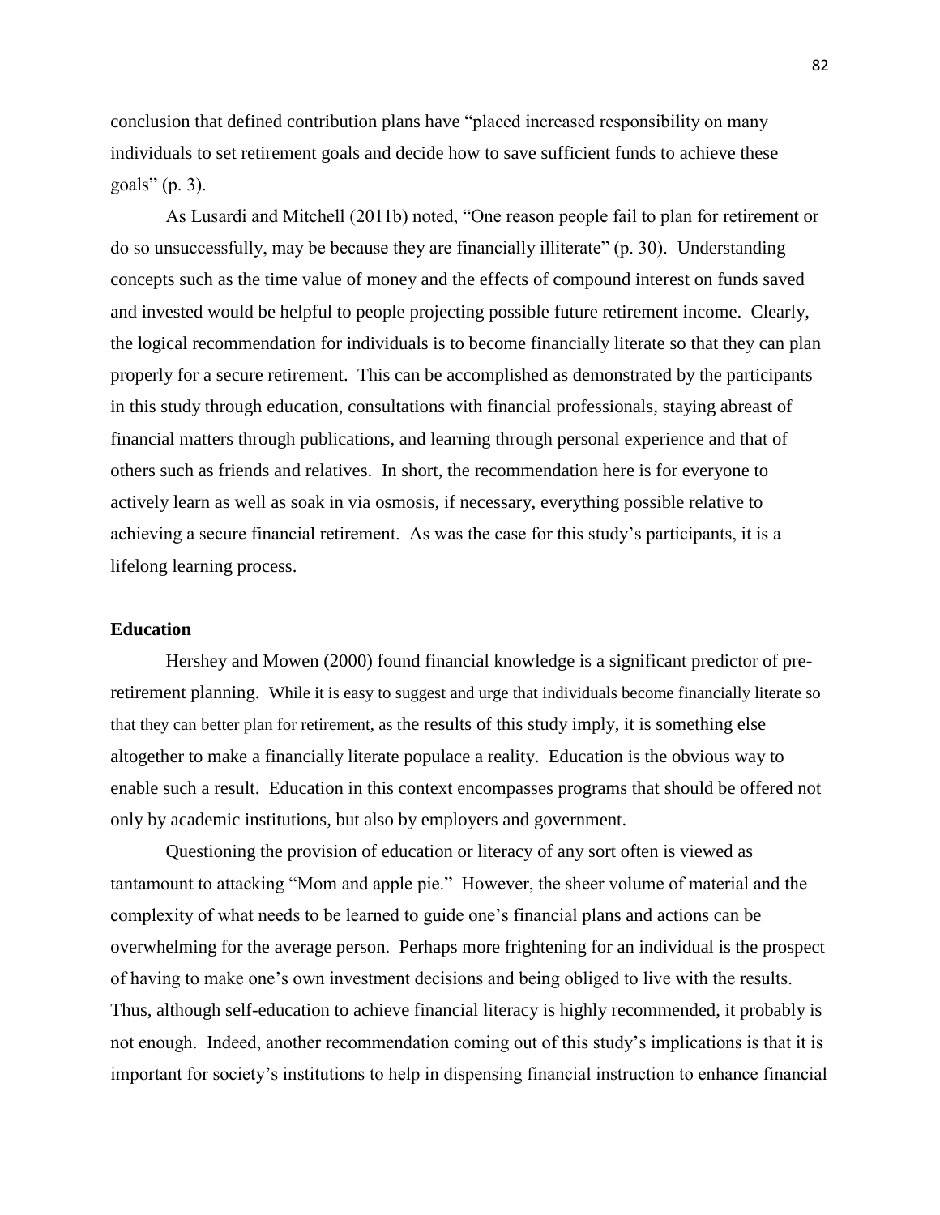conclusion that defined contribution plans have "placed increased responsibility on many individuals to set retirement goals and decide how to save sufficient funds to achieve these goals" (p. 3).

As Lusardi and Mitchell (2011b) noted, "One reason people fail to plan for retirement or do so unsuccessfully, may be because they are financially illiterate" (p. 30). Understanding concepts such as the time value of money and the effects of compound interest on funds saved and invested would be helpful to people projecting possible future retirement income. Clearly, the logical recommendation for individuals is to become financially literate so that they can plan properly for a secure retirement. This can be accomplished as demonstrated by the participants in this study through education, consultations with financial professionals, staying abreast of financial matters through publications, and learning through personal experience and that of others such as friends and relatives. In short, the recommendation here is for everyone to actively learn as well as soak in via osmosis, if necessary, everything possible relative to achieving a secure financial retirement. As was the case for this study's participants, it is a lifelong learning process.

**Education**

Hershey and Mowen (2000) found financial knowledge is a significant predictor of pre-retirement planning. While it is easy to suggest and urge that individuals become financially literate so that they can better plan for retirement, as the results of this study imply, it is something else altogether to make a financially literate populace a reality. Education is the obvious way to enable such a result. Education in this context encompasses programs that should be offered not only by academic institutions, but also by employers and government.

Questioning the provision of education or literacy of any sort often is viewed as tantamount to attacking "Mom and apple pie." However, the sheer volume of material and the complexity of what needs to be learned to guide one's financial plans and actions can be overwhelming for the average person. Perhaps more frightening for an individual is the prospect of having to make one's own investment decisions and being obliged to live with the results. Thus, although self-education to achieve financial literacy is highly recommended, it probably is not enough. Indeed, another recommendation coming out of this study's implications is that it is important for society's institutions to help in dispensing financial instruction to enhance financial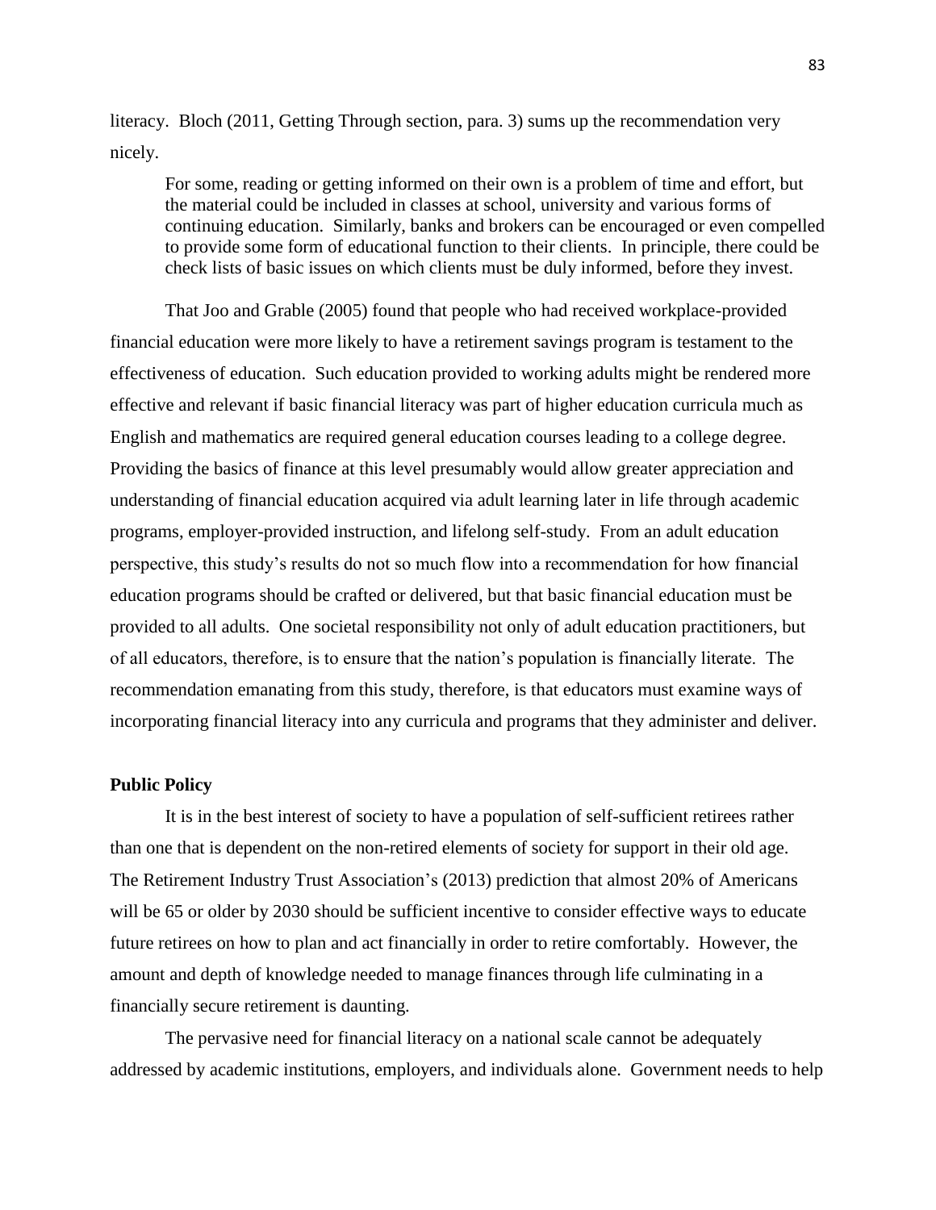literacy. Bloch (2011, Getting Through section, para. 3) sums up the recommendation very nicely.

> For some, reading or getting informed on their own is a problem of time and effort, but the material could be included in classes at school, university and various forms of continuing education. Similarly, banks and brokers can be encouraged or even compelled to provide some form of educational function to their clients. In principle, there could be check lists of basic issues on which clients must be duly informed, before they invest.

That Joo and Grable (2005) found that people who had received workplace-provided financial education were more likely to have a retirement savings program is testament to the effectiveness of education. Such education provided to working adults might be rendered more effective and relevant if basic financial literacy was part of higher education curricula much as English and mathematics are required general education courses leading to a college degree. Providing the basics of finance at this level presumably would allow greater appreciation and understanding of financial education acquired via adult learning later in life through academic programs, employer-provided instruction, and lifelong self-study. From an adult education perspective, this study's results do not so much flow into a recommendation for how financial education programs should be crafted or delivered, but that basic financial education must be provided to all adults. One societal responsibility not only of adult education practitioners, but of all educators, therefore, is to ensure that the nation's population is financially literate. The recommendation emanating from this study, therefore, is that educators must examine ways of incorporating financial literacy into any curricula and programs that they administer and deliver.

**Public Policy**

It is in the best interest of society to have a population of self-sufficient retirees rather than one that is dependent on the non-retired elements of society for support in their old age. The Retirement Industry Trust Association's (2013) prediction that almost 20% of Americans will be 65 or older by 2030 should be sufficient incentive to consider effective ways to educate future retirees on how to plan and act financially in order to retire comfortably. However, the amount and depth of knowledge needed to manage finances through life culminating in a financially secure retirement is daunting.

The pervasive need for financial literacy on a national scale cannot be adequately addressed by academic institutions, employers, and individuals alone. Government needs to help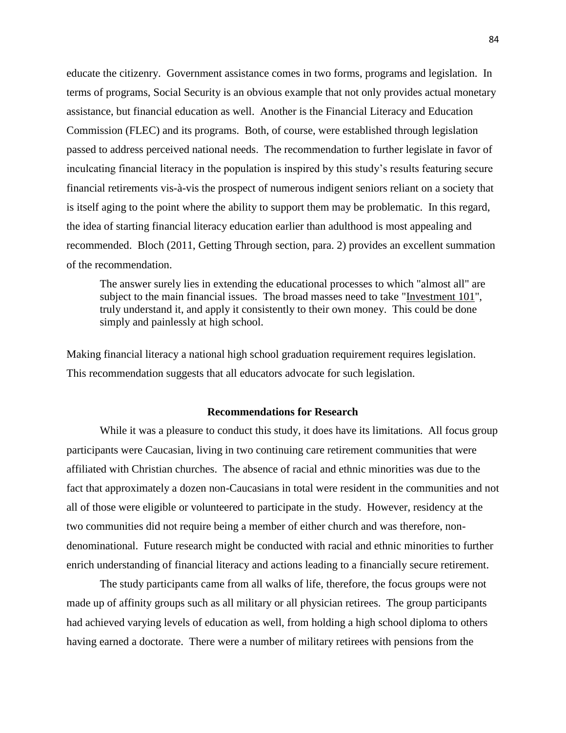educate the citizenry. Government assistance comes in two forms, programs and legislation. In terms of programs, Social Security is an obvious example that not only provides actual monetary assistance, but financial education as well. Another is the Financial Literacy and Education Commission (FLEC) and its programs. Both, of course, were established through legislation passed to address perceived national needs. The recommendation to further legislate in favor of inculcating financial literacy in the population is inspired by this study's results featuring secure financial retirements vis-à-vis the prospect of numerous indigent seniors reliant on a society that is itself aging to the point where the ability to support them may be problematic. In this regard, the idea of starting financial literacy education earlier than adulthood is most appealing and recommended. Bloch (2011, Getting Through section, para. 2) provides an excellent summation of the recommendation.

> The answer surely lies in extending the educational processes to which "almost all" are subject to the main financial issues. The broad masses need to take "Investment 101", truly understand it, and apply it consistently to their own money. This could be done simply and painlessly at high school.

Making financial literacy a national high school graduation requirement requires legislation. This recommendation suggests that all educators advocate for such legislation.

## Recommendations for Research

While it was a pleasure to conduct this study, it does have its limitations. All focus group participants were Caucasian, living in two continuing care retirement communities that were affiliated with Christian churches. The absence of racial and ethnic minorities was due to the fact that approximately a dozen non-Caucasians in total were resident in the communities and not all of those were eligible or volunteered to participate in the study. However, residency at the two communities did not require being a member of either church and was therefore, non-denominational. Future research might be conducted with racial and ethnic minorities to further enrich understanding of financial literacy and actions leading to a financially secure retirement.

The study participants came from all walks of life, therefore, the focus groups were not made up of affinity groups such as all military or all physician retirees. The group participants had achieved varying levels of education as well, from holding a high school diploma to others having earned a doctorate. There were a number of military retirees with pensions from the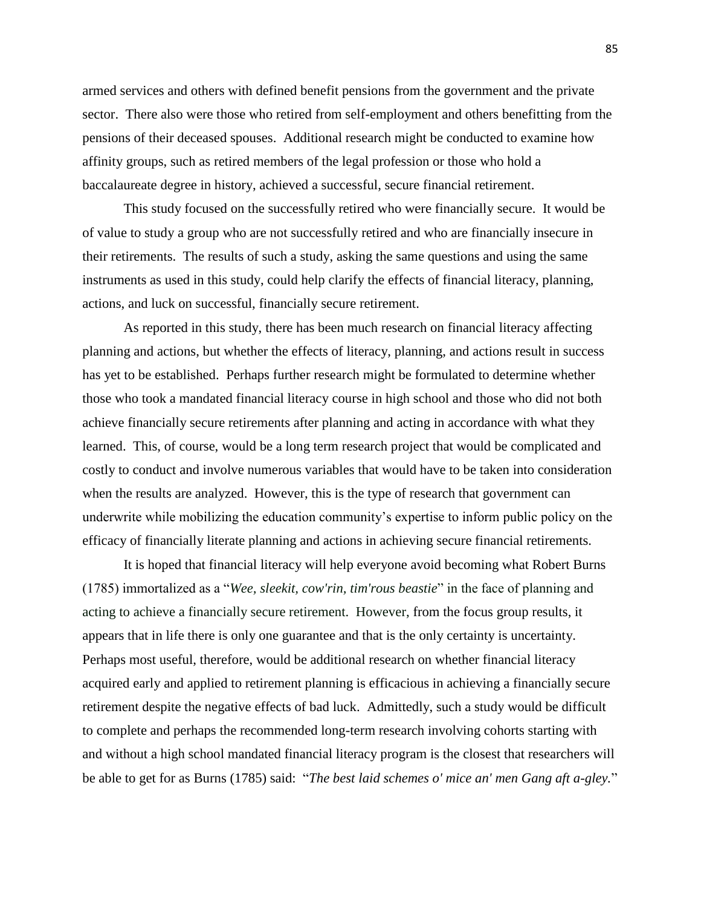armed services and others with defined benefit pensions from the government and the private sector. There also were those who retired from self-employment and others benefitting from the pensions of their deceased spouses. Additional research might be conducted to examine how affinity groups, such as retired members of the legal profession or those who hold a baccalaureate degree in history, achieved a successful, secure financial retirement.

This study focused on the successfully retired who were financially secure. It would be of value to study a group who are not successfully retired and who are financially insecure in their retirements. The results of such a study, asking the same questions and using the same instruments as used in this study, could help clarify the effects of financial literacy, planning, actions, and luck on successful, financially secure retirement.

As reported in this study, there has been much research on financial literacy affecting planning and actions, but whether the effects of literacy, planning, and actions result in success has yet to be established. Perhaps further research might be formulated to determine whether those who took a mandated financial literacy course in high school and those who did not both achieve financially secure retirements after planning and acting in accordance with what they learned. This, of course, would be a long term research project that would be complicated and costly to conduct and involve numerous variables that would have to be taken into consideration when the results are analyzed. However, this is the type of research that government can underwrite while mobilizing the education community's expertise to inform public policy on the efficacy of financially literate planning and actions in achieving secure financial retirements.

It is hoped that financial literacy will help everyone avoid becoming what Robert Burns (1785) immortalized as a "*Wee, sleekit, cow'rin, tim'rous beastie*" in the face of planning and acting to achieve a financially secure retirement. However, from the focus group results, it appears that in life there is only one guarantee and that is the only certainty is uncertainty. Perhaps most useful, therefore, would be additional research on whether financial literacy acquired early and applied to retirement planning is efficacious in achieving a financially secure retirement despite the negative effects of bad luck. Admittedly, such a study would be difficult to complete and perhaps the recommended long-term research involving cohorts starting with and without a high school mandated financial literacy program is the closest that researchers will be able to get for as Burns (1785) said: "*The best laid schemes o' mice an' men Gang aft a-gley.*"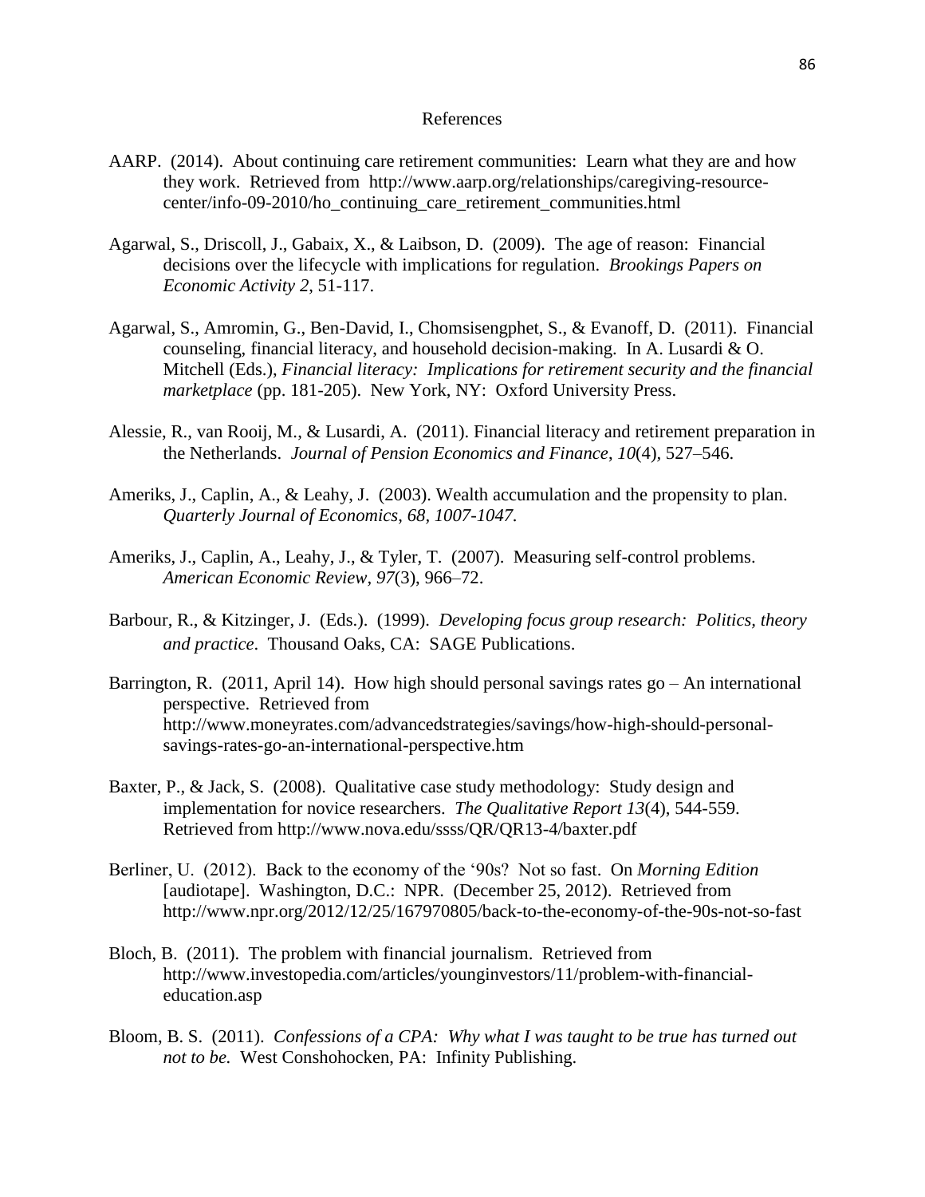# References

AARP. (2014). About continuing care retirement communities: Learn what they are and how they work. Retrieved from http://www.aarp.org/relationships/caregiving-resource-center/info-09-2010/ho_continuing_care_retirement_communities.html

Agarwal, S., Driscoll, J., Gabaix, X., & Laibson, D. (2009). The age of reason: Financial decisions over the lifecycle with implications for regulation. *Brookings Papers on Economic Activity 2*, 51-117.

Agarwal, S., Amromin, G., Ben-David, I., Chomsisengphet, S., & Evanoff, D. (2011). Financial counseling, financial literacy, and household decision-making. In A. Lusardi & O. Mitchell (Eds.), *Financial literacy: Implications for retirement security and the financial marketplace* (pp. 181-205). New York, NY: Oxford University Press.

Alessie, R., van Rooij, M., & Lusardi, A. (2011). Financial literacy and retirement preparation in the Netherlands. *Journal of Pension Economics and Finance*, *10*(4), 527–546.

Ameriks, J., Caplin, A., & Leahy, J. (2003). Wealth accumulation and the propensity to plan. *Quarterly Journal of Economics*, *68*, *1007-1047.*

Ameriks, J., Caplin, A., Leahy, J., & Tyler, T. (2007). Measuring self-control problems. *American Economic Review, 97*(3), 966–72.

Barbour, R., & Kitzinger, J. (Eds.). (1999). *Developing focus group research: Politics, theory and practice*. Thousand Oaks, CA: SAGE Publications.

Barrington, R. (2011, April 14). How high should personal savings rates go – An international perspective. Retrieved from http://www.moneyrates.com/advancedstrategies/savings/how-high-should-personal-savings-rates-go-an-international-perspective.htm

Baxter, P., & Jack, S. (2008). Qualitative case study methodology: Study design and implementation for novice researchers. *The Qualitative Report 13*(4), 544-559. Retrieved from http://www.nova.edu/ssss/QR/QR13-4/baxter.pdf

Berliner, U. (2012). Back to the economy of the '90s? Not so fast. On *Morning Edition* [audiotape]. Washington, D.C.: NPR. (December 25, 2012). Retrieved from http://www.npr.org/2012/12/25/167970805/back-to-the-economy-of-the-90s-not-so-fast

Bloch, B. (2011). The problem with financial journalism. Retrieved from http://www.investopedia.com/articles/younginvestors/11/problem-with-financial-education.asp

Bloom, B. S. (2011). *Confessions of a CPA: Why what I was taught to be true has turned out not to be.* West Conshohocken, PA: Infinity Publishing.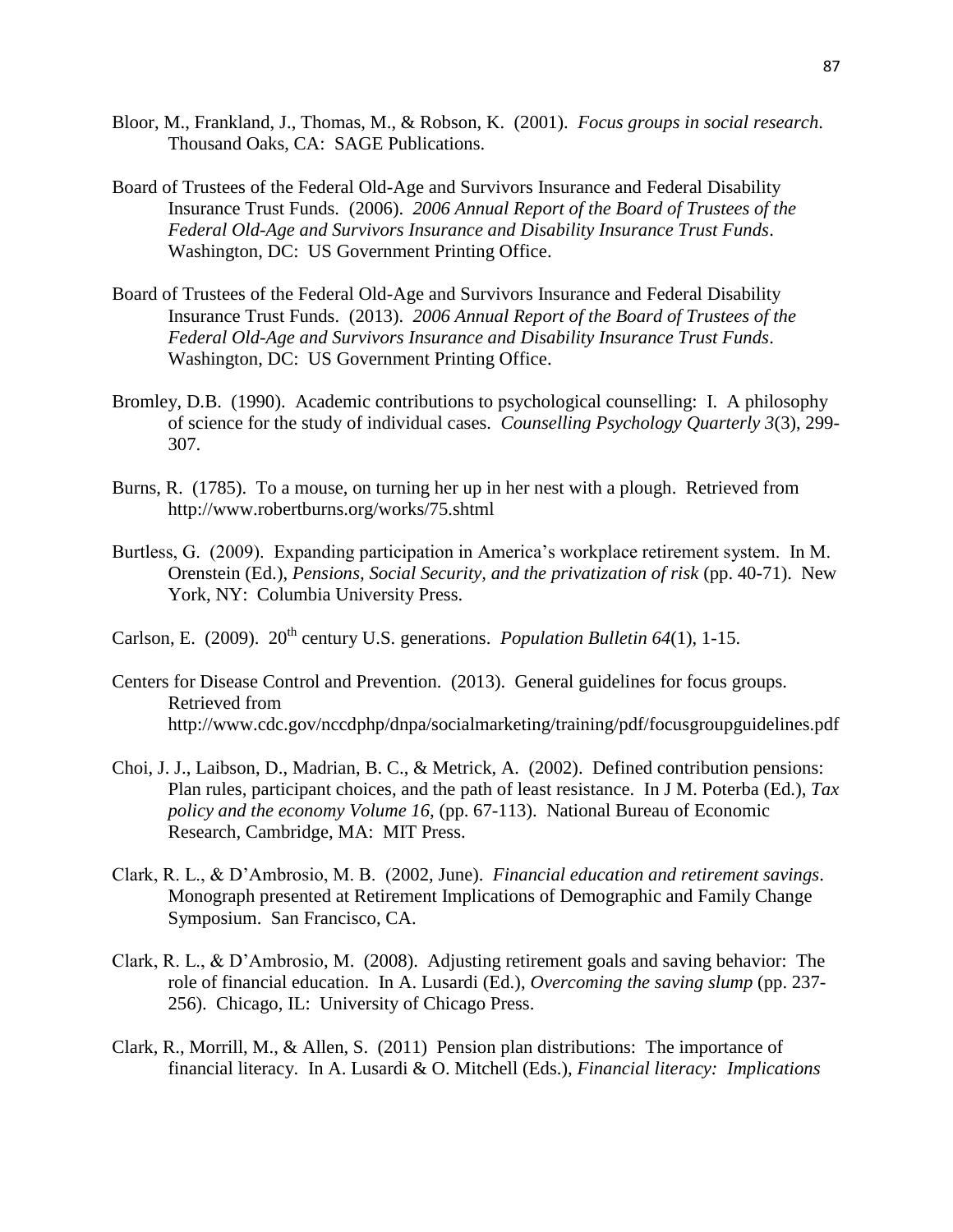Bloor, M., Frankland, J., Thomas, M., & Robson, K. (2001). *Focus groups in social research*. Thousand Oaks, CA: SAGE Publications.

Board of Trustees of the Federal Old-Age and Survivors Insurance and Federal Disability Insurance Trust Funds. (2006). *2006 Annual Report of the Board of Trustees of the Federal Old-Age and Survivors Insurance and Disability Insurance Trust Funds*. Washington, DC: US Government Printing Office.

Board of Trustees of the Federal Old-Age and Survivors Insurance and Federal Disability Insurance Trust Funds. (2013). *2006 Annual Report of the Board of Trustees of the Federal Old-Age and Survivors Insurance and Disability Insurance Trust Funds*. Washington, DC: US Government Printing Office.

Bromley, D.B. (1990). Academic contributions to psychological counselling: I. A philosophy of science for the study of individual cases. *Counselling Psychology Quarterly 3*(3), 299-307.

Burns, R. (1785). To a mouse, on turning her up in her nest with a plough. Retrieved from http://www.robertburns.org/works/75.shtml

Burtless, G. (2009). Expanding participation in America's workplace retirement system. In M. Orenstein (Ed.), *Pensions, Social Security, and the privatization of risk* (pp. 40-71). New York, NY: Columbia University Press.

Carlson, E. (2009). 20th century U.S. generations. *Population Bulletin 64*(1), 1-15.

Centers for Disease Control and Prevention. (2013). General guidelines for focus groups. Retrieved from http://www.cdc.gov/nccdphp/dnpa/socialmarketing/training/pdf/focusgroupguidelines.pdf

Choi, J. J., Laibson, D., Madrian, B. C., & Metrick, A. (2002). Defined contribution pensions: Plan rules, participant choices, and the path of least resistance. In J M. Poterba (Ed.), *Tax policy and the economy Volume 16*, (pp. 67-113). National Bureau of Economic Research, Cambridge, MA: MIT Press.

Clark, R. L., & D'Ambrosio, M. B. (2002, June). *Financial education and retirement savings*. Monograph presented at Retirement Implications of Demographic and Family Change Symposium. San Francisco, CA.

Clark, R. L., & D'Ambrosio, M. (2008). Adjusting retirement goals and saving behavior: The role of financial education. In A. Lusardi (Ed.), *Overcoming the saving slump* (pp. 237-256). Chicago, IL: University of Chicago Press.

Clark, R., Morrill, M., & Allen, S. (2011) Pension plan distributions: The importance of financial literacy. In A. Lusardi & O. Mitchell (Eds.), *Financial literacy: Implications*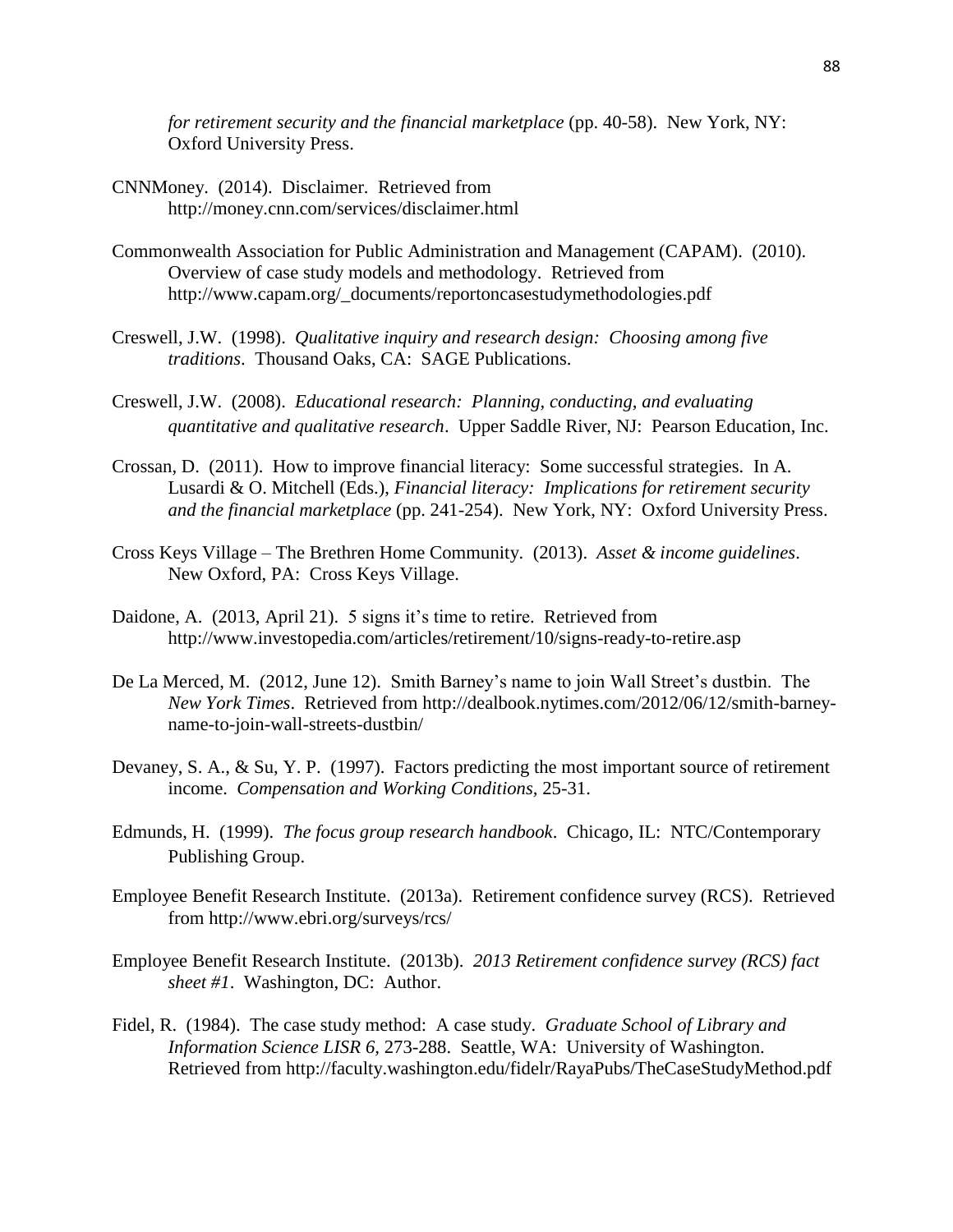*for retirement security and the financial marketplace* (pp. 40-58). New York, NY: Oxford University Press.

CNNMoney. (2014). Disclaimer. Retrieved from http://money.cnn.com/services/disclaimer.html

Commonwealth Association for Public Administration and Management (CAPAM). (2010). Overview of case study models and methodology. Retrieved from http://www.capam.org/_documents/reportoncasestudymethodologies.pdf

Creswell, J.W. (1998). *Qualitative inquiry and research design: Choosing among five traditions*. Thousand Oaks, CA: SAGE Publications.

Creswell, J.W. (2008). *Educational research: Planning, conducting, and evaluating quantitative and qualitative research*. Upper Saddle River, NJ: Pearson Education, Inc.

Crossan, D. (2011). How to improve financial literacy: Some successful strategies. In A. Lusardi & O. Mitchell (Eds.), *Financial literacy: Implications for retirement security and the financial marketplace* (pp. 241-254). New York, NY: Oxford University Press.

Cross Keys Village – The Brethren Home Community. (2013). *Asset & income guidelines*. New Oxford, PA: Cross Keys Village.

Daidone, A. (2013, April 21). 5 signs it's time to retire. Retrieved from http://www.investopedia.com/articles/retirement/10/signs-ready-to-retire.asp

De La Merced, M. (2012, June 12). Smith Barney's name to join Wall Street's dustbin. The *New York Times*. Retrieved from http://dealbook.nytimes.com/2012/06/12/smith-barney-name-to-join-wall-streets-dustbin/

Devaney, S. A., & Su, Y. P. (1997). Factors predicting the most important source of retirement income. *Compensation and Working Conditions*, 25-31.

Edmunds, H. (1999). *The focus group research handbook*. Chicago, IL: NTC/Contemporary Publishing Group.

Employee Benefit Research Institute. (2013a). Retirement confidence survey (RCS). Retrieved from http://www.ebri.org/surveys/rcs/

Employee Benefit Research Institute. (2013b). *2013 Retirement confidence survey (RCS) fact sheet #1*. Washington, DC: Author.

Fidel, R. (1984). The case study method: A case study. *Graduate School of Library and Information Science LISR 6*, 273-288. Seattle, WA: University of Washington. Retrieved from http://faculty.washington.edu/fidelr/RayaPubs/TheCaseStudyMethod.pdf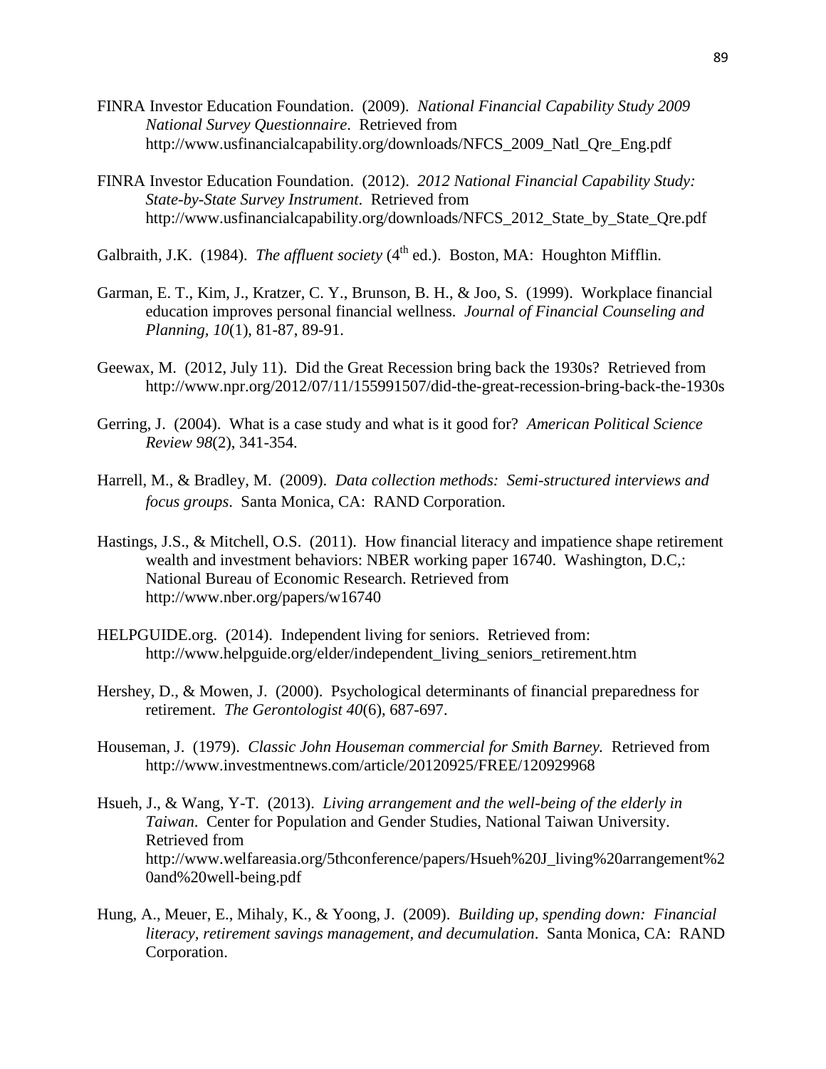FINRA Investor Education Foundation. (2009). *National Financial Capability Study 2009 National Survey Questionnaire*. Retrieved from http://www.usfinancialcapability.org/downloads/NFCS_2009_Natl_Qre_Eng.pdf

FINRA Investor Education Foundation. (2012). *2012 National Financial Capability Study: State-by-State Survey Instrument*. Retrieved from http://www.usfinancialcapability.org/downloads/NFCS_2012_State_by_State_Qre.pdf

Galbraith, J.K. (1984). *The affluent society* (4th ed.). Boston, MA: Houghton Mifflin.

Garman, E. T., Kim, J., Kratzer, C. Y., Brunson, B. H., & Joo, S. (1999). Workplace financial education improves personal financial wellness. *Journal of Financial Counseling and Planning, 10*(1), 81-87, 89-91.

Geewax, M. (2012, July 11). Did the Great Recession bring back the 1930s? Retrieved from http://www.npr.org/2012/07/11/155991507/did-the-great-recession-bring-back-the-1930s

Gerring, J. (2004). What is a case study and what is it good for? *American Political Science Review 98*(2), 341-354.

Harrell, M., & Bradley, M. (2009). *Data collection methods: Semi-structured interviews and focus groups*. Santa Monica, CA: RAND Corporation.

Hastings, J.S., & Mitchell, O.S. (2011). How financial literacy and impatience shape retirement wealth and investment behaviors: NBER working paper 16740. Washington, D.C,: National Bureau of Economic Research. Retrieved from http://www.nber.org/papers/w16740

HELPGUIDE.org. (2014). Independent living for seniors. Retrieved from: http://www.helpguide.org/elder/independent_living_seniors_retirement.htm

Hershey, D., & Mowen, J. (2000). Psychological determinants of financial preparedness for retirement. *The Gerontologist 40*(6), 687-697.

Houseman, J. (1979). *Classic John Houseman commercial for Smith Barney.* Retrieved from http://www.investmentnews.com/article/20120925/FREE/120929968

Hsueh, J., & Wang, Y-T. (2013). *Living arrangement and the well-being of the elderly in Taiwan*. Center for Population and Gender Studies, National Taiwan University. Retrieved from http://www.welfareasia.org/5thconference/papers/Hsueh%20J_living%20arrangement%20and%20well-being.pdf

Hung, A., Meuer, E., Mihaly, K., & Yoong, J. (2009). *Building up, spending down: Financial literacy, retirement savings management, and decumulation*. Santa Monica, CA: RAND Corporation.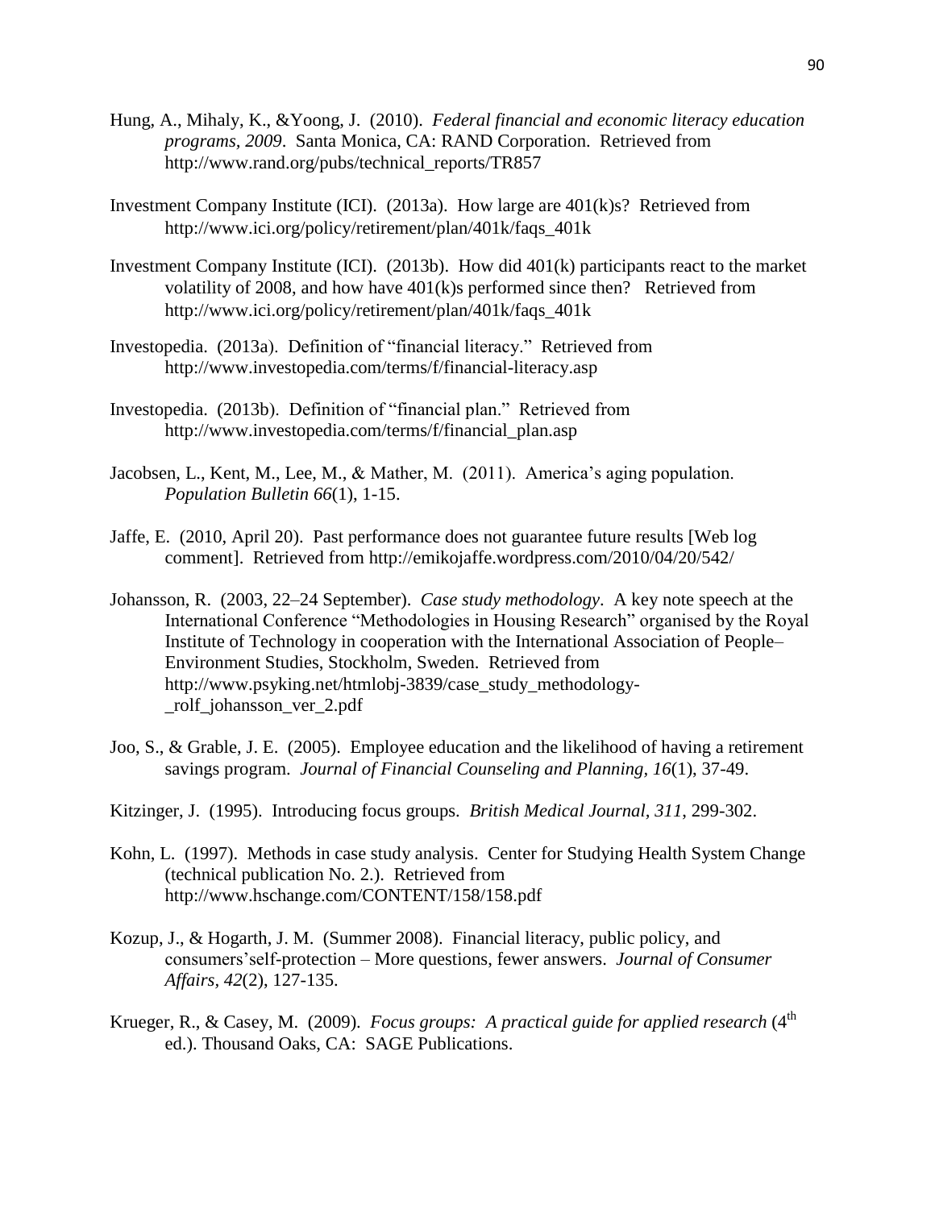Hung, A., Mihaly, K., &Yoong, J. (2010). *Federal financial and economic literacy education programs, 2009*. Santa Monica, CA: RAND Corporation. Retrieved from http://www.rand.org/pubs/technical_reports/TR857

Investment Company Institute (ICI). (2013a). How large are 401(k)s? Retrieved from http://www.ici.org/policy/retirement/plan/401k/faqs_401k

Investment Company Institute (ICI). (2013b). How did 401(k) participants react to the market volatility of 2008, and how have 401(k)s performed since then? Retrieved from http://www.ici.org/policy/retirement/plan/401k/faqs_401k

Investopedia. (2013a). Definition of "financial literacy." Retrieved from http://www.investopedia.com/terms/f/financial-literacy.asp

Investopedia. (2013b). Definition of "financial plan." Retrieved from http://www.investopedia.com/terms/f/financial_plan.asp

Jacobsen, L., Kent, M., Lee, M., & Mather, M. (2011). America's aging population. *Population Bulletin 66*(1), 1-15.

Jaffe, E. (2010, April 20). Past performance does not guarantee future results [Web log comment]. Retrieved from http://emikojaffe.wordpress.com/2010/04/20/542/

Johansson, R. (2003, 22–24 September). *Case study methodology*. A key note speech at the International Conference "Methodologies in Housing Research" organised by the Royal Institute of Technology in cooperation with the International Association of People–Environment Studies, Stockholm, Sweden. Retrieved from http://www.psyking.net/htmlobj-3839/case_study_methodology-_rolf_johansson_ver_2.pdf

Joo, S., & Grable, J. E. (2005). Employee education and the likelihood of having a retirement savings program. *Journal of Financial Counseling and Planning, 16*(1), 37-49.

Kitzinger, J. (1995). Introducing focus groups. *British Medical Journal, 311*, 299-302.

Kohn, L. (1997). Methods in case study analysis. Center for Studying Health System Change (technical publication No. 2.). Retrieved from http://www.hschange.com/CONTENT/158/158.pdf

Kozup, J., & Hogarth, J. M. (Summer 2008). Financial literacy, public policy, and consumers'self-protection – More questions, fewer answers. *Journal of Consumer Affairs, 42*(2), 127-135.

Krueger, R., & Casey, M. (2009). *Focus groups: A practical guide for applied research* (4th ed.). Thousand Oaks, CA: SAGE Publications.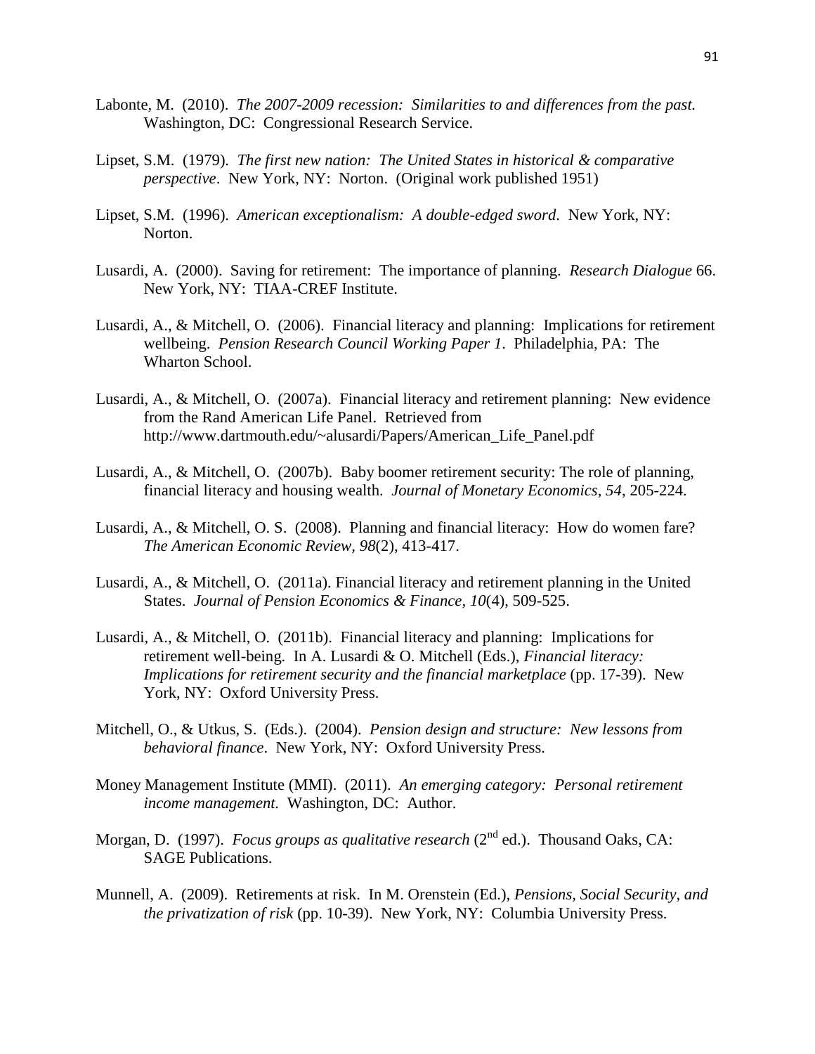Labonte, M. (2010). *The 2007-2009 recession: Similarities to and differences from the past.* Washington, DC: Congressional Research Service.

Lipset, S.M. (1979). *The first new nation: The United States in historical & comparative perspective*. New York, NY: Norton. (Original work published 1951)

Lipset, S.M. (1996). *American exceptionalism: A double-edged sword*. New York, NY: Norton.

Lusardi, A. (2000). Saving for retirement: The importance of planning. *Research Dialogue* 66. New York, NY: TIAA-CREF Institute.

Lusardi, A., & Mitchell, O. (2006). Financial literacy and planning: Implications for retirement wellbeing. *Pension Research Council Working Paper 1*. Philadelphia, PA: The Wharton School.

Lusardi, A., & Mitchell, O. (2007a). Financial literacy and retirement planning: New evidence from the Rand American Life Panel. Retrieved from http://www.dartmouth.edu/~alusardi/Papers/American_Life_Panel.pdf

Lusardi, A., & Mitchell, O. (2007b). Baby boomer retirement security: The role of planning, financial literacy and housing wealth. *Journal of Monetary Economics*, *54*, 205-224.

Lusardi, A., & Mitchell, O. S. (2008). Planning and financial literacy: How do women fare? *The American Economic Review, 98*(2), 413-417.

Lusardi, A., & Mitchell, O. (2011a). Financial literacy and retirement planning in the United States. *Journal of Pension Economics & Finance*, *10*(4), 509-525.

Lusardi, A., & Mitchell, O. (2011b). Financial literacy and planning: Implications for retirement well-being. In A. Lusardi & O. Mitchell (Eds.), *Financial literacy: Implications for retirement security and the financial marketplace* (pp. 17-39). New York, NY: Oxford University Press.

Mitchell, O., & Utkus, S. (Eds.). (2004). *Pension design and structure: New lessons from behavioral finance*. New York, NY: Oxford University Press.

Money Management Institute (MMI). (2011). *An emerging category: Personal retirement income management.* Washington, DC: Author.

Morgan, D. (1997). *Focus groups as qualitative research* (2nd ed.). Thousand Oaks, CA: SAGE Publications.

Munnell, A. (2009). Retirements at risk. In M. Orenstein (Ed.), *Pensions, Social Security, and the privatization of risk* (pp. 10-39). New York, NY: Columbia University Press.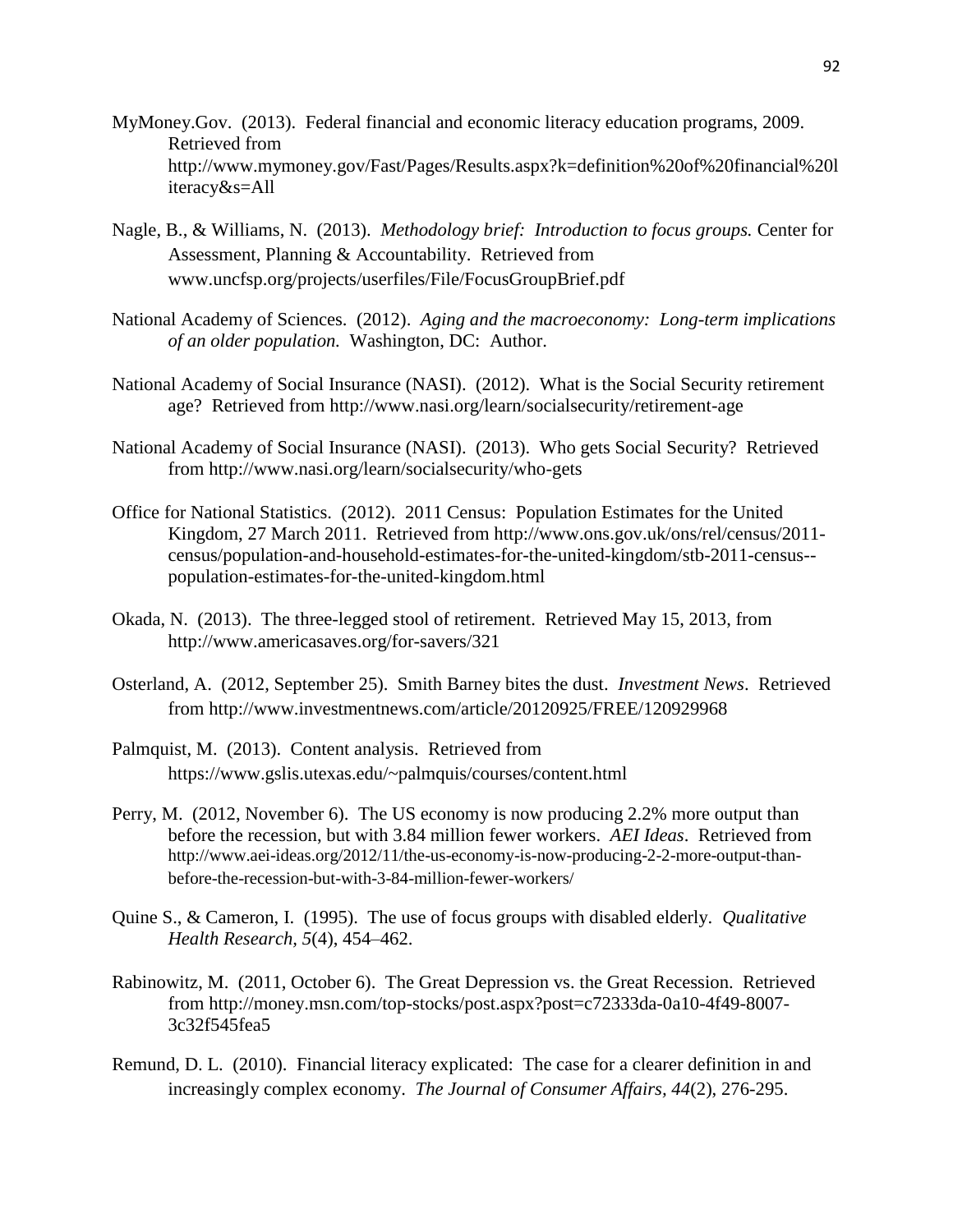MyMoney.Gov. (2013). Federal financial and economic literacy education programs, 2009. Retrieved from http://www.mymoney.gov/Fast/Pages/Results.aspx?k=definition%20of%20financial%20literacy&s=All

Nagle, B., & Williams, N. (2013). *Methodology brief: Introduction to focus groups.* Center for Assessment, Planning & Accountability. Retrieved from www.uncfsp.org/projects/userfiles/File/FocusGroupBrief.pdf

National Academy of Sciences. (2012). *Aging and the macroeconomy: Long-term implications of an older population.* Washington, DC: Author.

National Academy of Social Insurance (NASI). (2012). What is the Social Security retirement age? Retrieved from http://www.nasi.org/learn/socialsecurity/retirement-age

National Academy of Social Insurance (NASI). (2013). Who gets Social Security? Retrieved from http://www.nasi.org/learn/socialsecurity/who-gets

Office for National Statistics. (2012). 2011 Census: Population Estimates for the United Kingdom, 27 March 2011. Retrieved from http://www.ons.gov.uk/ons/rel/census/2011-census/population-and-household-estimates-for-the-united-kingdom/stb-2011-census--population-estimates-for-the-united-kingdom.html

Okada, N. (2013). The three-legged stool of retirement. Retrieved May 15, 2013, from http://www.americasaves.org/for-savers/321

Osterland, A. (2012, September 25). Smith Barney bites the dust. *Investment News*. Retrieved from http://www.investmentnews.com/article/20120925/FREE/120929968

Palmquist, M. (2013). Content analysis. Retrieved from https://www.gslis.utexas.edu/~palmquis/courses/content.html

Perry, M. (2012, November 6). The US economy is now producing 2.2% more output than before the recession, but with 3.84 million fewer workers. *AEI Ideas*. Retrieved from http://www.aei-ideas.org/2012/11/the-us-economy-is-now-producing-2-2-more-output-than-before-the-recession-but-with-3-84-million-fewer-workers/

Quine S., & Cameron, I. (1995). The use of focus groups with disabled elderly. *Qualitative Health Research, 5*(4), 454–462.

Rabinowitz, M. (2011, October 6). The Great Depression vs. the Great Recession. Retrieved from http://money.msn.com/top-stocks/post.aspx?post=c72333da-0a10-4f49-8007-3c32f545fea5

Remund, D. L. (2010). Financial literacy explicated: The case for a clearer definition in and increasingly complex economy. *The Journal of Consumer Affairs, 44*(2), 276-295.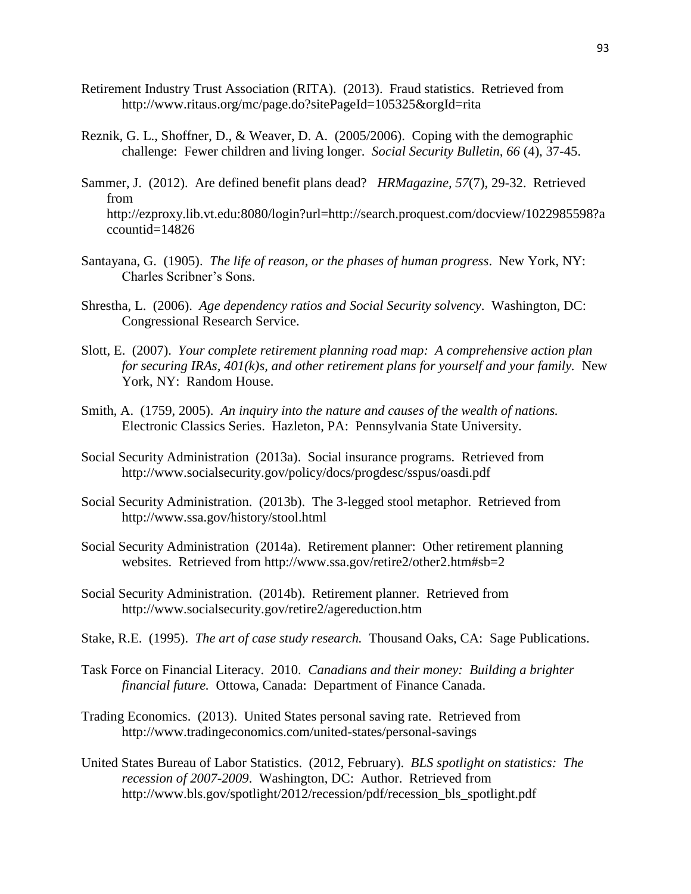Retirement Industry Trust Association (RITA). (2013). Fraud statistics. Retrieved from http://www.ritaus.org/mc/page.do?sitePageId=105325&orgId=rita

Reznik, G. L., Shoffner, D., & Weaver, D. A. (2005/2006). Coping with the demographic challenge: Fewer children and living longer. *Social Security Bulletin, 66* (4), 37-45.

Sammer, J. (2012). Are defined benefit plans dead? *HRMagazine, 57*(7), 29-32. Retrieved from http://ezproxy.lib.vt.edu:8080/login?url=http://search.proquest.com/docview/1022985598?accountid=14826

Santayana, G. (1905). *The life of reason, or the phases of human progress*. New York, NY: Charles Scribner's Sons.

Shrestha, L. (2006). *Age dependency ratios and Social Security solvency*. Washington, DC: Congressional Research Service.

Slott, E. (2007). *Your complete retirement planning road map: A comprehensive action plan for securing IRAs, 401(k)s, and other retirement plans for yourself and your family.* New York, NY: Random House.

Smith, A. (1759, 2005). *An inquiry into the nature and causes of the wealth of nations.* Electronic Classics Series. Hazleton, PA: Pennsylvania State University.

Social Security Administration (2013a). Social insurance programs. Retrieved from http://www.socialsecurity.gov/policy/docs/progdesc/sspus/oasdi.pdf

Social Security Administration. (2013b). The 3-legged stool metaphor. Retrieved from http://www.ssa.gov/history/stool.html

Social Security Administration (2014a). Retirement planner: Other retirement planning websites. Retrieved from http://www.ssa.gov/retire2/other2.htm#sb=2

Social Security Administration. (2014b). Retirement planner. Retrieved from http://www.socialsecurity.gov/retire2/agereduction.htm

Stake, R.E. (1995). *The art of case study research.* Thousand Oaks, CA: Sage Publications.

Task Force on Financial Literacy. 2010. *Canadians and their money: Building a brighter financial future.* Ottowa, Canada: Department of Finance Canada.

Trading Economics. (2013). United States personal saving rate. Retrieved from http://www.tradingeconomics.com/united-states/personal-savings

United States Bureau of Labor Statistics. (2012, February). *BLS spotlight on statistics: The recession of 2007-2009*. Washington, DC: Author. Retrieved from http://www.bls.gov/spotlight/2012/recession/pdf/recession_bls_spotlight.pdf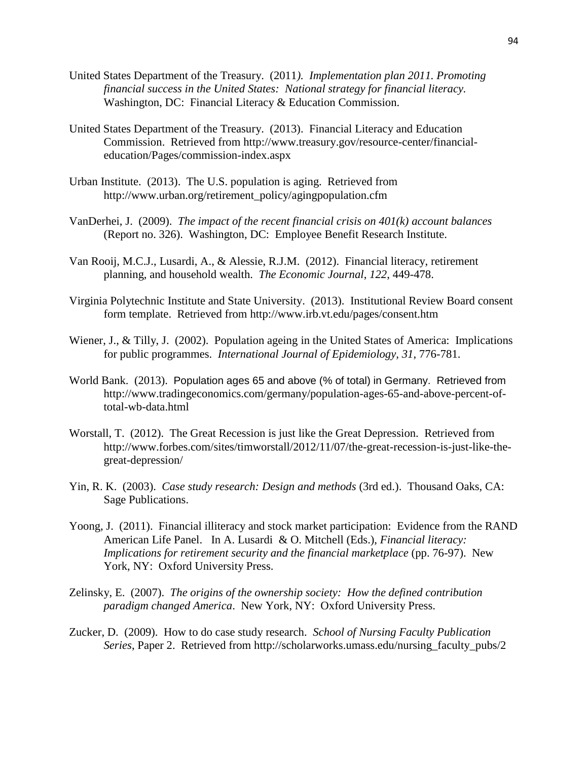United States Department of the Treasury. (2011*). Implementation plan 2011. Promoting financial success in the United States: National strategy for financial literacy.* Washington, DC: Financial Literacy & Education Commission.

United States Department of the Treasury. (2013). Financial Literacy and Education Commission. Retrieved from http://www.treasury.gov/resource-center/financial-education/Pages/commission-index.aspx

Urban Institute. (2013). The U.S. population is aging. Retrieved from http://www.urban.org/retirement_policy/agingpopulation.cfm

VanDerhei, J. (2009). *The impact of the recent financial crisis on 401(k) account balances* (Report no. 326). Washington, DC: Employee Benefit Research Institute.

Van Rooij, M.C.J., Lusardi, A., & Alessie, R.J.M. (2012). Financial literacy, retirement planning, and household wealth. *The Economic Journal*, *122*, 449-478.

Virginia Polytechnic Institute and State University. (2013). Institutional Review Board consent form template. Retrieved from http://www.irb.vt.edu/pages/consent.htm

Wiener, J., & Tilly, J. (2002). Population ageing in the United States of America: Implications for public programmes. *International Journal of Epidemiology*, *31*, 776-781.

World Bank. (2013). Population ages 65 and above (% of total) in Germany. Retrieved from http://www.tradingeconomics.com/germany/population-ages-65-and-above-percent-of-total-wb-data.html

Worstall, T. (2012). The Great Recession is just like the Great Depression. Retrieved from http://www.forbes.com/sites/timworstall/2012/11/07/the-great-recession-is-just-like-the-great-depression/

Yin, R. K. (2003). *Case study research: Design and methods* (3rd ed.). Thousand Oaks, CA: Sage Publications.

Yoong, J. (2011). Financial illiteracy and stock market participation: Evidence from the RAND American Life Panel. In A. Lusardi & O. Mitchell (Eds.), *Financial literacy: Implications for retirement security and the financial marketplace* (pp. 76-97). New York, NY: Oxford University Press.

Zelinsky, E. (2007). *The origins of the ownership society: How the defined contribution paradigm changed America*. New York, NY: Oxford University Press.

Zucker, D. (2009). How to do case study research. *School of Nursing Faculty Publication Series*, Paper 2. Retrieved from http://scholarworks.umass.edu/nursing_faculty_pubs/2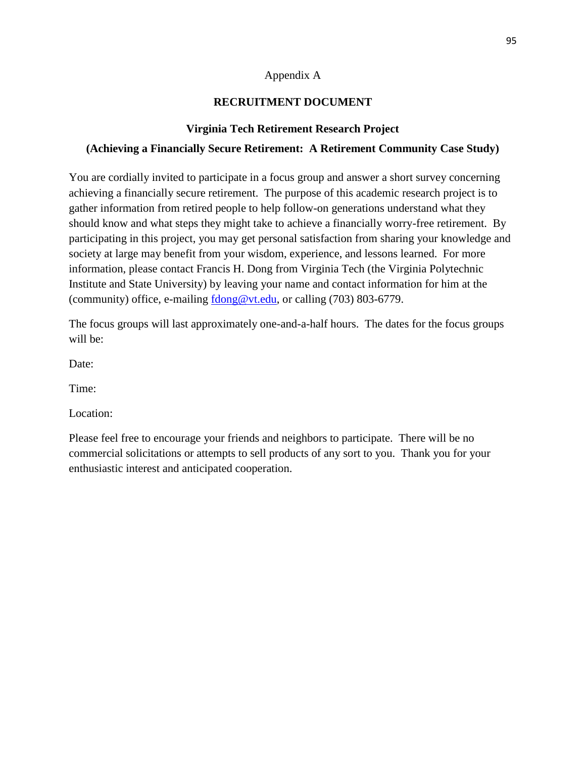Appendix A

# RECRUITMENT DOCUMENT

## Virginia Tech Retirement Research Project

## (Achieving a Financially Secure Retirement: A Retirement Community Case Study)

You are cordially invited to participate in a focus group and answer a short survey concerning achieving a financially secure retirement. The purpose of this academic research project is to gather information from retired people to help follow-on generations understand what they should know and what steps they might take to achieve a financially worry-free retirement. By participating in this project, you may get personal satisfaction from sharing your knowledge and society at large may benefit from your wisdom, experience, and lessons learned. For more information, please contact Francis H. Dong from Virginia Tech (the Virginia Polytechnic Institute and State University) by leaving your name and contact information for him at the (community) office, e-mailing fdong@vt.edu, or calling (703) 803-6779.

The focus groups will last approximately one-and-a-half hours. The dates for the focus groups will be:

Date:

Time:

Location:

Please feel free to encourage your friends and neighbors to participate. There will be no commercial solicitations or attempts to sell products of any sort to you. Thank you for your enthusiastic interest and anticipated cooperation.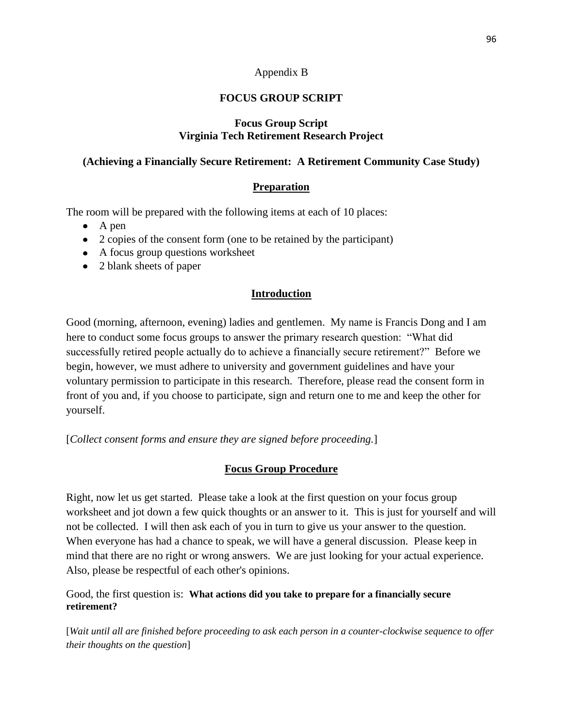Appendix B

## FOCUS GROUP SCRIPT

### Focus Group Script
### Virginia Tech Retirement Research Project

**(Achieving a Financially Secure Retirement: A Retirement Community Case Study)**

### Preparation

The room will be prepared with the following items at each of 10 places:

- A pen
- 2 copies of the consent form (one to be retained by the participant)
- A focus group questions worksheet
- 2 blank sheets of paper

### Introduction

Good (morning, afternoon, evening) ladies and gentlemen. My name is Francis Dong and I am here to conduct some focus groups to answer the primary research question: "What did successfully retired people actually do to achieve a financially secure retirement?" Before we begin, however, we must adhere to university and government guidelines and have your voluntary permission to participate in this research. Therefore, please read the consent form in front of you and, if you choose to participate, sign and return one to me and keep the other for yourself.

[*Collect consent forms and ensure they are signed before proceeding.*]

### Focus Group Procedure

Right, now let us get started. Please take a look at the first question on your focus group worksheet and jot down a few quick thoughts or an answer to it. This is just for yourself and will not be collected. I will then ask each of you in turn to give us your answer to the question. When everyone has had a chance to speak, we will have a general discussion. Please keep in mind that there are no right or wrong answers. We are just looking for your actual experience. Also, please be respectful of each other's opinions.

Good, the first question is: **What actions did you take to prepare for a financially secure retirement?**

[*Wait until all are finished before proceeding to ask each person in a counter-clockwise sequence to offer their thoughts on the question*]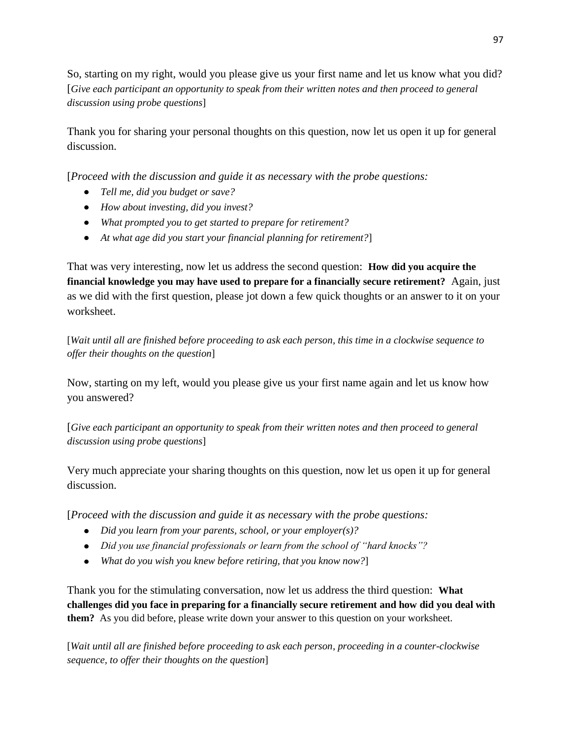So, starting on my right, would you please give us your first name and let us know what you did? [*Give each participant an opportunity to speak from their written notes and then proceed to general discussion using probe questions*]

Thank you for sharing your personal thoughts on this question, now let us open it up for general discussion.

[*Proceed with the discussion and guide it as necessary with the probe questions:*

- *Tell me, did you budget or save?*
- *How about investing, did you invest?*
- *What prompted you to get started to prepare for retirement?*
- *At what age did you start your financial planning for retirement?*]

That was very interesting, now let us address the second question: **How did you acquire the financial knowledge you may have used to prepare for a financially secure retirement?** Again, just as we did with the first question, please jot down a few quick thoughts or an answer to it on your worksheet.

[*Wait until all are finished before proceeding to ask each person, this time in a clockwise sequence to offer their thoughts on the question*]

Now, starting on my left, would you please give us your first name again and let us know how you answered?

[*Give each participant an opportunity to speak from their written notes and then proceed to general discussion using probe questions*]

Very much appreciate your sharing thoughts on this question, now let us open it up for general discussion.

[*Proceed with the discussion and guide it as necessary with the probe questions:*

- *Did you learn from your parents, school, or your employer(s)?*
- *Did you use financial professionals or learn from the school of "hard knocks"?*
- *What do you wish you knew before retiring, that you know now?*]

Thank you for the stimulating conversation, now let us address the third question: **What challenges did you face in preparing for a financially secure retirement and how did you deal with them?** As you did before, please write down your answer to this question on your worksheet.

[*Wait until all are finished before proceeding to ask each person, proceeding in a counter-clockwise sequence, to offer their thoughts on the question*]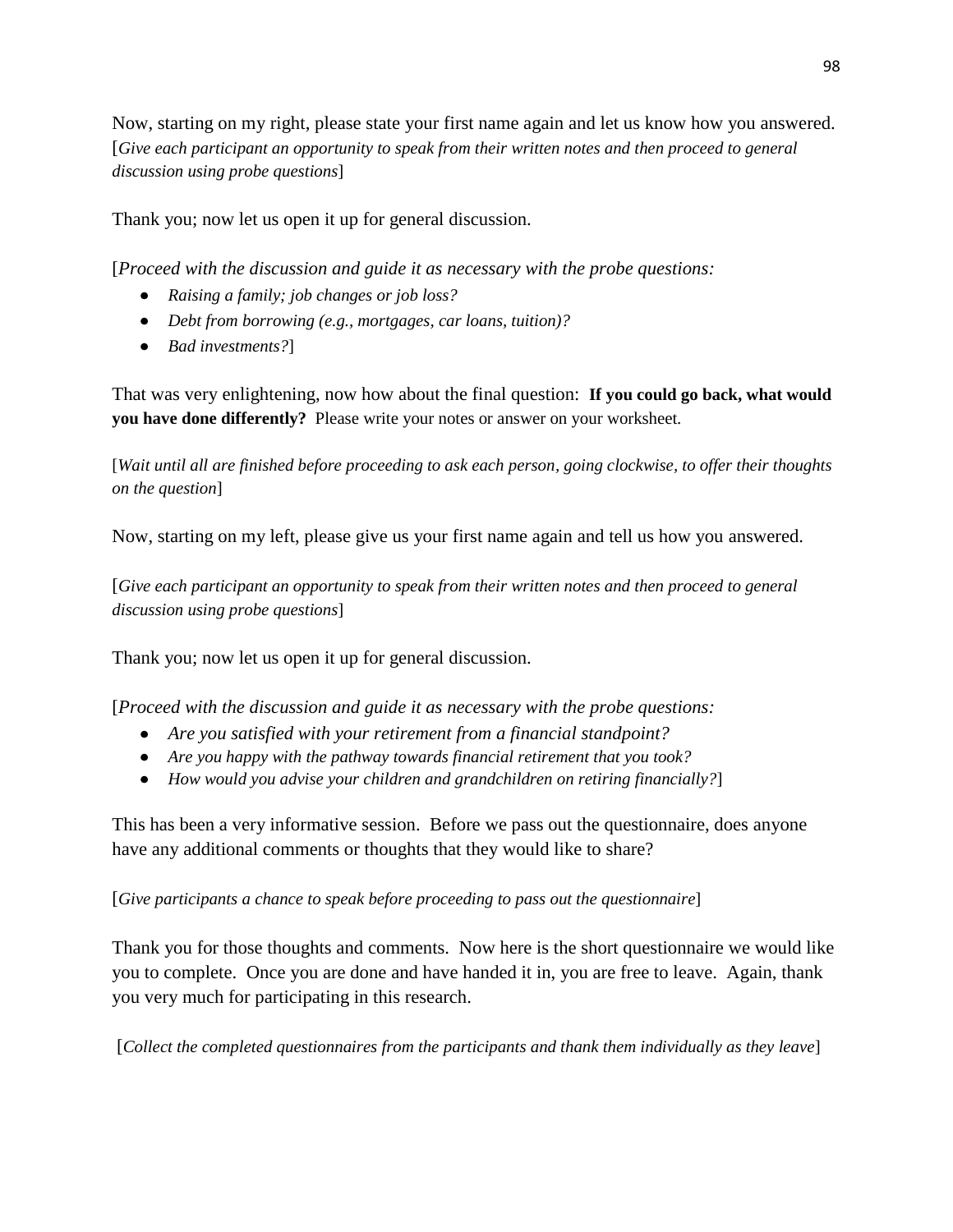Now, starting on my right, please state your first name again and let us know how you answered. [*Give each participant an opportunity to speak from their written notes and then proceed to general discussion using probe questions*]

Thank you; now let us open it up for general discussion.

[*Proceed with the discussion and guide it as necessary with the probe questions:*

- *Raising a family; job changes or job loss?*
- *Debt from borrowing (e.g., mortgages, car loans, tuition)?*
- *Bad investments?*]

That was very enlightening, now how about the final question: **If you could go back, what would you have done differently?** Please write your notes or answer on your worksheet.

[*Wait until all are finished before proceeding to ask each person, going clockwise, to offer their thoughts on the question*]

Now, starting on my left, please give us your first name again and tell us how you answered.

[*Give each participant an opportunity to speak from their written notes and then proceed to general discussion using probe questions*]

Thank you; now let us open it up for general discussion.

[*Proceed with the discussion and guide it as necessary with the probe questions:*

- *Are you satisfied with your retirement from a financial standpoint?*
- *Are you happy with the pathway towards financial retirement that you took?*
- *How would you advise your children and grandchildren on retiring financially?*]

This has been a very informative session. Before we pass out the questionnaire, does anyone have any additional comments or thoughts that they would like to share?

[*Give participants a chance to speak before proceeding to pass out the questionnaire*]

Thank you for those thoughts and comments. Now here is the short questionnaire we would like you to complete. Once you are done and have handed it in, you are free to leave. Again, thank you very much for participating in this research.

[*Collect the completed questionnaires from the participants and thank them individually as they leave*]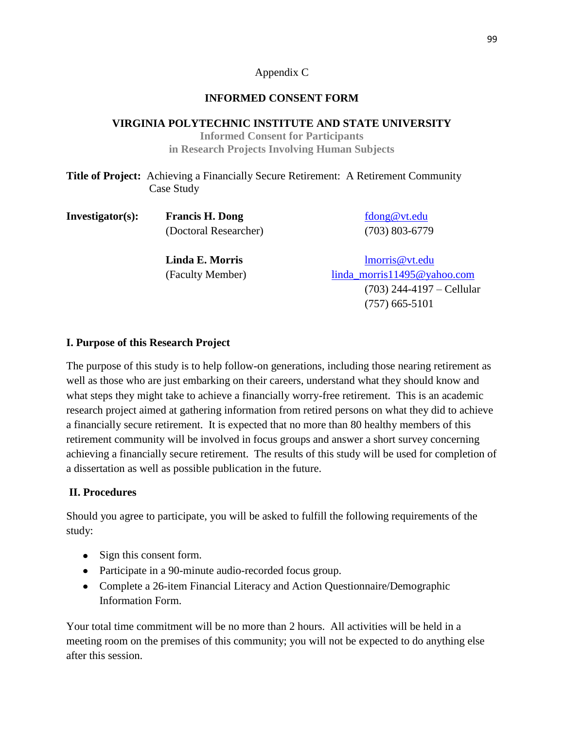Appendix C

## INFORMED CONSENT FORM

### VIRGINIA POLYTECHNIC INSTITUTE AND STATE UNIVERSITY

**Informed Consent for Participants in Research Projects Involving Human Subjects**

**Title of Project:** Achieving a Financially Secure Retirement: A Retirement Community Case Study

| **Investigator(s):** | **Francis H. Dong** (Doctoral Researcher) | fdong@vt.edu (703) 803-6779 |
|---|---|---|
| | **Linda E. Morris** (Faculty Member) | lmorris@vt.edu linda_morris11495@yahoo.com (703) 244-4197 – Cellular (757) 665-5101 |

### I. Purpose of this Research Project

The purpose of this study is to help follow-on generations, including those nearing retirement as well as those who are just embarking on their careers, understand what they should know and what steps they might take to achieve a financially worry-free retirement. This is an academic research project aimed at gathering information from retired persons on what they did to achieve a financially secure retirement. It is expected that no more than 80 healthy members of this retirement community will be involved in focus groups and answer a short survey concerning achieving a financially secure retirement. The results of this study will be used for completion of a dissertation as well as possible publication in the future.

### II. Procedures

Should you agree to participate, you will be asked to fulfill the following requirements of the study:

- Sign this consent form.
- Participate in a 90-minute audio-recorded focus group.
- Complete a 26-item Financial Literacy and Action Questionnaire/Demographic Information Form.

Your total time commitment will be no more than 2 hours. All activities will be held in a meeting room on the premises of this community; you will not be expected to do anything else after this session.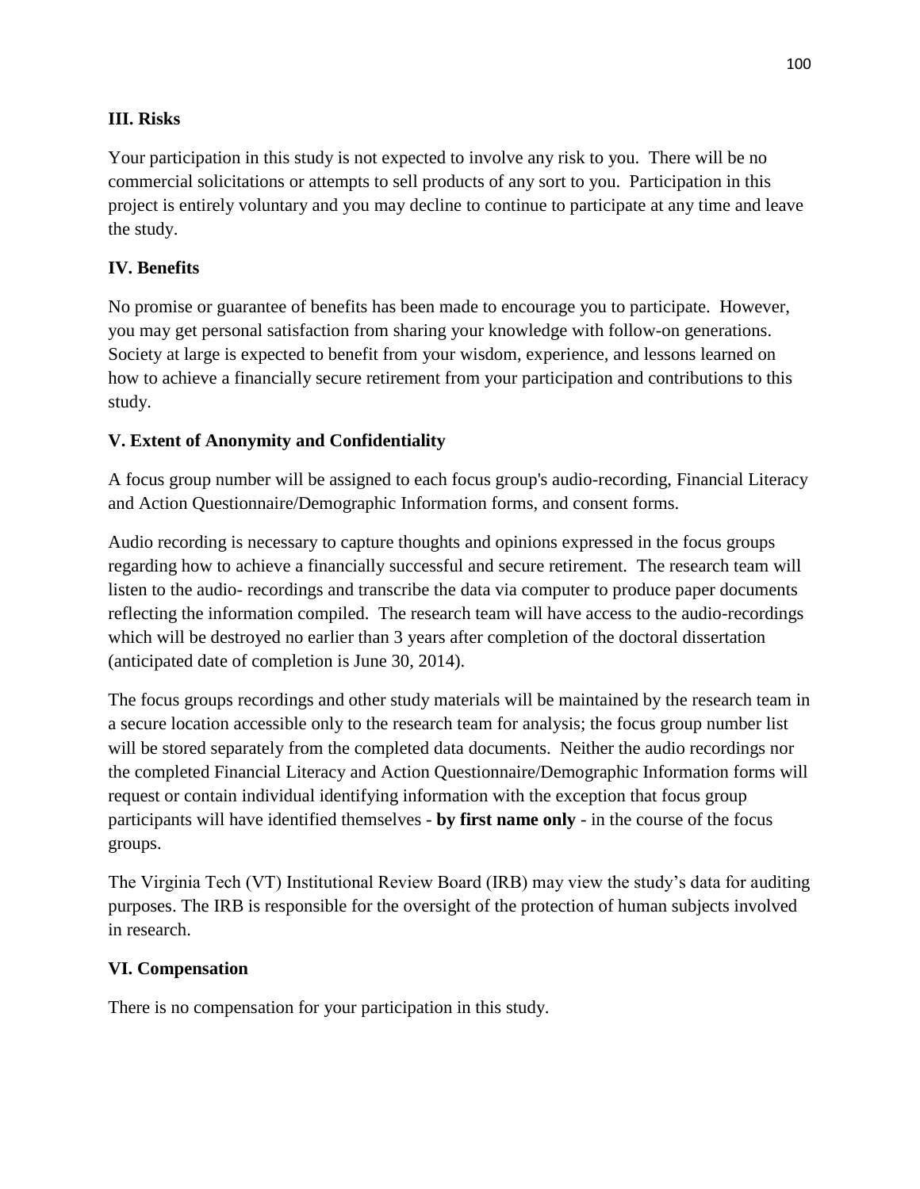### III. Risks

Your participation in this study is not expected to involve any risk to you. There will be no commercial solicitations or attempts to sell products of any sort to you. Participation in this project is entirely voluntary and you may decline to continue to participate at any time and leave the study.

### IV. Benefits

No promise or guarantee of benefits has been made to encourage you to participate. However, you may get personal satisfaction from sharing your knowledge with follow-on generations. Society at large is expected to benefit from your wisdom, experience, and lessons learned on how to achieve a financially secure retirement from your participation and contributions to this study.

### V. Extent of Anonymity and Confidentiality

A focus group number will be assigned to each focus group's audio-recording, Financial Literacy and Action Questionnaire/Demographic Information forms, and consent forms.

Audio recording is necessary to capture thoughts and opinions expressed in the focus groups regarding how to achieve a financially successful and secure retirement. The research team will listen to the audio- recordings and transcribe the data via computer to produce paper documents reflecting the information compiled. The research team will have access to the audio-recordings which will be destroyed no earlier than 3 years after completion of the doctoral dissertation (anticipated date of completion is June 30, 2014).

The focus groups recordings and other study materials will be maintained by the research team in a secure location accessible only to the research team for analysis; the focus group number list will be stored separately from the completed data documents. Neither the audio recordings nor the completed Financial Literacy and Action Questionnaire/Demographic Information forms will request or contain individual identifying information with the exception that focus group participants will have identified themselves - **by first name only** - in the course of the focus groups.

The Virginia Tech (VT) Institutional Review Board (IRB) may view the study's data for auditing purposes. The IRB is responsible for the oversight of the protection of human subjects involved in research.

### VI. Compensation

There is no compensation for your participation in this study.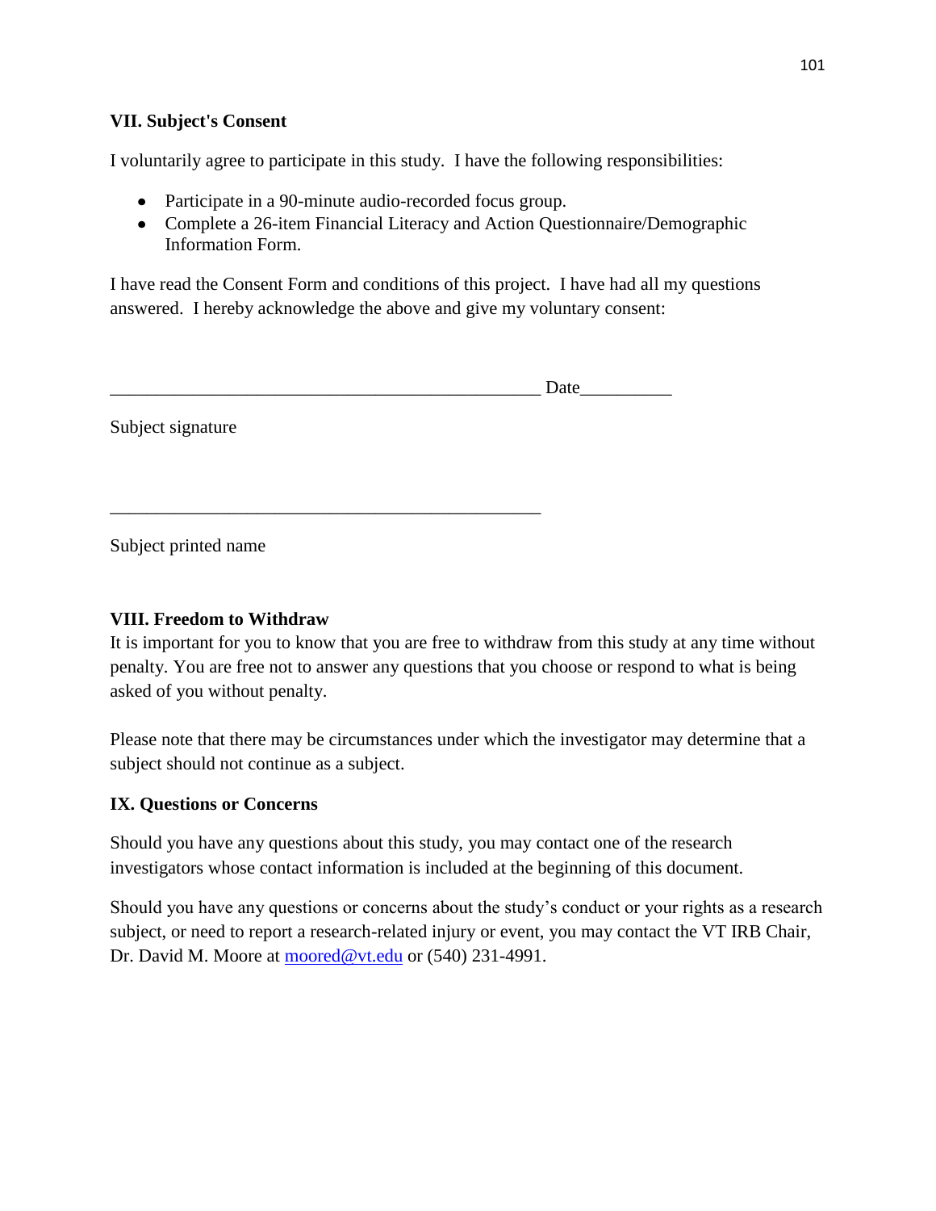### VII. Subject's Consent

I voluntarily agree to participate in this study. I have the following responsibilities:

- Participate in a 90-minute audio-recorded focus group.
- Complete a 26-item Financial Literacy and Action Questionnaire/Demographic Information Form.

I have read the Consent Form and conditions of this project. I have had all my questions answered. I hereby acknowledge the above and give my voluntary consent:

_______________________________________________ Date__________

Subject signature

_______________________________________________

Subject printed name

### VIII. Freedom to Withdraw

It is important for you to know that you are free to withdraw from this study at any time without penalty. You are free not to answer any questions that you choose or respond to what is being asked of you without penalty.

Please note that there may be circumstances under which the investigator may determine that a subject should not continue as a subject.

### IX. Questions or Concerns

Should you have any questions about this study, you may contact one of the research investigators whose contact information is included at the beginning of this document.

Should you have any questions or concerns about the study's conduct or your rights as a research subject, or need to report a research-related injury or event, you may contact the VT IRB Chair, Dr. David M. Moore at moored@vt.edu or (540) 231-4991.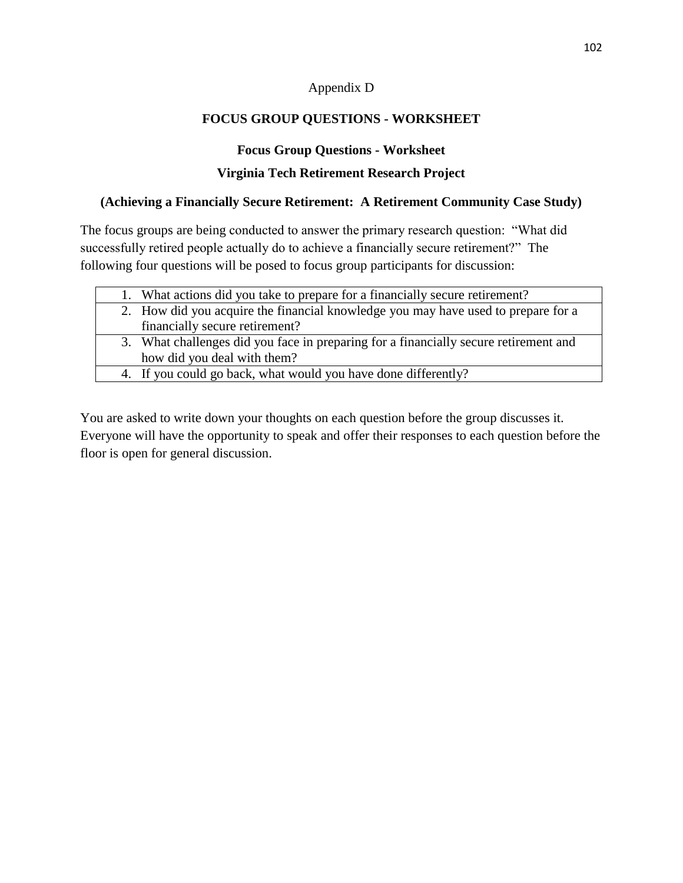Appendix D

# FOCUS GROUP QUESTIONS - WORKSHEET

## Focus Group Questions - Worksheet

## Virginia Tech Retirement Research Project

### (Achieving a Financially Secure Retirement: A Retirement Community Case Study)

The focus groups are being conducted to answer the primary research question: "What did successfully retired people actually do to achieve a financially secure retirement?" The following four questions will be posed to focus group participants for discussion:

| |
|---|
| 1. What actions did you take to prepare for a financially secure retirement? |
| 2. How did you acquire the financial knowledge you may have used to prepare for a financially secure retirement? |
| 3. What challenges did you face in preparing for a financially secure retirement and how did you deal with them? |
| 4. If you could go back, what would you have done differently? |

You are asked to write down your thoughts on each question before the group discusses it. Everyone will have the opportunity to speak and offer their responses to each question before the floor is open for general discussion.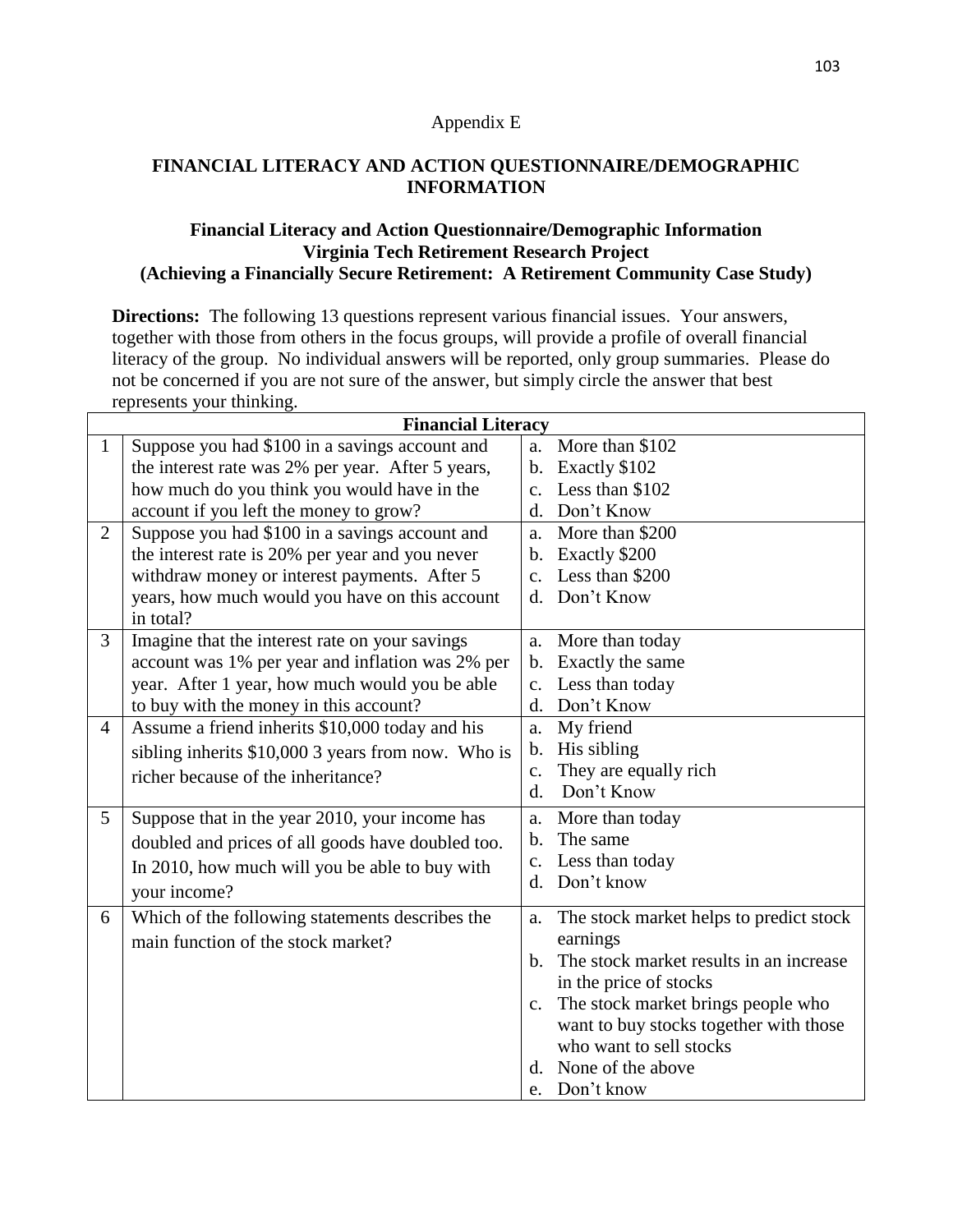Appendix E

## FINANCIAL LITERACY AND ACTION QUESTIONNAIRE/DEMOGRAPHIC INFORMATION

### Financial Literacy and Action Questionnaire/Demographic Information
### Virginia Tech Retirement Research Project
### (Achieving a Financially Secure Retirement: A Retirement Community Case Study)

**Directions:** The following 13 questions represent various financial issues. Your answers, together with those from others in the focus groups, will provide a profile of overall financial literacy of the group. No individual answers will be reported, only group summaries. Please do not be concerned if you are not sure of the answer, but simply circle the answer that best represents your thinking.

| Financial Literacy | | |
|---|---|---|
| 1 | Suppose you had $100 in a savings account and the interest rate was 2% per year. After 5 years, how much do you think you would have in the account if you left the money to grow? | a. More than $102<br>b. Exactly $102<br>c. Less than $102<br>d. Don't Know |
| 2 | Suppose you had $100 in a savings account and the interest rate is 20% per year and you never withdraw money or interest payments. After 5 years, how much would you have on this account in total? | a. More than $200<br>b. Exactly $200<br>c. Less than $200<br>d. Don't Know |
| 3 | Imagine that the interest rate on your savings account was 1% per year and inflation was 2% per year. After 1 year, how much would you be able to buy with the money in this account? | a. More than today<br>b. Exactly the same<br>c. Less than today<br>d. Don't Know |
| 4 | Assume a friend inherits $10,000 today and his sibling inherits $10,000 3 years from now. Who is richer because of the inheritance? | a. My friend<br>b. His sibling<br>c. They are equally rich<br>d. Don't Know |
| 5 | Suppose that in the year 2010, your income has doubled and prices of all goods have doubled too. In 2010, how much will you be able to buy with your income? | a. More than today<br>b. The same<br>c. Less than today<br>d. Don't know |
| 6 | Which of the following statements describes the main function of the stock market? | a. The stock market helps to predict stock earnings<br>b. The stock market results in an increase in the price of stocks<br>c. The stock market brings people who want to buy stocks together with those who want to sell stocks<br>d. None of the above<br>e. Don't know |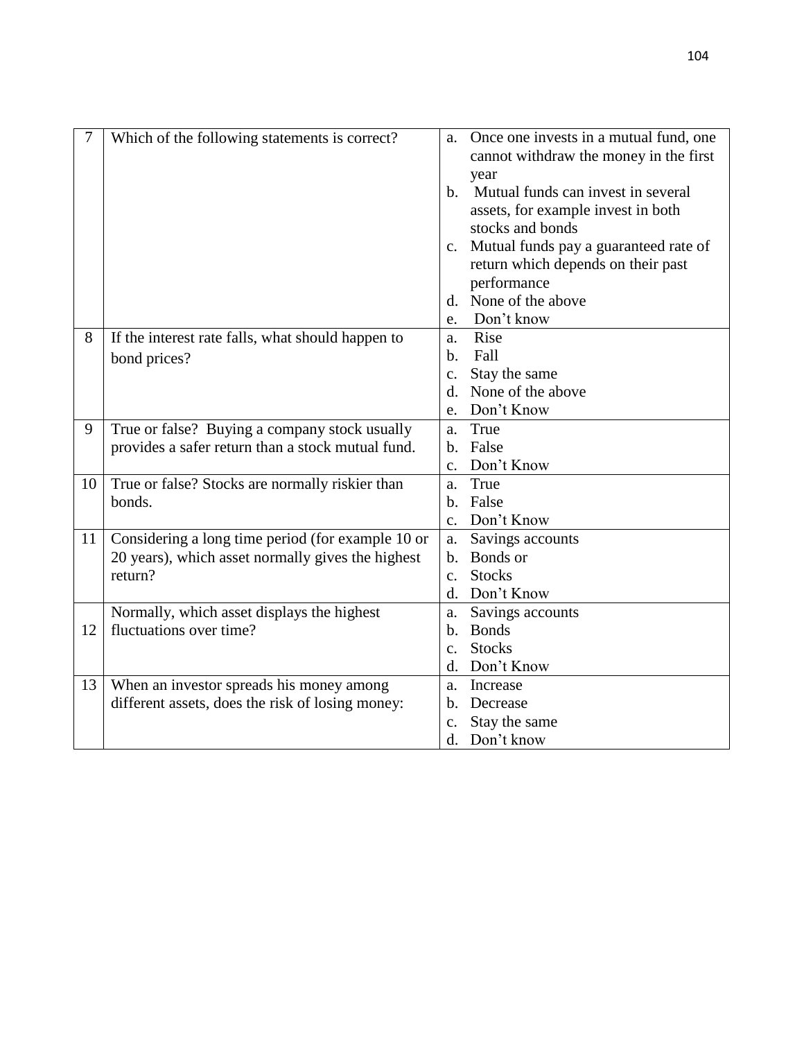| 7 | Which of the following statements is correct? | a. Once one invests in a mutual fund, one cannot withdraw the money in the first year<br>b. Mutual funds can invest in several assets, for example invest in both stocks and bonds<br>c. Mutual funds pay a guaranteed rate of return which depends on their past performance<br>d. None of the above<br>e. Don't know |
|---|---|---|
| 8 | If the interest rate falls, what should happen to bond prices? | a. Rise<br>b. Fall<br>c. Stay the same<br>d. None of the above<br>e. Don't Know |
| 9 | True or false? Buying a company stock usually provides a safer return than a stock mutual fund. | a. True<br>b. False<br>c. Don't Know |
| 10 | True or false? Stocks are normally riskier than bonds. | a. True<br>b. False<br>c. Don't Know |
| 11 | Considering a long time period (for example 10 or 20 years), which asset normally gives the highest return? | a. Savings accounts<br>b. Bonds or<br>c. Stocks<br>d. Don't Know |
| 12 | Normally, which asset displays the highest fluctuations over time? | a. Savings accounts<br>b. Bonds<br>c. Stocks<br>d. Don't Know |
| 13 | When an investor spreads his money among different assets, does the risk of losing money: | a. Increase<br>b. Decrease<br>c. Stay the same<br>d. Don't know |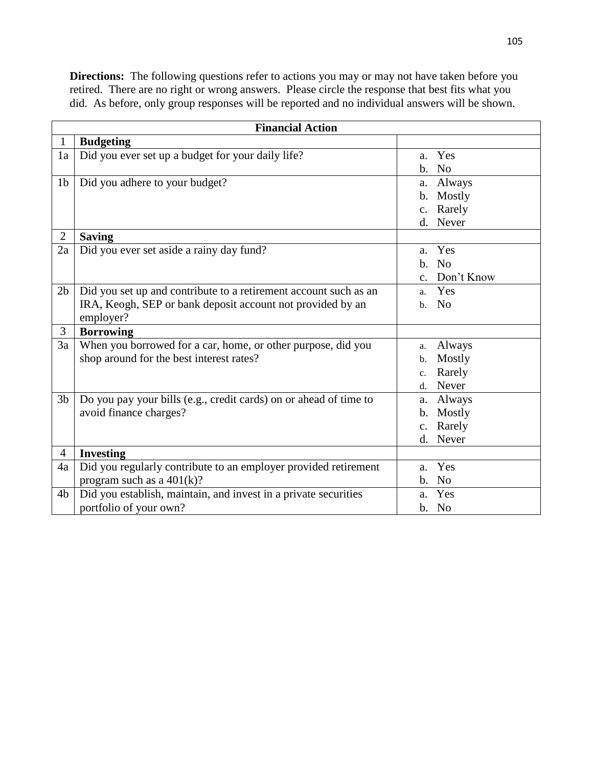**Directions:** The following questions refer to actions you may or may not have taken before you retired. There are no right or wrong answers. Please circle the response that best fits what you did. As before, only group responses will be reported and no individual answers will be shown.

| Financial Action | | |
|---|---|---|
| 1 | **Budgeting** | |
| 1a | Did you ever set up a budget for your daily life? | a. Yes<br>b. No |
| 1b | Did you adhere to your budget? | a. Always<br>b. Mostly<br>c. Rarely<br>d. Never |
| 2 | **Saving** | |
| 2a | Did you ever set aside a rainy day fund? | a. Yes<br>b. No<br>c. Don't Know |
| 2b | Did you set up and contribute to a retirement account such as an IRA, Keogh, SEP or bank deposit account not provided by an employer? | a. Yes<br>b. No |
| 3 | **Borrowing** | |
| 3a | When you borrowed for a car, home, or other purpose, did you shop around for the best interest rates? | a. Always<br>b. Mostly<br>c. Rarely<br>d. Never |
| 3b | Do you pay your bills (e.g., credit cards) on or ahead of time to avoid finance charges? | a. Always<br>b. Mostly<br>c. Rarely<br>d. Never |
| 4 | **Investing** | |
| 4a | Did you regularly contribute to an employer provided retirement program such as a 401(k)? | a. Yes<br>b. No |
| 4b | Did you establish, maintain, and invest in a private securities portfolio of your own? | a. Yes<br>b. No |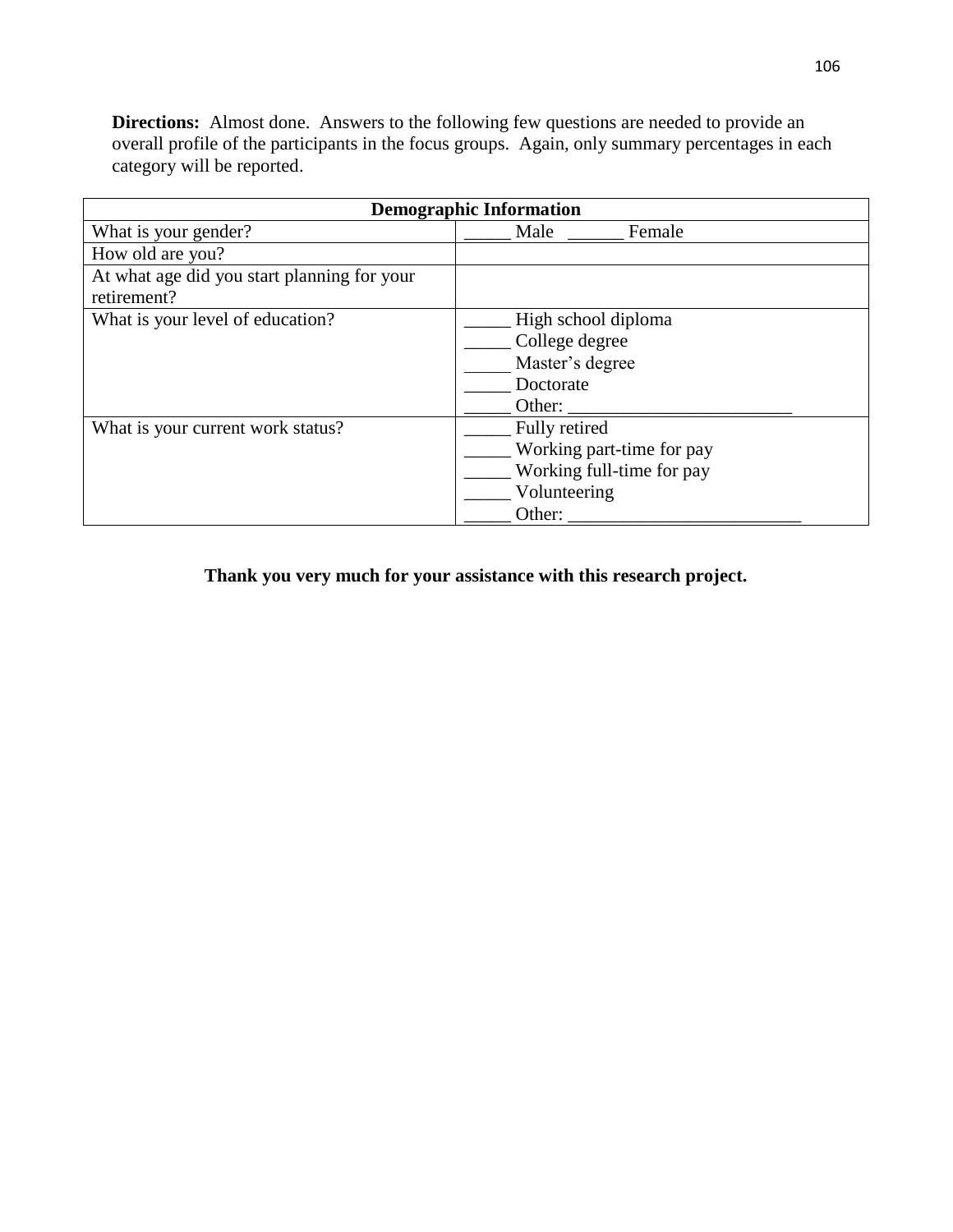**Directions:** Almost done. Answers to the following few questions are needed to provide an overall profile of the participants in the focus groups. Again, only summary percentages in each category will be reported.

| Demographic Information | |
|---|---|
| What is your gender? | _____ Male ______ Female |
| How old are you? | |
| At what age did you start planning for your retirement? | |
| What is your level of education? | _____ High school diploma<br>_____ College degree<br>_____ Master's degree<br>_____ Doctorate<br>_____ Other: ________________________ |
| What is your current work status? | _____ Fully retired<br>_____ Working part-time for pay<br>_____ Working full-time for pay<br>_____ Volunteering<br>_____ Other: _________________________ |

**Thank you very much for your assistance with this research project.**